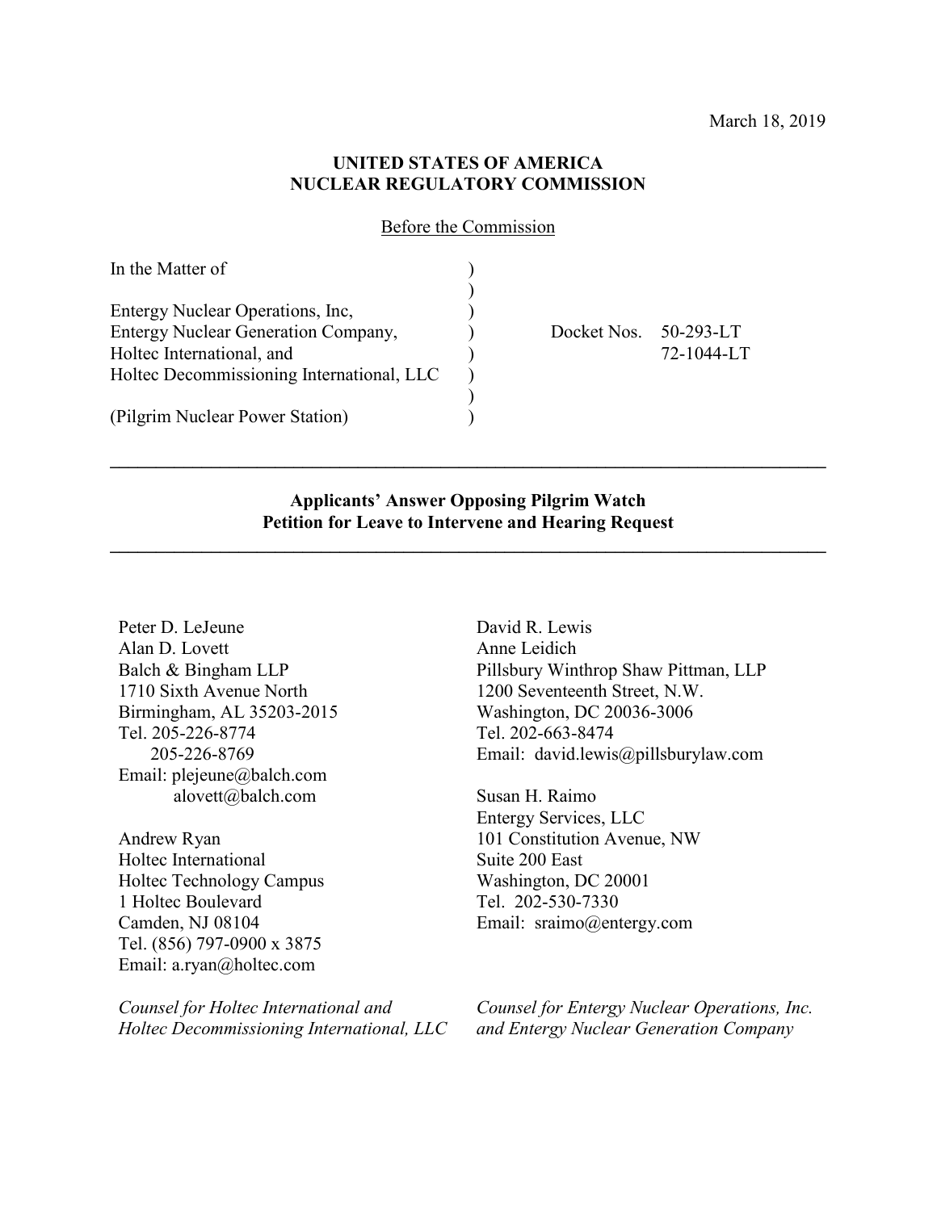March 18, 2019

**UNITED STATES OF AMERICA**
**NUCLEAR REGULATORY COMMISSION**

Before the Commission

| | | |
|---|---|---|
| In the Matter of | ) | |
| | ) | |
| Entergy Nuclear Operations, Inc, | ) | |
| Entergy Nuclear Generation Company, | ) | Docket Nos. 50-293-LT |
| Holtec International, and | ) | 72-1044-LT |
| Holtec Decommissioning International, LLC | ) | |
| | ) | |
| (Pilgrim Nuclear Power Station) | ) | |

---

**Applicants' Answer Opposing Pilgrim Watch Petition for Leave to Intervene and Hearing Request**

---

Peter D. LeJeune
Alan D. Lovett
Balch & Bingham LLP
1710 Sixth Avenue North
Birmingham, AL 35203-2015
Tel. 205-226-8774
205-226-8769
Email: plejeune@balch.com
alovett@balch.com

Andrew Ryan
Holtec International
Holtec Technology Campus
1 Holtec Boulevard
Camden, NJ 08104
Tel. (856) 797-0900 x 3875
Email: a.ryan@holtec.com

*Counsel for Holtec International and Holtec Decommissioning International, LLC*

David R. Lewis
Anne Leidich
Pillsbury Winthrop Shaw Pittman, LLP
1200 Seventeenth Street, N.W.
Washington, DC 20036-3006
Tel. 202-663-8474
Email: david.lewis@pillsburylaw.com

Susan H. Raimo
Entergy Services, LLC
101 Constitution Avenue, NW
Suite 200 East
Washington, DC 20001
Tel. 202-530-7330
Email: sraimo@entergy.com

*Counsel for Entergy Nuclear Operations, Inc. and Entergy Nuclear Generation Company*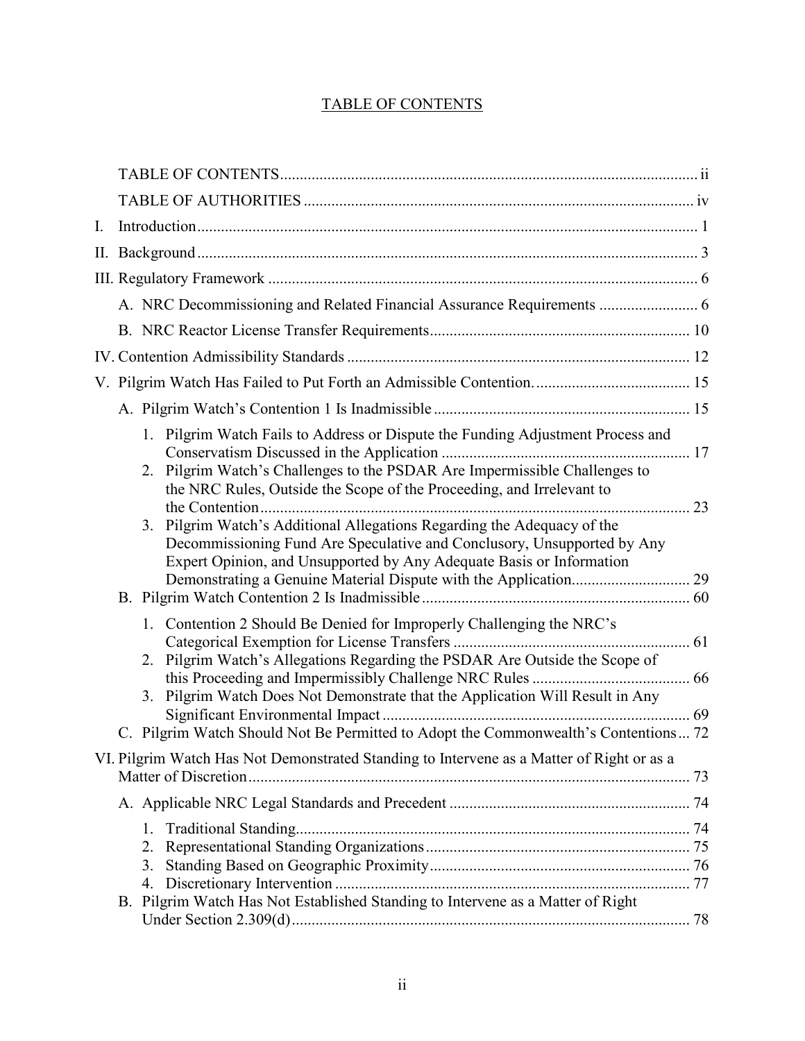# TABLE OF CONTENTS

TABLE OF CONTENTS ........ ii

TABLE OF AUTHORITIES ........ iv

I. Introduction ........ 1

II. Background ........ 3

III. Regulatory Framework ........ 6

- A. NRC Decommissioning and Related Financial Assurance Requirements ........ 6
- B. NRC Reactor License Transfer Requirements ........ 10

IV. Contention Admissibility Standards ........ 12

V. Pilgrim Watch Has Failed to Put Forth an Admissible Contention. ........ 15

- A. Pilgrim Watch's Contention 1 Is Inadmissible ........ 15
  1. Pilgrim Watch Fails to Address or Dispute the Funding Adjustment Process and Conservatism Discussed in the Application ........ 17
  2. Pilgrim Watch's Challenges to the PSDAR Are Impermissible Challenges to the NRC Rules, Outside the Scope of the Proceeding, and Irrelevant to the Contention ........ 23
  3. Pilgrim Watch's Additional Allegations Regarding the Adequacy of the Decommissioning Fund Are Speculative and Conclusory, Unsupported by Any Expert Opinion, and Unsupported by Any Adequate Basis or Information Demonstrating a Genuine Material Dispute with the Application. ........ 29
- B. Pilgrim Watch Contention 2 Is Inadmissible ........ 60
  1. Contention 2 Should Be Denied for Improperly Challenging the NRC's Categorical Exemption for License Transfers ........ 61
  2. Pilgrim Watch's Allegations Regarding the PSDAR Are Outside the Scope of this Proceeding and Impermissibly Challenge NRC Rules ........ 66
  3. Pilgrim Watch Does Not Demonstrate that the Application Will Result in Any Significant Environmental Impact ........ 69
- C. Pilgrim Watch Should Not Be Permitted to Adopt the Commonwealth's Contentions ... 72

VI. Pilgrim Watch Has Not Demonstrated Standing to Intervene as a Matter of Right or as a Matter of Discretion ........ 73

- A. Applicable NRC Legal Standards and Precedent ........ 74
  1. Traditional Standing ........ 74
  2. Representational Standing Organizations ........ 75
  3. Standing Based on Geographic Proximity ........ 76
  4. Discretionary Intervention ........ 77
- B. Pilgrim Watch Has Not Established Standing to Intervene as a Matter of Right Under Section 2.309(d) ........ 78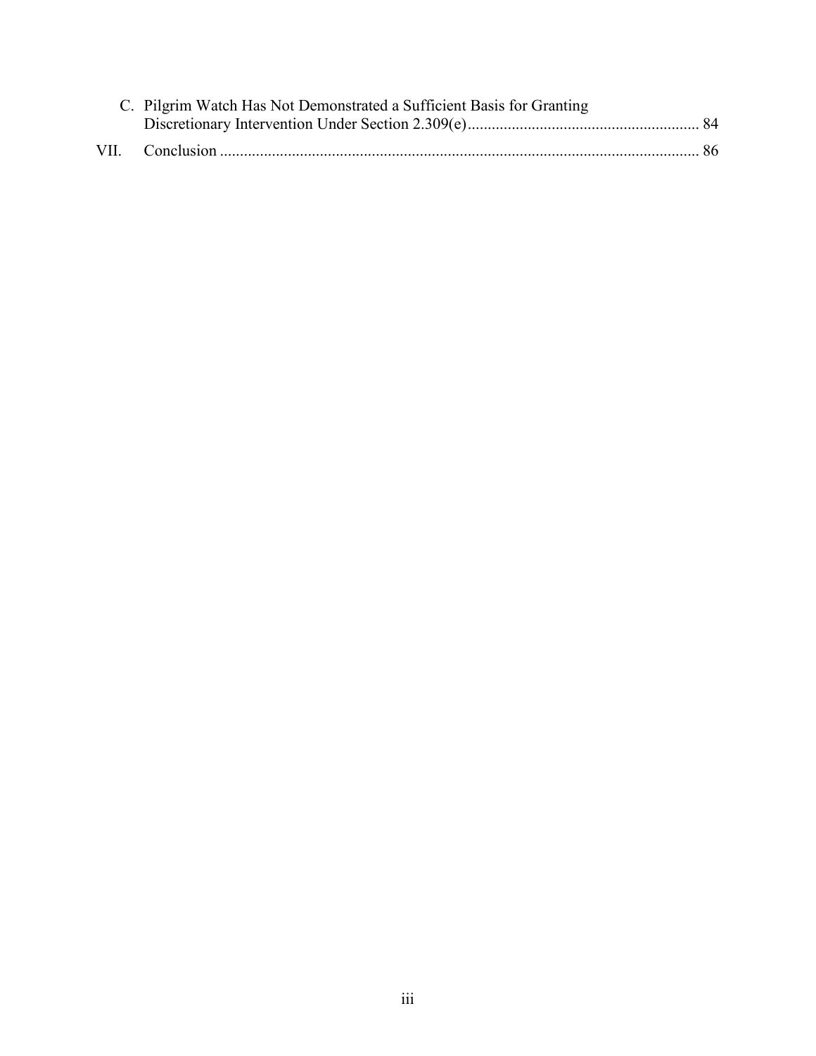C. Pilgrim Watch Has Not Demonstrated a Sufficient Basis for Granting Discretionary Intervention Under Section 2.309(e) .......................................................... 84

VII. Conclusion .......................................................................................................................... 86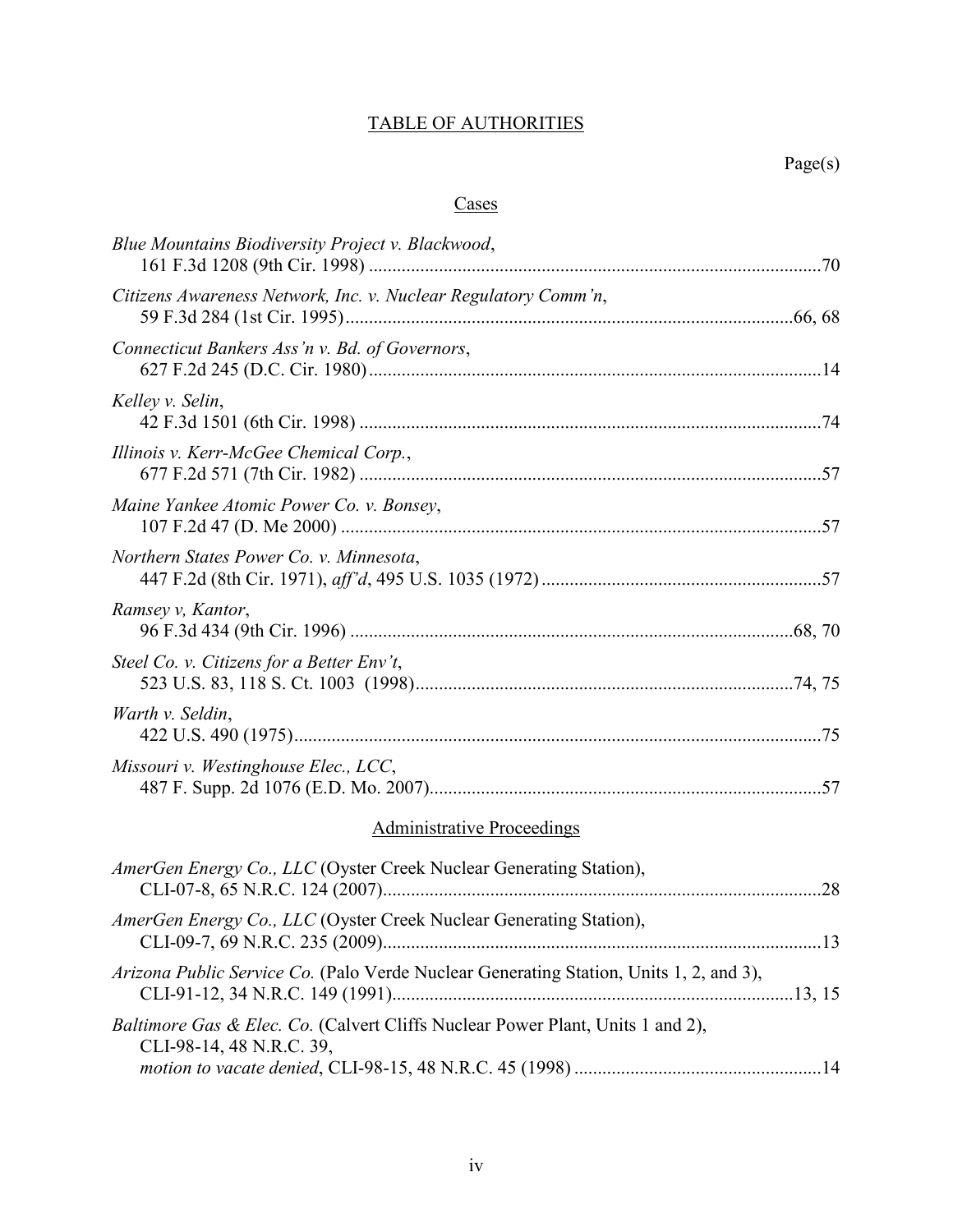# TABLE OF AUTHORITIES

Page(s)

## Cases

*Blue Mountains Biodiversity Project v. Blackwood*, 161 F.3d 1208 (9th Cir. 1998) ....................70

*Citizens Awareness Network, Inc. v. Nuclear Regulatory Comm'n*, 59 F.3d 284 (1st Cir. 1995)....................66, 68

*Connecticut Bankers Ass'n v. Bd. of Governors*, 627 F.2d 245 (D.C. Cir. 1980)....................14

*Kelley v. Selin*, 42 F.3d 1501 (6th Cir. 1998) ....................74

*Illinois v. Kerr-McGee Chemical Corp.*, 677 F.2d 571 (7th Cir. 1982) ....................57

*Maine Yankee Atomic Power Co. v. Bonsey*, 107 F.2d 47 (D. Me 2000) ....................57

*Northern States Power Co. v. Minnesota*, 447 F.2d (8th Cir. 1971), *aff'd*, 495 U.S. 1035 (1972) ....................57

*Ramsey v, Kantor*, 96 F.3d 434 (9th Cir. 1996) ....................68, 70

*Steel Co. v. Citizens for a Better Env't*, 523 U.S. 83, 118 S. Ct. 1003 (1998)....................74, 75

*Warth v. Seldin*, 422 U.S. 490 (1975)....................75

*Missouri v. Westinghouse Elec., LCC*, 487 F. Supp. 2d 1076 (E.D. Mo. 2007)....................57

## Administrative Proceedings

*AmerGen Energy Co., LLC* (Oyster Creek Nuclear Generating Station), CLI-07-8, 65 N.R.C. 124 (2007)....................28

*AmerGen Energy Co., LLC* (Oyster Creek Nuclear Generating Station), CLI-09-7, 69 N.R.C. 235 (2009)....................13

*Arizona Public Service Co.* (Palo Verde Nuclear Generating Station, Units 1, 2, and 3), CLI-91-12, 34 N.R.C. 149 (1991)....................13, 15

*Baltimore Gas & Elec. Co.* (Calvert Cliffs Nuclear Power Plant, Units 1 and 2), CLI-98-14, 48 N.R.C. 39, *motion to vacate denied*, CLI-98-15, 48 N.R.C. 45 (1998) ....................14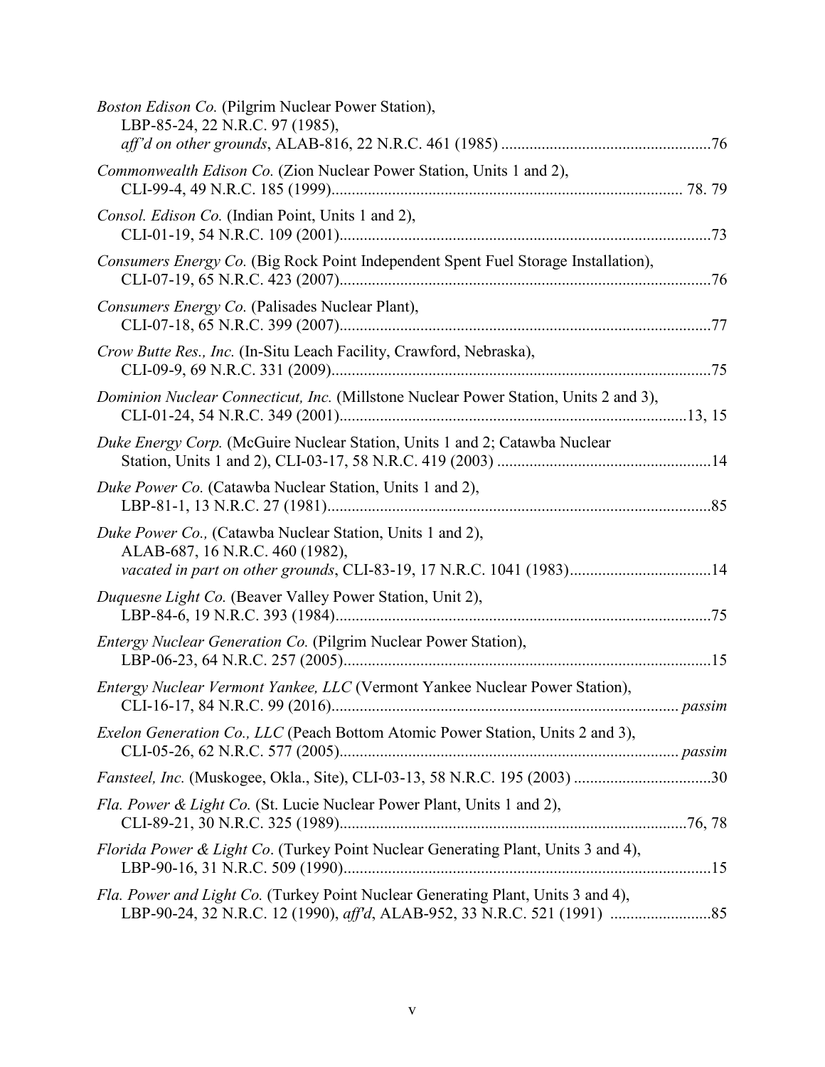*Boston Edison Co.* (Pilgrim Nuclear Power Station),
LBP-85-24, 22 N.R.C. 97 (1985),
*aff'd on other grounds*, ALAB-816, 22 N.R.C. 461 (1985) ....................................................76

*Commonwealth Edison Co.* (Zion Nuclear Power Station, Units 1 and 2),
CLI-99-4, 49 N.R.C. 185 (1999)...................................................................................... 78. 79

*Consol. Edison Co.* (Indian Point, Units 1 and 2),
CLI-01-19, 54 N.R.C. 109 (2001)............................................................................................73

*Consumers Energy Co.* (Big Rock Point Independent Spent Fuel Storage Installation),
CLI-07-19, 65 N.R.C. 423 (2007)............................................................................................76

*Consumers Energy Co.* (Palisades Nuclear Plant),
CLI-07-18, 65 N.R.C. 399 (2007)............................................................................................77

*Crow Butte Res., Inc.* (In-Situ Leach Facility, Crawford, Nebraska),
CLI-09-9, 69 N.R.C. 331 (2009).............................................................................................75

*Dominion Nuclear Connecticut, Inc.* (Millstone Nuclear Power Station, Units 2 and 3),
CLI-01-24, 54 N.R.C. 349 (2001).....................................................................................13, 15

*Duke Energy Corp.* (McGuire Nuclear Station, Units 1 and 2; Catawba Nuclear
Station, Units 1 and 2), CLI-03-17, 58 N.R.C. 419 (2003) .....................................................14

*Duke Power Co.* (Catawba Nuclear Station, Units 1 and 2),
LBP-81-1, 13 N.R.C. 27 (1981)..............................................................................................85

*Duke Power Co.,* (Catawba Nuclear Station, Units 1 and 2),
ALAB-687, 16 N.R.C. 460 (1982),
*vacated in part on other grounds*, CLI-83-19, 17 N.R.C. 1041 (1983)...................................14

*Duquesne Light Co.* (Beaver Valley Power Station, Unit 2),
LBP-84-6, 19 N.R.C. 393 (1984).............................................................................................75

*Entergy Nuclear Generation Co.* (Pilgrim Nuclear Power Station),
LBP-06-23, 64 N.R.C. 257 (2005)...........................................................................................15

*Entergy Nuclear Vermont Yankee, LLC* (Vermont Yankee Nuclear Power Station),
CLI-16-17, 84 N.R.C. 99 (2016)..................................................................................... *passim*

*Exelon Generation Co., LLC* (Peach Bottom Atomic Power Station, Units 2 and 3),
CLI-05-26, 62 N.R.C. 577 (2005).................................................................................... *passim*

*Fansteel, Inc.* (Muskogee, Okla., Site), CLI-03-13, 58 N.R.C. 195 (2003) ..................................30

*Fla. Power & Light Co.* (St. Lucie Nuclear Power Plant, Units 1 and 2),
CLI-89-21, 30 N.R.C. 325 (1989)......................................................................................76, 78

*Florida Power & Light Co*. (Turkey Point Nuclear Generating Plant, Units 3 and 4),
LBP-90-16, 31 N.R.C. 509 (1990)...........................................................................................15

*Fla. Power and Light Co.* (Turkey Point Nuclear Generating Plant, Units 3 and 4),
LBP-90-24, 32 N.R.C. 12 (1990), *aff'd*, ALAB-952, 33 N.R.C. 521 (1991) .........................85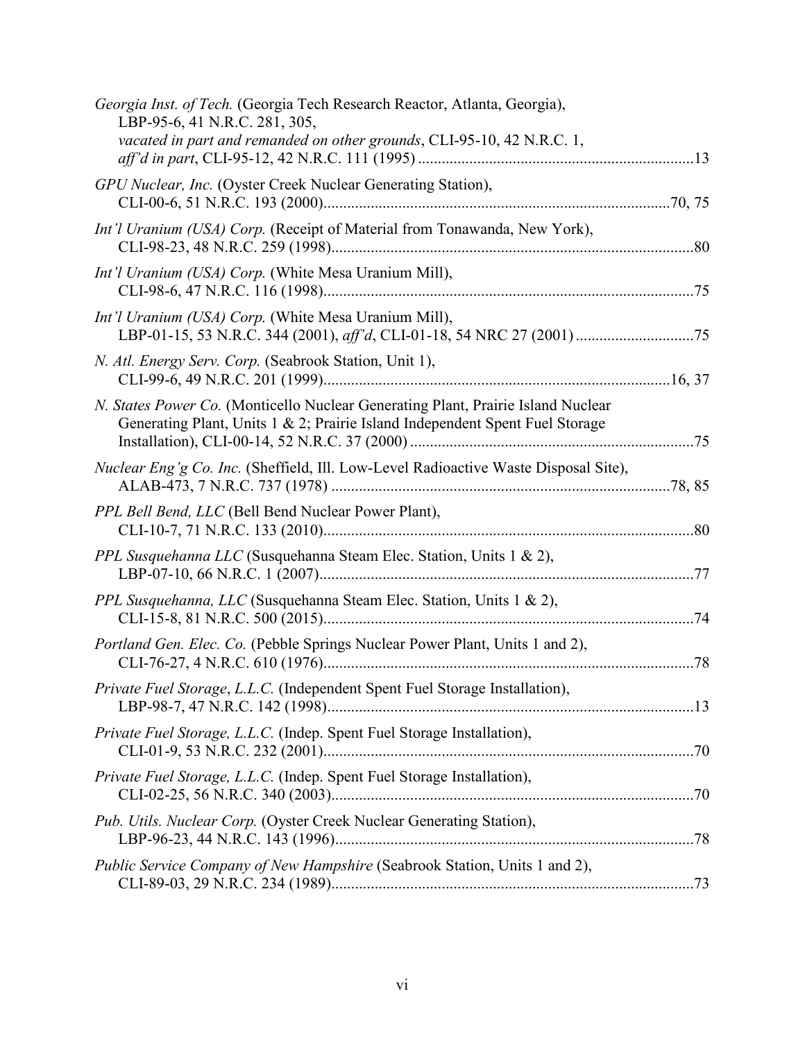*Georgia Inst. of Tech.* (Georgia Tech Research Reactor, Atlanta, Georgia), LBP-95-6, 41 N.R.C. 281, 305, *vacated in part and remanded on other grounds*, CLI-95-10, 42 N.R.C. 1, *aff'd in part*, CLI-95-12, 42 N.R.C. 111 (1995) ....................................................................13

*GPU Nuclear, Inc.* (Oyster Creek Nuclear Generating Station), CLI-00-6, 51 N.R.C. 193 (2000)........................................................................................70, 75

*Int'l Uranium (USA) Corp.* (Receipt of Material from Tonawanda, New York), CLI-98-23, 48 N.R.C. 259 (1998)...........................................................................................80

*Int'l Uranium (USA) Corp.* (White Mesa Uranium Mill), CLI-98-6, 47 N.R.C. 116 (1998).............................................................................................75

*Int'l Uranium (USA) Corp.* (White Mesa Uranium Mill), LBP-01-15, 53 N.R.C. 344 (2001), *aff'd*, CLI-01-18, 54 NRC 27 (2001) .............................75

*N. Atl. Energy Serv. Corp.* (Seabrook Station, Unit 1), CLI-99-6, 49 N.R.C. 201 (1999)......................................................................................16, 37

*N. States Power Co.* (Monticello Nuclear Generating Plant, Prairie Island Nuclear Generating Plant, Units 1 & 2; Prairie Island Independent Spent Fuel Storage Installation), CLI-00-14, 52 N.R.C. 37 (2000) ........................................................................75

*Nuclear Eng'g Co. Inc.* (Sheffield, Ill. Low-Level Radioactive Waste Disposal Site), ALAB-473, 7 N.R.C. 737 (1978) ......................................................................................78, 85

*PPL Bell Bend, LLC* (Bell Bend Nuclear Power Plant), CLI-10-7, 71 N.R.C. 133 (2010)..............................................................................................80

*PPL Susquehanna LLC* (Susquehanna Steam Elec. Station, Units 1 & 2), LBP-07-10, 66 N.R.C. 1 (2007)..............................................................................................77

*PPL Susquehanna, LLC* (Susquehanna Steam Elec. Station, Units 1 & 2), CLI-15-8, 81 N.R.C. 500 (2015).............................................................................................74

*Portland Gen. Elec. Co.* (Pebble Springs Nuclear Power Plant, Units 1 and 2), CLI-76-27, 4 N.R.C. 610 (1976).............................................................................................78

*Private Fuel Storage*, *L.L.C.* (Independent Spent Fuel Storage Installation), LBP-98-7, 47 N.R.C. 142 (1998)............................................................................................13

*Private Fuel Storage, L.L.C.* (Indep. Spent Fuel Storage Installation), CLI-01-9, 53 N.R.C. 232 (2001).............................................................................................70

*Private Fuel Storage, L.L.C.* (Indep. Spent Fuel Storage Installation), CLI-02-25, 56 N.R.C. 340 (2003)...........................................................................................70

*Pub. Utils. Nuclear Corp.* (Oyster Creek Nuclear Generating Station), LBP-96-23, 44 N.R.C. 143 (1996)...........................................................................................78

*Public Service Company of New Hampshire* (Seabrook Station, Units 1 and 2), CLI-89-03, 29 N.R.C. 234 (1989)...........................................................................................73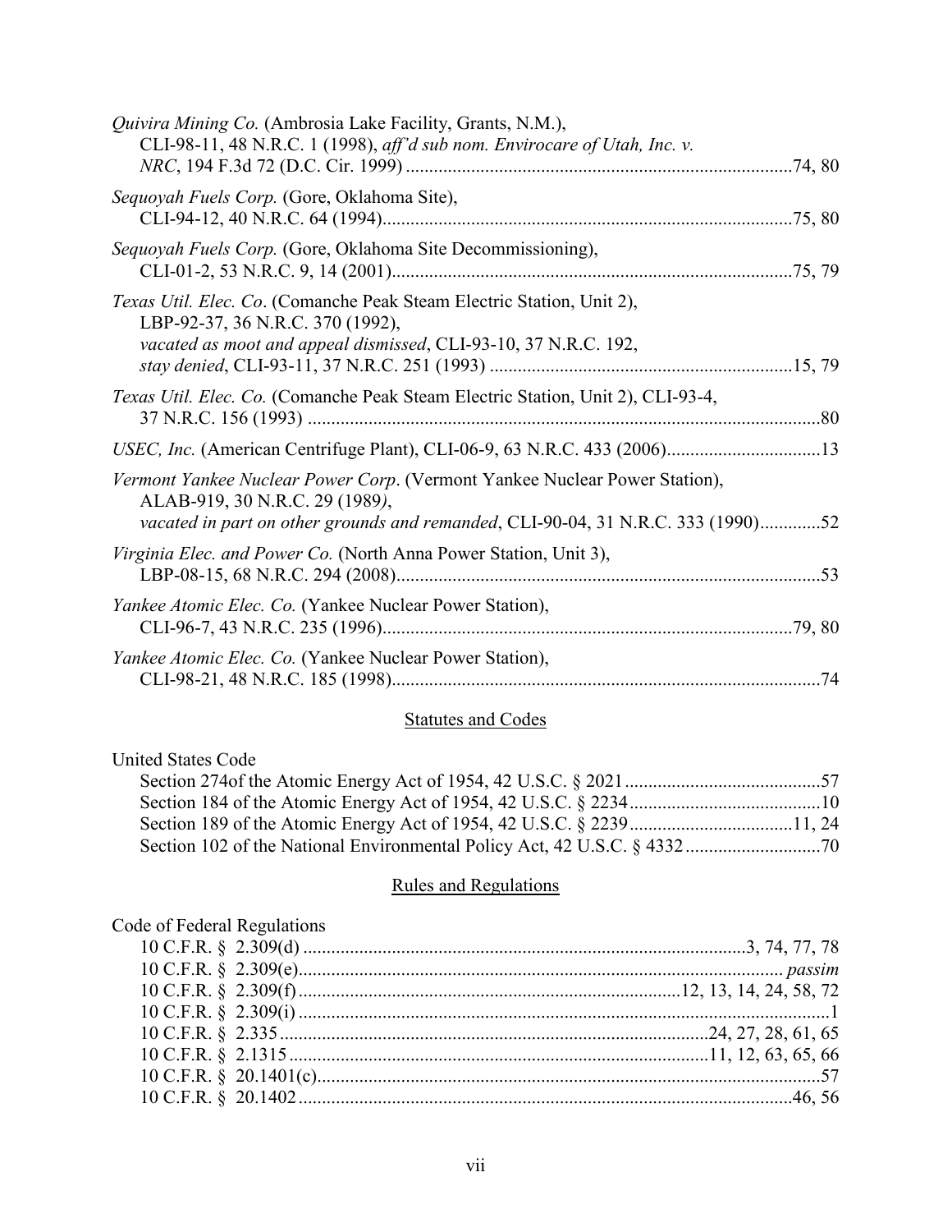*Quivira Mining Co.* (Ambrosia Lake Facility, Grants, N.M.), CLI-98-11, 48 N.R.C. 1 (1998), *aff'd sub nom. Envirocare of Utah, Inc. v. NRC*, 194 F.3d 72 (D.C. Cir. 1999) ....................74, 80

*Sequoyah Fuels Corp.* (Gore, Oklahoma Site), CLI-94-12, 40 N.R.C. 64 (1994)....................75, 80

*Sequoyah Fuels Corp.* (Gore, Oklahoma Site Decommissioning), CLI-01-2, 53 N.R.C. 9, 14 (2001)....................75, 79

*Texas Util. Elec. Co*. (Comanche Peak Steam Electric Station, Unit 2), LBP-92-37, 36 N.R.C. 370 (1992), *vacated as moot and appeal dismissed*, CLI-93-10, 37 N.R.C. 192, *stay denied*, CLI-93-11, 37 N.R.C. 251 (1993) ....................15, 79

*Texas Util. Elec. Co.* (Comanche Peak Steam Electric Station, Unit 2), CLI-93-4, 37 N.R.C. 156 (1993) ....................80

*USEC, Inc.* (American Centrifuge Plant), CLI-06-9, 63 N.R.C. 433 (2006)....................13

*Vermont Yankee Nuclear Power Corp*. (Vermont Yankee Nuclear Power Station), ALAB-919, 30 N.R.C. 29 (1989*)*, *vacated in part on other grounds and remanded*, CLI-90-04, 31 N.R.C. 333 (1990)....................52

*Virginia Elec. and Power Co.* (North Anna Power Station, Unit 3), LBP-08-15, 68 N.R.C. 294 (2008)....................53

*Yankee Atomic Elec. Co.* (Yankee Nuclear Power Station), CLI-96-7, 43 N.R.C. 235 (1996)....................79, 80

*Yankee Atomic Elec. Co.* (Yankee Nuclear Power Station), CLI-98-21, 48 N.R.C. 185 (1998)....................74

## Statutes and Codes

United States Code

- Section 274of the Atomic Energy Act of 1954, 42 U.S.C. § 2021....................57
- Section 184 of the Atomic Energy Act of 1954, 42 U.S.C. § 2234....................10
- Section 189 of the Atomic Energy Act of 1954, 42 U.S.C. § 2239....................11, 24
- Section 102 of the National Environmental Policy Act, 42 U.S.C. § 4332....................70

## Rules and Regulations

Code of Federal Regulations

- 10 C.F.R. § 2.309(d) ....................3, 74, 77, 78
- 10 C.F.R. § 2.309(e).................... *passim*
- 10 C.F.R. § 2.309(f) ....................12, 13, 14, 24, 58, 72
- 10 C.F.R. § 2.309(i) ....................1
- 10 C.F.R. § 2.335 ....................24, 27, 28, 61, 65
- 10 C.F.R. § 2.1315 ....................11, 12, 63, 65, 66
- 10 C.F.R. § 20.1401(c)....................57
- 10 C.F.R. § 20.1402 ....................46, 56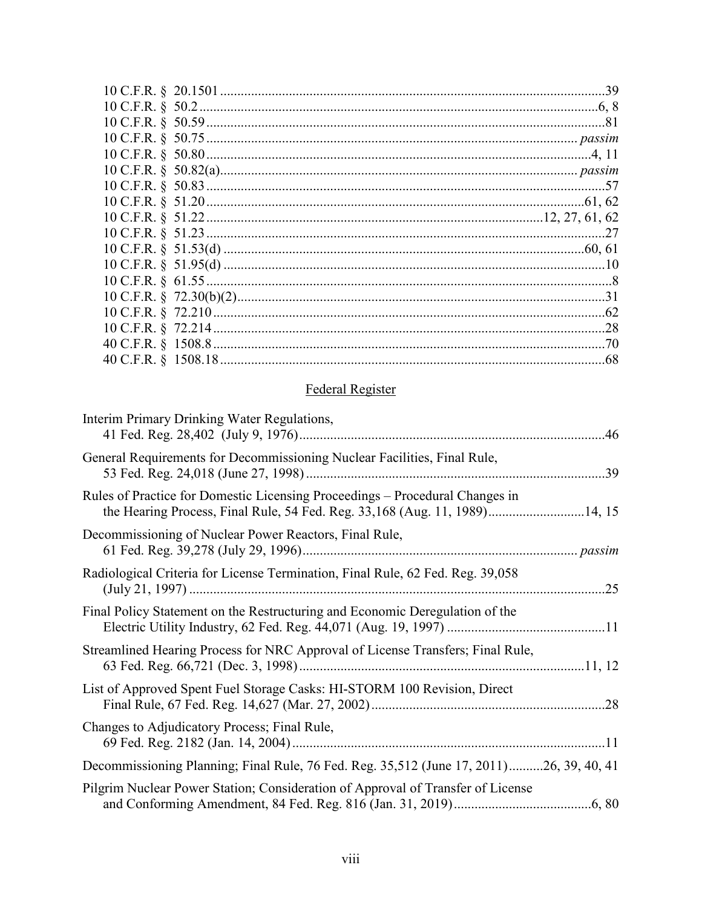10 C.F.R. § 20.1501 ..................................................................................................39
10 C.F.R. § 50.2 ........................................................................................................6, 8
10 C.F.R. § 50.59 ......................................................................................................81
10 C.F.R. § 50.75 ............................................................................................... *passim*
10 C.F.R. § 50.80 ..................................................................................................4, 11
10 C.F.R. § 50.82(a) .......................................................................................... *passim*
10 C.F.R. § 50.83 ......................................................................................................57
10 C.F.R. § 51.20 ..................................................................................................61, 62
10 C.F.R. § 51.22 ....................................................................................12, 27, 61, 62
10 C.F.R. § 51.23 ......................................................................................................27
10 C.F.R. § 51.53(d) .............................................................................................60, 61
10 C.F.R. § 51.95(d) .................................................................................................10
10 C.F.R. § 61.55 ........................................................................................................8
10 C.F.R. § 72.30(b)(2) .............................................................................................31
10 C.F.R. § 72.210 ....................................................................................................62
10 C.F.R. § 72.214 ....................................................................................................28
40 C.F.R. § 1508.8 ....................................................................................................70
40 C.F.R. § 1508.18 ..................................................................................................68

## Federal Register

Interim Primary Drinking Water Regulations,
41 Fed. Reg. 28,402 (July 9, 1976) .........................................................................46

General Requirements for Decommissioning Nuclear Facilities, Final Rule,
53 Fed. Reg. 24,018 (June 27, 1998) .......................................................................39

Rules of Practice for Domestic Licensing Proceedings – Procedural Changes in
the Hearing Process, Final Rule, 54 Fed. Reg. 33,168 (Aug. 11, 1989) ............................14, 15

Decommissioning of Nuclear Power Reactors, Final Rule,
61 Fed. Reg. 39,278 (July 29, 1996) .................................................................. *passim*

Radiological Criteria for License Termination, Final Rule, 62 Fed. Reg. 39,058
(July 21, 1997) .........................................................................................................25

Final Policy Statement on the Restructuring and Economic Deregulation of the
Electric Utility Industry, 62 Fed. Reg. 44,071 (Aug. 19, 1997) ..............................................11

Streamlined Hearing Process for NRC Approval of License Transfers; Final Rule,
63 Fed. Reg. 66,721 (Dec. 3, 1998) ...................................................................11, 12

List of Approved Spent Fuel Storage Casks: HI-STORM 100 Revision, Direct
Final Rule, 67 Fed. Reg. 14,627 (Mar. 27, 2002) ....................................................................28

Changes to Adjudicatory Process; Final Rule,
69 Fed. Reg. 2182 (Jan. 14, 2004) ..........................................................................11

Decommissioning Planning; Final Rule, 76 Fed. Reg. 35,512 (June 17, 2011) ..........26, 39, 40, 41

Pilgrim Nuclear Power Station; Consideration of Approval of Transfer of License
and Conforming Amendment, 84 Fed. Reg. 816 (Jan. 31, 2019) ........................................6, 80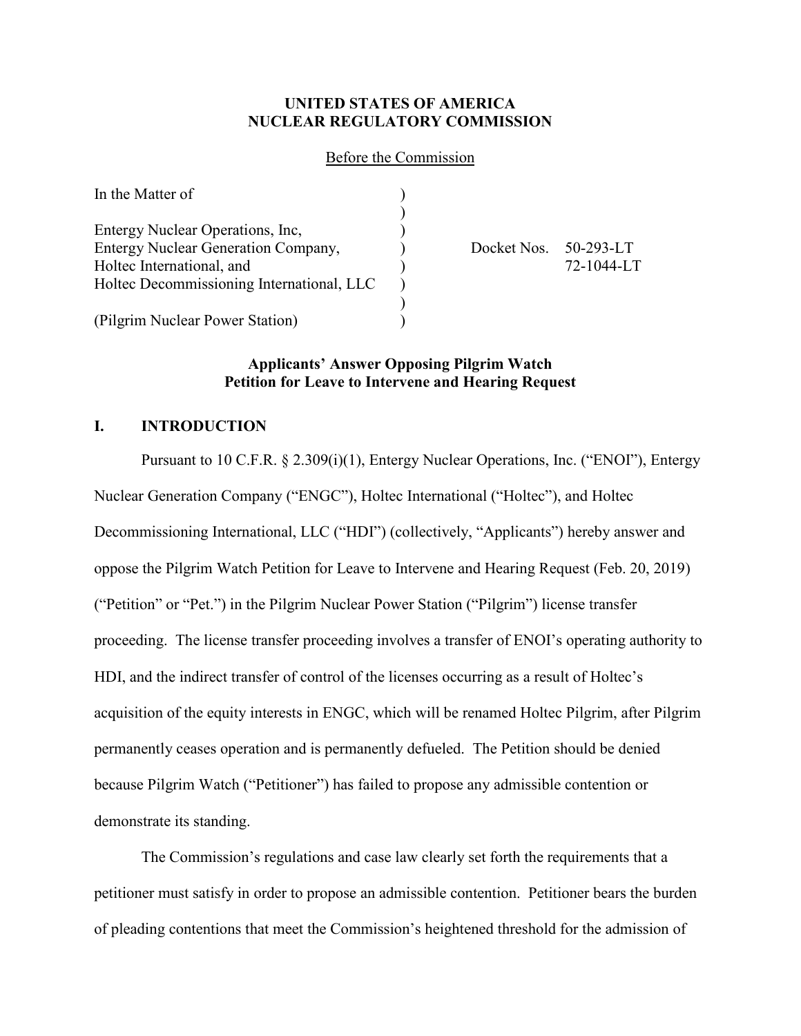**UNITED STATES OF AMERICA**
**NUCLEAR REGULATORY COMMISSION**

Before the Commission

| | | |
|---|---|---|
| In the Matter of | ) | |
| | ) | |
| Entergy Nuclear Operations, Inc, | ) | |
| Entergy Nuclear Generation Company, | ) | Docket Nos. 50-293-LT |
| Holtec International, and | ) | 72-1044-LT |
| Holtec Decommissioning International, LLC | ) | |
| | ) | |
| (Pilgrim Nuclear Power Station) | ) | |

**Applicants' Answer Opposing Pilgrim Watch Petition for Leave to Intervene and Hearing Request**

## I. INTRODUCTION

Pursuant to 10 C.F.R. § 2.309(i)(1), Entergy Nuclear Operations, Inc. ("ENOI"), Entergy Nuclear Generation Company ("ENGC"), Holtec International ("Holtec"), and Holtec Decommissioning International, LLC ("HDI") (collectively, "Applicants") hereby answer and oppose the Pilgrim Watch Petition for Leave to Intervene and Hearing Request (Feb. 20, 2019) ("Petition" or "Pet.") in the Pilgrim Nuclear Power Station ("Pilgrim") license transfer proceeding. The license transfer proceeding involves a transfer of ENOI's operating authority to HDI, and the indirect transfer of control of the licenses occurring as a result of Holtec's acquisition of the equity interests in ENGC, which will be renamed Holtec Pilgrim, after Pilgrim permanently ceases operation and is permanently defueled. The Petition should be denied because Pilgrim Watch ("Petitioner") has failed to propose any admissible contention or demonstrate its standing.

The Commission's regulations and case law clearly set forth the requirements that a petitioner must satisfy in order to propose an admissible contention. Petitioner bears the burden of pleading contentions that meet the Commission's heightened threshold for the admission of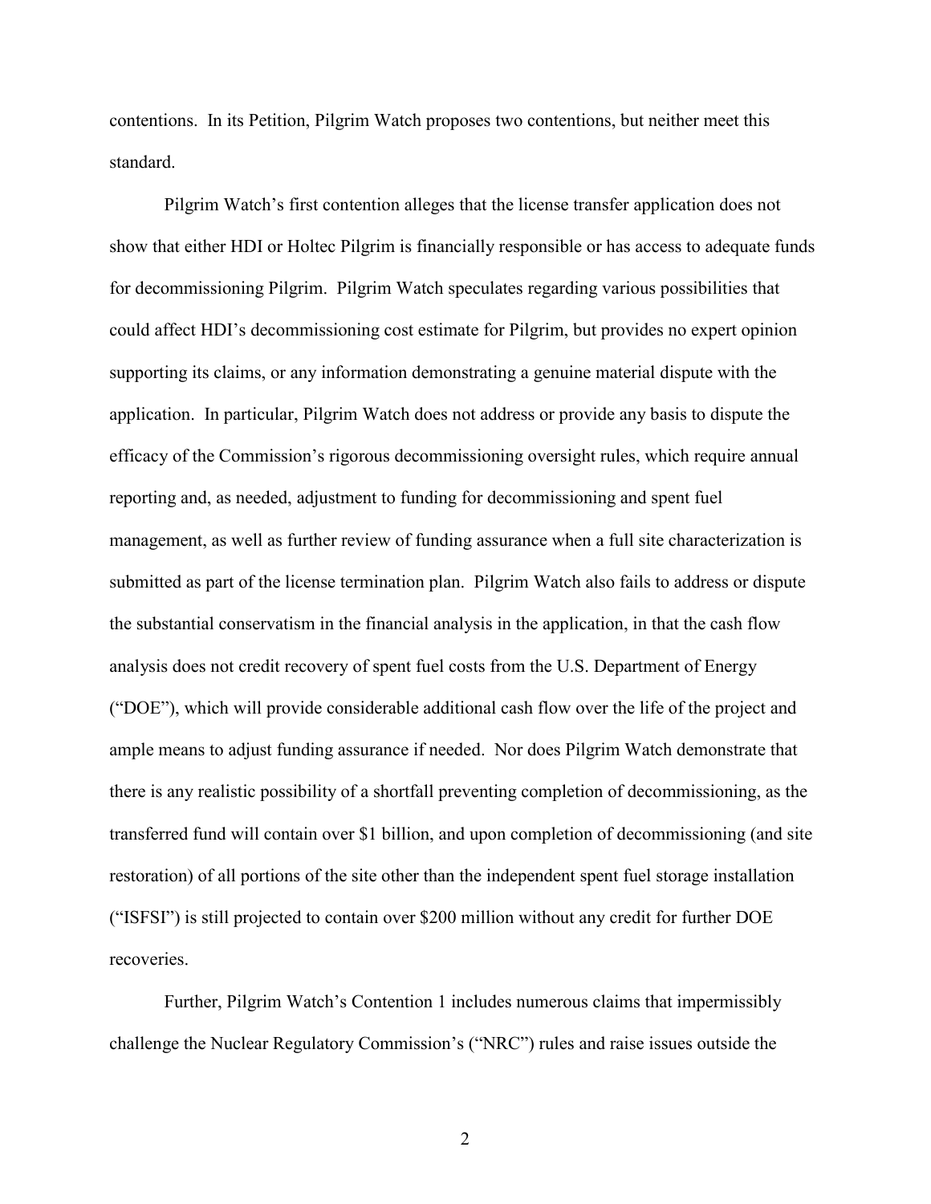contentions. In its Petition, Pilgrim Watch proposes two contentions, but neither meet this standard.

Pilgrim Watch's first contention alleges that the license transfer application does not show that either HDI or Holtec Pilgrim is financially responsible or has access to adequate funds for decommissioning Pilgrim. Pilgrim Watch speculates regarding various possibilities that could affect HDI's decommissioning cost estimate for Pilgrim, but provides no expert opinion supporting its claims, or any information demonstrating a genuine material dispute with the application. In particular, Pilgrim Watch does not address or provide any basis to dispute the efficacy of the Commission's rigorous decommissioning oversight rules, which require annual reporting and, as needed, adjustment to funding for decommissioning and spent fuel management, as well as further review of funding assurance when a full site characterization is submitted as part of the license termination plan. Pilgrim Watch also fails to address or dispute the substantial conservatism in the financial analysis in the application, in that the cash flow analysis does not credit recovery of spent fuel costs from the U.S. Department of Energy ("DOE"), which will provide considerable additional cash flow over the life of the project and ample means to adjust funding assurance if needed. Nor does Pilgrim Watch demonstrate that there is any realistic possibility of a shortfall preventing completion of decommissioning, as the transferred fund will contain over $1 billion, and upon completion of decommissioning (and site restoration) of all portions of the site other than the independent spent fuel storage installation ("ISFSI") is still projected to contain over $200 million without any credit for further DOE recoveries.

Further, Pilgrim Watch's Contention 1 includes numerous claims that impermissibly challenge the Nuclear Regulatory Commission's ("NRC") rules and raise issues outside the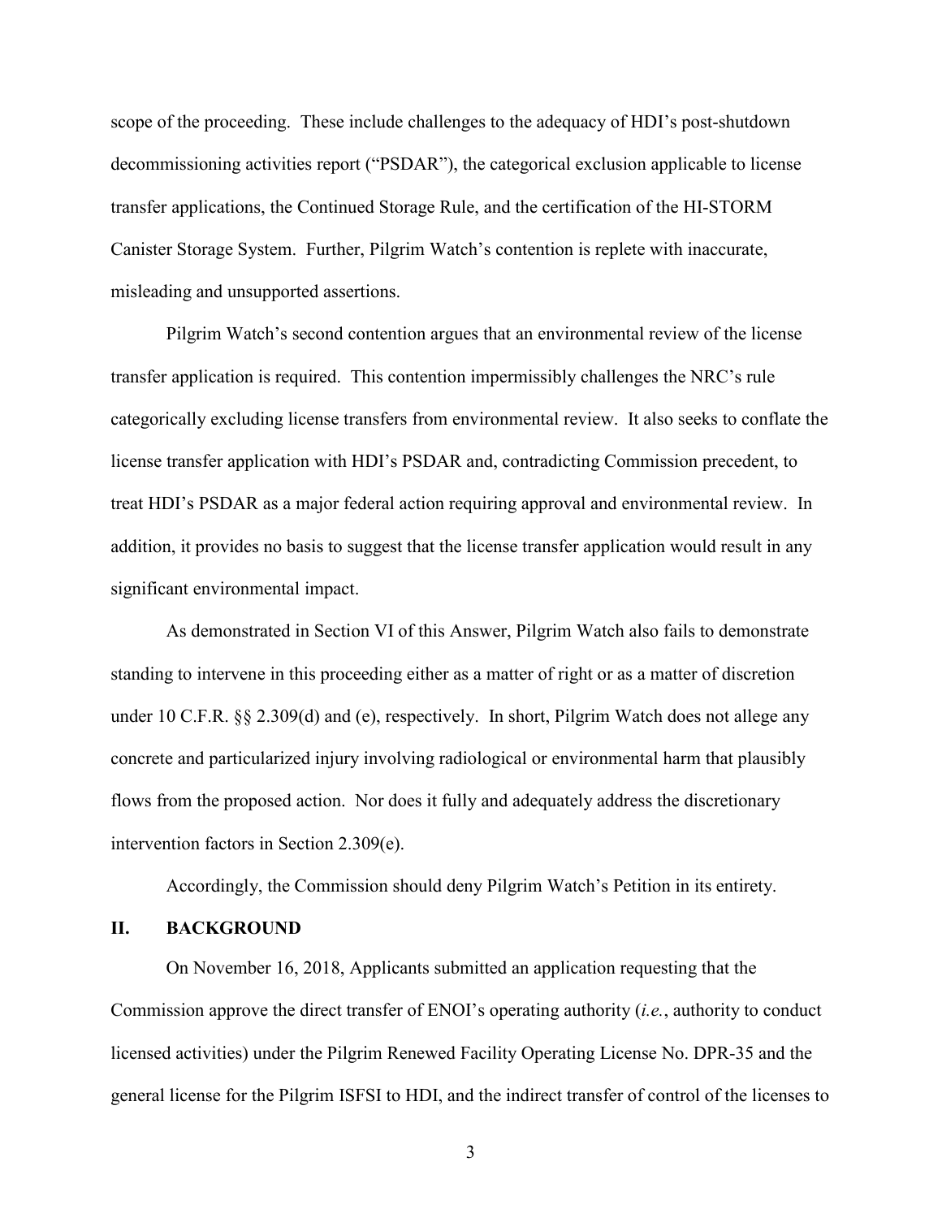scope of the proceeding. These include challenges to the adequacy of HDI's post-shutdown decommissioning activities report ("PSDAR"), the categorical exclusion applicable to license transfer applications, the Continued Storage Rule, and the certification of the HI-STORM Canister Storage System. Further, Pilgrim Watch's contention is replete with inaccurate, misleading and unsupported assertions.

Pilgrim Watch's second contention argues that an environmental review of the license transfer application is required. This contention impermissibly challenges the NRC's rule categorically excluding license transfers from environmental review. It also seeks to conflate the license transfer application with HDI's PSDAR and, contradicting Commission precedent, to treat HDI's PSDAR as a major federal action requiring approval and environmental review. In addition, it provides no basis to suggest that the license transfer application would result in any significant environmental impact.

As demonstrated in Section VI of this Answer, Pilgrim Watch also fails to demonstrate standing to intervene in this proceeding either as a matter of right or as a matter of discretion under 10 C.F.R. §§ 2.309(d) and (e), respectively. In short, Pilgrim Watch does not allege any concrete and particularized injury involving radiological or environmental harm that plausibly flows from the proposed action. Nor does it fully and adequately address the discretionary intervention factors in Section 2.309(e).

Accordingly, the Commission should deny Pilgrim Watch's Petition in its entirety.

## II. BACKGROUND

On November 16, 2018, Applicants submitted an application requesting that the Commission approve the direct transfer of ENOI's operating authority (*i.e.*, authority to conduct licensed activities) under the Pilgrim Renewed Facility Operating License No. DPR-35 and the general license for the Pilgrim ISFSI to HDI, and the indirect transfer of control of the licenses to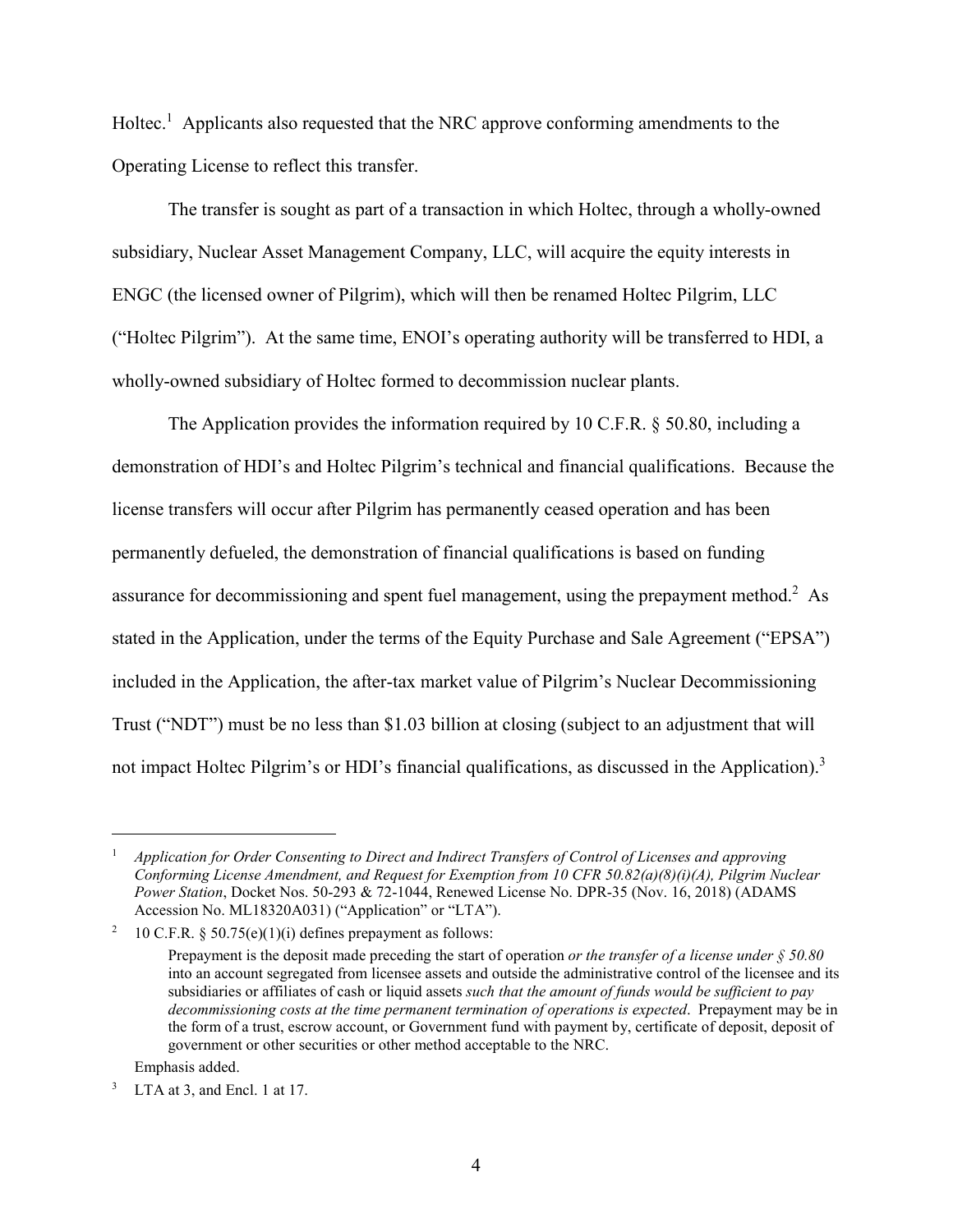Holtec.[1] Applicants also requested that the NRC approve conforming amendments to the Operating License to reflect this transfer.

The transfer is sought as part of a transaction in which Holtec, through a wholly-owned subsidiary, Nuclear Asset Management Company, LLC, will acquire the equity interests in ENGC (the licensed owner of Pilgrim), which will then be renamed Holtec Pilgrim, LLC ("Holtec Pilgrim"). At the same time, ENOI's operating authority will be transferred to HDI, a wholly-owned subsidiary of Holtec formed to decommission nuclear plants.

The Application provides the information required by 10 C.F.R. § 50.80, including a demonstration of HDI's and Holtec Pilgrim's technical and financial qualifications. Because the license transfers will occur after Pilgrim has permanently ceased operation and has been permanently defueled, the demonstration of financial qualifications is based on funding assurance for decommissioning and spent fuel management, using the prepayment method.[2] As stated in the Application, under the terms of the Equity Purchase and Sale Agreement ("EPSA") included in the Application, the after-tax market value of Pilgrim's Nuclear Decommissioning Trust ("NDT") must be no less than $1.03 billion at closing (subject to an adjustment that will not impact Holtec Pilgrim's or HDI's financial qualifications, as discussed in the Application).[3]

---

[1] *Application for Order Consenting to Direct and Indirect Transfers of Control of Licenses and approving Conforming License Amendment, and Request for Exemption from 10 CFR 50.82(a)(8)(i)(A), Pilgrim Nuclear Power Station*, Docket Nos. 50-293 & 72-1044, Renewed License No. DPR-35 (Nov. 16, 2018) (ADAMS Accession No. ML18320A031) ("Application" or "LTA").

[2] 10 C.F.R. § 50.75(e)(1)(i) defines prepayment as follows:

> Prepayment is the deposit made preceding the start of operation *or the transfer of a license under § 50.80* into an account segregated from licensee assets and outside the administrative control of the licensee and its subsidiaries or affiliates of cash or liquid assets *such that the amount of funds would be sufficient to pay decommissioning costs at the time permanent termination of operations is expected*. Prepayment may be in the form of a trust, escrow account, or Government fund with payment by, certificate of deposit, deposit of government or other securities or other method acceptable to the NRC.

Emphasis added.

[3] LTA at 3, and Encl. 1 at 17.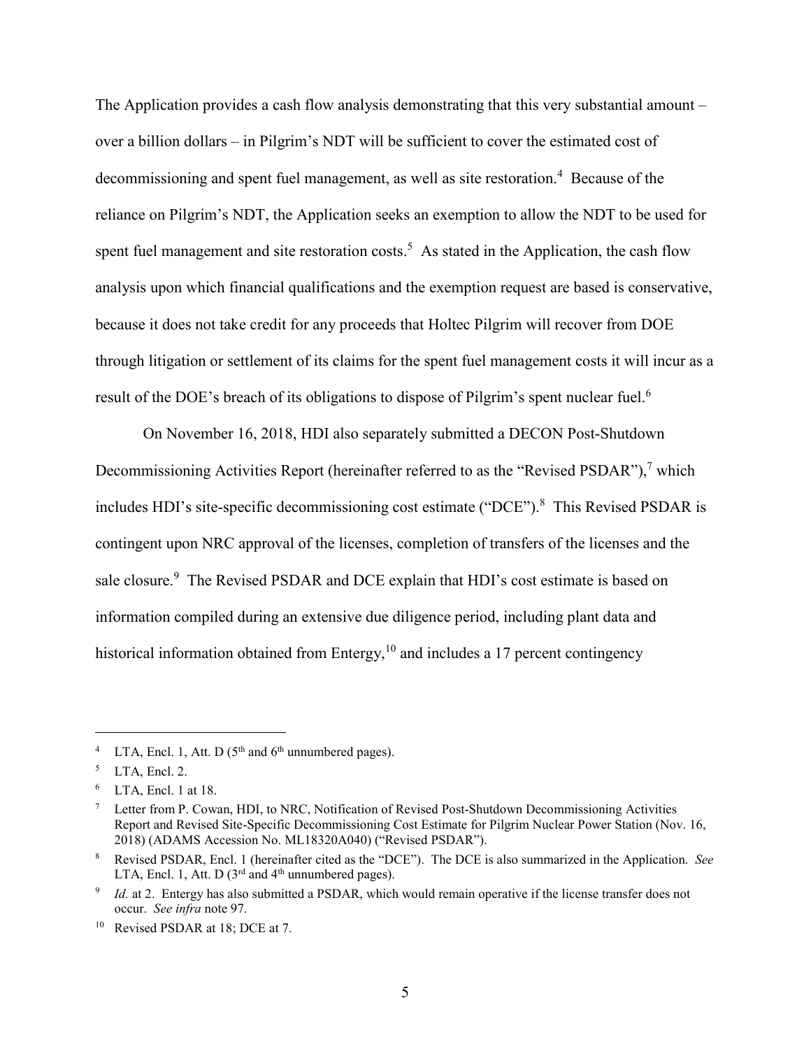The Application provides a cash flow analysis demonstrating that this very substantial amount – over a billion dollars – in Pilgrim's NDT will be sufficient to cover the estimated cost of decommissioning and spent fuel management, as well as site restoration.[4] Because of the reliance on Pilgrim's NDT, the Application seeks an exemption to allow the NDT to be used for spent fuel management and site restoration costs.[5] As stated in the Application, the cash flow analysis upon which financial qualifications and the exemption request are based is conservative, because it does not take credit for any proceeds that Holtec Pilgrim will recover from DOE through litigation or settlement of its claims for the spent fuel management costs it will incur as a result of the DOE's breach of its obligations to dispose of Pilgrim's spent nuclear fuel.[6]

On November 16, 2018, HDI also separately submitted a DECON Post-Shutdown Decommissioning Activities Report (hereinafter referred to as the "Revised PSDAR"),[7] which includes HDI's site-specific decommissioning cost estimate ("DCE").[8] This Revised PSDAR is contingent upon NRC approval of the licenses, completion of transfers of the licenses and the sale closure.[9] The Revised PSDAR and DCE explain that HDI's cost estimate is based on information compiled during an extensive due diligence period, including plant data and historical information obtained from Entergy,[10] and includes a 17 percent contingency

---

[4] LTA, Encl. 1, Att. D (5th and 6th unnumbered pages).

[5] LTA, Encl. 2.

[6] LTA, Encl. 1 at 18.

[7] Letter from P. Cowan, HDI, to NRC, Notification of Revised Post-Shutdown Decommissioning Activities Report and Revised Site-Specific Decommissioning Cost Estimate for Pilgrim Nuclear Power Station (Nov. 16, 2018) (ADAMS Accession No. ML18320A040) ("Revised PSDAR").

[8] Revised PSDAR, Encl. 1 (hereinafter cited as the "DCE"). The DCE is also summarized in the Application. *See* LTA, Encl. 1, Att. D (3rd and 4th unnumbered pages).

[9] *Id.* at 2. Entergy has also submitted a PSDAR, which would remain operative if the license transfer does not occur. *See infra* note 97.

[10] Revised PSDAR at 18; DCE at 7.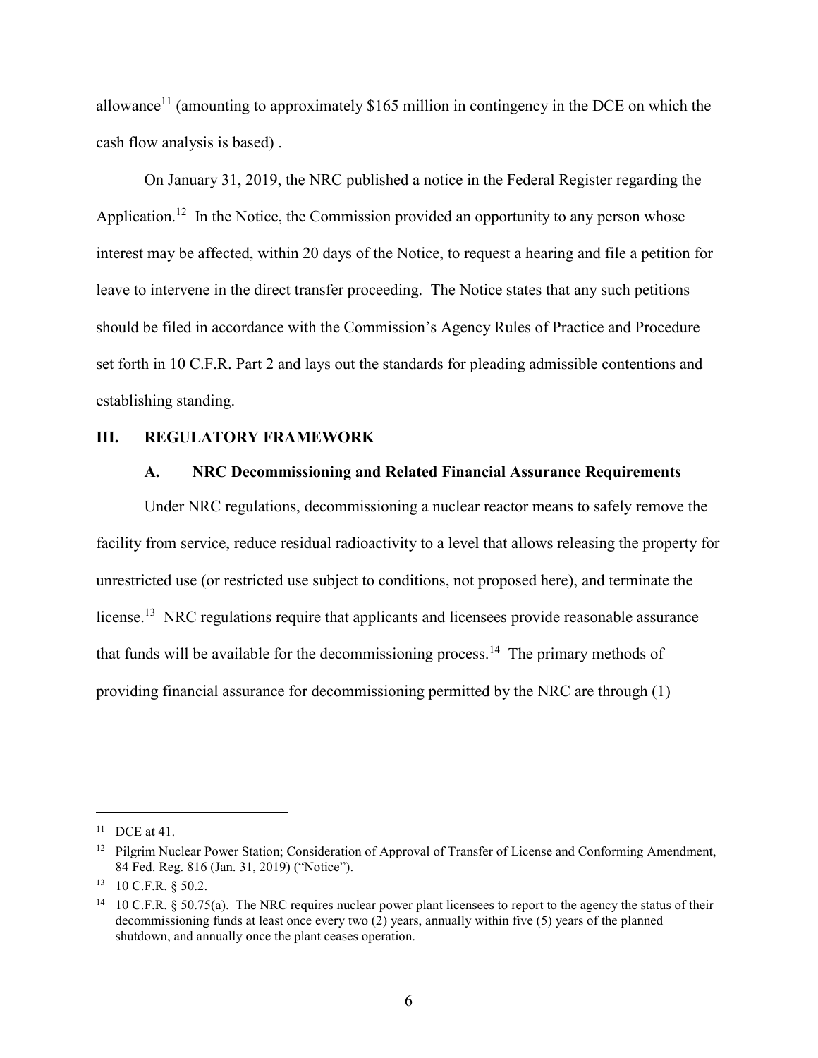allowance[11] (amounting to approximately $165 million in contingency in the DCE on which the cash flow analysis is based) .

On January 31, 2019, the NRC published a notice in the Federal Register regarding the Application.[12] In the Notice, the Commission provided an opportunity to any person whose interest may be affected, within 20 days of the Notice, to request a hearing and file a petition for leave to intervene in the direct transfer proceeding. The Notice states that any such petitions should be filed in accordance with the Commission's Agency Rules of Practice and Procedure set forth in 10 C.F.R. Part 2 and lays out the standards for pleading admissible contentions and establishing standing.

## III. REGULATORY FRAMEWORK

### A. NRC Decommissioning and Related Financial Assurance Requirements

Under NRC regulations, decommissioning a nuclear reactor means to safely remove the facility from service, reduce residual radioactivity to a level that allows releasing the property for unrestricted use (or restricted use subject to conditions, not proposed here), and terminate the license.[13] NRC regulations require that applicants and licensees provide reasonable assurance that funds will be available for the decommissioning process.[14] The primary methods of providing financial assurance for decommissioning permitted by the NRC are through (1)

---

[11] DCE at 41.

[12] Pilgrim Nuclear Power Station; Consideration of Approval of Transfer of License and Conforming Amendment, 84 Fed. Reg. 816 (Jan. 31, 2019) ("Notice").

[13] 10 C.F.R. § 50.2.

[14] 10 C.F.R. § 50.75(a). The NRC requires nuclear power plant licensees to report to the agency the status of their decommissioning funds at least once every two (2) years, annually within five (5) years of the planned shutdown, and annually once the plant ceases operation.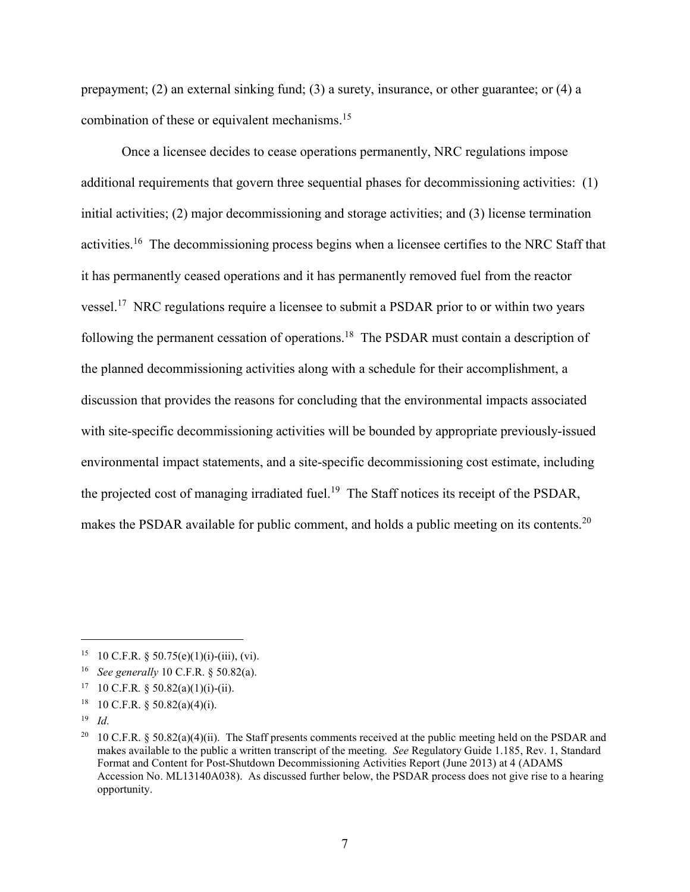prepayment; (2) an external sinking fund; (3) a surety, insurance, or other guarantee; or (4) a combination of these or equivalent mechanisms.[15]

Once a licensee decides to cease operations permanently, NRC regulations impose additional requirements that govern three sequential phases for decommissioning activities: (1) initial activities; (2) major decommissioning and storage activities; and (3) license termination activities.[16] The decommissioning process begins when a licensee certifies to the NRC Staff that it has permanently ceased operations and it has permanently removed fuel from the reactor vessel.[17] NRC regulations require a licensee to submit a PSDAR prior to or within two years following the permanent cessation of operations.[18] The PSDAR must contain a description of the planned decommissioning activities along with a schedule for their accomplishment, a discussion that provides the reasons for concluding that the environmental impacts associated with site-specific decommissioning activities will be bounded by appropriate previously-issued environmental impact statements, and a site-specific decommissioning cost estimate, including the projected cost of managing irradiated fuel.[19] The Staff notices its receipt of the PSDAR, makes the PSDAR available for public comment, and holds a public meeting on its contents.[20]

---

[15] 10 C.F.R. § 50.75(e)(1)(i)-(iii), (vi).

[16] *See generally* 10 C.F.R. § 50.82(a).

[17] 10 C.F.R. § 50.82(a)(1)(i)-(ii).

[18] 10 C.F.R. § 50.82(a)(4)(i).

[19] *Id.*

[20] 10 C.F.R. § 50.82(a)(4)(ii). The Staff presents comments received at the public meeting held on the PSDAR and makes available to the public a written transcript of the meeting. *See* Regulatory Guide 1.185, Rev. 1, Standard Format and Content for Post-Shutdown Decommissioning Activities Report (June 2013) at 4 (ADAMS Accession No. ML13140A038). As discussed further below, the PSDAR process does not give rise to a hearing opportunity.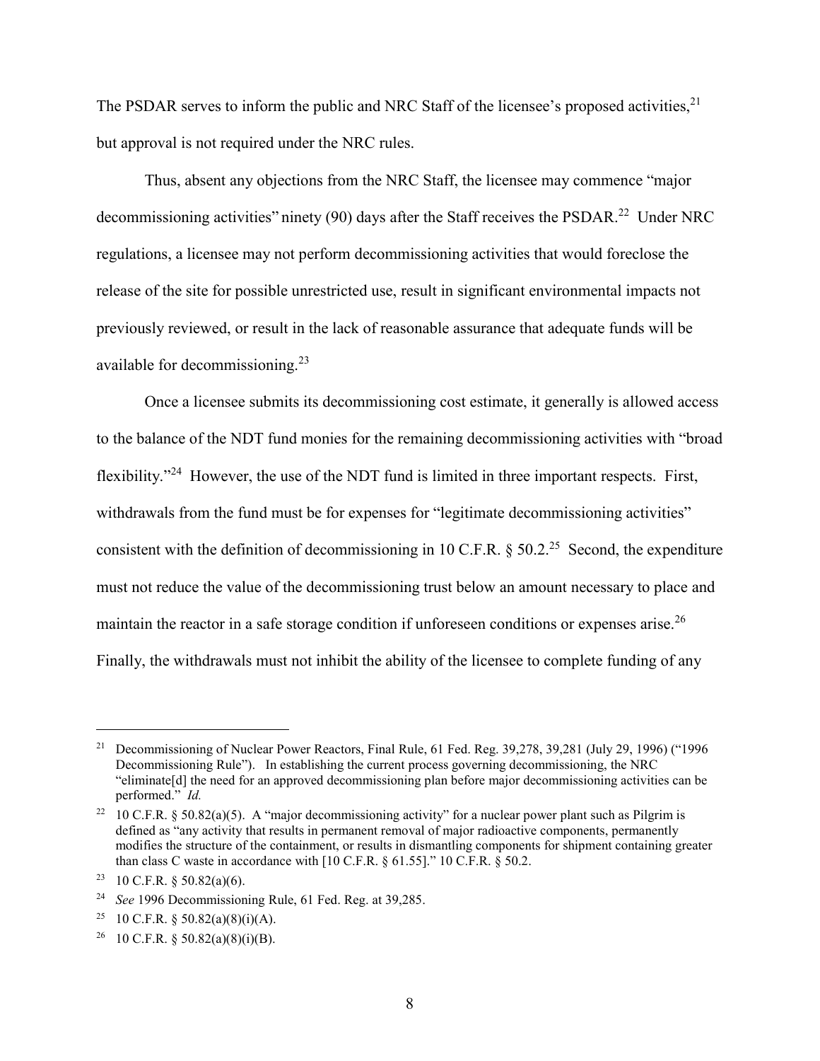The PSDAR serves to inform the public and NRC Staff of the licensee's proposed activities,[21] but approval is not required under the NRC rules.

Thus, absent any objections from the NRC Staff, the licensee may commence "major decommissioning activities" ninety (90) days after the Staff receives the PSDAR.[22] Under NRC regulations, a licensee may not perform decommissioning activities that would foreclose the release of the site for possible unrestricted use, result in significant environmental impacts not previously reviewed, or result in the lack of reasonable assurance that adequate funds will be available for decommissioning.[23]

Once a licensee submits its decommissioning cost estimate, it generally is allowed access to the balance of the NDT fund monies for the remaining decommissioning activities with "broad flexibility."[24] However, the use of the NDT fund is limited in three important respects. First, withdrawals from the fund must be for expenses for "legitimate decommissioning activities" consistent with the definition of decommissioning in 10 C.F.R. § 50.2.[25] Second, the expenditure must not reduce the value of the decommissioning trust below an amount necessary to place and maintain the reactor in a safe storage condition if unforeseen conditions or expenses arise.[26] Finally, the withdrawals must not inhibit the ability of the licensee to complete funding of any

---

[21] Decommissioning of Nuclear Power Reactors, Final Rule, 61 Fed. Reg. 39,278, 39,281 (July 29, 1996) ("1996 Decommissioning Rule"). In establishing the current process governing decommissioning, the NRC "eliminate[d] the need for an approved decommissioning plan before major decommissioning activities can be performed." *Id.*

[22] 10 C.F.R. § 50.82(a)(5). A "major decommissioning activity" for a nuclear power plant such as Pilgrim is defined as "any activity that results in permanent removal of major radioactive components, permanently modifies the structure of the containment, or results in dismantling components for shipment containing greater than class C waste in accordance with [10 C.F.R. § 61.55]." 10 C.F.R. § 50.2.

[23] 10 C.F.R. § 50.82(a)(6).

[24] *See* 1996 Decommissioning Rule, 61 Fed. Reg. at 39,285.

[25] 10 C.F.R. § 50.82(a)(8)(i)(A).

[26] 10 C.F.R. § 50.82(a)(8)(i)(B).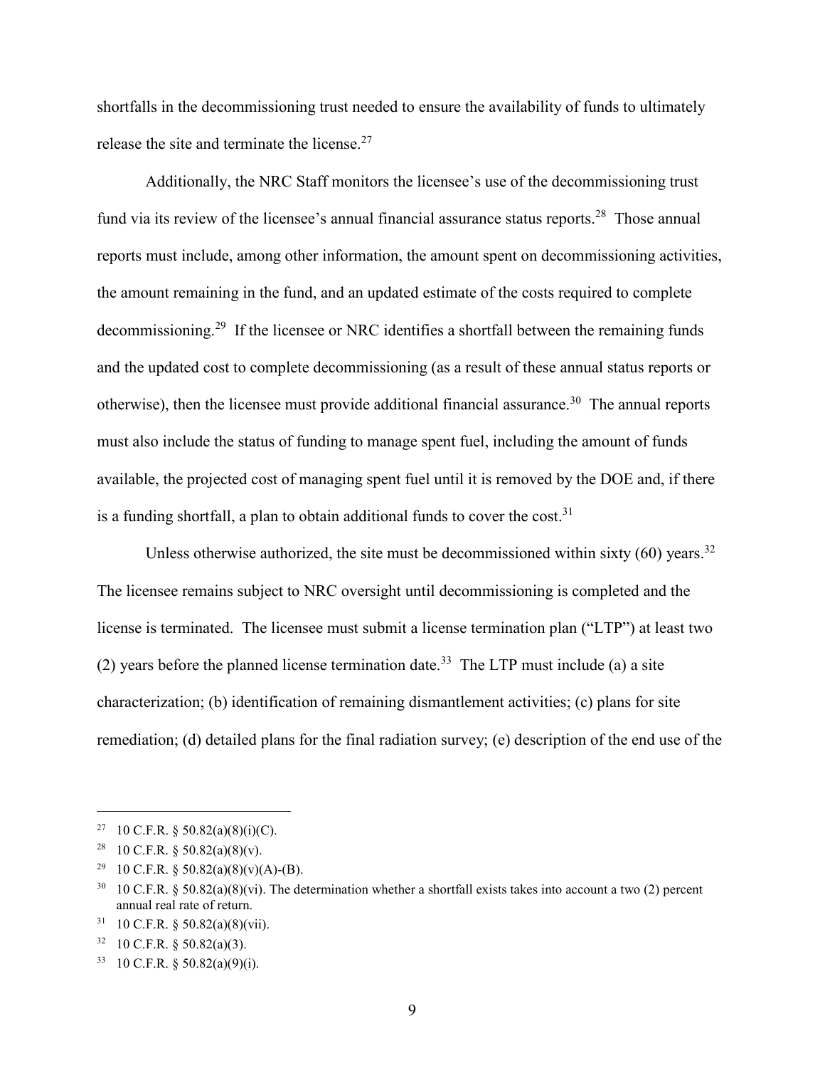shortfalls in the decommissioning trust needed to ensure the availability of funds to ultimately release the site and terminate the license.[27]

Additionally, the NRC Staff monitors the licensee's use of the decommissioning trust fund via its review of the licensee's annual financial assurance status reports.[28] Those annual reports must include, among other information, the amount spent on decommissioning activities, the amount remaining in the fund, and an updated estimate of the costs required to complete decommissioning.[29] If the licensee or NRC identifies a shortfall between the remaining funds and the updated cost to complete decommissioning (as a result of these annual status reports or otherwise), then the licensee must provide additional financial assurance.[30] The annual reports must also include the status of funding to manage spent fuel, including the amount of funds available, the projected cost of managing spent fuel until it is removed by the DOE and, if there is a funding shortfall, a plan to obtain additional funds to cover the cost.[31]

Unless otherwise authorized, the site must be decommissioned within sixty (60) years.[32] The licensee remains subject to NRC oversight until decommissioning is completed and the license is terminated. The licensee must submit a license termination plan ("LTP") at least two (2) years before the planned license termination date.[33] The LTP must include (a) a site characterization; (b) identification of remaining dismantlement activities; (c) plans for site remediation; (d) detailed plans for the final radiation survey; (e) description of the end use of the

---

[27] 10 C.F.R. § 50.82(a)(8)(i)(C).

[28] 10 C.F.R. § 50.82(a)(8)(v).

[29] 10 C.F.R. § 50.82(a)(8)(v)(A)-(B).

[30] 10 C.F.R. § 50.82(a)(8)(vi). The determination whether a shortfall exists takes into account a two (2) percent annual real rate of return.

[31] 10 C.F.R. § 50.82(a)(8)(vii).

[32] 10 C.F.R. § 50.82(a)(3).

[33] 10 C.F.R. § 50.82(a)(9)(i).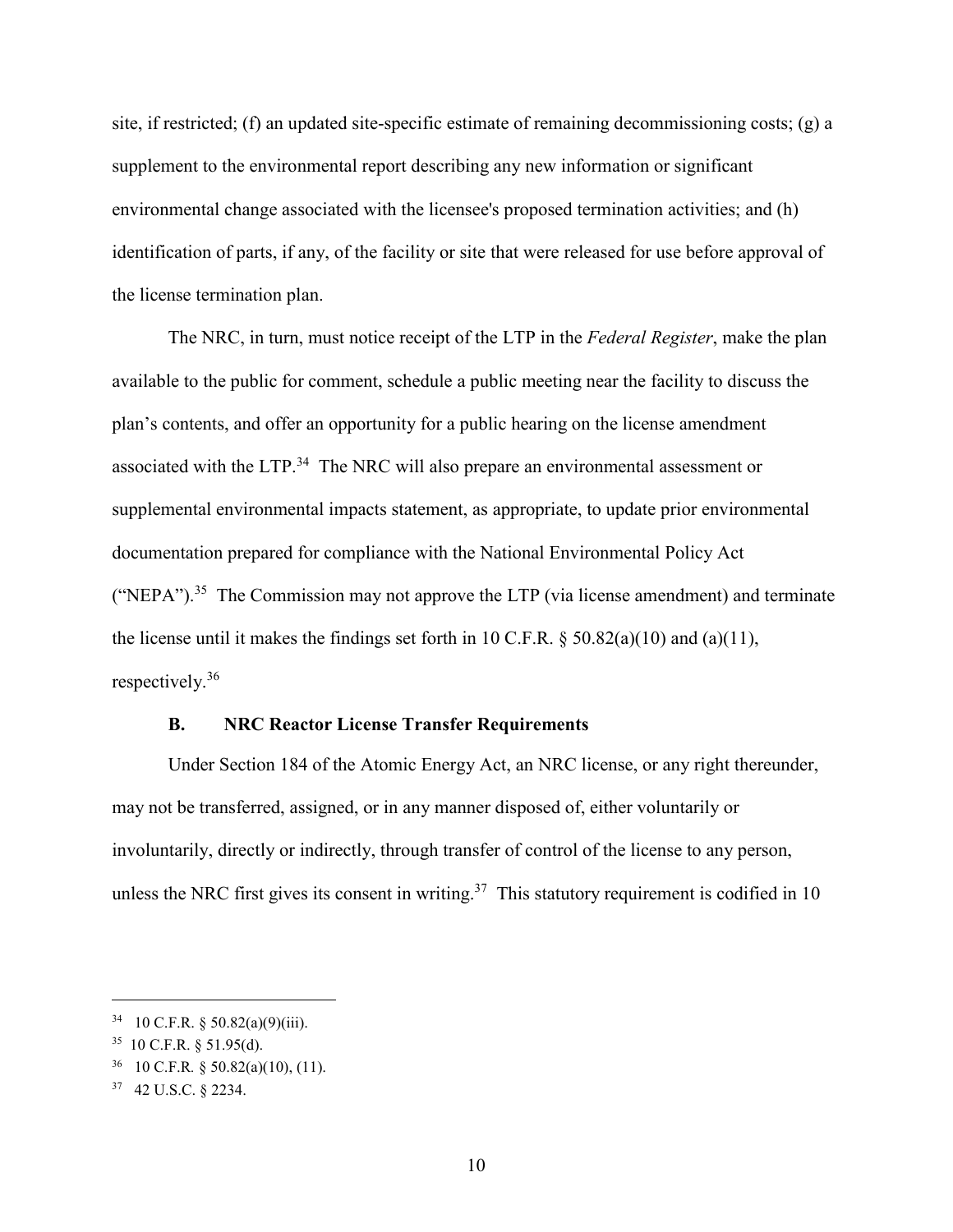site, if restricted; (f) an updated site-specific estimate of remaining decommissioning costs; (g) a supplement to the environmental report describing any new information or significant environmental change associated with the licensee's proposed termination activities; and (h) identification of parts, if any, of the facility or site that were released for use before approval of the license termination plan.

The NRC, in turn, must notice receipt of the LTP in the *Federal Register*, make the plan available to the public for comment, schedule a public meeting near the facility to discuss the plan's contents, and offer an opportunity for a public hearing on the license amendment associated with the LTP.[34] The NRC will also prepare an environmental assessment or supplemental environmental impacts statement, as appropriate, to update prior environmental documentation prepared for compliance with the National Environmental Policy Act ("NEPA").[35] The Commission may not approve the LTP (via license amendment) and terminate the license until it makes the findings set forth in 10 C.F.R. § 50.82(a)(10) and (a)(11), respectively.[36]

### B. NRC Reactor License Transfer Requirements

Under Section 184 of the Atomic Energy Act, an NRC license, or any right thereunder, may not be transferred, assigned, or in any manner disposed of, either voluntarily or involuntarily, directly or indirectly, through transfer of control of the license to any person, unless the NRC first gives its consent in writing.[37] This statutory requirement is codified in 10

---

[34] 10 C.F.R. § 50.82(a)(9)(iii).

[35] 10 C.F.R. § 51.95(d).

[36] 10 C.F.R. § 50.82(a)(10), (11).

[37] 42 U.S.C. § 2234.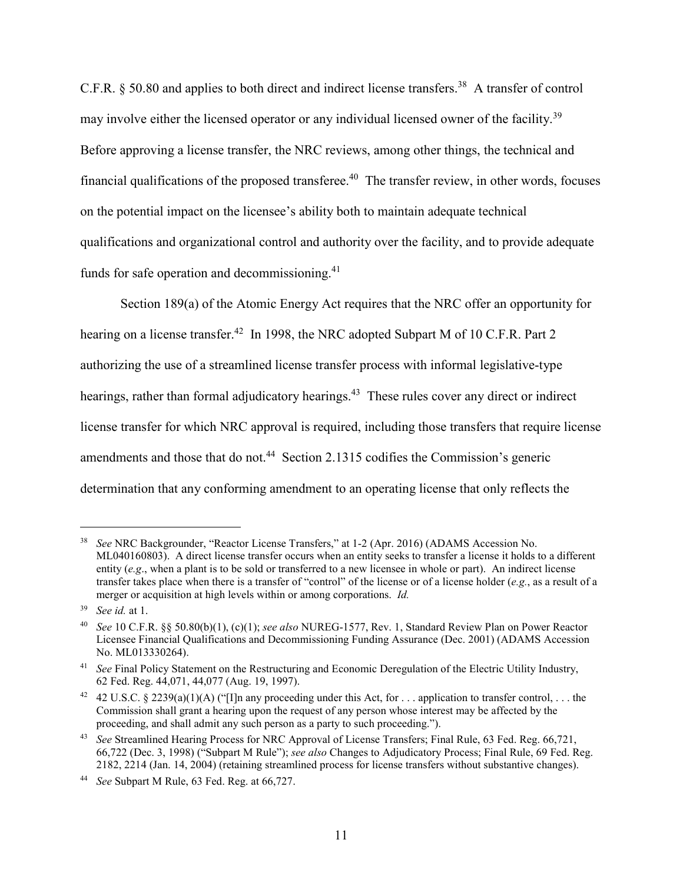C.F.R. § 50.80 and applies to both direct and indirect license transfers.[38] A transfer of control may involve either the licensed operator or any individual licensed owner of the facility.[39] Before approving a license transfer, the NRC reviews, among other things, the technical and financial qualifications of the proposed transferee.[40] The transfer review, in other words, focuses on the potential impact on the licensee's ability both to maintain adequate technical qualifications and organizational control and authority over the facility, and to provide adequate funds for safe operation and decommissioning.[41]

Section 189(a) of the Atomic Energy Act requires that the NRC offer an opportunity for hearing on a license transfer.[42] In 1998, the NRC adopted Subpart M of 10 C.F.R. Part 2 authorizing the use of a streamlined license transfer process with informal legislative-type hearings, rather than formal adjudicatory hearings.[43] These rules cover any direct or indirect license transfer for which NRC approval is required, including those transfers that require license amendments and those that do not.[44] Section 2.1315 codifies the Commission's generic determination that any conforming amendment to an operating license that only reflects the

---

[38] *See* NRC Backgrounder, "Reactor License Transfers," at 1-2 (Apr. 2016) (ADAMS Accession No. ML040160803). A direct license transfer occurs when an entity seeks to transfer a license it holds to a different entity (*e.g*., when a plant is to be sold or transferred to a new licensee in whole or part). An indirect license transfer takes place when there is a transfer of "control" of the license or of a license holder (*e.g.*, as a result of a merger or acquisition at high levels within or among corporations. *Id.*

[39] *See id.* at 1.

[40] *See* 10 C.F.R. §§ 50.80(b)(1), (c)(1); *see also* NUREG-1577, Rev. 1, Standard Review Plan on Power Reactor Licensee Financial Qualifications and Decommissioning Funding Assurance (Dec. 2001) (ADAMS Accession No. ML013330264).

[41] *See* Final Policy Statement on the Restructuring and Economic Deregulation of the Electric Utility Industry, 62 Fed. Reg. 44,071, 44,077 (Aug. 19, 1997).

[42] 42 U.S.C. § 2239(a)(1)(A) ("[I]n any proceeding under this Act, for . . . application to transfer control, . . . the Commission shall grant a hearing upon the request of any person whose interest may be affected by the proceeding, and shall admit any such person as a party to such proceeding.").

[43] *See* Streamlined Hearing Process for NRC Approval of License Transfers; Final Rule, 63 Fed. Reg. 66,721, 66,722 (Dec. 3, 1998) ("Subpart M Rule"); *see also* Changes to Adjudicatory Process; Final Rule, 69 Fed. Reg. 2182, 2214 (Jan. 14, 2004) (retaining streamlined process for license transfers without substantive changes).

[44] *See* Subpart M Rule, 63 Fed. Reg. at 66,727.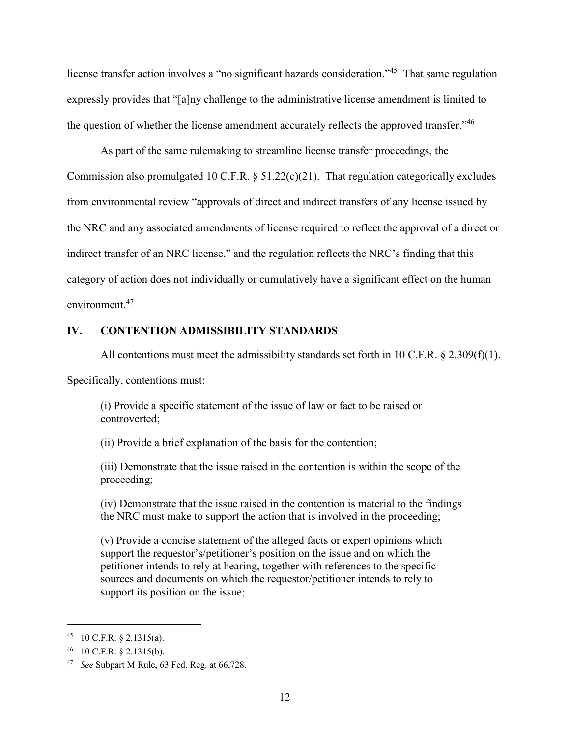license transfer action involves a "no significant hazards consideration."[45] That same regulation expressly provides that "[a]ny challenge to the administrative license amendment is limited to the question of whether the license amendment accurately reflects the approved transfer."[46]

As part of the same rulemaking to streamline license transfer proceedings, the Commission also promulgated 10 C.F.R. § 51.22(c)(21). That regulation categorically excludes from environmental review "approvals of direct and indirect transfers of any license issued by the NRC and any associated amendments of license required to reflect the approval of a direct or indirect transfer of an NRC license," and the regulation reflects the NRC's finding that this category of action does not individually or cumulatively have a significant effect on the human environment.[47]

## IV. CONTENTION ADMISSIBILITY STANDARDS

All contentions must meet the admissibility standards set forth in 10 C.F.R. § 2.309(f)(1). Specifically, contentions must:

> (i) Provide a specific statement of the issue of law or fact to be raised or controverted;
>
> (ii) Provide a brief explanation of the basis for the contention;
>
> (iii) Demonstrate that the issue raised in the contention is within the scope of the proceeding;
>
> (iv) Demonstrate that the issue raised in the contention is material to the findings the NRC must make to support the action that is involved in the proceeding;
>
> (v) Provide a concise statement of the alleged facts or expert opinions which support the requestor's/petitioner's position on the issue and on which the petitioner intends to rely at hearing, together with references to the specific sources and documents on which the requestor/petitioner intends to rely to support its position on the issue;

---

[45] 10 C.F.R. § 2.1315(a).

[46] 10 C.F.R. § 2.1315(b).

[47] *See* Subpart M Rule, 63 Fed. Reg. at 66,728.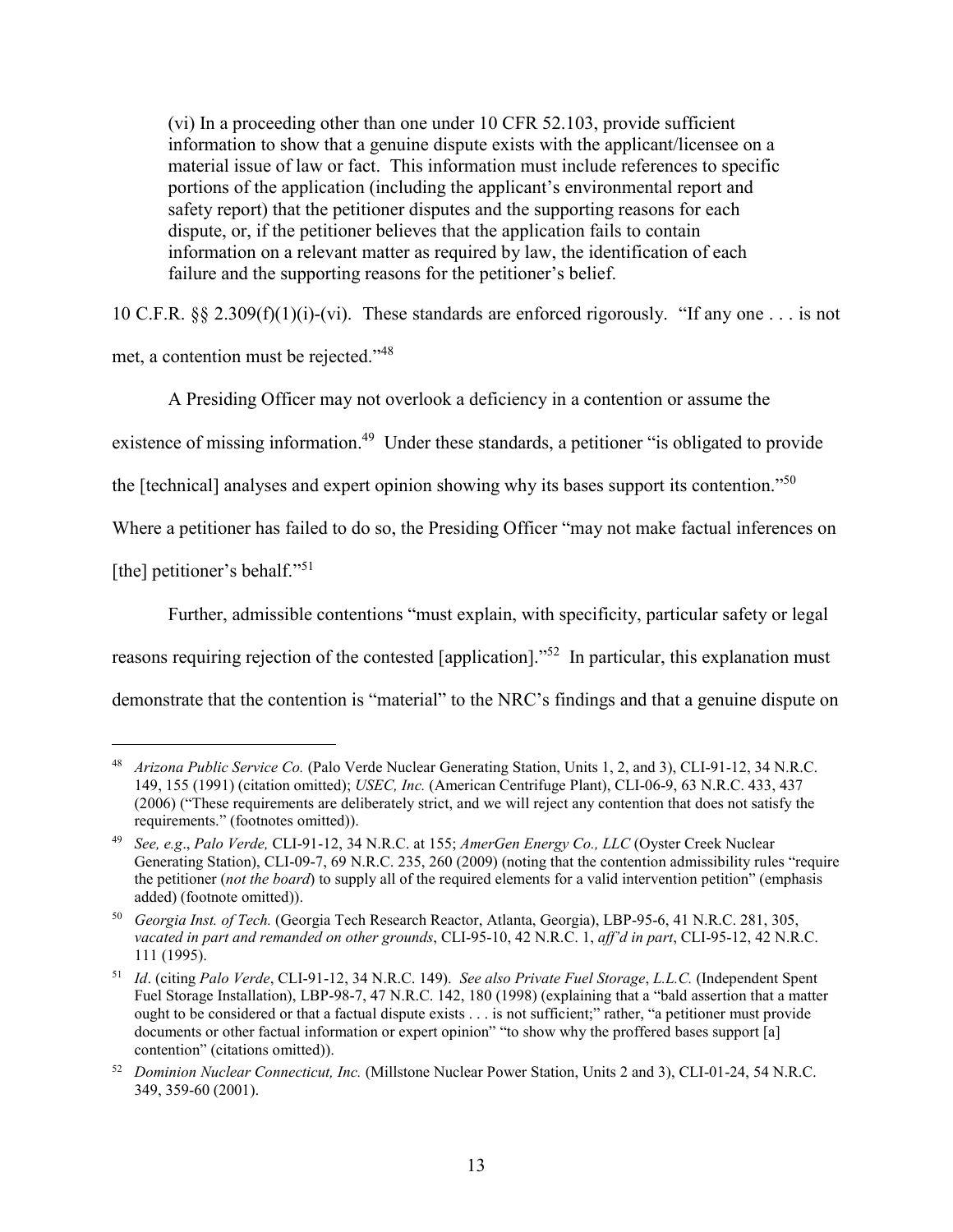> (vi) In a proceeding other than one under 10 CFR 52.103, provide sufficient information to show that a genuine dispute exists with the applicant/licensee on a material issue of law or fact. This information must include references to specific portions of the application (including the applicant's environmental report and safety report) that the petitioner disputes and the supporting reasons for each dispute, or, if the petitioner believes that the application fails to contain information on a relevant matter as required by law, the identification of each failure and the supporting reasons for the petitioner's belief.

10 C.F.R. §§ 2.309(f)(1)(i)-(vi). These standards are enforced rigorously. "If any one . . . is not met, a contention must be rejected."[48]

A Presiding Officer may not overlook a deficiency in a contention or assume the existence of missing information.[49] Under these standards, a petitioner "is obligated to provide the [technical] analyses and expert opinion showing why its bases support its contention."[50] Where a petitioner has failed to do so, the Presiding Officer "may not make factual inferences on [the] petitioner's behalf."[51]

Further, admissible contentions "must explain, with specificity, particular safety or legal reasons requiring rejection of the contested [application]."[52] In particular, this explanation must demonstrate that the contention is "material" to the NRC's findings and that a genuine dispute on

---

[48] *Arizona Public Service Co.* (Palo Verde Nuclear Generating Station, Units 1, 2, and 3), CLI-91-12, 34 N.R.C. 149, 155 (1991) (citation omitted); *USEC, Inc.* (American Centrifuge Plant), CLI-06-9, 63 N.R.C. 433, 437 (2006) ("These requirements are deliberately strict, and we will reject any contention that does not satisfy the requirements." (footnotes omitted)).

[49] *See, e.g*., *Palo Verde,* CLI-91-12, 34 N.R.C. at 155; *AmerGen Energy Co., LLC* (Oyster Creek Nuclear Generating Station), CLI-09-7, 69 N.R.C. 235, 260 (2009) (noting that the contention admissibility rules "require the petitioner (*not the board*) to supply all of the required elements for a valid intervention petition" (emphasis added) (footnote omitted)).

[50] *Georgia Inst. of Tech.* (Georgia Tech Research Reactor, Atlanta, Georgia), LBP-95-6, 41 N.R.C. 281, 305, *vacated in part and remanded on other grounds*, CLI-95-10, 42 N.R.C. 1, *aff'd in part*, CLI-95-12, 42 N.R.C. 111 (1995).

[51] *Id*. (citing *Palo Verde*, CLI-91-12, 34 N.R.C. 149). *See also Private Fuel Storage*, *L.L.C.* (Independent Spent Fuel Storage Installation), LBP-98-7, 47 N.R.C. 142, 180 (1998) (explaining that a "bald assertion that a matter ought to be considered or that a factual dispute exists . . . is not sufficient;" rather, "a petitioner must provide documents or other factual information or expert opinion" "to show why the proffered bases support [a] contention" (citations omitted)).

[52] *Dominion Nuclear Connecticut, Inc.* (Millstone Nuclear Power Station, Units 2 and 3), CLI-01-24, 54 N.R.C. 349, 359-60 (2001).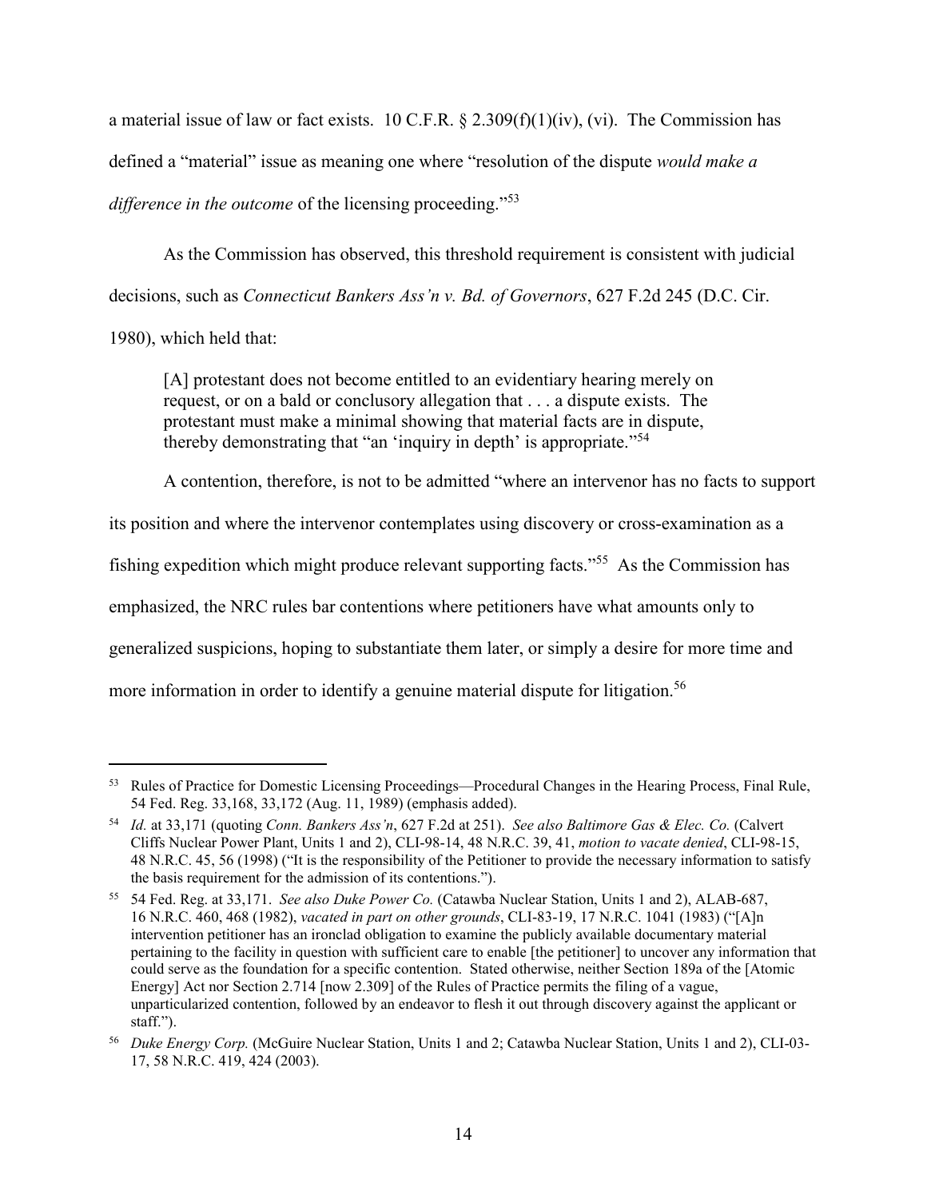a material issue of law or fact exists. 10 C.F.R. § 2.309(f)(1)(iv), (vi). The Commission has defined a "material" issue as meaning one where "resolution of the dispute *would make a difference in the outcome* of the licensing proceeding."[53]

As the Commission has observed, this threshold requirement is consistent with judicial decisions, such as *Connecticut Bankers Ass'n v. Bd. of Governors*, 627 F.2d 245 (D.C. Cir. 1980), which held that:

> [A] protestant does not become entitled to an evidentiary hearing merely on request, or on a bald or conclusory allegation that . . . a dispute exists. The protestant must make a minimal showing that material facts are in dispute, thereby demonstrating that "an 'inquiry in depth' is appropriate."[54]

A contention, therefore, is not to be admitted "where an intervenor has no facts to support its position and where the intervenor contemplates using discovery or cross-examination as a fishing expedition which might produce relevant supporting facts."[55] As the Commission has emphasized, the NRC rules bar contentions where petitioners have what amounts only to generalized suspicions, hoping to substantiate them later, or simply a desire for more time and more information in order to identify a genuine material dispute for litigation.[56]

---

[53] Rules of Practice for Domestic Licensing Proceedings—Procedural Changes in the Hearing Process, Final Rule, 54 Fed. Reg. 33,168, 33,172 (Aug. 11, 1989) (emphasis added).

[54] *Id.* at 33,171 (quoting *Conn. Bankers Ass'n*, 627 F.2d at 251). *See also Baltimore Gas & Elec. Co.* (Calvert Cliffs Nuclear Power Plant, Units 1 and 2), CLI-98-14, 48 N.R.C. 39, 41, *motion to vacate denied*, CLI-98-15, 48 N.R.C. 45, 56 (1998) ("It is the responsibility of the Petitioner to provide the necessary information to satisfy the basis requirement for the admission of its contentions.").

[55] 54 Fed. Reg. at 33,171. *See also Duke Power Co.* (Catawba Nuclear Station, Units 1 and 2), ALAB-687, 16 N.R.C. 460, 468 (1982), *vacated in part on other grounds*, CLI-83-19, 17 N.R.C. 1041 (1983) ("[A]n intervention petitioner has an ironclad obligation to examine the publicly available documentary material pertaining to the facility in question with sufficient care to enable [the petitioner] to uncover any information that could serve as the foundation for a specific contention. Stated otherwise, neither Section 189a of the [Atomic Energy] Act nor Section 2.714 [now 2.309] of the Rules of Practice permits the filing of a vague, unparticularized contention, followed by an endeavor to flesh it out through discovery against the applicant or staff.").

[56] *Duke Energy Corp.* (McGuire Nuclear Station, Units 1 and 2; Catawba Nuclear Station, Units 1 and 2), CLI-03-17, 58 N.R.C. 419, 424 (2003).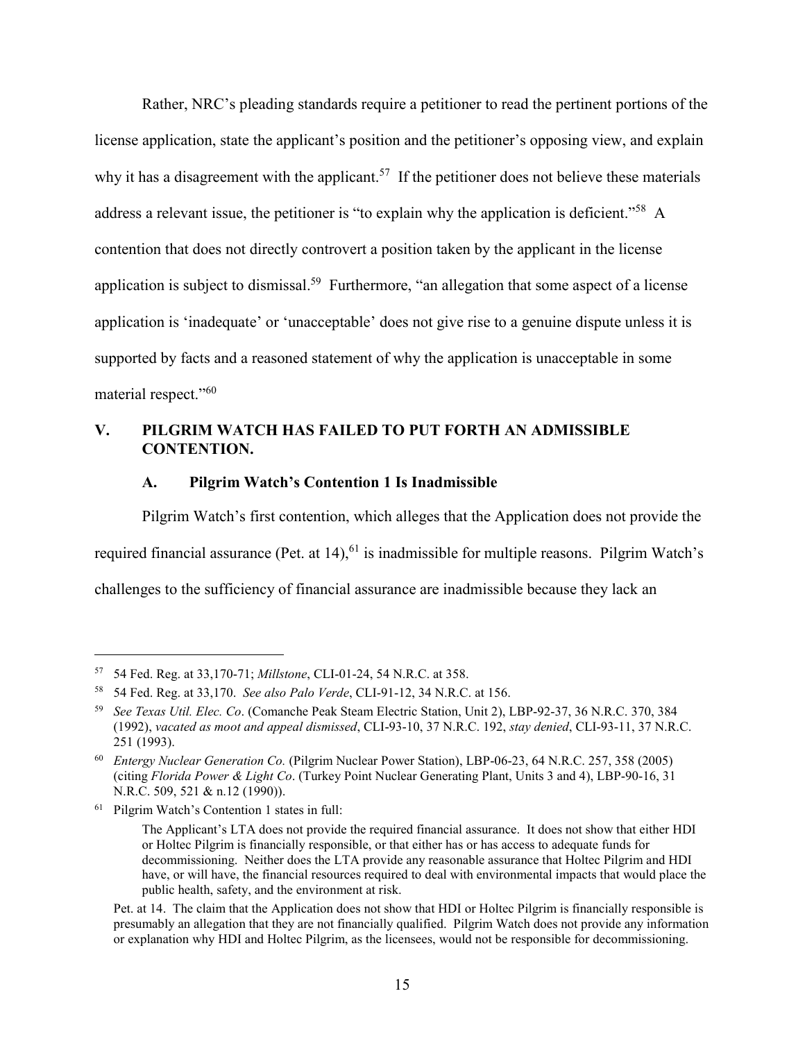Rather, NRC's pleading standards require a petitioner to read the pertinent portions of the license application, state the applicant's position and the petitioner's opposing view, and explain why it has a disagreement with the applicant.[57] If the petitioner does not believe these materials address a relevant issue, the petitioner is "to explain why the application is deficient."[58] A contention that does not directly controvert a position taken by the applicant in the license application is subject to dismissal.[59] Furthermore, "an allegation that some aspect of a license application is 'inadequate' or 'unacceptable' does not give rise to a genuine dispute unless it is supported by facts and a reasoned statement of why the application is unacceptable in some material respect."[60]

## V. PILGRIM WATCH HAS FAILED TO PUT FORTH AN ADMISSIBLE CONTENTION.

### A. Pilgrim Watch's Contention 1 Is Inadmissible

Pilgrim Watch's first contention, which alleges that the Application does not provide the required financial assurance (Pet. at 14),[61] is inadmissible for multiple reasons. Pilgrim Watch's challenges to the sufficiency of financial assurance are inadmissible because they lack an

---

[57] 54 Fed. Reg. at 33,170-71; *Millstone*, CLI-01-24, 54 N.R.C. at 358.

[58] 54 Fed. Reg. at 33,170. *See also Palo Verde*, CLI-91-12, 34 N.R.C. at 156.

[59] *See Texas Util. Elec. Co*. (Comanche Peak Steam Electric Station, Unit 2), LBP-92-37, 36 N.R.C. 370, 384 (1992), *vacated as moot and appeal dismissed*, CLI-93-10, 37 N.R.C. 192, *stay denied*, CLI-93-11, 37 N.R.C. 251 (1993).

[60] *Entergy Nuclear Generation Co.* (Pilgrim Nuclear Power Station), LBP-06-23, 64 N.R.C. 257, 358 (2005) (citing *Florida Power & Light Co*. (Turkey Point Nuclear Generating Plant, Units 3 and 4), LBP-90-16, 31 N.R.C. 509, 521 & n.12 (1990)).

[61] Pilgrim Watch's Contention 1 states in full:

> The Applicant's LTA does not provide the required financial assurance. It does not show that either HDI or Holtec Pilgrim is financially responsible, or that either has or has access to adequate funds for decommissioning. Neither does the LTA provide any reasonable assurance that Holtec Pilgrim and HDI have, or will have, the financial resources required to deal with environmental impacts that would place the public health, safety, and the environment at risk.

Pet. at 14. The claim that the Application does not show that HDI or Holtec Pilgrim is financially responsible is presumably an allegation that they are not financially qualified. Pilgrim Watch does not provide any information or explanation why HDI and Holtec Pilgrim, as the licensees, would not be responsible for decommissioning.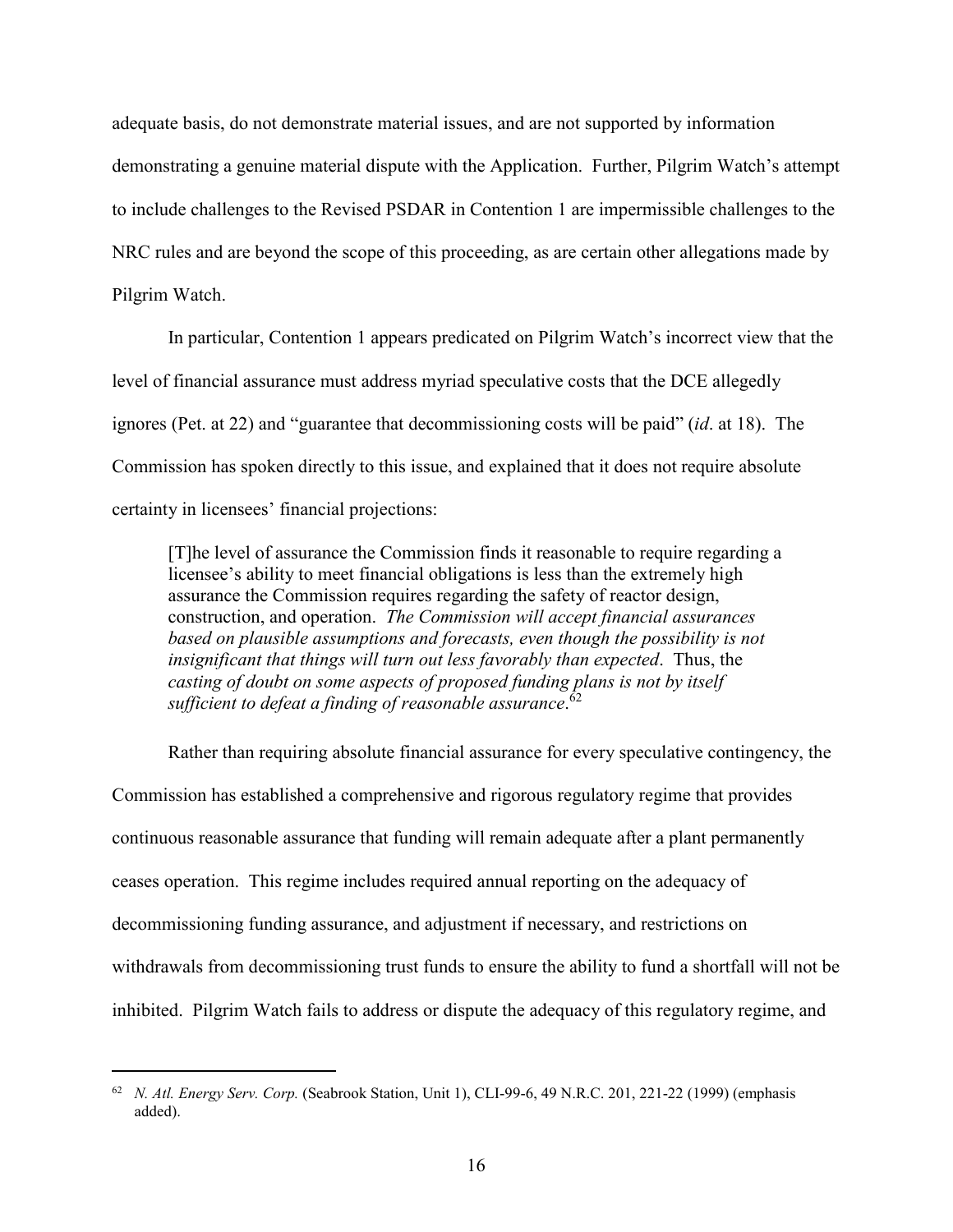adequate basis, do not demonstrate material issues, and are not supported by information demonstrating a genuine material dispute with the Application. Further, Pilgrim Watch's attempt to include challenges to the Revised PSDAR in Contention 1 are impermissible challenges to the NRC rules and are beyond the scope of this proceeding, as are certain other allegations made by Pilgrim Watch.

In particular, Contention 1 appears predicated on Pilgrim Watch's incorrect view that the level of financial assurance must address myriad speculative costs that the DCE allegedly ignores (Pet. at 22) and "guarantee that decommissioning costs will be paid" (*id*. at 18). The Commission has spoken directly to this issue, and explained that it does not require absolute certainty in licensees' financial projections:

> [T]he level of assurance the Commission finds it reasonable to require regarding a licensee's ability to meet financial obligations is less than the extremely high assurance the Commission requires regarding the safety of reactor design, construction, and operation. *The Commission will accept financial assurances based on plausible assumptions and forecasts, even though the possibility is not insignificant that things will turn out less favorably than expected*. Thus, the *casting of doubt on some aspects of proposed funding plans is not by itself sufficient to defeat a finding of reasonable assurance*.[62]

Rather than requiring absolute financial assurance for every speculative contingency, the Commission has established a comprehensive and rigorous regulatory regime that provides continuous reasonable assurance that funding will remain adequate after a plant permanently ceases operation. This regime includes required annual reporting on the adequacy of decommissioning funding assurance, and adjustment if necessary, and restrictions on withdrawals from decommissioning trust funds to ensure the ability to fund a shortfall will not be inhibited. Pilgrim Watch fails to address or dispute the adequacy of this regulatory regime, and

---

[62] *N. Atl. Energy Serv. Corp.* (Seabrook Station, Unit 1), CLI-99-6, 49 N.R.C. 201, 221-22 (1999) (emphasis added).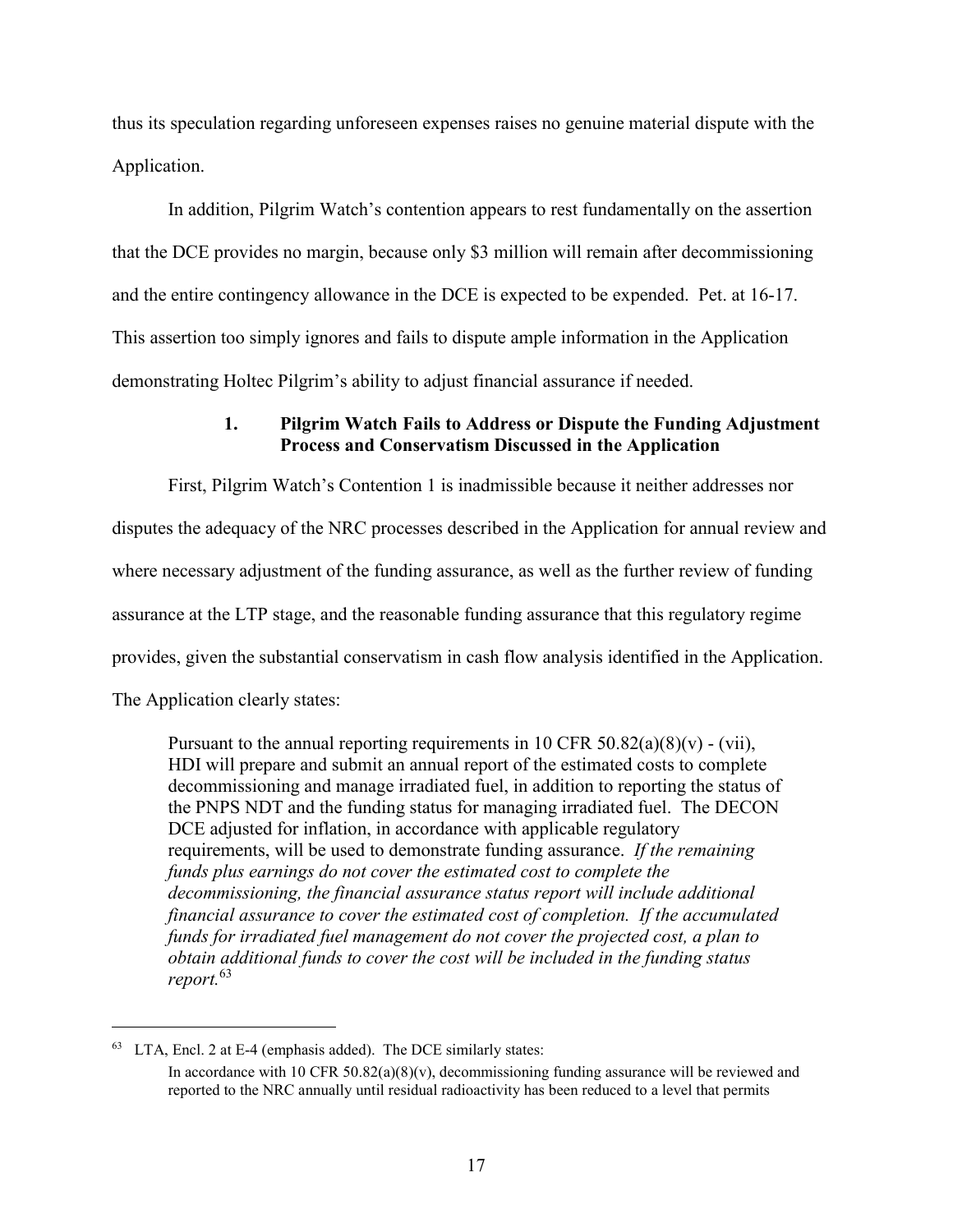thus its speculation regarding unforeseen expenses raises no genuine material dispute with the Application.

In addition, Pilgrim Watch's contention appears to rest fundamentally on the assertion that the DCE provides no margin, because only $3 million will remain after decommissioning and the entire contingency allowance in the DCE is expected to be expended. Pet. at 16-17. This assertion too simply ignores and fails to dispute ample information in the Application demonstrating Holtec Pilgrim's ability to adjust financial assurance if needed.

### 1. Pilgrim Watch Fails to Address or Dispute the Funding Adjustment Process and Conservatism Discussed in the Application

First, Pilgrim Watch's Contention 1 is inadmissible because it neither addresses nor disputes the adequacy of the NRC processes described in the Application for annual review and where necessary adjustment of the funding assurance, as well as the further review of funding assurance at the LTP stage, and the reasonable funding assurance that this regulatory regime provides, given the substantial conservatism in cash flow analysis identified in the Application. The Application clearly states:

> Pursuant to the annual reporting requirements in 10 CFR 50.82(a)(8)(v) - (vii), HDI will prepare and submit an annual report of the estimated costs to complete decommissioning and manage irradiated fuel, in addition to reporting the status of the PNPS NDT and the funding status for managing irradiated fuel. The DECON DCE adjusted for inflation, in accordance with applicable regulatory requirements, will be used to demonstrate funding assurance. *If the remaining funds plus earnings do not cover the estimated cost to complete the decommissioning, the financial assurance status report will include additional financial assurance to cover the estimated cost of completion. If the accumulated funds for irradiated fuel management do not cover the projected cost, a plan to obtain additional funds to cover the cost will be included in the funding status report.*[63]

---

[63] LTA, Encl. 2 at E-4 (emphasis added). The DCE similarly states:

> In accordance with 10 CFR 50.82(a)(8)(v), decommissioning funding assurance will be reviewed and reported to the NRC annually until residual radioactivity has been reduced to a level that permits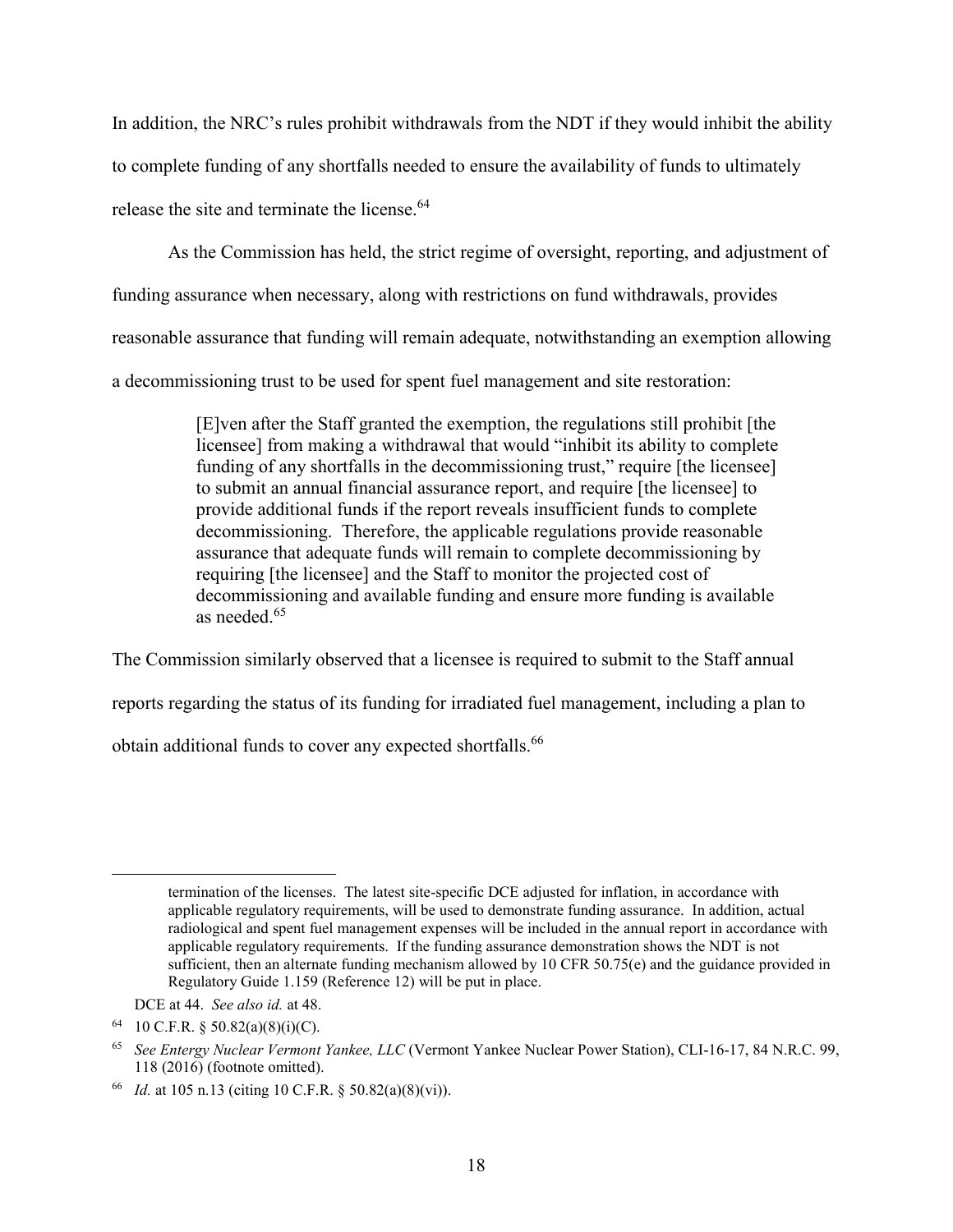In addition, the NRC's rules prohibit withdrawals from the NDT if they would inhibit the ability to complete funding of any shortfalls needed to ensure the availability of funds to ultimately release the site and terminate the license.[64]

As the Commission has held, the strict regime of oversight, reporting, and adjustment of funding assurance when necessary, along with restrictions on fund withdrawals, provides reasonable assurance that funding will remain adequate, notwithstanding an exemption allowing a decommissioning trust to be used for spent fuel management and site restoration:

> [E]ven after the Staff granted the exemption, the regulations still prohibit [the licensee] from making a withdrawal that would "inhibit its ability to complete funding of any shortfalls in the decommissioning trust," require [the licensee] to submit an annual financial assurance report, and require [the licensee] to provide additional funds if the report reveals insufficient funds to complete decommissioning. Therefore, the applicable regulations provide reasonable assurance that adequate funds will remain to complete decommissioning by requiring [the licensee] and the Staff to monitor the projected cost of decommissioning and available funding and ensure more funding is available as needed.[65]

The Commission similarly observed that a licensee is required to submit to the Staff annual reports regarding the status of its funding for irradiated fuel management, including a plan to obtain additional funds to cover any expected shortfalls.[66]

---

> termination of the licenses. The latest site-specific DCE adjusted for inflation, in accordance with applicable regulatory requirements, will be used to demonstrate funding assurance. In addition, actual radiological and spent fuel management expenses will be included in the annual report in accordance with applicable regulatory requirements. If the funding assurance demonstration shows the NDT is not sufficient, then an alternate funding mechanism allowed by 10 CFR 50.75(e) and the guidance provided in Regulatory Guide 1.159 (Reference 12) will be put in place.

DCE at 44. *See also id.* at 48.

[64] 10 C.F.R. § 50.82(a)(8)(i)(C).

[65] *See Entergy Nuclear Vermont Yankee, LLC* (Vermont Yankee Nuclear Power Station), CLI-16-17, 84 N.R.C. 99, 118 (2016) (footnote omitted).

[66] *Id.* at 105 n.13 (citing 10 C.F.R. § 50.82(a)(8)(vi)).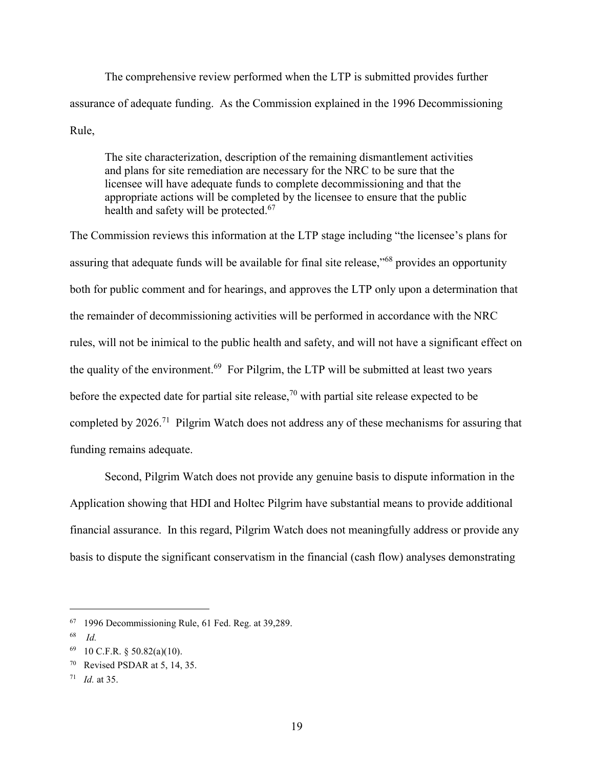The comprehensive review performed when the LTP is submitted provides further assurance of adequate funding. As the Commission explained in the 1996 Decommissioning Rule,

> The site characterization, description of the remaining dismantlement activities and plans for site remediation are necessary for the NRC to be sure that the licensee will have adequate funds to complete decommissioning and that the appropriate actions will be completed by the licensee to ensure that the public health and safety will be protected.[67]

The Commission reviews this information at the LTP stage including "the licensee's plans for assuring that adequate funds will be available for final site release,"[68] provides an opportunity both for public comment and for hearings, and approves the LTP only upon a determination that the remainder of decommissioning activities will be performed in accordance with the NRC rules, will not be inimical to the public health and safety, and will not have a significant effect on the quality of the environment.[69] For Pilgrim, the LTP will be submitted at least two years before the expected date for partial site release,[70] with partial site release expected to be completed by 2026.[71] Pilgrim Watch does not address any of these mechanisms for assuring that funding remains adequate.

Second, Pilgrim Watch does not provide any genuine basis to dispute information in the Application showing that HDI and Holtec Pilgrim have substantial means to provide additional financial assurance. In this regard, Pilgrim Watch does not meaningfully address or provide any basis to dispute the significant conservatism in the financial (cash flow) analyses demonstrating

---

[67] 1996 Decommissioning Rule, 61 Fed. Reg. at 39,289.

[68] *Id.*

[69] 10 C.F.R. § 50.82(a)(10).

[70] Revised PSDAR at 5, 14, 35.

[71] *Id.* at 35.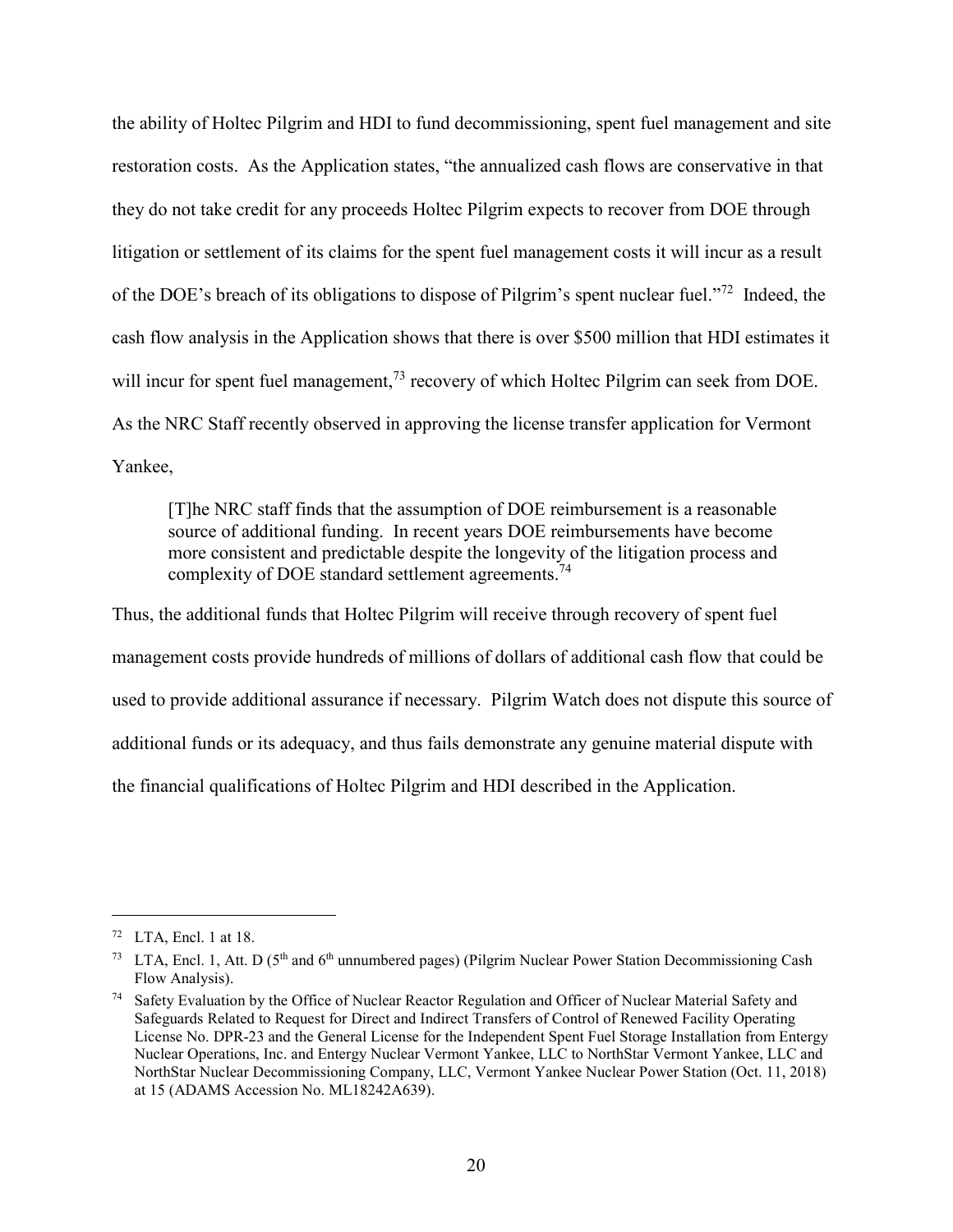the ability of Holtec Pilgrim and HDI to fund decommissioning, spent fuel management and site restoration costs. As the Application states, "the annualized cash flows are conservative in that they do not take credit for any proceeds Holtec Pilgrim expects to recover from DOE through litigation or settlement of its claims for the spent fuel management costs it will incur as a result of the DOE's breach of its obligations to dispose of Pilgrim's spent nuclear fuel."[72] Indeed, the cash flow analysis in the Application shows that there is over $500 million that HDI estimates it will incur for spent fuel management,[73] recovery of which Holtec Pilgrim can seek from DOE. As the NRC Staff recently observed in approving the license transfer application for Vermont Yankee,

> [T]he NRC staff finds that the assumption of DOE reimbursement is a reasonable source of additional funding. In recent years DOE reimbursements have become more consistent and predictable despite the longevity of the litigation process and complexity of DOE standard settlement agreements.[74]

Thus, the additional funds that Holtec Pilgrim will receive through recovery of spent fuel management costs provide hundreds of millions of dollars of additional cash flow that could be used to provide additional assurance if necessary. Pilgrim Watch does not dispute this source of additional funds or its adequacy, and thus fails demonstrate any genuine material dispute with the financial qualifications of Holtec Pilgrim and HDI described in the Application.

---

[72] LTA, Encl. 1 at 18.

[73] LTA, Encl. 1, Att. D (5th and 6th unnumbered pages) (Pilgrim Nuclear Power Station Decommissioning Cash Flow Analysis).

[74] Safety Evaluation by the Office of Nuclear Reactor Regulation and Officer of Nuclear Material Safety and Safeguards Related to Request for Direct and Indirect Transfers of Control of Renewed Facility Operating License No. DPR-23 and the General License for the Independent Spent Fuel Storage Installation from Entergy Nuclear Operations, Inc. and Entergy Nuclear Vermont Yankee, LLC to NorthStar Vermont Yankee, LLC and NorthStar Nuclear Decommissioning Company, LLC, Vermont Yankee Nuclear Power Station (Oct. 11, 2018) at 15 (ADAMS Accession No. ML18242A639).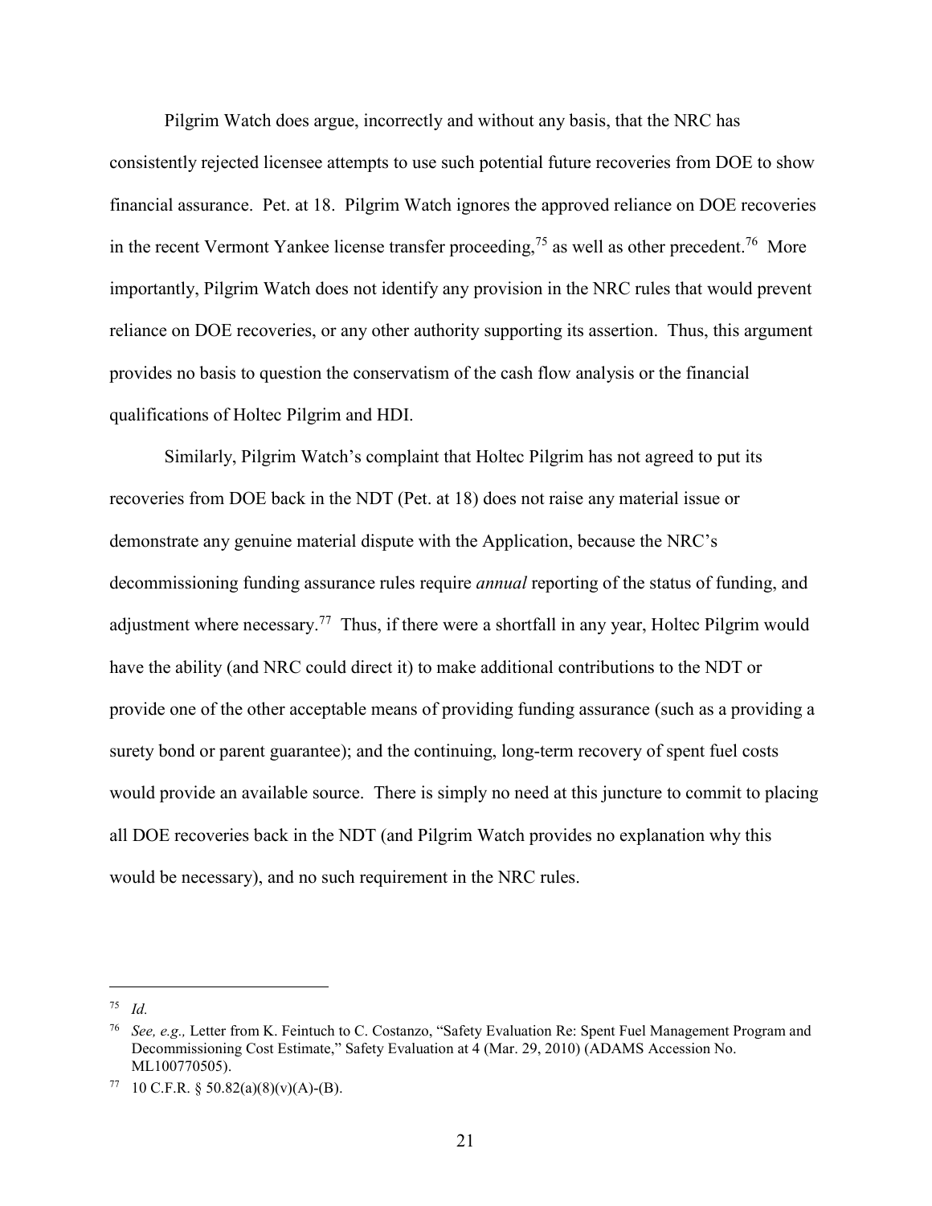Pilgrim Watch does argue, incorrectly and without any basis, that the NRC has consistently rejected licensee attempts to use such potential future recoveries from DOE to show financial assurance. Pet. at 18. Pilgrim Watch ignores the approved reliance on DOE recoveries in the recent Vermont Yankee license transfer proceeding,[75] as well as other precedent.[76] More importantly, Pilgrim Watch does not identify any provision in the NRC rules that would prevent reliance on DOE recoveries, or any other authority supporting its assertion. Thus, this argument provides no basis to question the conservatism of the cash flow analysis or the financial qualifications of Holtec Pilgrim and HDI.

Similarly, Pilgrim Watch's complaint that Holtec Pilgrim has not agreed to put its recoveries from DOE back in the NDT (Pet. at 18) does not raise any material issue or demonstrate any genuine material dispute with the Application, because the NRC's decommissioning funding assurance rules require *annual* reporting of the status of funding, and adjustment where necessary.[77] Thus, if there were a shortfall in any year, Holtec Pilgrim would have the ability (and NRC could direct it) to make additional contributions to the NDT or provide one of the other acceptable means of providing funding assurance (such as a providing a surety bond or parent guarantee); and the continuing, long-term recovery of spent fuel costs would provide an available source. There is simply no need at this juncture to commit to placing all DOE recoveries back in the NDT (and Pilgrim Watch provides no explanation why this would be necessary), and no such requirement in the NRC rules.

---

[75] *Id.*

[76] *See, e.g.,* Letter from K. Feintuch to C. Costanzo, "Safety Evaluation Re: Spent Fuel Management Program and Decommissioning Cost Estimate," Safety Evaluation at 4 (Mar. 29, 2010) (ADAMS Accession No. ML100770505).

[77] 10 C.F.R. § 50.82(a)(8)(v)(A)-(B).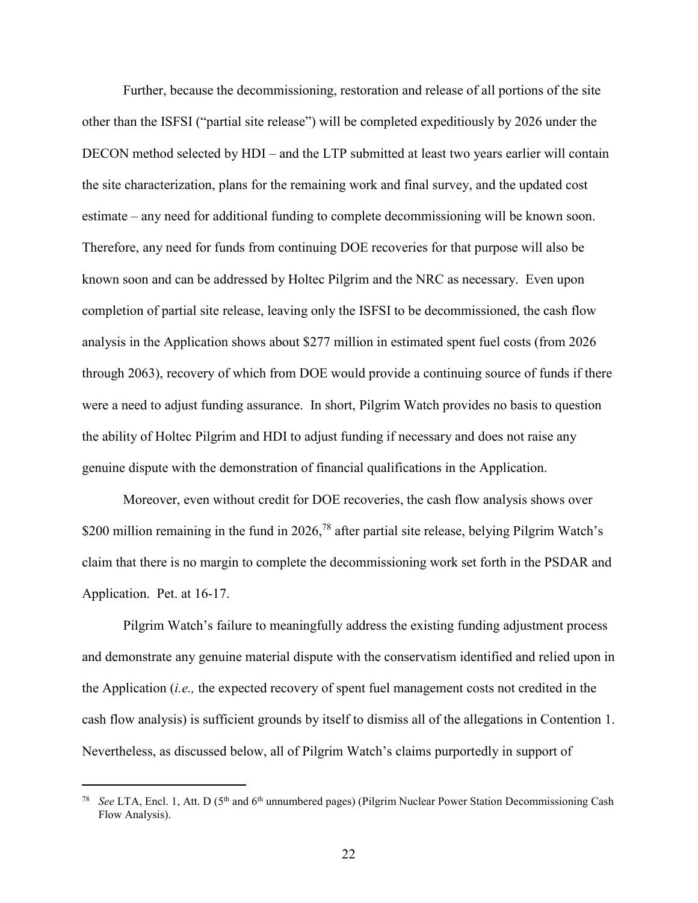Further, because the decommissioning, restoration and release of all portions of the site other than the ISFSI ("partial site release") will be completed expeditiously by 2026 under the DECON method selected by HDI – and the LTP submitted at least two years earlier will contain the site characterization, plans for the remaining work and final survey, and the updated cost estimate – any need for additional funding to complete decommissioning will be known soon. Therefore, any need for funds from continuing DOE recoveries for that purpose will also be known soon and can be addressed by Holtec Pilgrim and the NRC as necessary. Even upon completion of partial site release, leaving only the ISFSI to be decommissioned, the cash flow analysis in the Application shows about $277 million in estimated spent fuel costs (from 2026 through 2063), recovery of which from DOE would provide a continuing source of funds if there were a need to adjust funding assurance. In short, Pilgrim Watch provides no basis to question the ability of Holtec Pilgrim and HDI to adjust funding if necessary and does not raise any genuine dispute with the demonstration of financial qualifications in the Application.

Moreover, even without credit for DOE recoveries, the cash flow analysis shows over $200 million remaining in the fund in 2026,[78] after partial site release, belying Pilgrim Watch's claim that there is no margin to complete the decommissioning work set forth in the PSDAR and Application. Pet. at 16-17.

Pilgrim Watch's failure to meaningfully address the existing funding adjustment process and demonstrate any genuine material dispute with the conservatism identified and relied upon in the Application (*i.e.,* the expected recovery of spent fuel management costs not credited in the cash flow analysis) is sufficient grounds by itself to dismiss all of the allegations in Contention 1. Nevertheless, as discussed below, all of Pilgrim Watch's claims purportedly in support of

---

[78] *See* LTA, Encl. 1, Att. D (5th and 6th unnumbered pages) (Pilgrim Nuclear Power Station Decommissioning Cash Flow Analysis).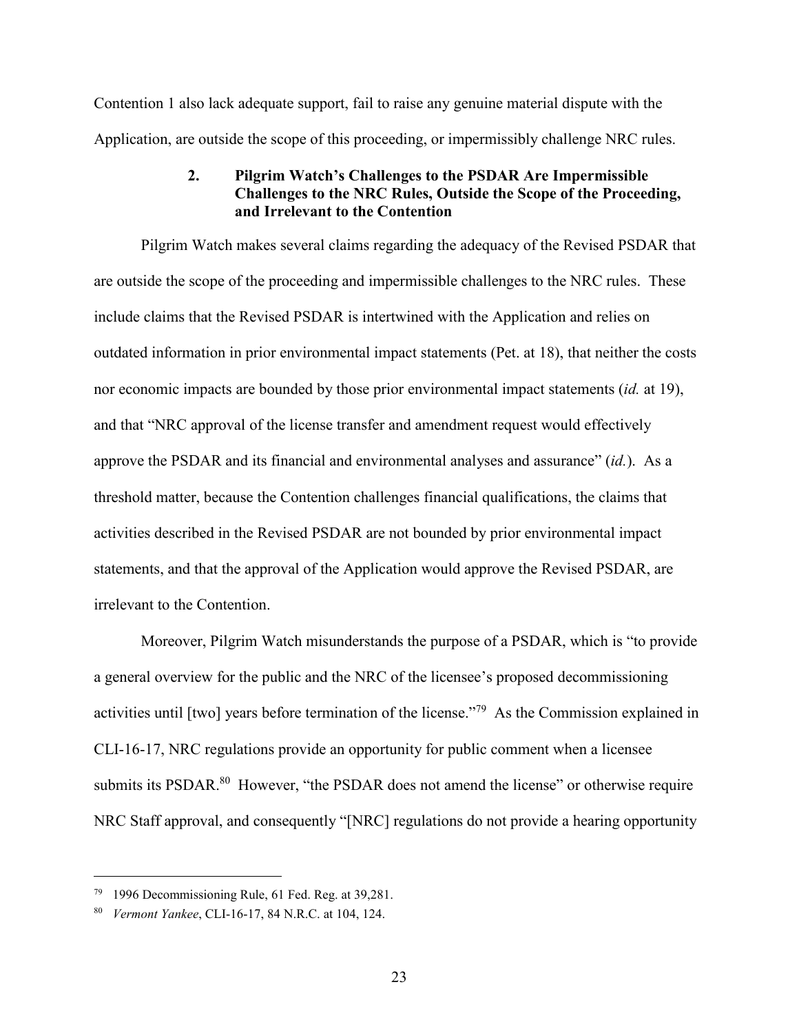Contention 1 also lack adequate support, fail to raise any genuine material dispute with the Application, are outside the scope of this proceeding, or impermissibly challenge NRC rules.

### 2. Pilgrim Watch's Challenges to the PSDAR Are Impermissible Challenges to the NRC Rules, Outside the Scope of the Proceeding, and Irrelevant to the Contention

Pilgrim Watch makes several claims regarding the adequacy of the Revised PSDAR that are outside the scope of the proceeding and impermissible challenges to the NRC rules. These include claims that the Revised PSDAR is intertwined with the Application and relies on outdated information in prior environmental impact statements (Pet. at 18), that neither the costs nor economic impacts are bounded by those prior environmental impact statements (*id.* at 19), and that "NRC approval of the license transfer and amendment request would effectively approve the PSDAR and its financial and environmental analyses and assurance" (*id.*). As a threshold matter, because the Contention challenges financial qualifications, the claims that activities described in the Revised PSDAR are not bounded by prior environmental impact statements, and that the approval of the Application would approve the Revised PSDAR, are irrelevant to the Contention.

Moreover, Pilgrim Watch misunderstands the purpose of a PSDAR, which is "to provide a general overview for the public and the NRC of the licensee's proposed decommissioning activities until [two] years before termination of the license."[79] As the Commission explained in CLI-16-17, NRC regulations provide an opportunity for public comment when a licensee submits its PSDAR.[80] However, "the PSDAR does not amend the license" or otherwise require NRC Staff approval, and consequently "[NRC] regulations do not provide a hearing opportunity

---

[79] 1996 Decommissioning Rule, 61 Fed. Reg. at 39,281.

[80] *Vermont Yankee*, CLI-16-17, 84 N.R.C. at 104, 124.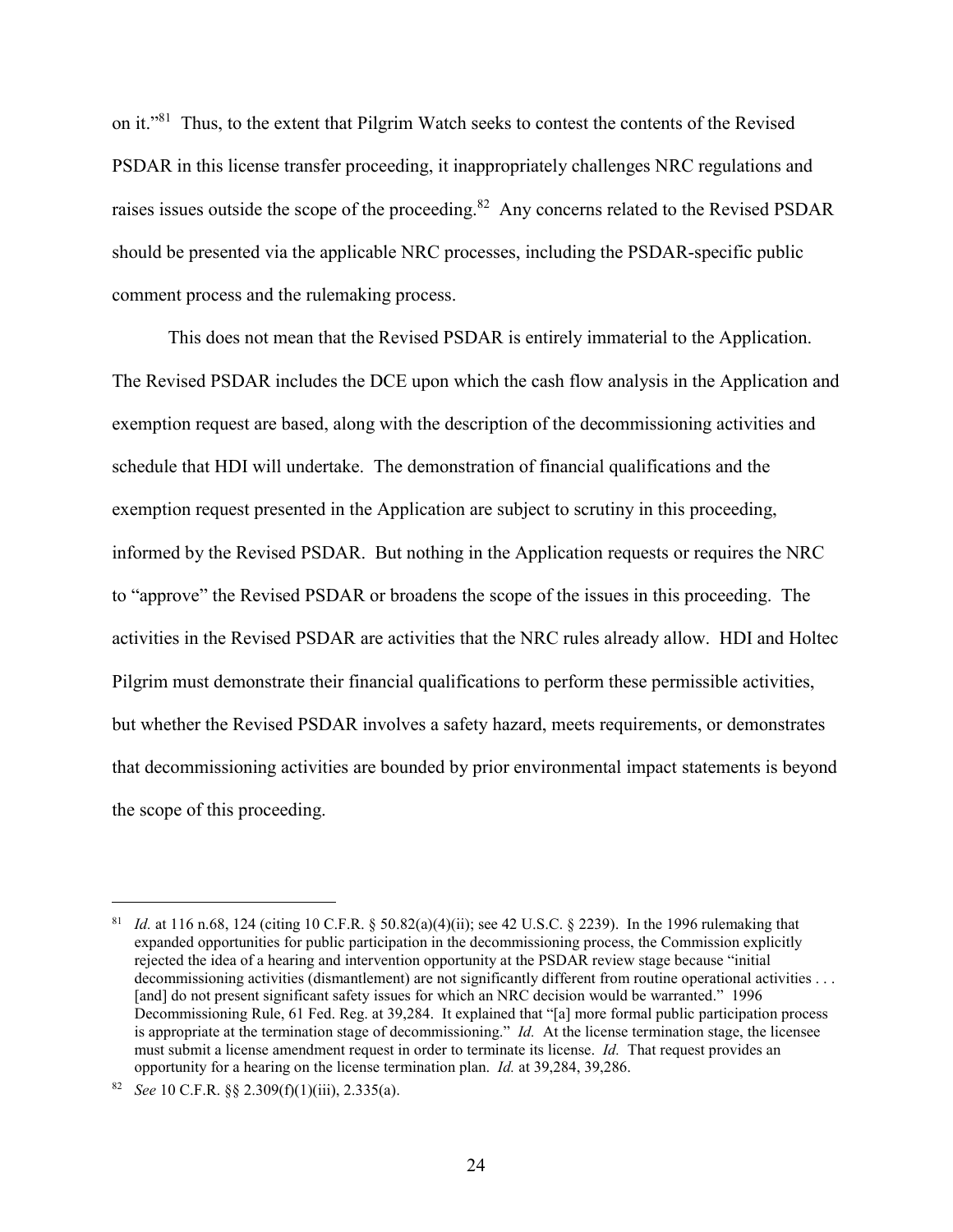on it."[81] Thus, to the extent that Pilgrim Watch seeks to contest the contents of the Revised PSDAR in this license transfer proceeding, it inappropriately challenges NRC regulations and raises issues outside the scope of the proceeding.[82] Any concerns related to the Revised PSDAR should be presented via the applicable NRC processes, including the PSDAR-specific public comment process and the rulemaking process.

This does not mean that the Revised PSDAR is entirely immaterial to the Application. The Revised PSDAR includes the DCE upon which the cash flow analysis in the Application and exemption request are based, along with the description of the decommissioning activities and schedule that HDI will undertake. The demonstration of financial qualifications and the exemption request presented in the Application are subject to scrutiny in this proceeding, informed by the Revised PSDAR. But nothing in the Application requests or requires the NRC to "approve" the Revised PSDAR or broadens the scope of the issues in this proceeding. The activities in the Revised PSDAR are activities that the NRC rules already allow. HDI and Holtec Pilgrim must demonstrate their financial qualifications to perform these permissible activities, but whether the Revised PSDAR involves a safety hazard, meets requirements, or demonstrates that decommissioning activities are bounded by prior environmental impact statements is beyond the scope of this proceeding.

---

[81] *Id.* at 116 n.68, 124 (citing 10 C.F.R. § 50.82(a)(4)(ii); see 42 U.S.C. § 2239). In the 1996 rulemaking that expanded opportunities for public participation in the decommissioning process, the Commission explicitly rejected the idea of a hearing and intervention opportunity at the PSDAR review stage because "initial decommissioning activities (dismantlement) are not significantly different from routine operational activities . . . [and] do not present significant safety issues for which an NRC decision would be warranted." 1996 Decommissioning Rule, 61 Fed. Reg. at 39,284. It explained that "[a] more formal public participation process is appropriate at the termination stage of decommissioning." *Id.* At the license termination stage, the licensee must submit a license amendment request in order to terminate its license. *Id.* That request provides an opportunity for a hearing on the license termination plan. *Id.* at 39,284, 39,286.

[82] *See* 10 C.F.R. §§ 2.309(f)(1)(iii), 2.335(a).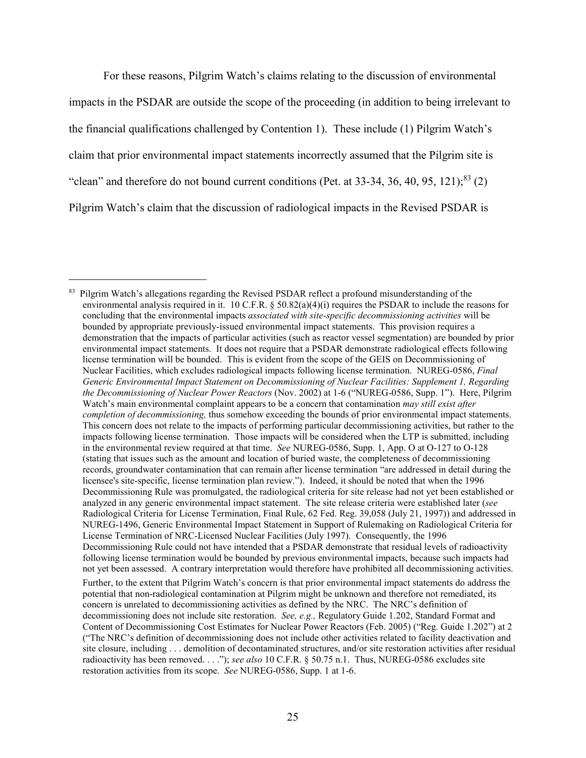For these reasons, Pilgrim Watch's claims relating to the discussion of environmental impacts in the PSDAR are outside the scope of the proceeding (in addition to being irrelevant to the financial qualifications challenged by Contention 1). These include (1) Pilgrim Watch's claim that prior environmental impact statements incorrectly assumed that the Pilgrim site is "clean" and therefore do not bound current conditions (Pet. at 33-34, 36, 40, 95, 121);[83] (2) Pilgrim Watch's claim that the discussion of radiological impacts in the Revised PSDAR is

---

[83] Pilgrim Watch's allegations regarding the Revised PSDAR reflect a profound misunderstanding of the environmental analysis required in it. 10 C.F.R. § 50.82(a)(4)(i) requires the PSDAR to include the reasons for concluding that the environmental impacts *associated with site-specific decommissioning activities* will be bounded by appropriate previously-issued environmental impact statements. This provision requires a demonstration that the impacts of particular activities (such as reactor vessel segmentation) are bounded by prior environmental impact statements. It does not require that a PSDAR demonstrate radiological effects following license termination will be bounded. This is evident from the scope of the GEIS on Decommissioning of Nuclear Facilities, which excludes radiological impacts following license termination. NUREG-0586, *Final Generic Environmental Impact Statement on Decommissioning of Nuclear Facilities: Supplement 1, Regarding the Decommissioning of Nuclear Power Reactors* (Nov. 2002) at 1-6 ("NUREG-0586, Supp. 1"). Here, Pilgrim Watch's main environmental complaint appears to be a concern that contamination *may still exist after completion of decommissioning,* thus somehow exceeding the bounds of prior environmental impact statements. This concern does not relate to the impacts of performing particular decommissioning activities, but rather to the impacts following license termination. Those impacts will be considered when the LTP is submitted, including in the environmental review required at that time. *See* NUREG-0586, Supp. 1, App. O at O-127 to O-128 (stating that issues such as the amount and location of buried waste, the completeness of decommissioning records, groundwater contamination that can remain after license termination "are addressed in detail during the licensee's site-specific, license termination plan review."). Indeed, it should be noted that when the 1996 Decommissioning Rule was promulgated, the radiological criteria for site release had not yet been established or analyzed in any generic environmental impact statement. The site release criteria were established later (*see* Radiological Criteria for License Termination, Final Rule, 62 Fed. Reg. 39,058 (July 21, 1997)) and addressed in NUREG-1496, Generic Environmental Impact Statement in Support of Rulemaking on Radiological Criteria for License Termination of NRC-Licensed Nuclear Facilities (July 1997). Consequently, the 1996 Decommissioning Rule could not have intended that a PSDAR demonstrate that residual levels of radioactivity following license termination would be bounded by previous environmental impacts, because such impacts had not yet been assessed. A contrary interpretation would therefore have prohibited all decommissioning activities.

Further, to the extent that Pilgrim Watch's concern is that prior environmental impact statements do address the potential that non-radiological contamination at Pilgrim might be unknown and therefore not remediated, its concern is unrelated to decommissioning activities as defined by the NRC. The NRC's definition of decommissioning does not include site restoration. *See, e.g.,* Regulatory Guide 1.202, Standard Format and Content of Decommissioning Cost Estimates for Nuclear Power Reactors (Feb. 2005) ("Reg. Guide 1.202") at 2 ("The NRC's definition of decommissioning does not include other activities related to facility deactivation and site closure, including . . . demolition of decontaminated structures, and/or site restoration activities after residual radioactivity has been removed. . . ."); *see also* 10 C.F.R. § 50.75 n.1. Thus, NUREG-0586 excludes site restoration activities from its scope. *See* NUREG-0586, Supp. 1 at 1-6.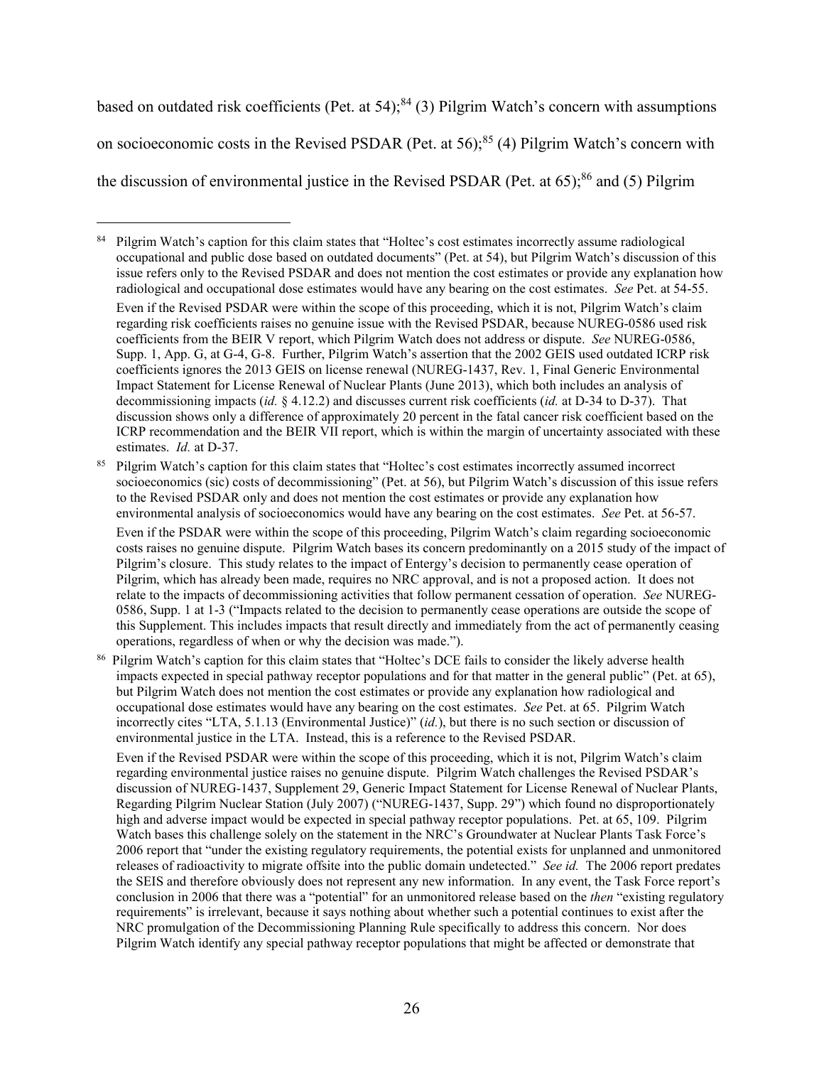based on outdated risk coefficients (Pet. at 54);[84] (3) Pilgrim Watch's concern with assumptions on socioeconomic costs in the Revised PSDAR (Pet. at 56);[85] (4) Pilgrim Watch's concern with the discussion of environmental justice in the Revised PSDAR (Pet. at 65);[86] and (5) Pilgrim

---

[84] Pilgrim Watch's caption for this claim states that "Holtec's cost estimates incorrectly assume radiological occupational and public dose based on outdated documents" (Pet. at 54), but Pilgrim Watch's discussion of this issue refers only to the Revised PSDAR and does not mention the cost estimates or provide any explanation how radiological and occupational dose estimates would have any bearing on the cost estimates. *See* Pet. at 54-55.

Even if the Revised PSDAR were within the scope of this proceeding, which it is not, Pilgrim Watch's claim regarding risk coefficients raises no genuine issue with the Revised PSDAR, because NUREG-0586 used risk coefficients from the BEIR V report, which Pilgrim Watch does not address or dispute. *See* NUREG-0586, Supp. 1, App. G, at G-4, G-8. Further, Pilgrim Watch's assertion that the 2002 GEIS used outdated ICRP risk coefficients ignores the 2013 GEIS on license renewal (NUREG-1437, Rev. 1, Final Generic Environmental Impact Statement for License Renewal of Nuclear Plants (June 2013), which both includes an analysis of decommissioning impacts (*id.* § 4.12.2) and discusses current risk coefficients (*id.* at D-34 to D-37). That discussion shows only a difference of approximately 20 percent in the fatal cancer risk coefficient based on the ICRP recommendation and the BEIR VII report, which is within the margin of uncertainty associated with these estimates. *Id.* at D-37.

[85] Pilgrim Watch's caption for this claim states that "Holtec's cost estimates incorrectly assumed incorrect socioeconomics (sic) costs of decommissioning" (Pet. at 56), but Pilgrim Watch's discussion of this issue refers to the Revised PSDAR only and does not mention the cost estimates or provide any explanation how environmental analysis of socioeconomics would have any bearing on the cost estimates. *See* Pet. at 56-57.

Even if the PSDAR were within the scope of this proceeding, Pilgrim Watch's claim regarding socioeconomic costs raises no genuine dispute. Pilgrim Watch bases its concern predominantly on a 2015 study of the impact of Pilgrim's closure. This study relates to the impact of Entergy's decision to permanently cease operation of Pilgrim, which has already been made, requires no NRC approval, and is not a proposed action. It does not relate to the impacts of decommissioning activities that follow permanent cessation of operation. *See* NUREG-0586, Supp. 1 at 1-3 ("Impacts related to the decision to permanently cease operations are outside the scope of this Supplement. This includes impacts that result directly and immediately from the act of permanently ceasing operations, regardless of when or why the decision was made.").

[86] Pilgrim Watch's caption for this claim states that "Holtec's DCE fails to consider the likely adverse health impacts expected in special pathway receptor populations and for that matter in the general public" (Pet. at 65), but Pilgrim Watch does not mention the cost estimates or provide any explanation how radiological and occupational dose estimates would have any bearing on the cost estimates. *See* Pet. at 65. Pilgrim Watch incorrectly cites "LTA, 5.1.13 (Environmental Justice)" (*id.*), but there is no such section or discussion of environmental justice in the LTA. Instead, this is a reference to the Revised PSDAR.

Even if the Revised PSDAR were within the scope of this proceeding, which it is not, Pilgrim Watch's claim regarding environmental justice raises no genuine dispute. Pilgrim Watch challenges the Revised PSDAR's discussion of NUREG-1437, Supplement 29, Generic Impact Statement for License Renewal of Nuclear Plants, Regarding Pilgrim Nuclear Station (July 2007) ("NUREG-1437, Supp. 29") which found no disproportionately high and adverse impact would be expected in special pathway receptor populations. Pet. at 65, 109. Pilgrim Watch bases this challenge solely on the statement in the NRC's Groundwater at Nuclear Plants Task Force's 2006 report that "under the existing regulatory requirements, the potential exists for unplanned and unmonitored releases of radioactivity to migrate offsite into the public domain undetected." *See id.* The 2006 report predates the SEIS and therefore obviously does not represent any new information. In any event, the Task Force report's conclusion in 2006 that there was a "potential" for an unmonitored release based on the *then* "existing regulatory requirements" is irrelevant, because it says nothing about whether such a potential continues to exist after the NRC promulgation of the Decommissioning Planning Rule specifically to address this concern. Nor does Pilgrim Watch identify any special pathway receptor populations that might be affected or demonstrate that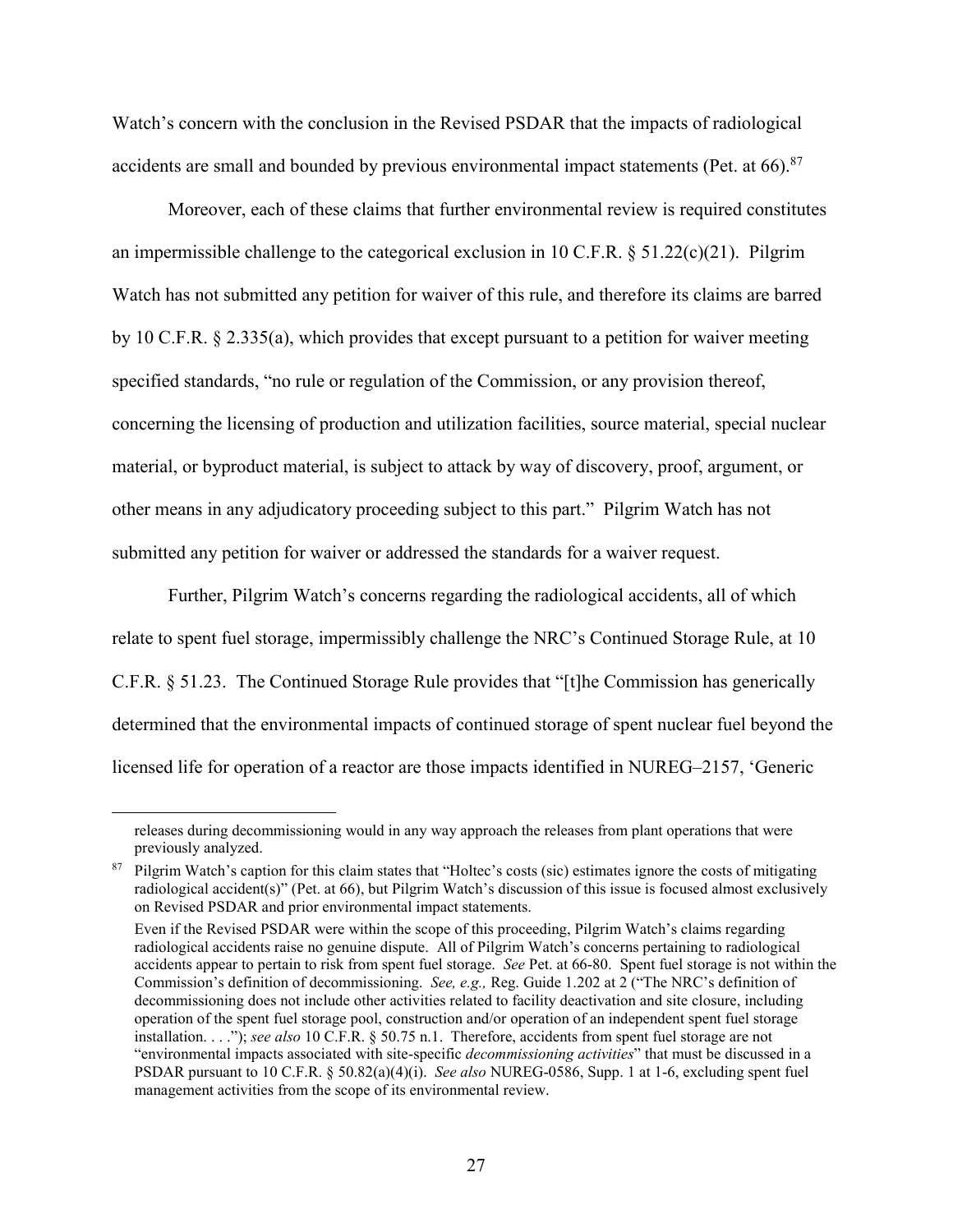Watch's concern with the conclusion in the Revised PSDAR that the impacts of radiological accidents are small and bounded by previous environmental impact statements (Pet. at 66).[87]

Moreover, each of these claims that further environmental review is required constitutes an impermissible challenge to the categorical exclusion in 10 C.F.R. § 51.22(c)(21). Pilgrim Watch has not submitted any petition for waiver of this rule, and therefore its claims are barred by 10 C.F.R. § 2.335(a), which provides that except pursuant to a petition for waiver meeting specified standards, "no rule or regulation of the Commission, or any provision thereof, concerning the licensing of production and utilization facilities, source material, special nuclear material, or byproduct material, is subject to attack by way of discovery, proof, argument, or other means in any adjudicatory proceeding subject to this part." Pilgrim Watch has not submitted any petition for waiver or addressed the standards for a waiver request.

Further, Pilgrim Watch's concerns regarding the radiological accidents, all of which relate to spent fuel storage, impermissibly challenge the NRC's Continued Storage Rule, at 10 C.F.R. § 51.23. The Continued Storage Rule provides that "[t]he Commission has generically determined that the environmental impacts of continued storage of spent nuclear fuel beyond the licensed life for operation of a reactor are those impacts identified in NUREG–2157, 'Generic

---

releases during decommissioning would in any way approach the releases from plant operations that were previously analyzed.

[87] Pilgrim Watch's caption for this claim states that "Holtec's costs (sic) estimates ignore the costs of mitigating radiological accident(s)" (Pet. at 66), but Pilgrim Watch's discussion of this issue is focused almost exclusively on Revised PSDAR and prior environmental impact statements.

Even if the Revised PSDAR were within the scope of this proceeding, Pilgrim Watch's claims regarding radiological accidents raise no genuine dispute. All of Pilgrim Watch's concerns pertaining to radiological accidents appear to pertain to risk from spent fuel storage. *See* Pet. at 66-80. Spent fuel storage is not within the Commission's definition of decommissioning. *See, e.g.,* Reg. Guide 1.202 at 2 ("The NRC's definition of decommissioning does not include other activities related to facility deactivation and site closure, including operation of the spent fuel storage pool, construction and/or operation of an independent spent fuel storage installation. . . ."); *see also* 10 C.F.R. § 50.75 n.1. Therefore, accidents from spent fuel storage are not "environmental impacts associated with site-specific *decommissioning activities*" that must be discussed in a PSDAR pursuant to 10 C.F.R. § 50.82(a)(4)(i). *See also* NUREG-0586, Supp. 1 at 1-6, excluding spent fuel management activities from the scope of its environmental review.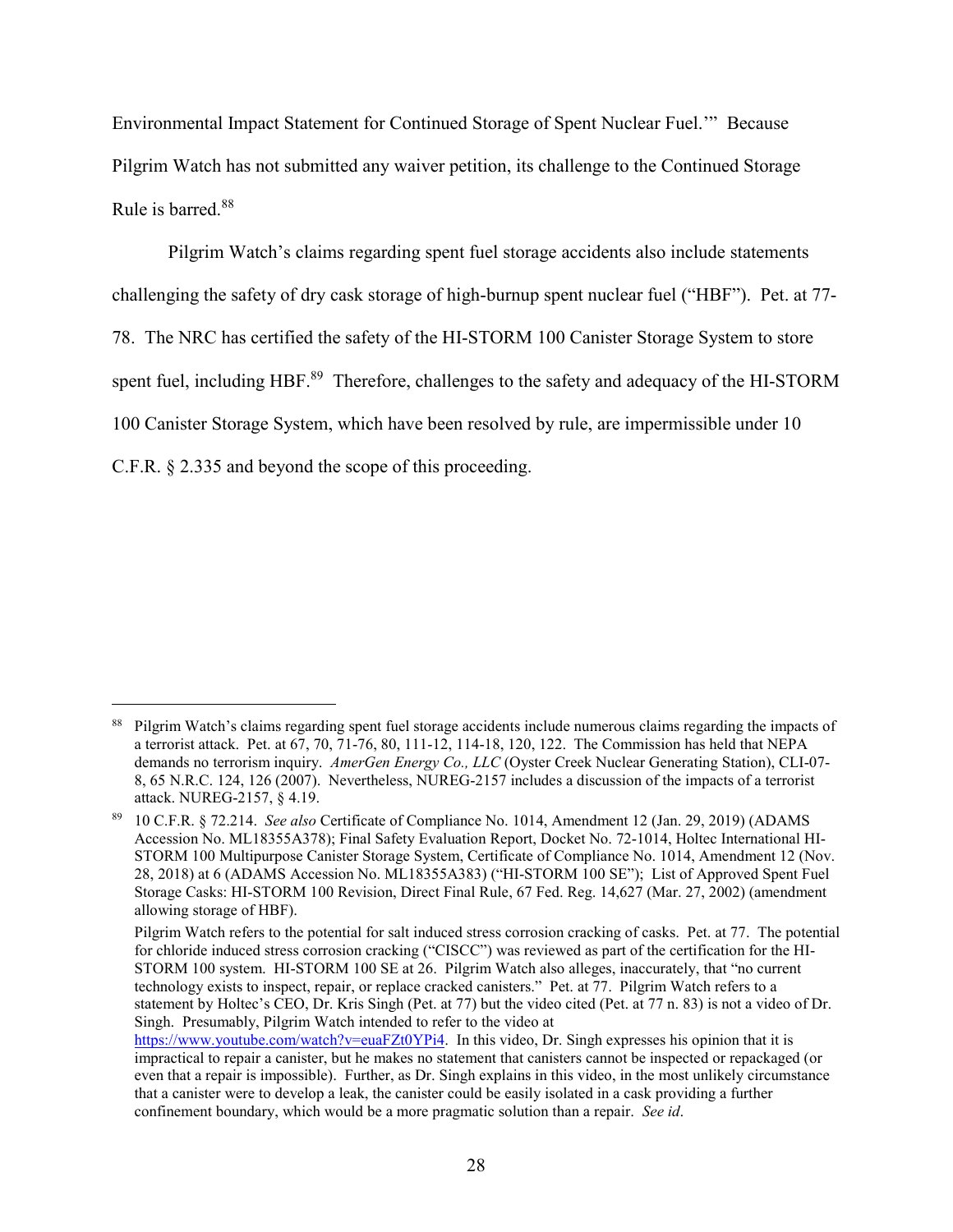Environmental Impact Statement for Continued Storage of Spent Nuclear Fuel.'" Because Pilgrim Watch has not submitted any waiver petition, its challenge to the Continued Storage Rule is barred.[88]

Pilgrim Watch's claims regarding spent fuel storage accidents also include statements challenging the safety of dry cask storage of high-burnup spent nuclear fuel ("HBF"). Pet. at 77-78. The NRC has certified the safety of the HI-STORM 100 Canister Storage System to store spent fuel, including HBF.[89] Therefore, challenges to the safety and adequacy of the HI-STORM 100 Canister Storage System, which have been resolved by rule, are impermissible under 10 C.F.R. § 2.335 and beyond the scope of this proceeding.

---

[88] Pilgrim Watch's claims regarding spent fuel storage accidents include numerous claims regarding the impacts of a terrorist attack. Pet. at 67, 70, 71-76, 80, 111-12, 114-18, 120, 122. The Commission has held that NEPA demands no terrorism inquiry. *AmerGen Energy Co., LLC* (Oyster Creek Nuclear Generating Station), CLI-07-8, 65 N.R.C. 124, 126 (2007). Nevertheless, NUREG-2157 includes a discussion of the impacts of a terrorist attack. NUREG-2157, § 4.19.

[89] 10 C.F.R. § 72.214. *See also* Certificate of Compliance No. 1014, Amendment 12 (Jan. 29, 2019) (ADAMS Accession No. ML18355A378); Final Safety Evaluation Report, Docket No. 72-1014, Holtec International HI-STORM 100 Multipurpose Canister Storage System, Certificate of Compliance No. 1014, Amendment 12 (Nov. 28, 2018) at 6 (ADAMS Accession No. ML18355A383) ("HI-STORM 100 SE"); List of Approved Spent Fuel Storage Casks: HI-STORM 100 Revision, Direct Final Rule, 67 Fed. Reg. 14,627 (Mar. 27, 2002) (amendment allowing storage of HBF).

Pilgrim Watch refers to the potential for salt induced stress corrosion cracking of casks. Pet. at 77. The potential for chloride induced stress corrosion cracking ("CISCC") was reviewed as part of the certification for the HI-STORM 100 system. HI-STORM 100 SE at 26. Pilgrim Watch also alleges, inaccurately, that "no current technology exists to inspect, repair, or replace cracked canisters." Pet. at 77. Pilgrim Watch refers to a statement by Holtec's CEO, Dr. Kris Singh (Pet. at 77) but the video cited (Pet. at 77 n. 83) is not a video of Dr. Singh. Presumably, Pilgrim Watch intended to refer to the video at https://www.youtube.com/watch?v=euaFZt0YPi4. In this video, Dr. Singh expresses his opinion that it is impractical to repair a canister, but he makes no statement that canisters cannot be inspected or repackaged (or even that a repair is impossible). Further, as Dr. Singh explains in this video, in the most unlikely circumstance that a canister were to develop a leak, the canister could be easily isolated in a cask providing a further confinement boundary, which would be a more pragmatic solution than a repair. *See id*.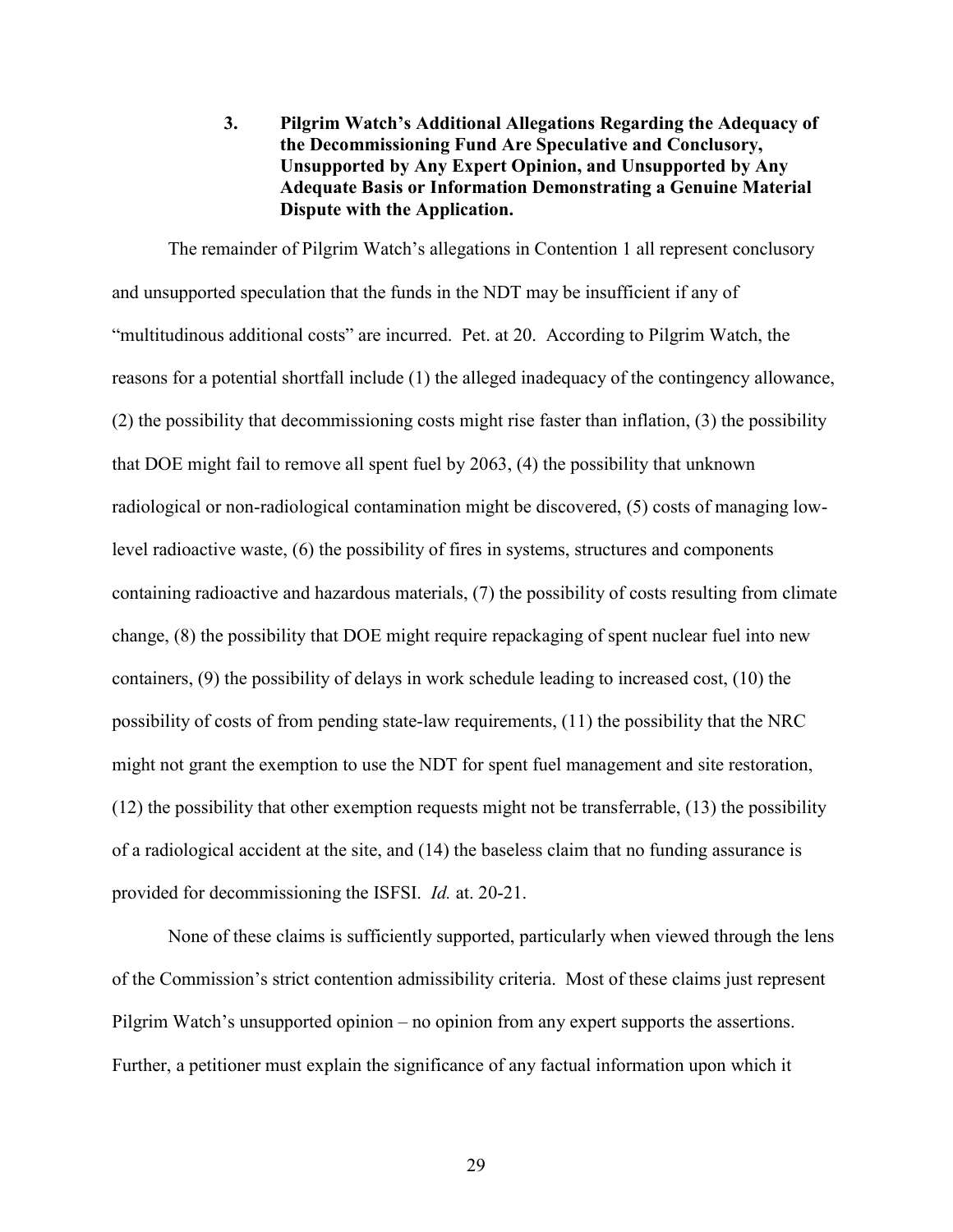### 3. Pilgrim Watch's Additional Allegations Regarding the Adequacy of the Decommissioning Fund Are Speculative and Conclusory, Unsupported by Any Expert Opinion, and Unsupported by Any Adequate Basis or Information Demonstrating a Genuine Material Dispute with the Application.

The remainder of Pilgrim Watch's allegations in Contention 1 all represent conclusory and unsupported speculation that the funds in the NDT may be insufficient if any of "multitudinous additional costs" are incurred. Pet. at 20. According to Pilgrim Watch, the reasons for a potential shortfall include (1) the alleged inadequacy of the contingency allowance, (2) the possibility that decommissioning costs might rise faster than inflation, (3) the possibility that DOE might fail to remove all spent fuel by 2063, (4) the possibility that unknown radiological or non-radiological contamination might be discovered, (5) costs of managing low-level radioactive waste, (6) the possibility of fires in systems, structures and components containing radioactive and hazardous materials, (7) the possibility of costs resulting from climate change, (8) the possibility that DOE might require repackaging of spent nuclear fuel into new containers, (9) the possibility of delays in work schedule leading to increased cost, (10) the possibility of costs of from pending state-law requirements, (11) the possibility that the NRC might not grant the exemption to use the NDT for spent fuel management and site restoration, (12) the possibility that other exemption requests might not be transferrable, (13) the possibility of a radiological accident at the site, and (14) the baseless claim that no funding assurance is provided for decommissioning the ISFSI. *Id.* at 20-21.

None of these claims is sufficiently supported, particularly when viewed through the lens of the Commission's strict contention admissibility criteria. Most of these claims just represent Pilgrim Watch's unsupported opinion – no opinion from any expert supports the assertions. Further, a petitioner must explain the significance of any factual information upon which it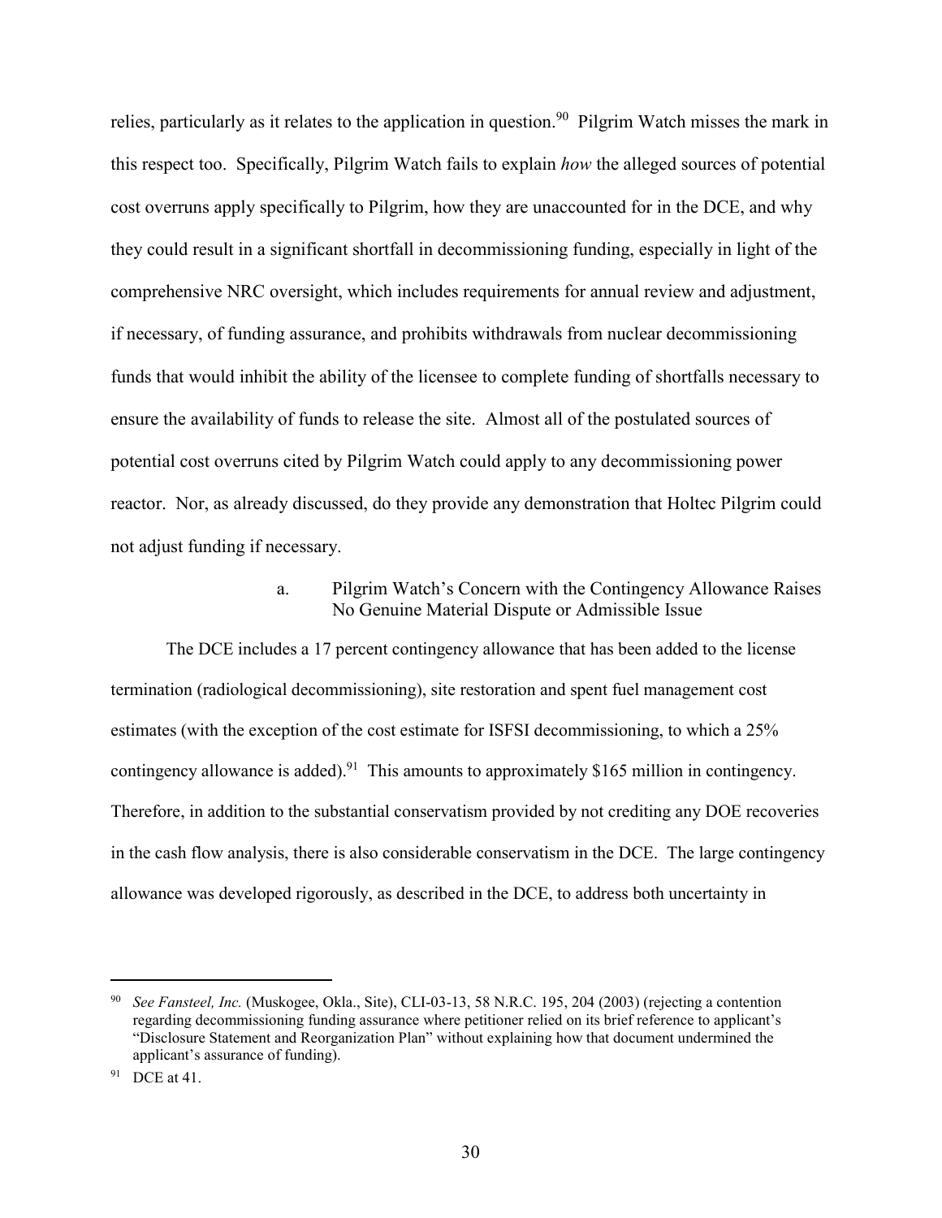relies, particularly as it relates to the application in question.[90] Pilgrim Watch misses the mark in this respect too. Specifically, Pilgrim Watch fails to explain *how* the alleged sources of potential cost overruns apply specifically to Pilgrim, how they are unaccounted for in the DCE, and why they could result in a significant shortfall in decommissioning funding, especially in light of the comprehensive NRC oversight, which includes requirements for annual review and adjustment, if necessary, of funding assurance, and prohibits withdrawals from nuclear decommissioning funds that would inhibit the ability of the licensee to complete funding of shortfalls necessary to ensure the availability of funds to release the site. Almost all of the postulated sources of potential cost overruns cited by Pilgrim Watch could apply to any decommissioning power reactor. Nor, as already discussed, do they provide any demonstration that Holtec Pilgrim could not adjust funding if necessary.

#### a. Pilgrim Watch's Concern with the Contingency Allowance Raises No Genuine Material Dispute or Admissible Issue

The DCE includes a 17 percent contingency allowance that has been added to the license termination (radiological decommissioning), site restoration and spent fuel management cost estimates (with the exception of the cost estimate for ISFSI decommissioning, to which a 25% contingency allowance is added).[91] This amounts to approximately $165 million in contingency. Therefore, in addition to the substantial conservatism provided by not crediting any DOE recoveries in the cash flow analysis, there is also considerable conservatism in the DCE. The large contingency allowance was developed rigorously, as described in the DCE, to address both uncertainty in

---

[90] *See Fansteel, Inc.* (Muskogee, Okla., Site), CLI-03-13, 58 N.R.C. 195, 204 (2003) (rejecting a contention regarding decommissioning funding assurance where petitioner relied on its brief reference to applicant's "Disclosure Statement and Reorganization Plan" without explaining how that document undermined the applicant's assurance of funding).

[91] DCE at 41.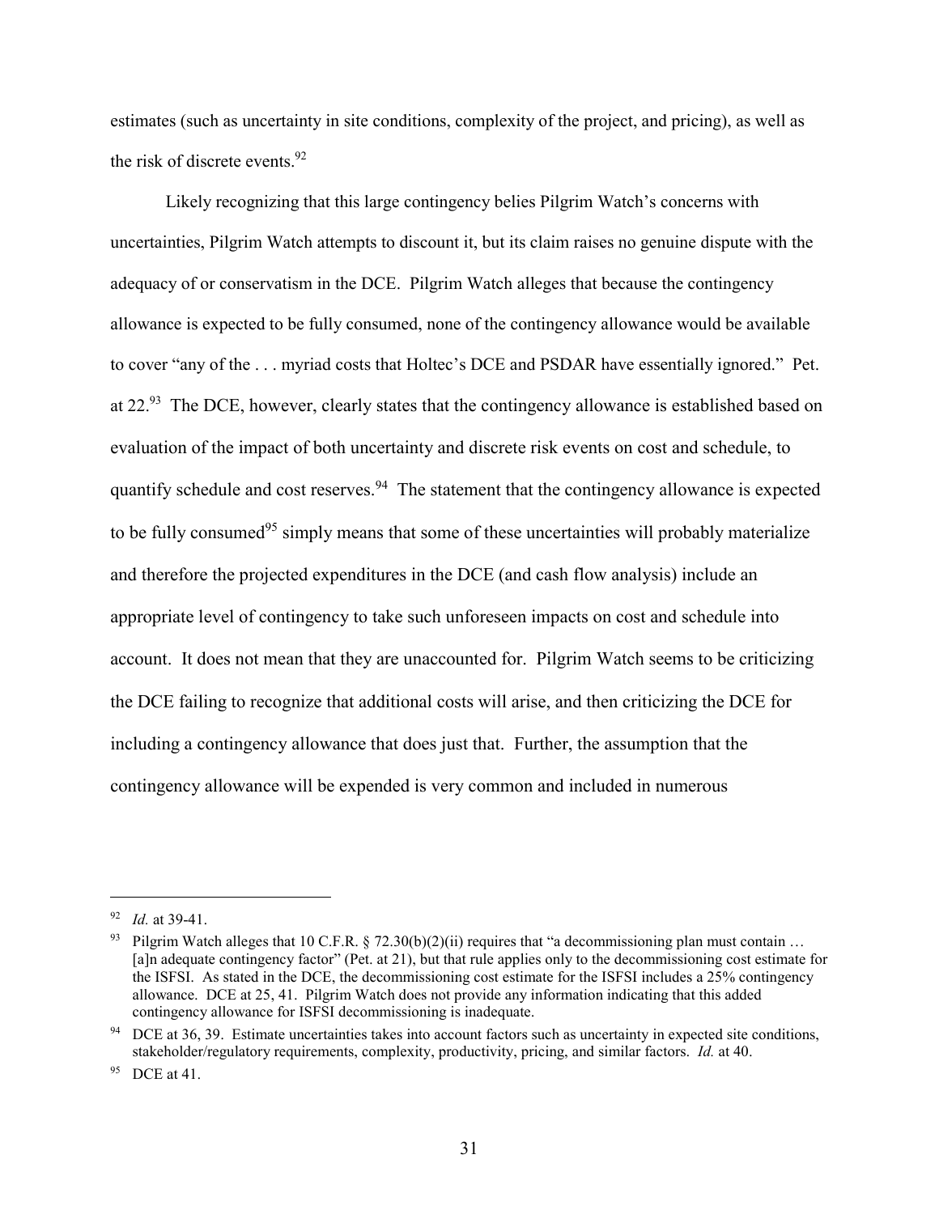estimates (such as uncertainty in site conditions, complexity of the project, and pricing), as well as the risk of discrete events.[92]

Likely recognizing that this large contingency belies Pilgrim Watch's concerns with uncertainties, Pilgrim Watch attempts to discount it, but its claim raises no genuine dispute with the adequacy of or conservatism in the DCE. Pilgrim Watch alleges that because the contingency allowance is expected to be fully consumed, none of the contingency allowance would be available to cover "any of the . . . myriad costs that Holtec's DCE and PSDAR have essentially ignored." Pet. at 22.[93] The DCE, however, clearly states that the contingency allowance is established based on evaluation of the impact of both uncertainty and discrete risk events on cost and schedule, to quantify schedule and cost reserves.[94] The statement that the contingency allowance is expected to be fully consumed[95] simply means that some of these uncertainties will probably materialize and therefore the projected expenditures in the DCE (and cash flow analysis) include an appropriate level of contingency to take such unforeseen impacts on cost and schedule into account. It does not mean that they are unaccounted for. Pilgrim Watch seems to be criticizing the DCE failing to recognize that additional costs will arise, and then criticizing the DCE for including a contingency allowance that does just that. Further, the assumption that the contingency allowance will be expended is very common and included in numerous

---

[92] *Id.* at 39-41.

[93] Pilgrim Watch alleges that 10 C.F.R. § 72.30(b)(2)(ii) requires that "a decommissioning plan must contain … [a]n adequate contingency factor" (Pet. at 21), but that rule applies only to the decommissioning cost estimate for the ISFSI. As stated in the DCE, the decommissioning cost estimate for the ISFSI includes a 25% contingency allowance. DCE at 25, 41. Pilgrim Watch does not provide any information indicating that this added contingency allowance for ISFSI decommissioning is inadequate.

[94] DCE at 36, 39. Estimate uncertainties takes into account factors such as uncertainty in expected site conditions, stakeholder/regulatory requirements, complexity, productivity, pricing, and similar factors. *Id.* at 40.

[95] DCE at 41.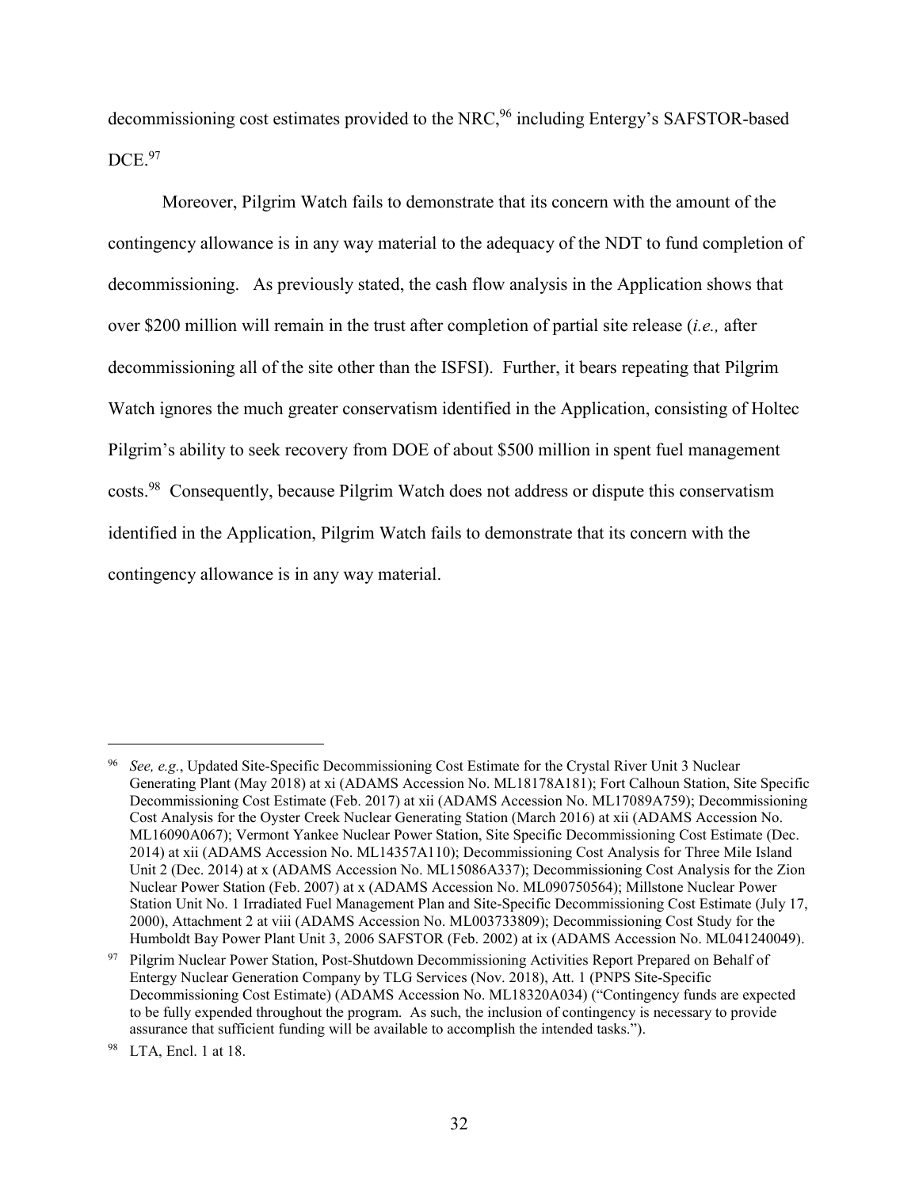decommissioning cost estimates provided to the NRC,[96] including Entergy's SAFSTOR-based DCE.[97]

Moreover, Pilgrim Watch fails to demonstrate that its concern with the amount of the contingency allowance is in any way material to the adequacy of the NDT to fund completion of decommissioning. As previously stated, the cash flow analysis in the Application shows that over $200 million will remain in the trust after completion of partial site release (*i.e.,* after decommissioning all of the site other than the ISFSI). Further, it bears repeating that Pilgrim Watch ignores the much greater conservatism identified in the Application, consisting of Holtec Pilgrim's ability to seek recovery from DOE of about $500 million in spent fuel management costs.[98] Consequently, because Pilgrim Watch does not address or dispute this conservatism identified in the Application, Pilgrim Watch fails to demonstrate that its concern with the contingency allowance is in any way material.

---

[96] *See, e.g.*, Updated Site-Specific Decommissioning Cost Estimate for the Crystal River Unit 3 Nuclear Generating Plant (May 2018) at xi (ADAMS Accession No. ML18178A181); Fort Calhoun Station, Site Specific Decommissioning Cost Estimate (Feb. 2017) at xii (ADAMS Accession No. ML17089A759); Decommissioning Cost Analysis for the Oyster Creek Nuclear Generating Station (March 2016) at xii (ADAMS Accession No. ML16090A067); Vermont Yankee Nuclear Power Station, Site Specific Decommissioning Cost Estimate (Dec. 2014) at xii (ADAMS Accession No. ML14357A110); Decommissioning Cost Analysis for Three Mile Island Unit 2 (Dec. 2014) at x (ADAMS Accession No. ML15086A337); Decommissioning Cost Analysis for the Zion Nuclear Power Station (Feb. 2007) at x (ADAMS Accession No. ML090750564); Millstone Nuclear Power Station Unit No. 1 Irradiated Fuel Management Plan and Site-Specific Decommissioning Cost Estimate (July 17, 2000), Attachment 2 at viii (ADAMS Accession No. ML003733809); Decommissioning Cost Study for the Humboldt Bay Power Plant Unit 3, 2006 SAFSTOR (Feb. 2002) at ix (ADAMS Accession No. ML041240049).

[97] Pilgrim Nuclear Power Station, Post-Shutdown Decommissioning Activities Report Prepared on Behalf of Entergy Nuclear Generation Company by TLG Services (Nov. 2018), Att. 1 (PNPS Site-Specific Decommissioning Cost Estimate) (ADAMS Accession No. ML18320A034) ("Contingency funds are expected to be fully expended throughout the program. As such, the inclusion of contingency is necessary to provide assurance that sufficient funding will be available to accomplish the intended tasks.").

[98] LTA, Encl. 1 at 18.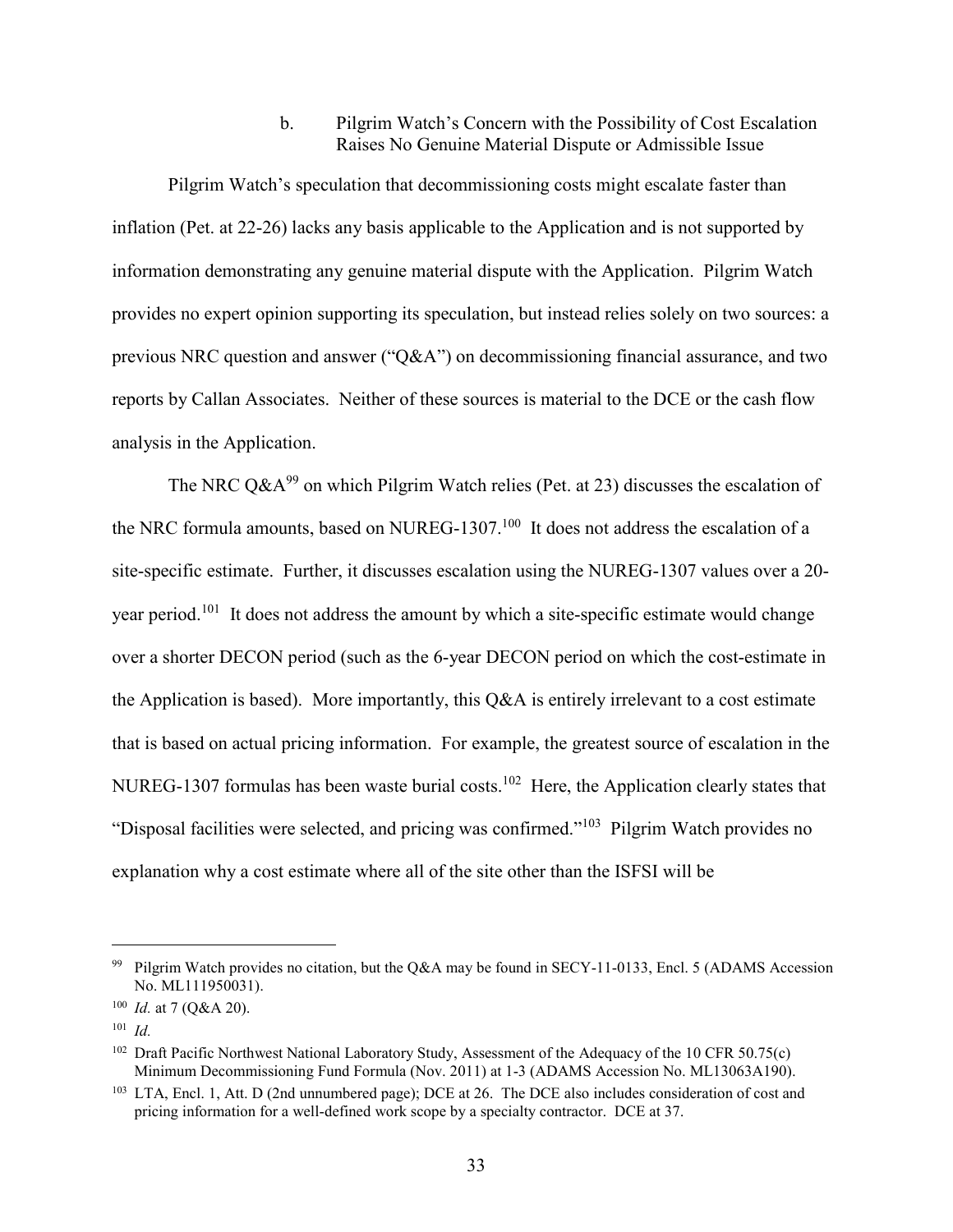b. Pilgrim Watch's Concern with the Possibility of Cost Escalation Raises No Genuine Material Dispute or Admissible Issue

Pilgrim Watch's speculation that decommissioning costs might escalate faster than inflation (Pet. at 22-26) lacks any basis applicable to the Application and is not supported by information demonstrating any genuine material dispute with the Application. Pilgrim Watch provides no expert opinion supporting its speculation, but instead relies solely on two sources: a previous NRC question and answer ("Q&A") on decommissioning financial assurance, and two reports by Callan Associates. Neither of these sources is material to the DCE or the cash flow analysis in the Application.

The NRC Q&A[99] on which Pilgrim Watch relies (Pet. at 23) discusses the escalation of the NRC formula amounts, based on NUREG-1307.[100] It does not address the escalation of a site-specific estimate. Further, it discusses escalation using the NUREG-1307 values over a 20-year period.[101] It does not address the amount by which a site-specific estimate would change over a shorter DECON period (such as the 6-year DECON period on which the cost-estimate in the Application is based). More importantly, this Q&A is entirely irrelevant to a cost estimate that is based on actual pricing information. For example, the greatest source of escalation in the NUREG-1307 formulas has been waste burial costs.[102] Here, the Application clearly states that "Disposal facilities were selected, and pricing was confirmed."[103] Pilgrim Watch provides no explanation why a cost estimate where all of the site other than the ISFSI will be

---

[99] Pilgrim Watch provides no citation, but the Q&A may be found in SECY-11-0133, Encl. 5 (ADAMS Accession No. ML111950031).

[100] *Id.* at 7 (Q&A 20).

[101] *Id.*

[102] Draft Pacific Northwest National Laboratory Study, Assessment of the Adequacy of the 10 CFR 50.75(c) Minimum Decommissioning Fund Formula (Nov. 2011) at 1-3 (ADAMS Accession No. ML13063A190).

[103] LTA, Encl. 1, Att. D (2nd unnumbered page); DCE at 26. The DCE also includes consideration of cost and pricing information for a well-defined work scope by a specialty contractor. DCE at 37.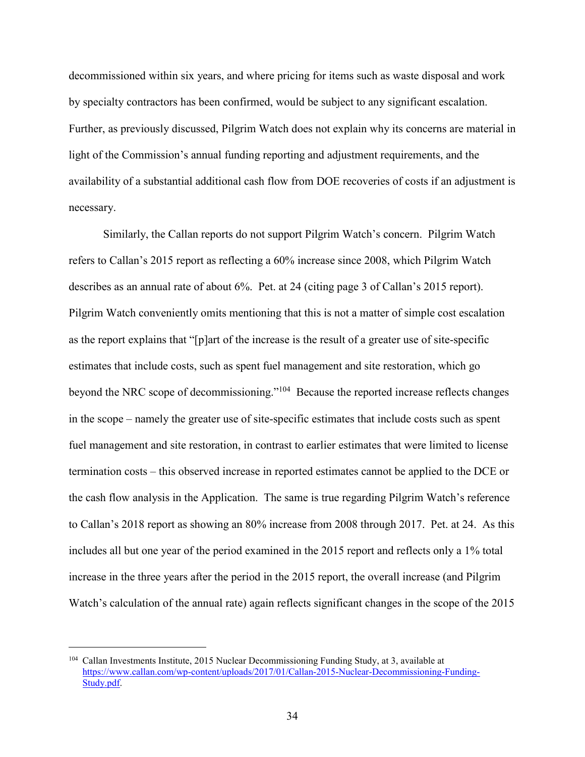decommissioned within six years, and where pricing for items such as waste disposal and work by specialty contractors has been confirmed, would be subject to any significant escalation. Further, as previously discussed, Pilgrim Watch does not explain why its concerns are material in light of the Commission's annual funding reporting and adjustment requirements, and the availability of a substantial additional cash flow from DOE recoveries of costs if an adjustment is necessary.

Similarly, the Callan reports do not support Pilgrim Watch's concern. Pilgrim Watch refers to Callan's 2015 report as reflecting a 60% increase since 2008, which Pilgrim Watch describes as an annual rate of about 6%. Pet. at 24 (citing page 3 of Callan's 2015 report). Pilgrim Watch conveniently omits mentioning that this is not a matter of simple cost escalation as the report explains that "[p]art of the increase is the result of a greater use of site-specific estimates that include costs, such as spent fuel management and site restoration, which go beyond the NRC scope of decommissioning."[104] Because the reported increase reflects changes in the scope – namely the greater use of site-specific estimates that include costs such as spent fuel management and site restoration, in contrast to earlier estimates that were limited to license termination costs – this observed increase in reported estimates cannot be applied to the DCE or the cash flow analysis in the Application. The same is true regarding Pilgrim Watch's reference to Callan's 2018 report as showing an 80% increase from 2008 through 2017. Pet. at 24. As this includes all but one year of the period examined in the 2015 report and reflects only a 1% total increase in the three years after the period in the 2015 report, the overall increase (and Pilgrim Watch's calculation of the annual rate) again reflects significant changes in the scope of the 2015

[104] Callan Investments Institute, 2015 Nuclear Decommissioning Funding Study, at 3, available at https://www.callan.com/wp-content/uploads/2017/01/Callan-2015-Nuclear-Decommissioning-Funding-Study.pdf.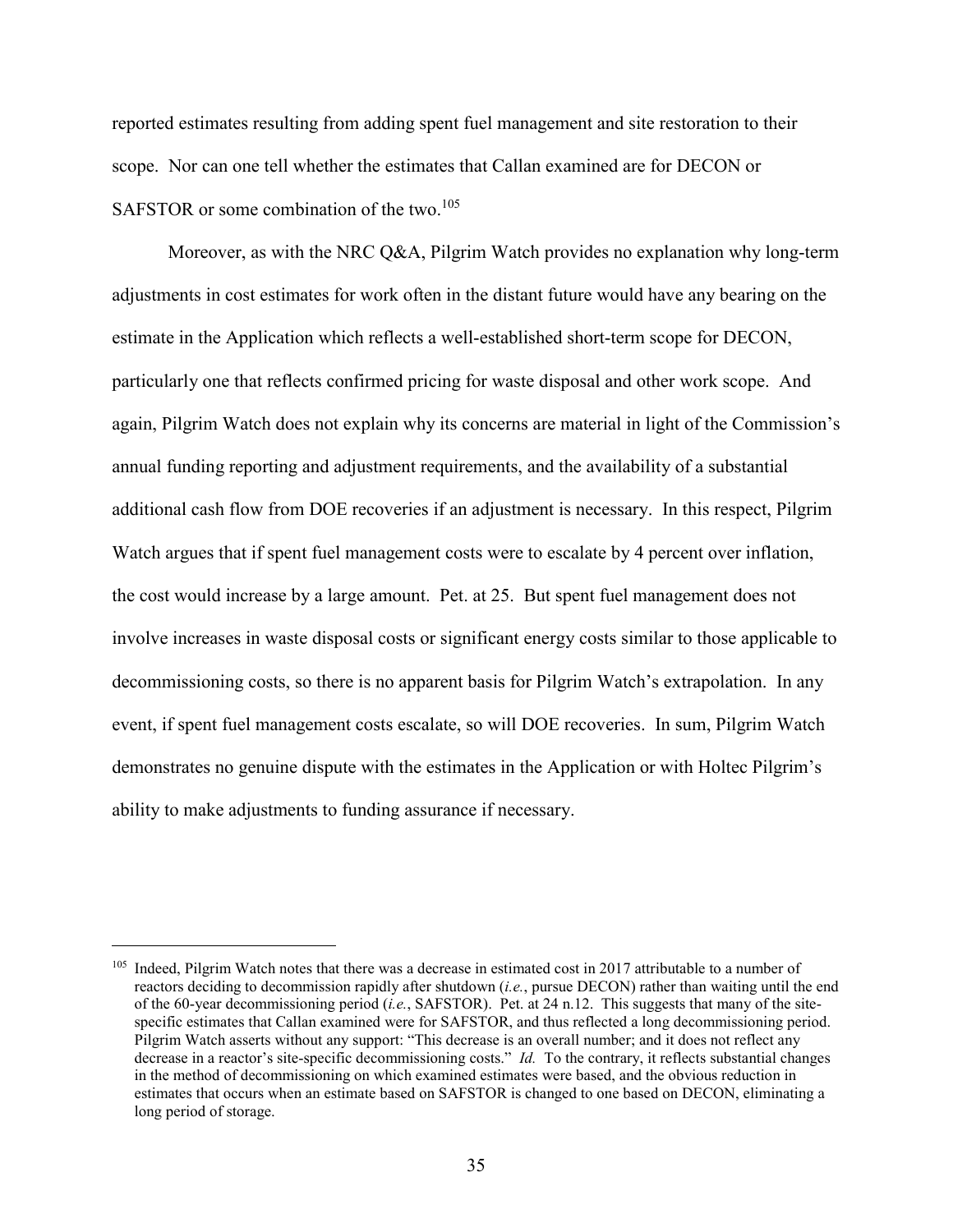reported estimates resulting from adding spent fuel management and site restoration to their scope. Nor can one tell whether the estimates that Callan examined are for DECON or SAFSTOR or some combination of the two.[105]

Moreover, as with the NRC Q&A, Pilgrim Watch provides no explanation why long-term adjustments in cost estimates for work often in the distant future would have any bearing on the estimate in the Application which reflects a well-established short-term scope for DECON, particularly one that reflects confirmed pricing for waste disposal and other work scope. And again, Pilgrim Watch does not explain why its concerns are material in light of the Commission's annual funding reporting and adjustment requirements, and the availability of a substantial additional cash flow from DOE recoveries if an adjustment is necessary. In this respect, Pilgrim Watch argues that if spent fuel management costs were to escalate by 4 percent over inflation, the cost would increase by a large amount. Pet. at 25. But spent fuel management does not involve increases in waste disposal costs or significant energy costs similar to those applicable to decommissioning costs, so there is no apparent basis for Pilgrim Watch's extrapolation. In any event, if spent fuel management costs escalate, so will DOE recoveries. In sum, Pilgrim Watch demonstrates no genuine dispute with the estimates in the Application or with Holtec Pilgrim's ability to make adjustments to funding assurance if necessary.

---

[105] Indeed, Pilgrim Watch notes that there was a decrease in estimated cost in 2017 attributable to a number of reactors deciding to decommission rapidly after shutdown (*i.e.*, pursue DECON) rather than waiting until the end of the 60-year decommissioning period (*i.e.*, SAFSTOR). Pet. at 24 n.12. This suggests that many of the site-specific estimates that Callan examined were for SAFSTOR, and thus reflected a long decommissioning period. Pilgrim Watch asserts without any support: "This decrease is an overall number; and it does not reflect any decrease in a reactor's site-specific decommissioning costs." *Id.* To the contrary, it reflects substantial changes in the method of decommissioning on which examined estimates were based, and the obvious reduction in estimates that occurs when an estimate based on SAFSTOR is changed to one based on DECON, eliminating a long period of storage.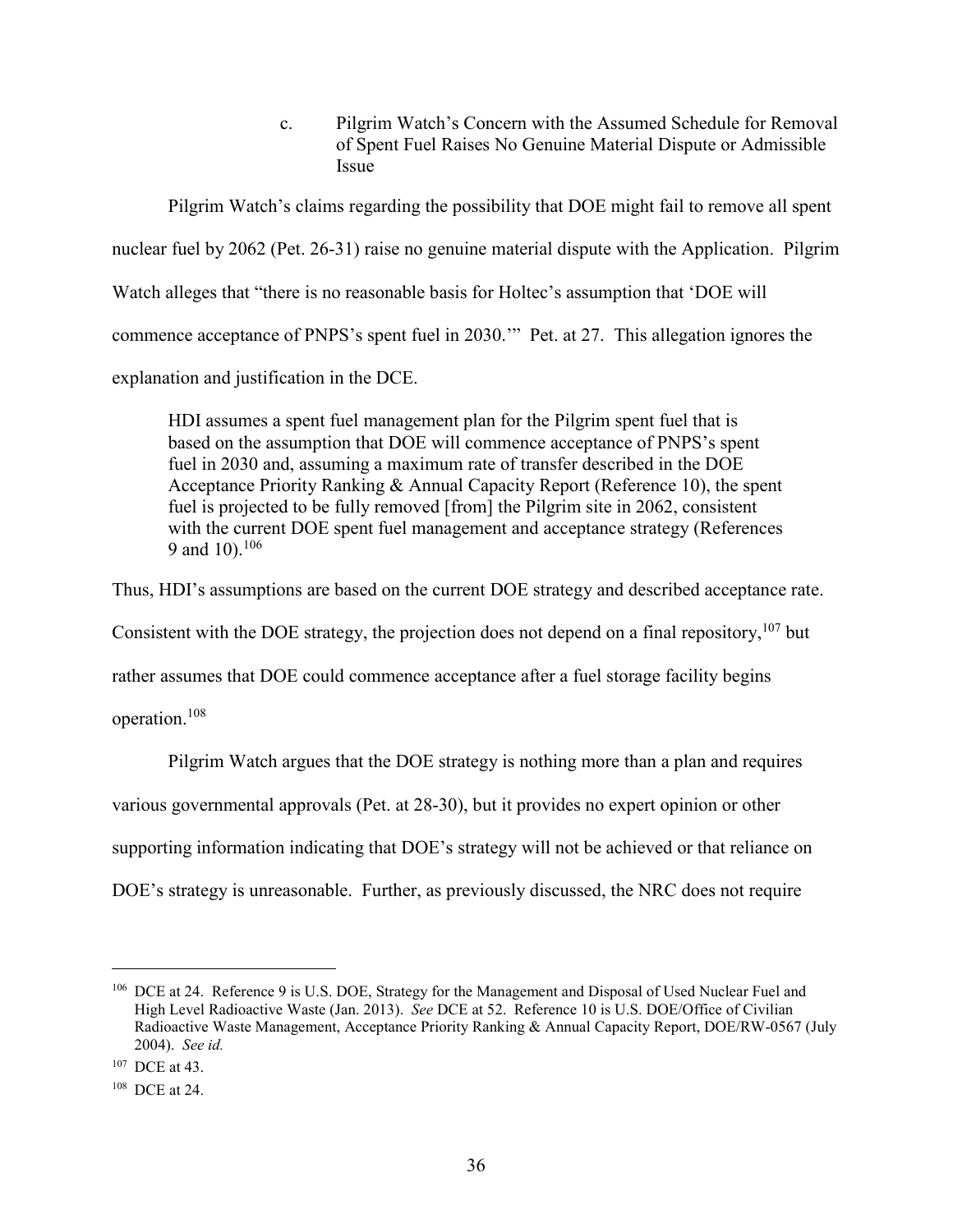### c. Pilgrim Watch's Concern with the Assumed Schedule for Removal of Spent Fuel Raises No Genuine Material Dispute or Admissible Issue

Pilgrim Watch's claims regarding the possibility that DOE might fail to remove all spent nuclear fuel by 2062 (Pet. 26-31) raise no genuine material dispute with the Application. Pilgrim Watch alleges that "there is no reasonable basis for Holtec's assumption that 'DOE will commence acceptance of PNPS's spent fuel in 2030.'" Pet. at 27. This allegation ignores the explanation and justification in the DCE.

> HDI assumes a spent fuel management plan for the Pilgrim spent fuel that is based on the assumption that DOE will commence acceptance of PNPS's spent fuel in 2030 and, assuming a maximum rate of transfer described in the DOE Acceptance Priority Ranking & Annual Capacity Report (Reference 10), the spent fuel is projected to be fully removed [from] the Pilgrim site in 2062, consistent with the current DOE spent fuel management and acceptance strategy (References 9 and 10).[106]

Thus, HDI's assumptions are based on the current DOE strategy and described acceptance rate. Consistent with the DOE strategy, the projection does not depend on a final repository,[107] but rather assumes that DOE could commence acceptance after a fuel storage facility begins operation.[108]

Pilgrim Watch argues that the DOE strategy is nothing more than a plan and requires various governmental approvals (Pet. at 28-30), but it provides no expert opinion or other supporting information indicating that DOE's strategy will not be achieved or that reliance on DOE's strategy is unreasonable. Further, as previously discussed, the NRC does not require

---

[106] DCE at 24. Reference 9 is U.S. DOE, Strategy for the Management and Disposal of Used Nuclear Fuel and High Level Radioactive Waste (Jan. 2013). *See* DCE at 52. Reference 10 is U.S. DOE/Office of Civilian Radioactive Waste Management, Acceptance Priority Ranking & Annual Capacity Report, DOE/RW-0567 (July 2004). *See id.*

[107] DCE at 43.

[108] DCE at 24.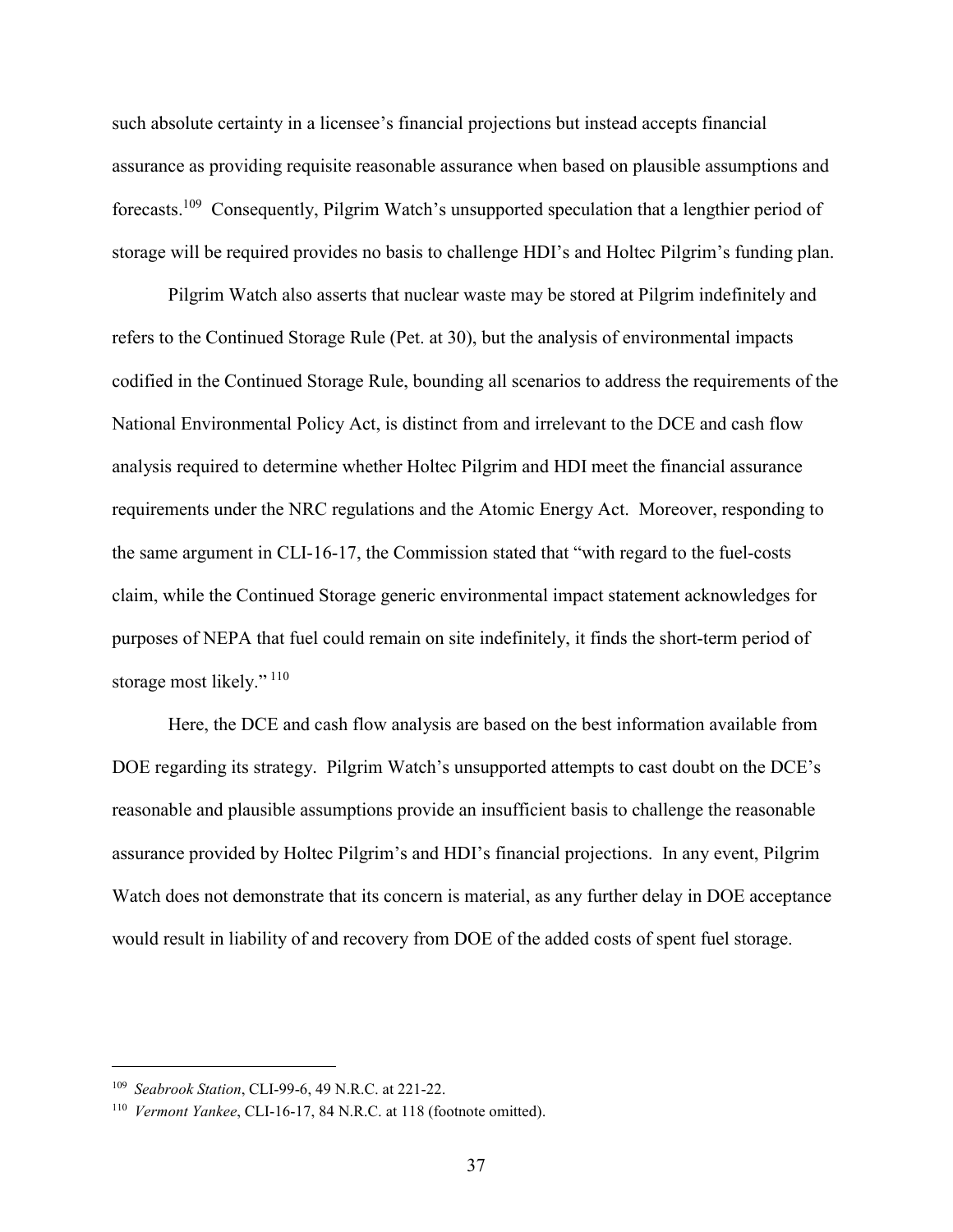such absolute certainty in a licensee's financial projections but instead accepts financial assurance as providing requisite reasonable assurance when based on plausible assumptions and forecasts.[109] Consequently, Pilgrim Watch's unsupported speculation that a lengthier period of storage will be required provides no basis to challenge HDI's and Holtec Pilgrim's funding plan.

Pilgrim Watch also asserts that nuclear waste may be stored at Pilgrim indefinitely and refers to the Continued Storage Rule (Pet. at 30), but the analysis of environmental impacts codified in the Continued Storage Rule, bounding all scenarios to address the requirements of the National Environmental Policy Act, is distinct from and irrelevant to the DCE and cash flow analysis required to determine whether Holtec Pilgrim and HDI meet the financial assurance requirements under the NRC regulations and the Atomic Energy Act. Moreover, responding to the same argument in CLI-16-17, the Commission stated that "with regard to the fuel-costs claim, while the Continued Storage generic environmental impact statement acknowledges for purposes of NEPA that fuel could remain on site indefinitely, it finds the short-term period of storage most likely." [110]

Here, the DCE and cash flow analysis are based on the best information available from DOE regarding its strategy. Pilgrim Watch's unsupported attempts to cast doubt on the DCE's reasonable and plausible assumptions provide an insufficient basis to challenge the reasonable assurance provided by Holtec Pilgrim's and HDI's financial projections. In any event, Pilgrim Watch does not demonstrate that its concern is material, as any further delay in DOE acceptance would result in liability of and recovery from DOE of the added costs of spent fuel storage.

---

[109] *Seabrook Station*, CLI-99-6, 49 N.R.C. at 221-22.

[110] *Vermont Yankee*, CLI-16-17, 84 N.R.C. at 118 (footnote omitted).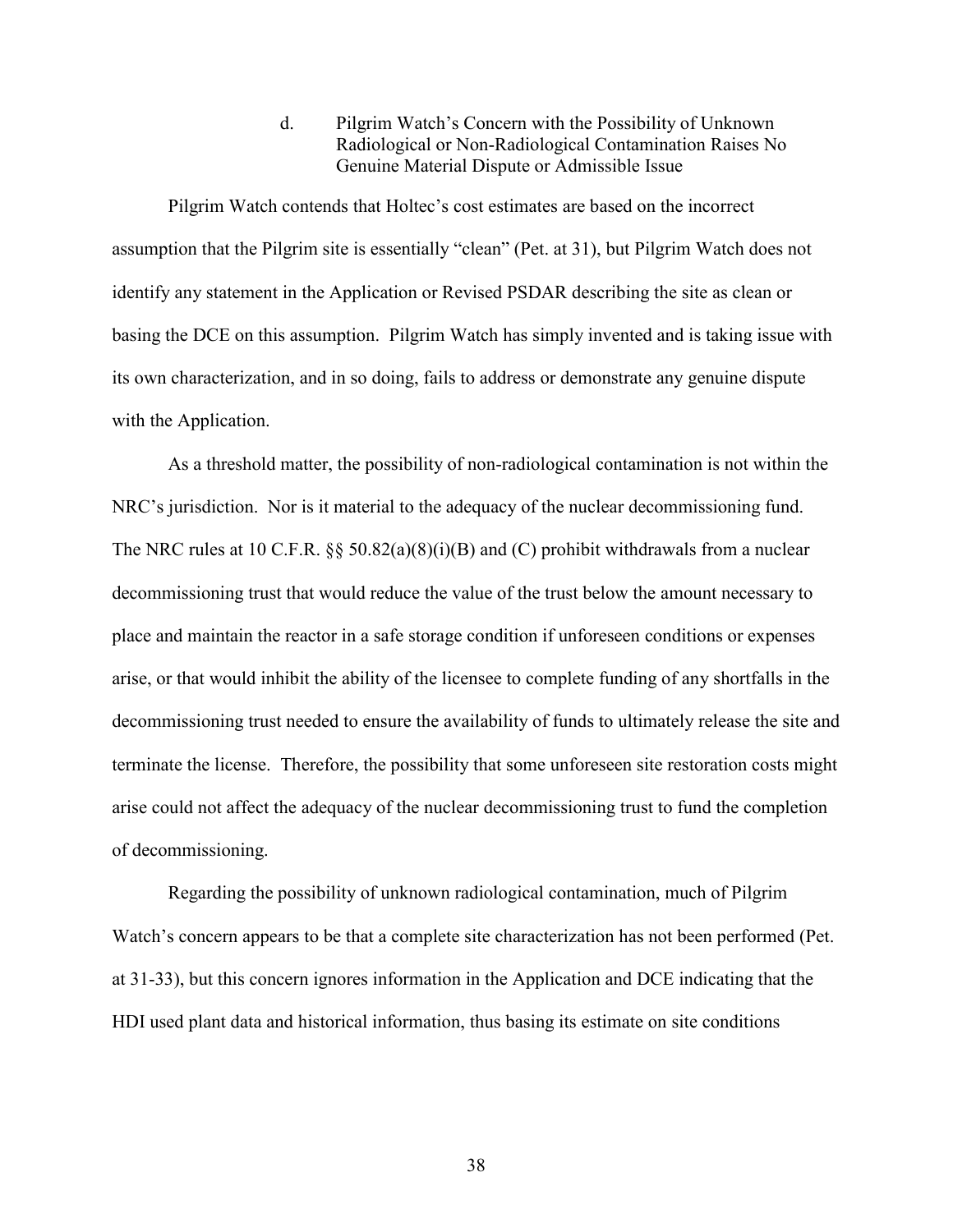#### d. Pilgrim Watch's Concern with the Possibility of Unknown Radiological or Non-Radiological Contamination Raises No Genuine Material Dispute or Admissible Issue

Pilgrim Watch contends that Holtec's cost estimates are based on the incorrect assumption that the Pilgrim site is essentially "clean" (Pet. at 31), but Pilgrim Watch does not identify any statement in the Application or Revised PSDAR describing the site as clean or basing the DCE on this assumption. Pilgrim Watch has simply invented and is taking issue with its own characterization, and in so doing, fails to address or demonstrate any genuine dispute with the Application.

As a threshold matter, the possibility of non-radiological contamination is not within the NRC's jurisdiction. Nor is it material to the adequacy of the nuclear decommissioning fund. The NRC rules at 10 C.F.R. §§ 50.82(a)(8)(i)(B) and (C) prohibit withdrawals from a nuclear decommissioning trust that would reduce the value of the trust below the amount necessary to place and maintain the reactor in a safe storage condition if unforeseen conditions or expenses arise, or that would inhibit the ability of the licensee to complete funding of any shortfalls in the decommissioning trust needed to ensure the availability of funds to ultimately release the site and terminate the license. Therefore, the possibility that some unforeseen site restoration costs might arise could not affect the adequacy of the nuclear decommissioning trust to fund the completion of decommissioning.

Regarding the possibility of unknown radiological contamination, much of Pilgrim Watch's concern appears to be that a complete site characterization has not been performed (Pet. at 31-33), but this concern ignores information in the Application and DCE indicating that the HDI used plant data and historical information, thus basing its estimate on site conditions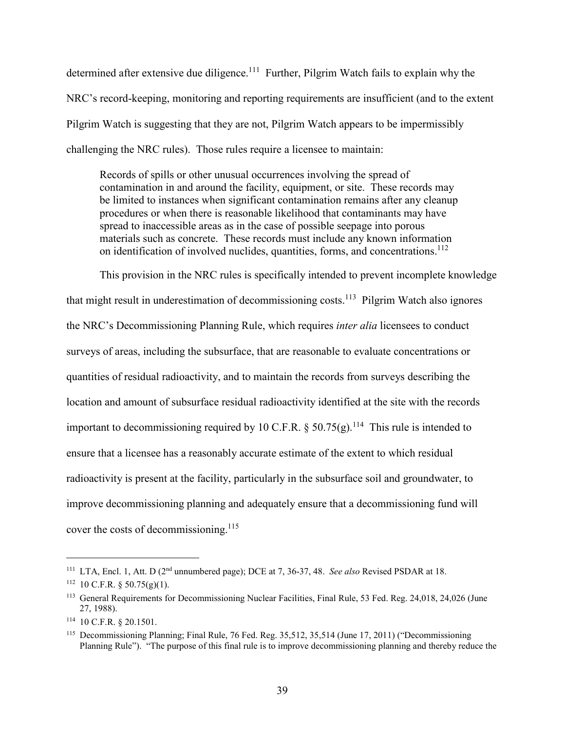determined after extensive due diligence.[111] Further, Pilgrim Watch fails to explain why the NRC's record-keeping, monitoring and reporting requirements are insufficient (and to the extent Pilgrim Watch is suggesting that they are not, Pilgrim Watch appears to be impermissibly challenging the NRC rules). Those rules require a licensee to maintain:

> Records of spills or other unusual occurrences involving the spread of contamination in and around the facility, equipment, or site. These records may be limited to instances when significant contamination remains after any cleanup procedures or when there is reasonable likelihood that contaminants may have spread to inaccessible areas as in the case of possible seepage into porous materials such as concrete. These records must include any known information on identification of involved nuclides, quantities, forms, and concentrations.[112]

This provision in the NRC rules is specifically intended to prevent incomplete knowledge that might result in underestimation of decommissioning costs.[113] Pilgrim Watch also ignores the NRC's Decommissioning Planning Rule, which requires *inter alia* licensees to conduct surveys of areas, including the subsurface, that are reasonable to evaluate concentrations or quantities of residual radioactivity, and to maintain the records from surveys describing the location and amount of subsurface residual radioactivity identified at the site with the records important to decommissioning required by 10 C.F.R. § 50.75(g).[114] This rule is intended to ensure that a licensee has a reasonably accurate estimate of the extent to which residual radioactivity is present at the facility, particularly in the subsurface soil and groundwater, to improve decommissioning planning and adequately ensure that a decommissioning fund will cover the costs of decommissioning.[115]

---

[111] LTA, Encl. 1, Att. D (2nd unnumbered page); DCE at 7, 36-37, 48. *See also* Revised PSDAR at 18.

[112] 10 C.F.R. § 50.75(g)(1).

[113] General Requirements for Decommissioning Nuclear Facilities, Final Rule, 53 Fed. Reg. 24,018, 24,026 (June 27, 1988).

[114] 10 C.F.R. § 20.1501.

[115] Decommissioning Planning; Final Rule, 76 Fed. Reg. 35,512, 35,514 (June 17, 2011) ("Decommissioning Planning Rule"). "The purpose of this final rule is to improve decommissioning planning and thereby reduce the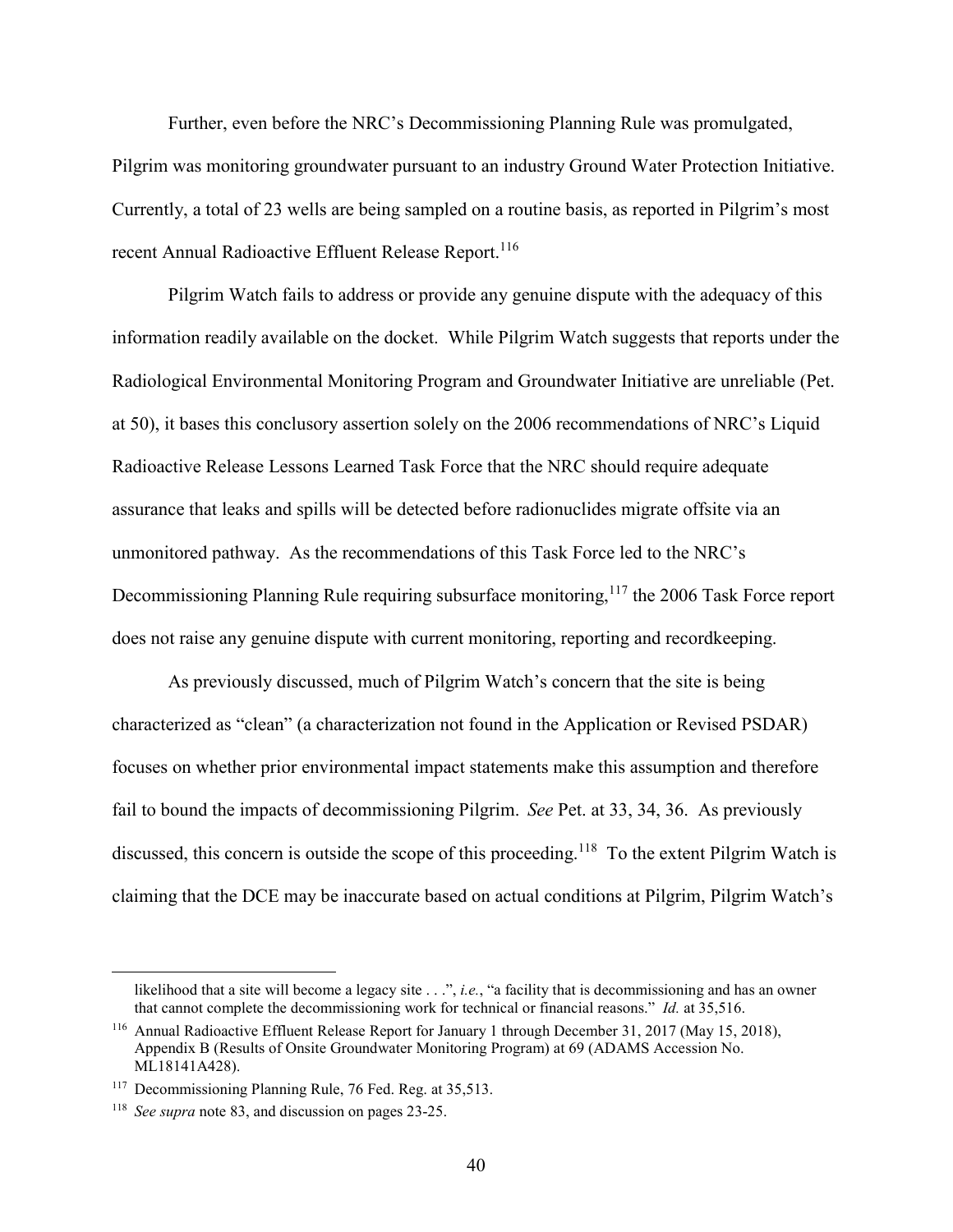Further, even before the NRC's Decommissioning Planning Rule was promulgated, Pilgrim was monitoring groundwater pursuant to an industry Ground Water Protection Initiative. Currently, a total of 23 wells are being sampled on a routine basis, as reported in Pilgrim's most recent Annual Radioactive Effluent Release Report.[116]

Pilgrim Watch fails to address or provide any genuine dispute with the adequacy of this information readily available on the docket. While Pilgrim Watch suggests that reports under the Radiological Environmental Monitoring Program and Groundwater Initiative are unreliable (Pet. at 50), it bases this conclusory assertion solely on the 2006 recommendations of NRC's Liquid Radioactive Release Lessons Learned Task Force that the NRC should require adequate assurance that leaks and spills will be detected before radionuclides migrate offsite via an unmonitored pathway. As the recommendations of this Task Force led to the NRC's Decommissioning Planning Rule requiring subsurface monitoring,[117] the 2006 Task Force report does not raise any genuine dispute with current monitoring, reporting and recordkeeping.

As previously discussed, much of Pilgrim Watch's concern that the site is being characterized as "clean" (a characterization not found in the Application or Revised PSDAR) focuses on whether prior environmental impact statements make this assumption and therefore fail to bound the impacts of decommissioning Pilgrim. *See* Pet. at 33, 34, 36. As previously discussed, this concern is outside the scope of this proceeding.[118] To the extent Pilgrim Watch is claiming that the DCE may be inaccurate based on actual conditions at Pilgrim, Pilgrim Watch's

---

likelihood that a site will become a legacy site . . .", *i.e.*, "a facility that is decommissioning and has an owner that cannot complete the decommissioning work for technical or financial reasons." *Id.* at 35,516.

[116] Annual Radioactive Effluent Release Report for January 1 through December 31, 2017 (May 15, 2018), Appendix B (Results of Onsite Groundwater Monitoring Program) at 69 (ADAMS Accession No. ML18141A428).

[117] Decommissioning Planning Rule, 76 Fed. Reg. at 35,513.

[118] *See supra* note 83, and discussion on pages 23-25.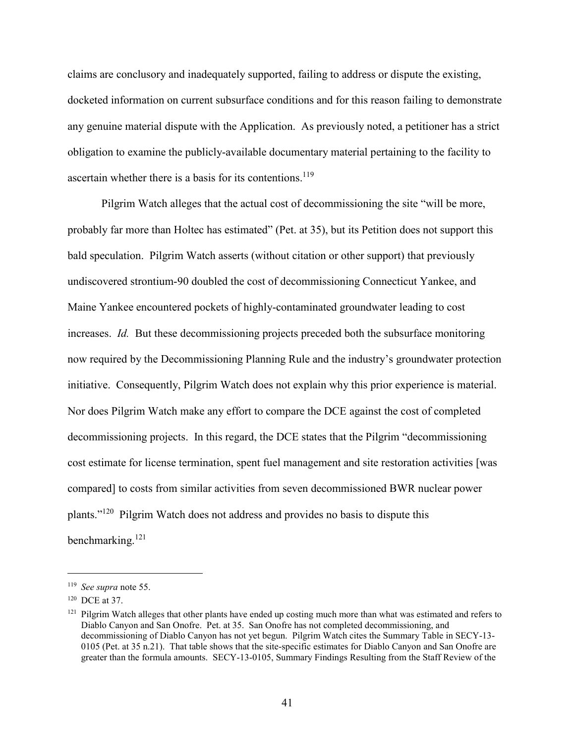claims are conclusory and inadequately supported, failing to address or dispute the existing, docketed information on current subsurface conditions and for this reason failing to demonstrate any genuine material dispute with the Application. As previously noted, a petitioner has a strict obligation to examine the publicly-available documentary material pertaining to the facility to ascertain whether there is a basis for its contentions.[119]

Pilgrim Watch alleges that the actual cost of decommissioning the site "will be more, probably far more than Holtec has estimated" (Pet. at 35), but its Petition does not support this bald speculation. Pilgrim Watch asserts (without citation or other support) that previously undiscovered strontium-90 doubled the cost of decommissioning Connecticut Yankee, and Maine Yankee encountered pockets of highly-contaminated groundwater leading to cost increases. *Id.* But these decommissioning projects preceded both the subsurface monitoring now required by the Decommissioning Planning Rule and the industry's groundwater protection initiative. Consequently, Pilgrim Watch does not explain why this prior experience is material. Nor does Pilgrim Watch make any effort to compare the DCE against the cost of completed decommissioning projects. In this regard, the DCE states that the Pilgrim "decommissioning cost estimate for license termination, spent fuel management and site restoration activities [was compared] to costs from similar activities from seven decommissioned BWR nuclear power plants."[120] Pilgrim Watch does not address and provides no basis to dispute this benchmarking.[121]

---

[119] *See supra* note 55.

[120] DCE at 37.

[121] Pilgrim Watch alleges that other plants have ended up costing much more than what was estimated and refers to Diablo Canyon and San Onofre. Pet. at 35. San Onofre has not completed decommissioning, and decommissioning of Diablo Canyon has not yet begun. Pilgrim Watch cites the Summary Table in SECY-13-0105 (Pet. at 35 n.21). That table shows that the site-specific estimates for Diablo Canyon and San Onofre are greater than the formula amounts. SECY-13-0105, Summary Findings Resulting from the Staff Review of the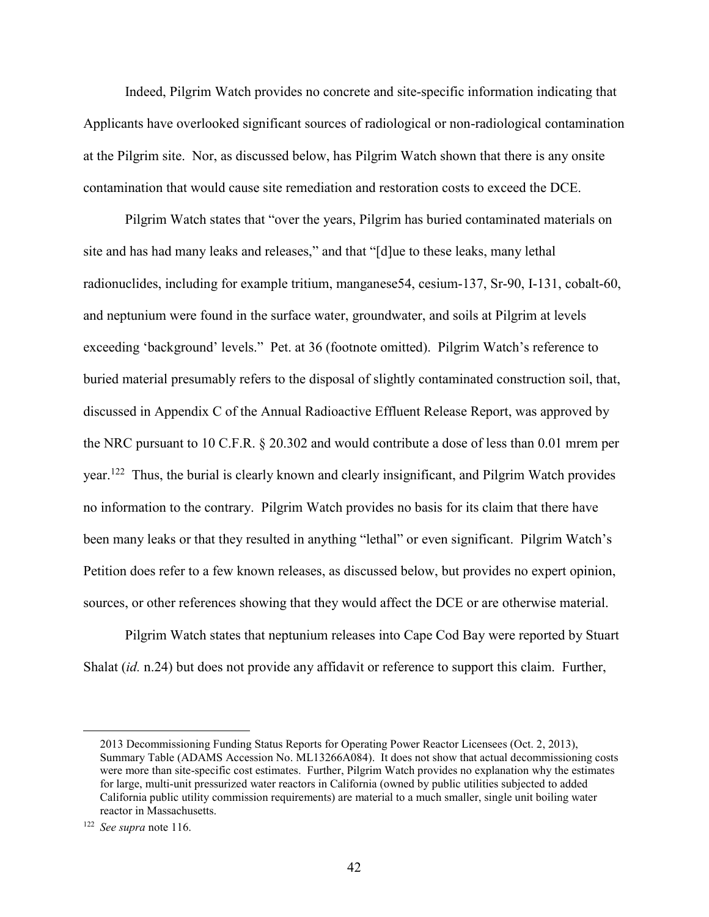Indeed, Pilgrim Watch provides no concrete and site-specific information indicating that Applicants have overlooked significant sources of radiological or non-radiological contamination at the Pilgrim site. Nor, as discussed below, has Pilgrim Watch shown that there is any onsite contamination that would cause site remediation and restoration costs to exceed the DCE.

Pilgrim Watch states that "over the years, Pilgrim has buried contaminated materials on site and has had many leaks and releases," and that "[d]ue to these leaks, many lethal radionuclides, including for example tritium, manganese54, cesium-137, Sr-90, I-131, cobalt-60, and neptunium were found in the surface water, groundwater, and soils at Pilgrim at levels exceeding 'background' levels." Pet. at 36 (footnote omitted). Pilgrim Watch's reference to buried material presumably refers to the disposal of slightly contaminated construction soil, that, discussed in Appendix C of the Annual Radioactive Effluent Release Report, was approved by the NRC pursuant to 10 C.F.R. § 20.302 and would contribute a dose of less than 0.01 mrem per year.[122] Thus, the burial is clearly known and clearly insignificant, and Pilgrim Watch provides no information to the contrary. Pilgrim Watch provides no basis for its claim that there have been many leaks or that they resulted in anything "lethal" or even significant. Pilgrim Watch's Petition does refer to a few known releases, as discussed below, but provides no expert opinion, sources, or other references showing that they would affect the DCE or are otherwise material.

Pilgrim Watch states that neptunium releases into Cape Cod Bay were reported by Stuart Shalat (*id.* n.24) but does not provide any affidavit or reference to support this claim. Further,

---

2013 Decommissioning Funding Status Reports for Operating Power Reactor Licensees (Oct. 2, 2013), Summary Table (ADAMS Accession No. ML13266A084). It does not show that actual decommissioning costs were more than site-specific cost estimates. Further, Pilgrim Watch provides no explanation why the estimates for large, multi-unit pressurized water reactors in California (owned by public utilities subjected to added California public utility commission requirements) are material to a much smaller, single unit boiling water reactor in Massachusetts.

[122] *See supra* note 116.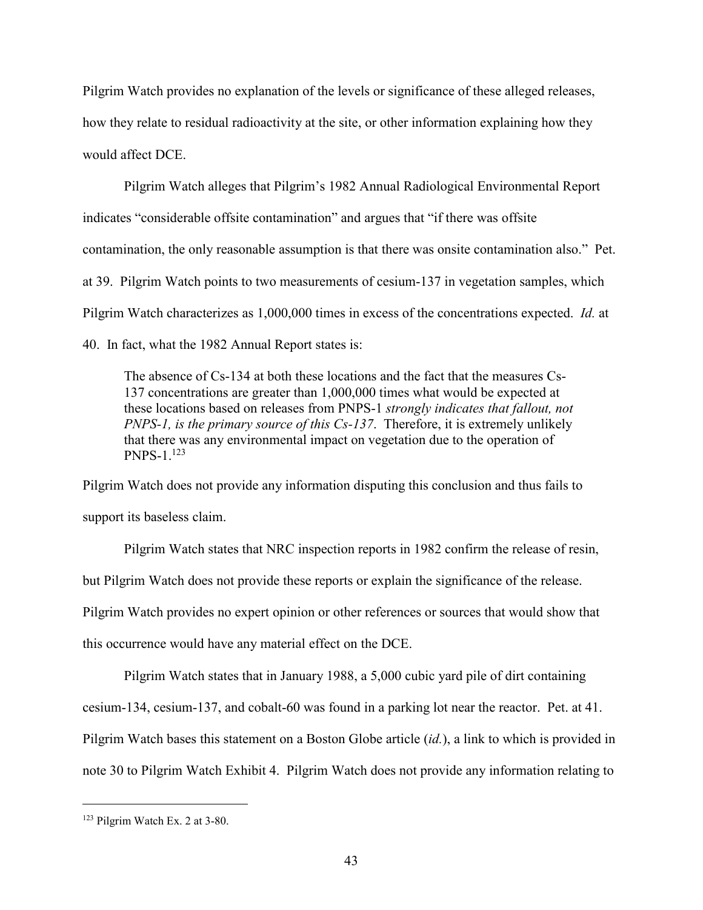Pilgrim Watch provides no explanation of the levels or significance of these alleged releases, how they relate to residual radioactivity at the site, or other information explaining how they would affect DCE.

Pilgrim Watch alleges that Pilgrim's 1982 Annual Radiological Environmental Report indicates "considerable offsite contamination" and argues that "if there was offsite contamination, the only reasonable assumption is that there was onsite contamination also." Pet. at 39. Pilgrim Watch points to two measurements of cesium-137 in vegetation samples, which Pilgrim Watch characterizes as 1,000,000 times in excess of the concentrations expected. *Id.* at 40. In fact, what the 1982 Annual Report states is:

> The absence of Cs-134 at both these locations and the fact that the measures Cs-137 concentrations are greater than 1,000,000 times what would be expected at these locations based on releases from PNPS-1 *strongly indicates that fallout, not PNPS-1, is the primary source of this Cs-137*. Therefore, it is extremely unlikely that there was any environmental impact on vegetation due to the operation of PNPS-1.[123]

Pilgrim Watch does not provide any information disputing this conclusion and thus fails to support its baseless claim.

Pilgrim Watch states that NRC inspection reports in 1982 confirm the release of resin, but Pilgrim Watch does not provide these reports or explain the significance of the release. Pilgrim Watch provides no expert opinion or other references or sources that would show that this occurrence would have any material effect on the DCE.

Pilgrim Watch states that in January 1988, a 5,000 cubic yard pile of dirt containing cesium-134, cesium-137, and cobalt-60 was found in a parking lot near the reactor. Pet. at 41. Pilgrim Watch bases this statement on a Boston Globe article (*id.*), a link to which is provided in note 30 to Pilgrim Watch Exhibit 4. Pilgrim Watch does not provide any information relating to

---

[123] Pilgrim Watch Ex. 2 at 3-80.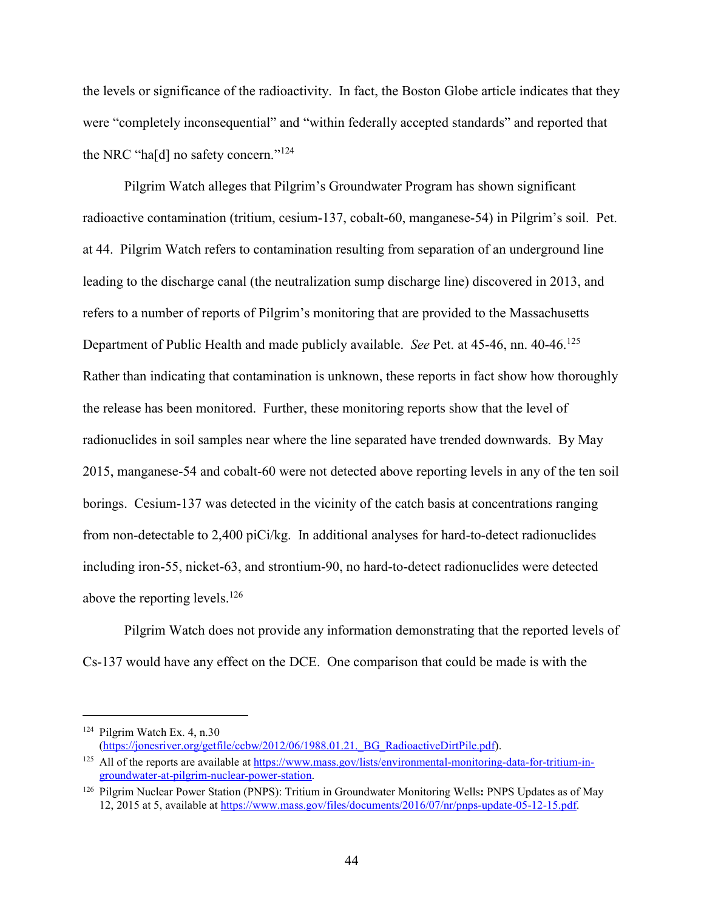the levels or significance of the radioactivity. In fact, the Boston Globe article indicates that they were "completely inconsequential" and "within federally accepted standards" and reported that the NRC "ha[d] no safety concern."[124]

Pilgrim Watch alleges that Pilgrim's Groundwater Program has shown significant radioactive contamination (tritium, cesium-137, cobalt-60, manganese-54) in Pilgrim's soil. Pet. at 44. Pilgrim Watch refers to contamination resulting from separation of an underground line leading to the discharge canal (the neutralization sump discharge line) discovered in 2013, and refers to a number of reports of Pilgrim's monitoring that are provided to the Massachusetts Department of Public Health and made publicly available. *See* Pet. at 45-46, nn. 40-46.[125] Rather than indicating that contamination is unknown, these reports in fact show how thoroughly the release has been monitored. Further, these monitoring reports show that the level of radionuclides in soil samples near where the line separated have trended downwards. By May 2015, manganese-54 and cobalt-60 were not detected above reporting levels in any of the ten soil borings. Cesium-137 was detected in the vicinity of the catch basis at concentrations ranging from non-detectable to 2,400 piCi/kg. In additional analyses for hard-to-detect radionuclides including iron-55, nicket-63, and strontium-90, no hard-to-detect radionuclides were detected above the reporting levels.[126]

Pilgrim Watch does not provide any information demonstrating that the reported levels of Cs-137 would have any effect on the DCE. One comparison that could be made is with the

---

[124] Pilgrim Watch Ex. 4, n.30 (https://jonesriver.org/getfile/ccbw/2012/06/1988.01.21._BG_RadioactiveDirtPile.pdf).

[125] All of the reports are available at https://www.mass.gov/lists/environmental-monitoring-data-for-tritium-in-groundwater-at-pilgrim-nuclear-power-station.

[126] Pilgrim Nuclear Power Station (PNPS): Tritium in Groundwater Monitoring Wells**:** PNPS Updates as of May 12, 2015 at 5, available at https://www.mass.gov/files/documents/2016/07/nr/pnps-update-05-12-15.pdf.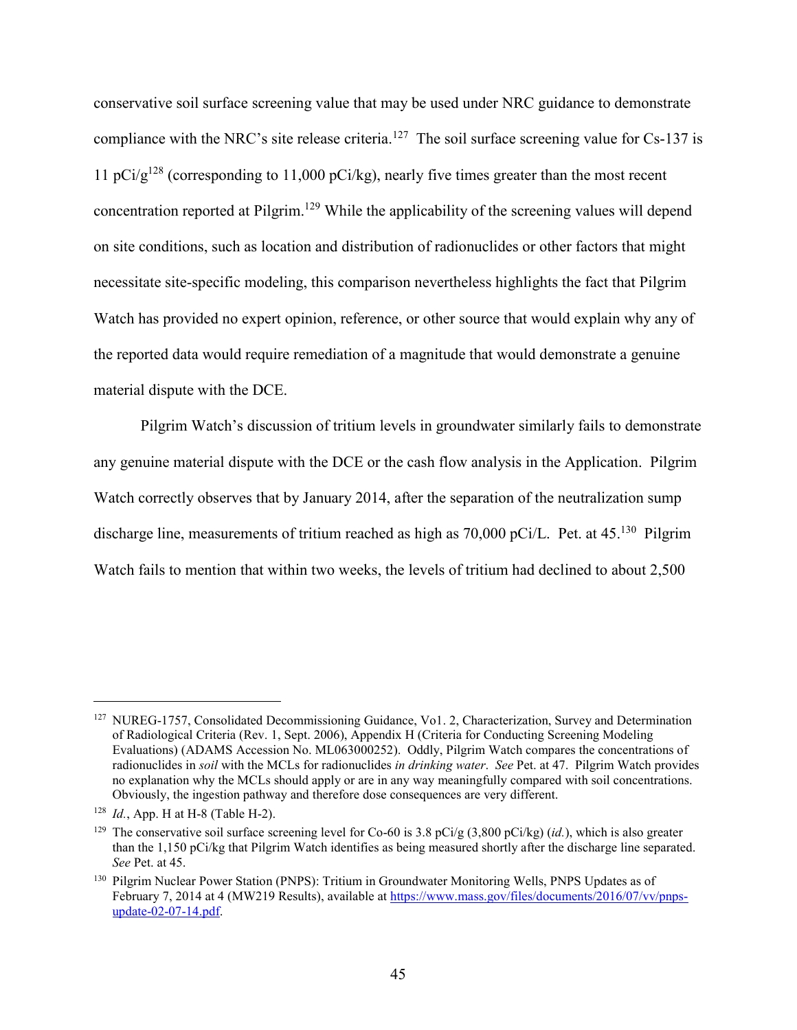conservative soil surface screening value that may be used under NRC guidance to demonstrate compliance with the NRC's site release criteria.[127] The soil surface screening value for Cs-137 is 11 pCi/g[128] (corresponding to 11,000 pCi/kg), nearly five times greater than the most recent concentration reported at Pilgrim.[129] While the applicability of the screening values will depend on site conditions, such as location and distribution of radionuclides or other factors that might necessitate site-specific modeling, this comparison nevertheless highlights the fact that Pilgrim Watch has provided no expert opinion, reference, or other source that would explain why any of the reported data would require remediation of a magnitude that would demonstrate a genuine material dispute with the DCE.

Pilgrim Watch's discussion of tritium levels in groundwater similarly fails to demonstrate any genuine material dispute with the DCE or the cash flow analysis in the Application. Pilgrim Watch correctly observes that by January 2014, after the separation of the neutralization sump discharge line, measurements of tritium reached as high as 70,000 pCi/L. Pet. at 45.[130] Pilgrim Watch fails to mention that within two weeks, the levels of tritium had declined to about 2,500

---

[127] NUREG-1757, Consolidated Decommissioning Guidance, Vo1. 2, Characterization, Survey and Determination of Radiological Criteria (Rev. 1, Sept. 2006), Appendix H (Criteria for Conducting Screening Modeling Evaluations) (ADAMS Accession No. ML063000252). Oddly, Pilgrim Watch compares the concentrations of radionuclides in *soil* with the MCLs for radionuclides *in drinking water*. *See* Pet. at 47. Pilgrim Watch provides no explanation why the MCLs should apply or are in any way meaningfully compared with soil concentrations. Obviously, the ingestion pathway and therefore dose consequences are very different.

[128] *Id.*, App. H at H-8 (Table H-2).

[129] The conservative soil surface screening level for Co-60 is 3.8 pCi/g (3,800 pCi/kg) (*id.*), which is also greater than the 1,150 pCi/kg that Pilgrim Watch identifies as being measured shortly after the discharge line separated. *See* Pet. at 45.

[130] Pilgrim Nuclear Power Station (PNPS): Tritium in Groundwater Monitoring Wells, PNPS Updates as of February 7, 2014 at 4 (MW219 Results), available at https://www.mass.gov/files/documents/2016/07/vv/pnps-update-02-07-14.pdf.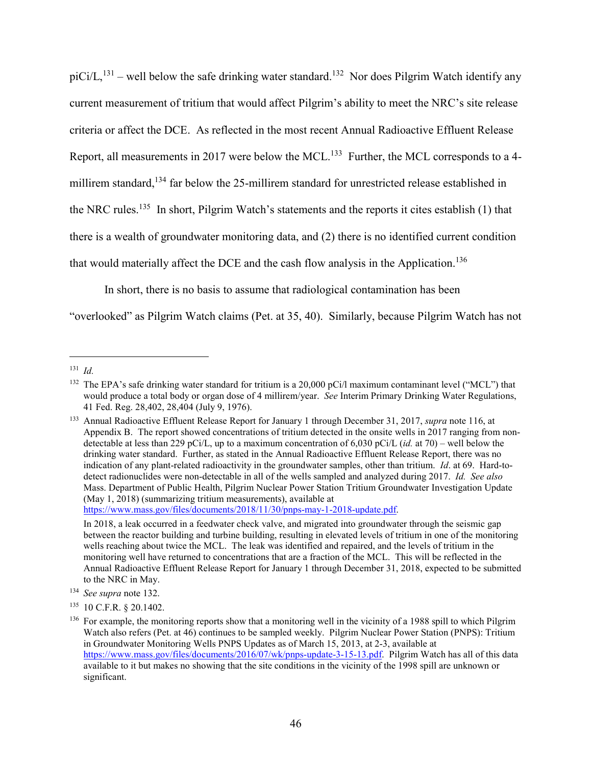piCi/L,[131] – well below the safe drinking water standard.[132] Nor does Pilgrim Watch identify any current measurement of tritium that would affect Pilgrim's ability to meet the NRC's site release criteria or affect the DCE. As reflected in the most recent Annual Radioactive Effluent Release Report, all measurements in 2017 were below the MCL.[133] Further, the MCL corresponds to a 4-millirem standard,[134] far below the 25-millirem standard for unrestricted release established in the NRC rules.[135] In short, Pilgrim Watch's statements and the reports it cites establish (1) that there is a wealth of groundwater monitoring data, and (2) there is no identified current condition that would materially affect the DCE and the cash flow analysis in the Application.[136]

In short, there is no basis to assume that radiological contamination has been "overlooked" as Pilgrim Watch claims (Pet. at 35, 40). Similarly, because Pilgrim Watch has not

---

[131] *Id.*

[132] The EPA's safe drinking water standard for tritium is a 20,000 pCi/l maximum contaminant level ("MCL") that would produce a total body or organ dose of 4 millirem/year. *See* Interim Primary Drinking Water Regulations, 41 Fed. Reg. 28,402, 28,404 (July 9, 1976).

[133] Annual Radioactive Effluent Release Report for January 1 through December 31, 2017, *supra* note 116, at Appendix B. The report showed concentrations of tritium detected in the onsite wells in 2017 ranging from non-detectable at less than 229 pCi/L, up to a maximum concentration of 6,030 pCi/L (*id.* at 70) – well below the drinking water standard. Further, as stated in the Annual Radioactive Effluent Release Report, there was no indication of any plant-related radioactivity in the groundwater samples, other than tritium. *Id*. at 69. Hard-to-detect radionuclides were non-detectable in all of the wells sampled and analyzed during 2017. *Id. See also* Mass. Department of Public Health, Pilgrim Nuclear Power Station Tritium Groundwater Investigation Update (May 1, 2018) (summarizing tritium measurements), available at https://www.mass.gov/files/documents/2018/11/30/pnps-may-1-2018-update.pdf.

In 2018, a leak occurred in a feedwater check valve, and migrated into groundwater through the seismic gap between the reactor building and turbine building, resulting in elevated levels of tritium in one of the monitoring wells reaching about twice the MCL. The leak was identified and repaired, and the levels of tritium in the monitoring well have returned to concentrations that are a fraction of the MCL. This will be reflected in the Annual Radioactive Effluent Release Report for January 1 through December 31, 2018, expected to be submitted to the NRC in May.

[134] *See supra* note 132.

[135] 10 C.F.R. § 20.1402.

[136] For example, the monitoring reports show that a monitoring well in the vicinity of a 1988 spill to which Pilgrim Watch also refers (Pet. at 46) continues to be sampled weekly. Pilgrim Nuclear Power Station (PNPS): Tritium in Groundwater Monitoring Wells PNPS Updates as of March 15, 2013, at 2-3, available at https://www.mass.gov/files/documents/2016/07/wk/pnps-update-3-15-13.pdf. Pilgrim Watch has all of this data available to it but makes no showing that the site conditions in the vicinity of the 1998 spill are unknown or significant.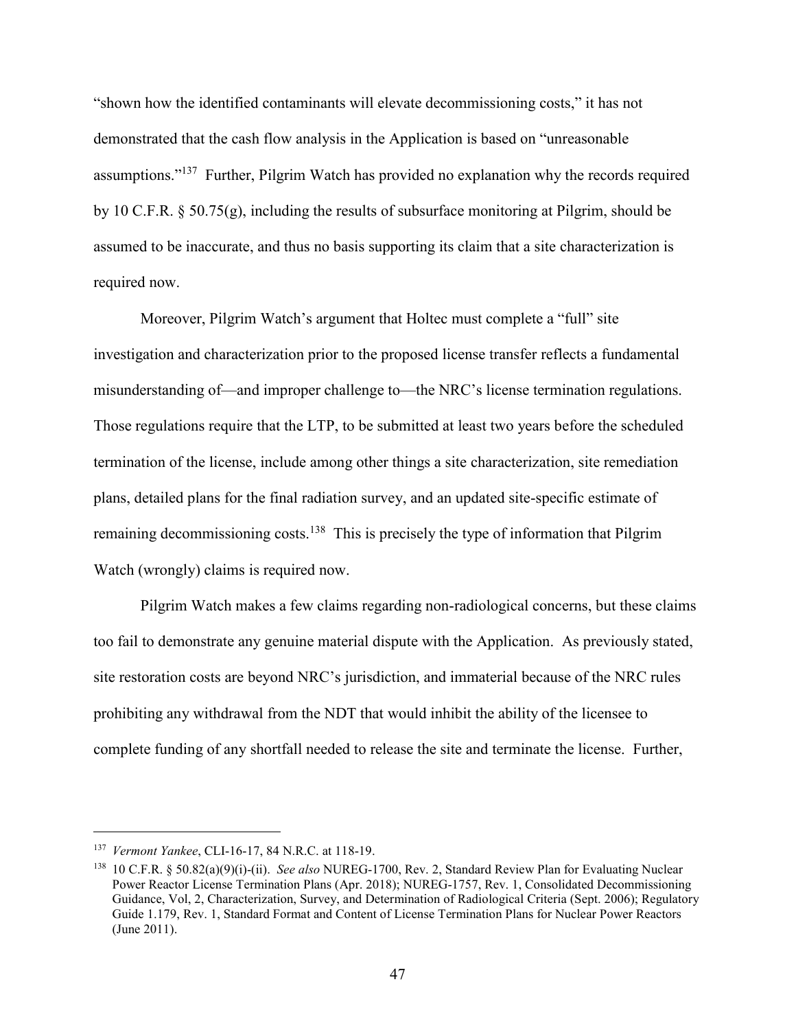"shown how the identified contaminants will elevate decommissioning costs," it has not demonstrated that the cash flow analysis in the Application is based on "unreasonable assumptions."[137] Further, Pilgrim Watch has provided no explanation why the records required by 10 C.F.R. § 50.75(g), including the results of subsurface monitoring at Pilgrim, should be assumed to be inaccurate, and thus no basis supporting its claim that a site characterization is required now.

Moreover, Pilgrim Watch's argument that Holtec must complete a "full" site investigation and characterization prior to the proposed license transfer reflects a fundamental misunderstanding of—and improper challenge to—the NRC's license termination regulations. Those regulations require that the LTP, to be submitted at least two years before the scheduled termination of the license, include among other things a site characterization, site remediation plans, detailed plans for the final radiation survey, and an updated site-specific estimate of remaining decommissioning costs.[138] This is precisely the type of information that Pilgrim Watch (wrongly) claims is required now.

Pilgrim Watch makes a few claims regarding non-radiological concerns, but these claims too fail to demonstrate any genuine material dispute with the Application. As previously stated, site restoration costs are beyond NRC's jurisdiction, and immaterial because of the NRC rules prohibiting any withdrawal from the NDT that would inhibit the ability of the licensee to complete funding of any shortfall needed to release the site and terminate the license. Further,

---

[137] *Vermont Yankee*, CLI-16-17, 84 N.R.C. at 118-19.

[138] 10 C.F.R. § 50.82(a)(9)(i)-(ii). *See also* NUREG-1700, Rev. 2, Standard Review Plan for Evaluating Nuclear Power Reactor License Termination Plans (Apr. 2018); NUREG-1757, Rev. 1, Consolidated Decommissioning Guidance, Vol, 2, Characterization, Survey, and Determination of Radiological Criteria (Sept. 2006); Regulatory Guide 1.179, Rev. 1, Standard Format and Content of License Termination Plans for Nuclear Power Reactors (June 2011).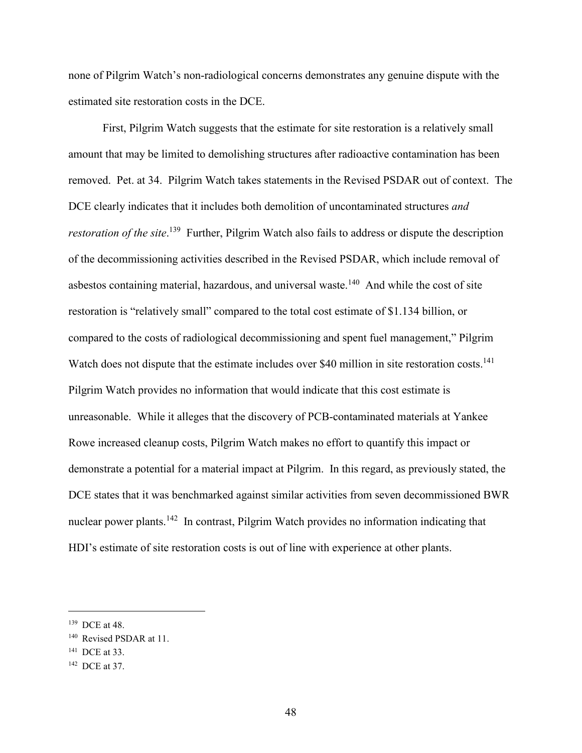none of Pilgrim Watch's non-radiological concerns demonstrates any genuine dispute with the estimated site restoration costs in the DCE.

First, Pilgrim Watch suggests that the estimate for site restoration is a relatively small amount that may be limited to demolishing structures after radioactive contamination has been removed. Pet. at 34. Pilgrim Watch takes statements in the Revised PSDAR out of context. The DCE clearly indicates that it includes both demolition of uncontaminated structures *and restoration of the site*.[139] Further, Pilgrim Watch also fails to address or dispute the description of the decommissioning activities described in the Revised PSDAR, which include removal of asbestos containing material, hazardous, and universal waste.[140] And while the cost of site restoration is "relatively small" compared to the total cost estimate of $1.134 billion, or compared to the costs of radiological decommissioning and spent fuel management," Pilgrim Watch does not dispute that the estimate includes over $40 million in site restoration costs.[141] Pilgrim Watch provides no information that would indicate that this cost estimate is unreasonable. While it alleges that the discovery of PCB-contaminated materials at Yankee Rowe increased cleanup costs, Pilgrim Watch makes no effort to quantify this impact or demonstrate a potential for a material impact at Pilgrim. In this regard, as previously stated, the DCE states that it was benchmarked against similar activities from seven decommissioned BWR nuclear power plants.[142] In contrast, Pilgrim Watch provides no information indicating that HDI's estimate of site restoration costs is out of line with experience at other plants.

---

[139] DCE at 48.

[140] Revised PSDAR at 11.

[141] DCE at 33.

[142] DCE at 37.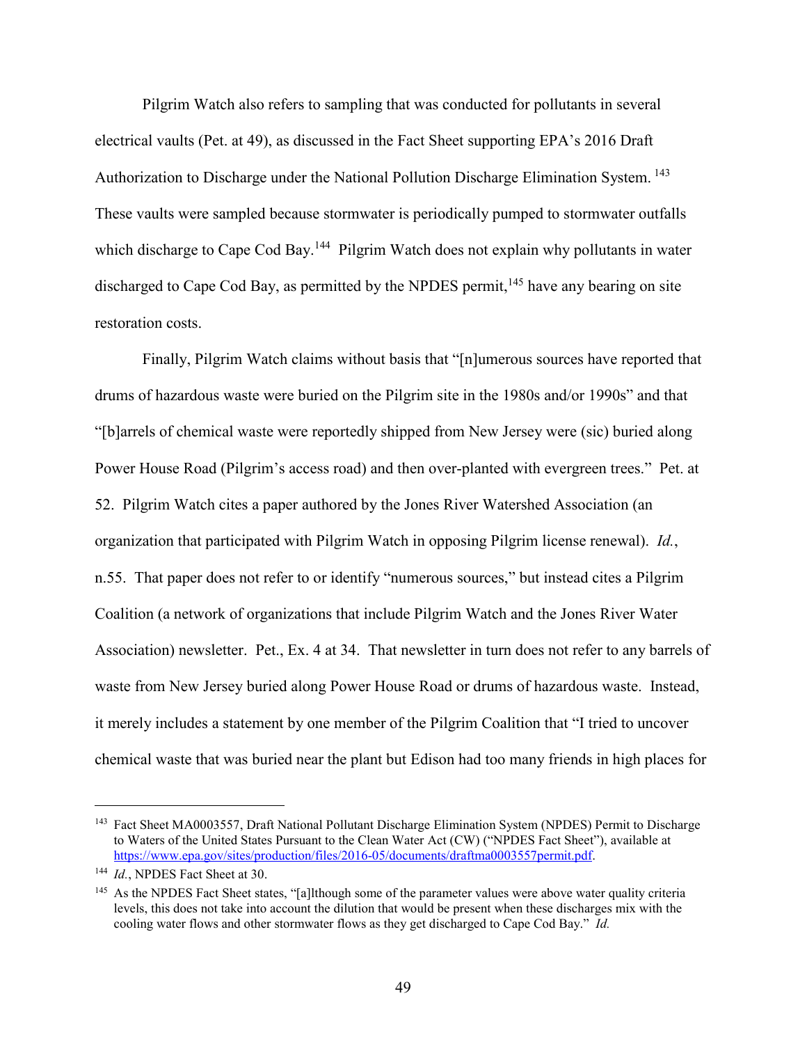Pilgrim Watch also refers to sampling that was conducted for pollutants in several electrical vaults (Pet. at 49), as discussed in the Fact Sheet supporting EPA's 2016 Draft Authorization to Discharge under the National Pollution Discharge Elimination System. [143] These vaults were sampled because stormwater is periodically pumped to stormwater outfalls which discharge to Cape Cod Bay.[144] Pilgrim Watch does not explain why pollutants in water discharged to Cape Cod Bay, as permitted by the NPDES permit,[145] have any bearing on site restoration costs.

Finally, Pilgrim Watch claims without basis that "[n]umerous sources have reported that drums of hazardous waste were buried on the Pilgrim site in the 1980s and/or 1990s" and that "[b]arrels of chemical waste were reportedly shipped from New Jersey were (sic) buried along Power House Road (Pilgrim's access road) and then over-planted with evergreen trees." Pet. at 52. Pilgrim Watch cites a paper authored by the Jones River Watershed Association (an organization that participated with Pilgrim Watch in opposing Pilgrim license renewal). *Id.*, n.55. That paper does not refer to or identify "numerous sources," but instead cites a Pilgrim Coalition (a network of organizations that include Pilgrim Watch and the Jones River Water Association) newsletter. Pet., Ex. 4 at 34. That newsletter in turn does not refer to any barrels of waste from New Jersey buried along Power House Road or drums of hazardous waste. Instead, it merely includes a statement by one member of the Pilgrim Coalition that "I tried to uncover chemical waste that was buried near the plant but Edison had too many friends in high places for

---

[143] Fact Sheet MA0003557, Draft National Pollutant Discharge Elimination System (NPDES) Permit to Discharge to Waters of the United States Pursuant to the Clean Water Act (CW) ("NPDES Fact Sheet"), available at https://www.epa.gov/sites/production/files/2016-05/documents/draftma0003557permit.pdf.

[144] *Id.*, NPDES Fact Sheet at 30.

[145] As the NPDES Fact Sheet states, "[a]lthough some of the parameter values were above water quality criteria levels, this does not take into account the dilution that would be present when these discharges mix with the cooling water flows and other stormwater flows as they get discharged to Cape Cod Bay." *Id.*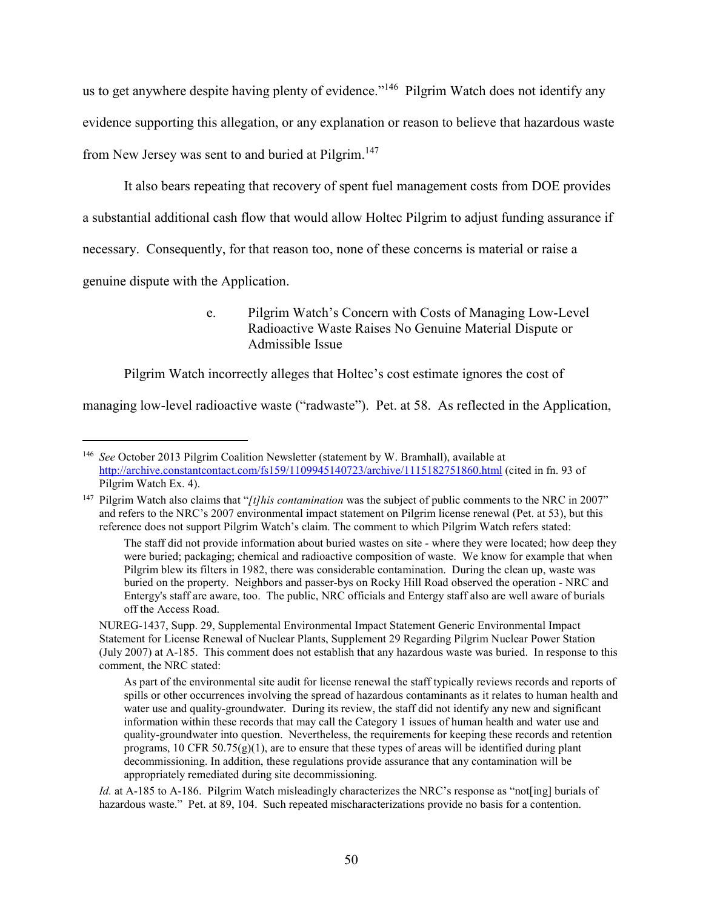us to get anywhere despite having plenty of evidence."[146] Pilgrim Watch does not identify any evidence supporting this allegation, or any explanation or reason to believe that hazardous waste from New Jersey was sent to and buried at Pilgrim.[147]

It also bears repeating that recovery of spent fuel management costs from DOE provides a substantial additional cash flow that would allow Holtec Pilgrim to adjust funding assurance if necessary. Consequently, for that reason too, none of these concerns is material or raise a genuine dispute with the Application.

e. Pilgrim Watch's Concern with Costs of Managing Low-Level Radioactive Waste Raises No Genuine Material Dispute or Admissible Issue

Pilgrim Watch incorrectly alleges that Holtec's cost estimate ignores the cost of managing low-level radioactive waste ("radwaste"). Pet. at 58. As reflected in the Application,

---

[146] *See* October 2013 Pilgrim Coalition Newsletter (statement by W. Bramhall), available at http://archive.constantcontact.com/fs159/1109945140723/archive/1115182751860.html (cited in fn. 93 of Pilgrim Watch Ex. 4).

[147] Pilgrim Watch also claims that "*[t]his contamination* was the subject of public comments to the NRC in 2007" and refers to the NRC's 2007 environmental impact statement on Pilgrim license renewal (Pet. at 53), but this reference does not support Pilgrim Watch's claim. The comment to which Pilgrim Watch refers stated:

> The staff did not provide information about buried wastes on site - where they were located; how deep they were buried; packaging; chemical and radioactive composition of waste. We know for example that when Pilgrim blew its filters in 1982, there was considerable contamination. During the clean up, waste was buried on the property. Neighbors and passer-bys on Rocky Hill Road observed the operation - NRC and Entergy's staff are aware, too. The public, NRC officials and Entergy staff also are well aware of burials off the Access Road.

NUREG-1437, Supp. 29, Supplemental Environmental Impact Statement Generic Environmental Impact Statement for License Renewal of Nuclear Plants, Supplement 29 Regarding Pilgrim Nuclear Power Station (July 2007) at A-185. This comment does not establish that any hazardous waste was buried. In response to this comment, the NRC stated:

> As part of the environmental site audit for license renewal the staff typically reviews records and reports of spills or other occurrences involving the spread of hazardous contaminants as it relates to human health and water use and quality-groundwater. During its review, the staff did not identify any new and significant information within these records that may call the Category 1 issues of human health and water use and quality-groundwater into question. Nevertheless, the requirements for keeping these records and retention programs, 10 CFR 50.75(g)(1), are to ensure that these types of areas will be identified during plant decommissioning. In addition, these regulations provide assurance that any contamination will be appropriately remediated during site decommissioning.

*Id.* at A-185 to A-186. Pilgrim Watch misleadingly characterizes the NRC's response as "not[ing] burials of hazardous waste." Pet. at 89, 104. Such repeated mischaracterizations provide no basis for a contention.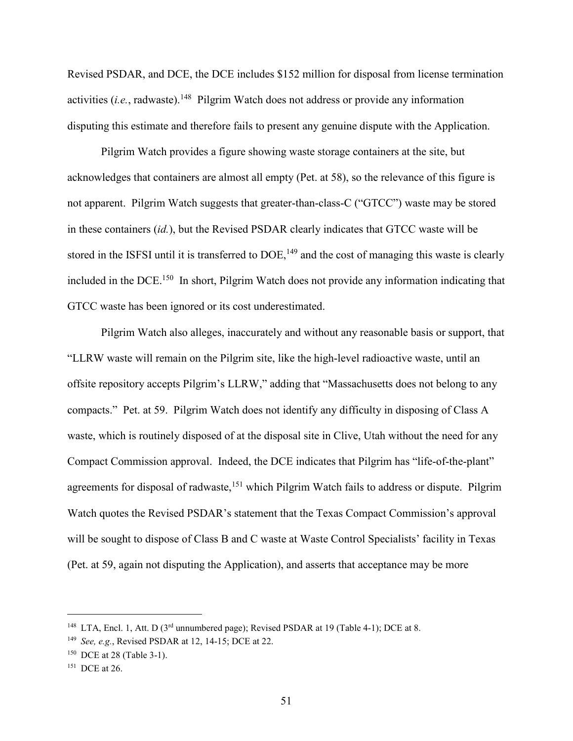Revised PSDAR, and DCE, the DCE includes $152 million for disposal from license termination activities (*i.e.*, radwaste).[148] Pilgrim Watch does not address or provide any information disputing this estimate and therefore fails to present any genuine dispute with the Application.

Pilgrim Watch provides a figure showing waste storage containers at the site, but acknowledges that containers are almost all empty (Pet. at 58), so the relevance of this figure is not apparent. Pilgrim Watch suggests that greater-than-class-C ("GTCC") waste may be stored in these containers (*id.*), but the Revised PSDAR clearly indicates that GTCC waste will be stored in the ISFSI until it is transferred to DOE,[149] and the cost of managing this waste is clearly included in the DCE.[150] In short, Pilgrim Watch does not provide any information indicating that GTCC waste has been ignored or its cost underestimated.

Pilgrim Watch also alleges, inaccurately and without any reasonable basis or support, that "LLRW waste will remain on the Pilgrim site, like the high-level radioactive waste, until an offsite repository accepts Pilgrim's LLRW," adding that "Massachusetts does not belong to any compacts." Pet. at 59. Pilgrim Watch does not identify any difficulty in disposing of Class A waste, which is routinely disposed of at the disposal site in Clive, Utah without the need for any Compact Commission approval. Indeed, the DCE indicates that Pilgrim has "life-of-the-plant" agreements for disposal of radwaste,[151] which Pilgrim Watch fails to address or dispute. Pilgrim Watch quotes the Revised PSDAR's statement that the Texas Compact Commission's approval will be sought to dispose of Class B and C waste at Waste Control Specialists' facility in Texas (Pet. at 59, again not disputing the Application), and asserts that acceptance may be more

---

[148] LTA, Encl. 1, Att. D (3rd unnumbered page); Revised PSDAR at 19 (Table 4-1); DCE at 8.

[149] *See, e.g.*, Revised PSDAR at 12, 14-15; DCE at 22.

[150] DCE at 28 (Table 3-1).

[151] DCE at 26.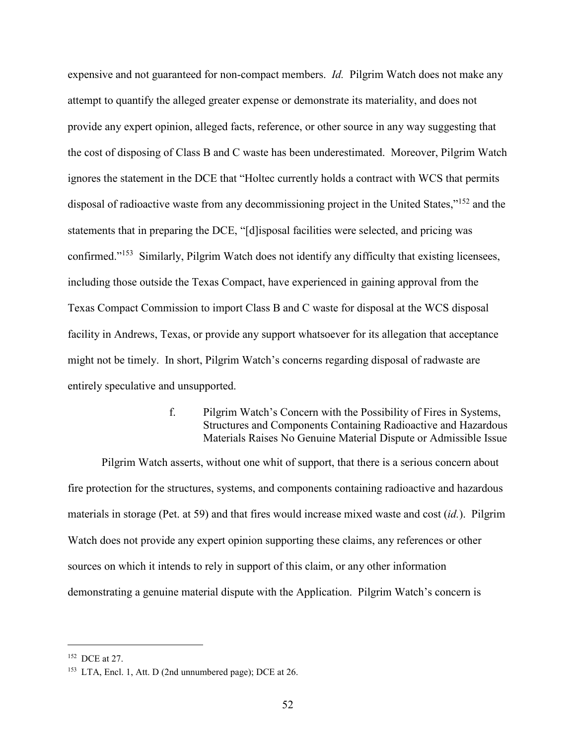expensive and not guaranteed for non-compact members. *Id.* Pilgrim Watch does not make any attempt to quantify the alleged greater expense or demonstrate its materiality, and does not provide any expert opinion, alleged facts, reference, or other source in any way suggesting that the cost of disposing of Class B and C waste has been underestimated. Moreover, Pilgrim Watch ignores the statement in the DCE that "Holtec currently holds a contract with WCS that permits disposal of radioactive waste from any decommissioning project in the United States,"[152] and the statements that in preparing the DCE, "[d]isposal facilities were selected, and pricing was confirmed."[153] Similarly, Pilgrim Watch does not identify any difficulty that existing licensees, including those outside the Texas Compact, have experienced in gaining approval from the Texas Compact Commission to import Class B and C waste for disposal at the WCS disposal facility in Andrews, Texas, or provide any support whatsoever for its allegation that acceptance might not be timely. In short, Pilgrim Watch's concerns regarding disposal of radwaste are entirely speculative and unsupported.

f. Pilgrim Watch's Concern with the Possibility of Fires in Systems, Structures and Components Containing Radioactive and Hazardous Materials Raises No Genuine Material Dispute or Admissible Issue

Pilgrim Watch asserts, without one whit of support, that there is a serious concern about fire protection for the structures, systems, and components containing radioactive and hazardous materials in storage (Pet. at 59) and that fires would increase mixed waste and cost (*id.*). Pilgrim Watch does not provide any expert opinion supporting these claims, any references or other sources on which it intends to rely in support of this claim, or any other information demonstrating a genuine material dispute with the Application. Pilgrim Watch's concern is

---

[152] DCE at 27.

[153] LTA, Encl. 1, Att. D (2nd unnumbered page); DCE at 26.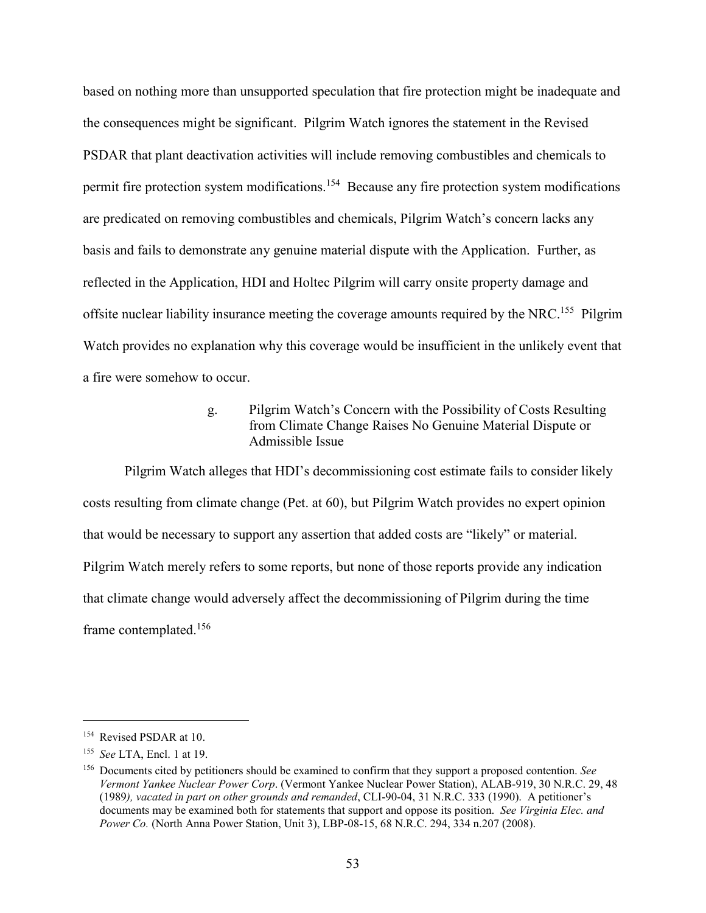based on nothing more than unsupported speculation that fire protection might be inadequate and the consequences might be significant. Pilgrim Watch ignores the statement in the Revised PSDAR that plant deactivation activities will include removing combustibles and chemicals to permit fire protection system modifications.[154] Because any fire protection system modifications are predicated on removing combustibles and chemicals, Pilgrim Watch's concern lacks any basis and fails to demonstrate any genuine material dispute with the Application. Further, as reflected in the Application, HDI and Holtec Pilgrim will carry onsite property damage and offsite nuclear liability insurance meeting the coverage amounts required by the NRC.[155] Pilgrim Watch provides no explanation why this coverage would be insufficient in the unlikely event that a fire were somehow to occur.

#### g. Pilgrim Watch's Concern with the Possibility of Costs Resulting from Climate Change Raises No Genuine Material Dispute or Admissible Issue

Pilgrim Watch alleges that HDI's decommissioning cost estimate fails to consider likely costs resulting from climate change (Pet. at 60), but Pilgrim Watch provides no expert opinion that would be necessary to support any assertion that added costs are "likely" or material. Pilgrim Watch merely refers to some reports, but none of those reports provide any indication that climate change would adversely affect the decommissioning of Pilgrim during the time frame contemplated.[156]

---

[154] Revised PSDAR at 10.

[155] *See* LTA, Encl. 1 at 19.

[156] Documents cited by petitioners should be examined to confirm that they support a proposed contention. *See Vermont Yankee Nuclear Power Corp*. (Vermont Yankee Nuclear Power Station), ALAB-919, 30 N.R.C. 29, 48 (1989*), vacated in part on other grounds and remanded*, CLI-90-04, 31 N.R.C. 333 (1990). A petitioner's documents may be examined both for statements that support and oppose its position. *See Virginia Elec. and Power Co.* (North Anna Power Station, Unit 3), LBP-08-15, 68 N.R.C. 294, 334 n.207 (2008).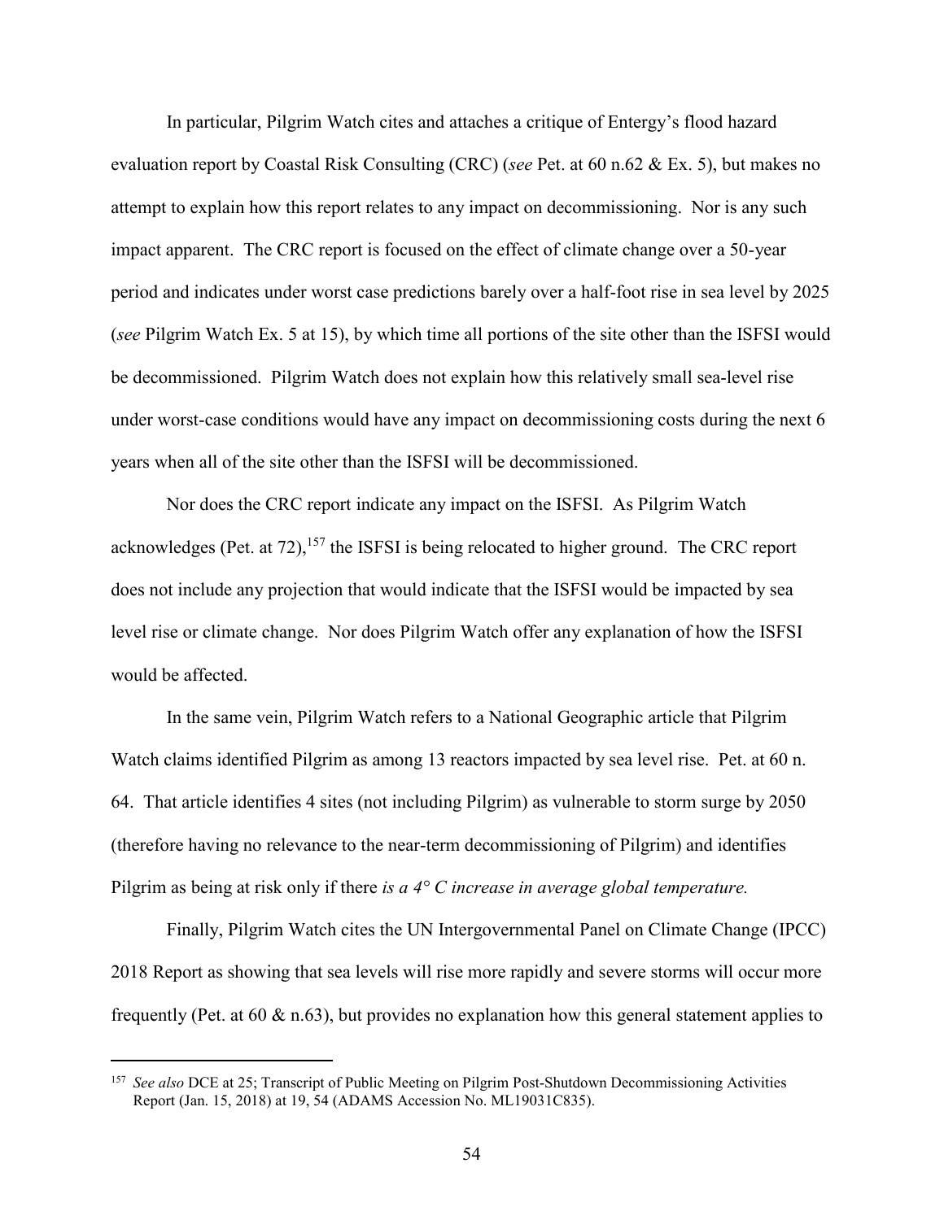In particular, Pilgrim Watch cites and attaches a critique of Entergy's flood hazard evaluation report by Coastal Risk Consulting (CRC) (*see* Pet. at 60 n.62 & Ex. 5), but makes no attempt to explain how this report relates to any impact on decommissioning. Nor is any such impact apparent. The CRC report is focused on the effect of climate change over a 50-year period and indicates under worst case predictions barely over a half-foot rise in sea level by 2025 (*see* Pilgrim Watch Ex. 5 at 15), by which time all portions of the site other than the ISFSI would be decommissioned. Pilgrim Watch does not explain how this relatively small sea-level rise under worst-case conditions would have any impact on decommissioning costs during the next 6 years when all of the site other than the ISFSI will be decommissioned.

Nor does the CRC report indicate any impact on the ISFSI. As Pilgrim Watch acknowledges (Pet. at 72),[157] the ISFSI is being relocated to higher ground. The CRC report does not include any projection that would indicate that the ISFSI would be impacted by sea level rise or climate change. Nor does Pilgrim Watch offer any explanation of how the ISFSI would be affected.

In the same vein, Pilgrim Watch refers to a National Geographic article that Pilgrim Watch claims identified Pilgrim as among 13 reactors impacted by sea level rise. Pet. at 60 n. 64. That article identifies 4 sites (not including Pilgrim) as vulnerable to storm surge by 2050 (therefore having no relevance to the near-term decommissioning of Pilgrim) and identifies Pilgrim as being at risk only if there *is a 4° C increase in average global temperature.*

Finally, Pilgrim Watch cites the UN Intergovernmental Panel on Climate Change (IPCC) 2018 Report as showing that sea levels will rise more rapidly and severe storms will occur more frequently (Pet. at 60 & n.63), but provides no explanation how this general statement applies to

---

[157] *See also* DCE at 25; Transcript of Public Meeting on Pilgrim Post-Shutdown Decommissioning Activities Report (Jan. 15, 2018) at 19, 54 (ADAMS Accession No. ML19031C835).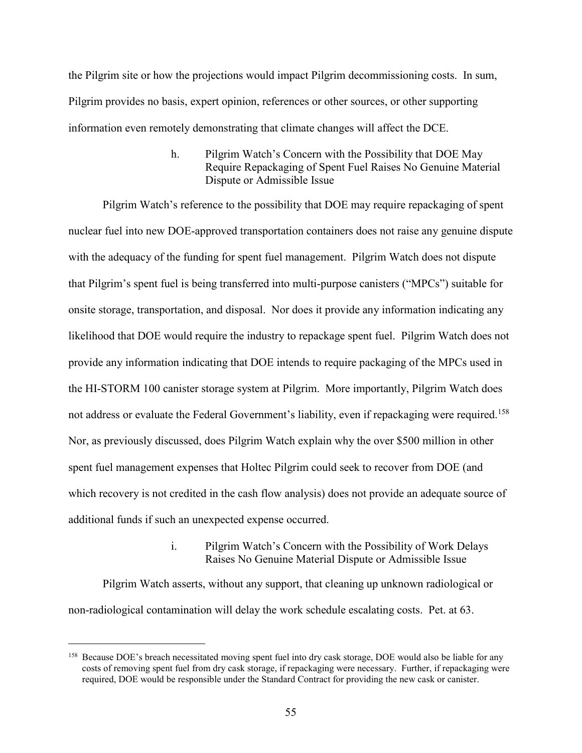the Pilgrim site or how the projections would impact Pilgrim decommissioning costs. In sum, Pilgrim provides no basis, expert opinion, references or other sources, or other supporting information even remotely demonstrating that climate changes will affect the DCE.

##### h. Pilgrim Watch's Concern with the Possibility that DOE May Require Repackaging of Spent Fuel Raises No Genuine Material Dispute or Admissible Issue

Pilgrim Watch's reference to the possibility that DOE may require repackaging of spent nuclear fuel into new DOE-approved transportation containers does not raise any genuine dispute with the adequacy of the funding for spent fuel management. Pilgrim Watch does not dispute that Pilgrim's spent fuel is being transferred into multi-purpose canisters ("MPCs") suitable for onsite storage, transportation, and disposal. Nor does it provide any information indicating any likelihood that DOE would require the industry to repackage spent fuel. Pilgrim Watch does not provide any information indicating that DOE intends to require packaging of the MPCs used in the HI-STORM 100 canister storage system at Pilgrim. More importantly, Pilgrim Watch does not address or evaluate the Federal Government's liability, even if repackaging were required.[158] Nor, as previously discussed, does Pilgrim Watch explain why the over $500 million in other spent fuel management expenses that Holtec Pilgrim could seek to recover from DOE (and which recovery is not credited in the cash flow analysis) does not provide an adequate source of additional funds if such an unexpected expense occurred.

##### i. Pilgrim Watch's Concern with the Possibility of Work Delays Raises No Genuine Material Dispute or Admissible Issue

Pilgrim Watch asserts, without any support, that cleaning up unknown radiological or non-radiological contamination will delay the work schedule escalating costs. Pet. at 63.

---

[158] Because DOE's breach necessitated moving spent fuel into dry cask storage, DOE would also be liable for any costs of removing spent fuel from dry cask storage, if repackaging were necessary. Further, if repackaging were required, DOE would be responsible under the Standard Contract for providing the new cask or canister.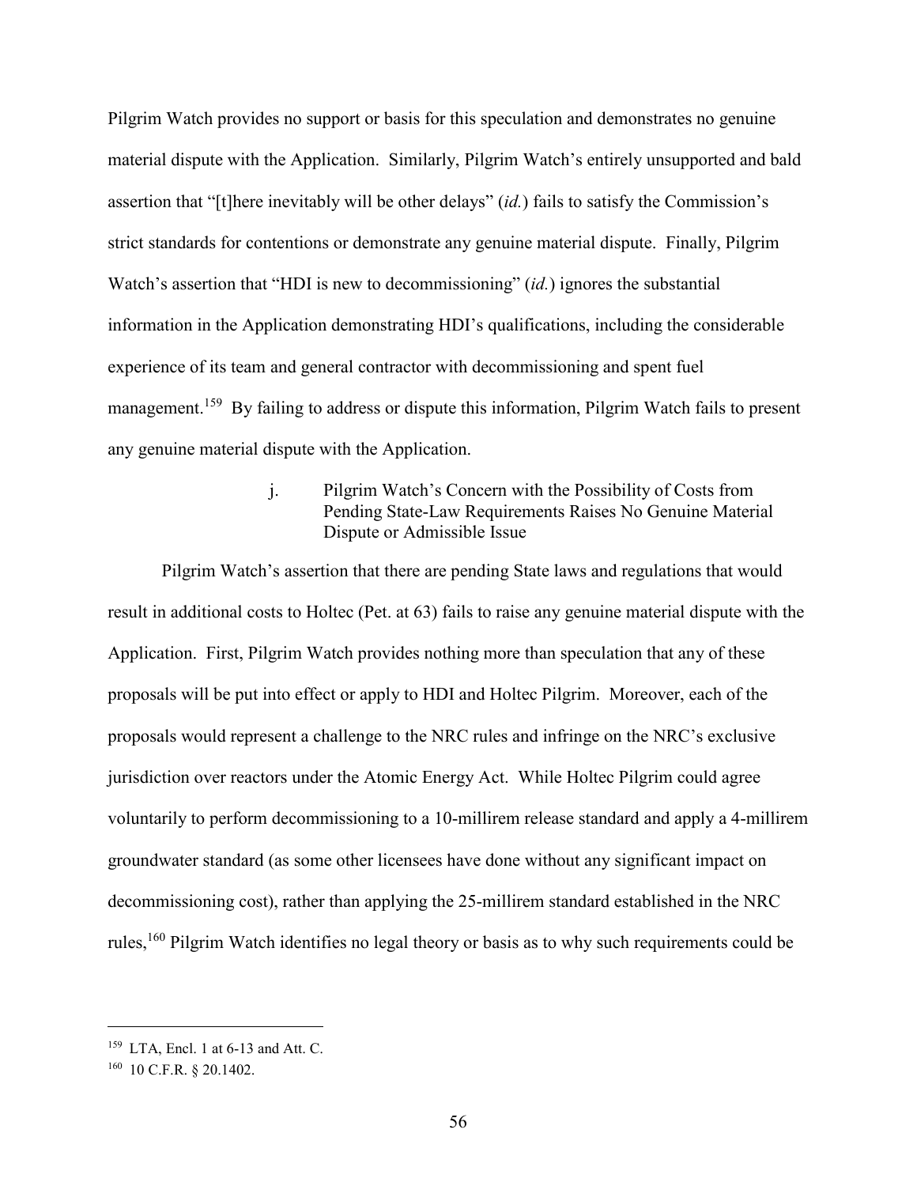Pilgrim Watch provides no support or basis for this speculation and demonstrates no genuine material dispute with the Application. Similarly, Pilgrim Watch's entirely unsupported and bald assertion that "[t]here inevitably will be other delays" (*id.*) fails to satisfy the Commission's strict standards for contentions or demonstrate any genuine material dispute. Finally, Pilgrim Watch's assertion that "HDI is new to decommissioning" (*id.*) ignores the substantial information in the Application demonstrating HDI's qualifications, including the considerable experience of its team and general contractor with decommissioning and spent fuel management.[159] By failing to address or dispute this information, Pilgrim Watch fails to present any genuine material dispute with the Application.

#### j. Pilgrim Watch's Concern with the Possibility of Costs from Pending State-Law Requirements Raises No Genuine Material Dispute or Admissible Issue

Pilgrim Watch's assertion that there are pending State laws and regulations that would result in additional costs to Holtec (Pet. at 63) fails to raise any genuine material dispute with the Application. First, Pilgrim Watch provides nothing more than speculation that any of these proposals will be put into effect or apply to HDI and Holtec Pilgrim. Moreover, each of the proposals would represent a challenge to the NRC rules and infringe on the NRC's exclusive jurisdiction over reactors under the Atomic Energy Act. While Holtec Pilgrim could agree voluntarily to perform decommissioning to a 10-millirem release standard and apply a 4-millirem groundwater standard (as some other licensees have done without any significant impact on decommissioning cost), rather than applying the 25-millirem standard established in the NRC rules,[160] Pilgrim Watch identifies no legal theory or basis as to why such requirements could be

---

[159] LTA, Encl. 1 at 6-13 and Att. C.

[160] 10 C.F.R. § 20.1402.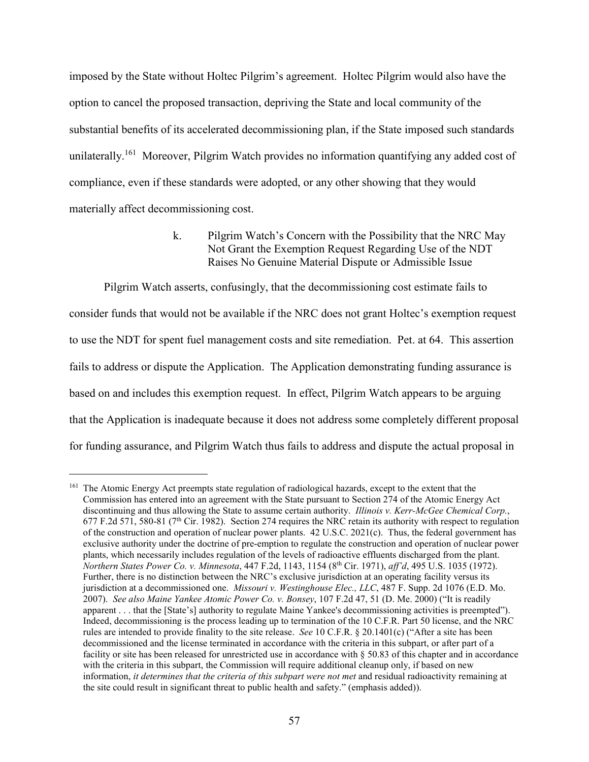imposed by the State without Holtec Pilgrim's agreement. Holtec Pilgrim would also have the option to cancel the proposed transaction, depriving the State and local community of the substantial benefits of its accelerated decommissioning plan, if the State imposed such standards unilaterally.[161] Moreover, Pilgrim Watch provides no information quantifying any added cost of compliance, even if these standards were adopted, or any other showing that they would materially affect decommissioning cost.

k. Pilgrim Watch's Concern with the Possibility that the NRC May Not Grant the Exemption Request Regarding Use of the NDT Raises No Genuine Material Dispute or Admissible Issue

Pilgrim Watch asserts, confusingly, that the decommissioning cost estimate fails to consider funds that would not be available if the NRC does not grant Holtec's exemption request to use the NDT for spent fuel management costs and site remediation. Pet. at 64. This assertion fails to address or dispute the Application. The Application demonstrating funding assurance is based on and includes this exemption request. In effect, Pilgrim Watch appears to be arguing that the Application is inadequate because it does not address some completely different proposal for funding assurance, and Pilgrim Watch thus fails to address and dispute the actual proposal in

---

[161] The Atomic Energy Act preempts state regulation of radiological hazards, except to the extent that the Commission has entered into an agreement with the State pursuant to Section 274 of the Atomic Energy Act discontinuing and thus allowing the State to assume certain authority. *Illinois v. Kerr-McGee Chemical Corp.*, 677 F.2d 571, 580-81 (7th Cir. 1982). Section 274 requires the NRC retain its authority with respect to regulation of the construction and operation of nuclear power plants. 42 U.S.C. 2021(c). Thus, the federal government has exclusive authority under the doctrine of pre-emption to regulate the construction and operation of nuclear power plants, which necessarily includes regulation of the levels of radioactive effluents discharged from the plant. *Northern States Power Co. v. Minnesota*, 447 F.2d, 1143, 1154 (8th Cir. 1971), *aff'd*, 495 U.S. 1035 (1972). Further, there is no distinction between the NRC's exclusive jurisdiction at an operating facility versus its jurisdiction at a decommissioned one. *Missouri v. Westinghouse Elec., LLC*, 487 F. Supp. 2d 1076 (E.D. Mo. 2007). *See also Maine Yankee Atomic Power Co. v. Bonsey*, 107 F.2d 47, 51 (D. Me. 2000) ("It is readily apparent . . . that the [State's] authority to regulate Maine Yankee's decommissioning activities is preempted"). Indeed, decommissioning is the process leading up to termination of the 10 C.F.R. Part 50 license, and the NRC rules are intended to provide finality to the site release. *See* 10 C.F.R. § 20.1401(c) ("After a site has been decommissioned and the license terminated in accordance with the criteria in this subpart, or after part of a facility or site has been released for unrestricted use in accordance with § 50.83 of this chapter and in accordance with the criteria in this subpart, the Commission will require additional cleanup only, if based on new information, *it determines that the criteria of this subpart were not met* and residual radioactivity remaining at the site could result in significant threat to public health and safety." (emphasis added)).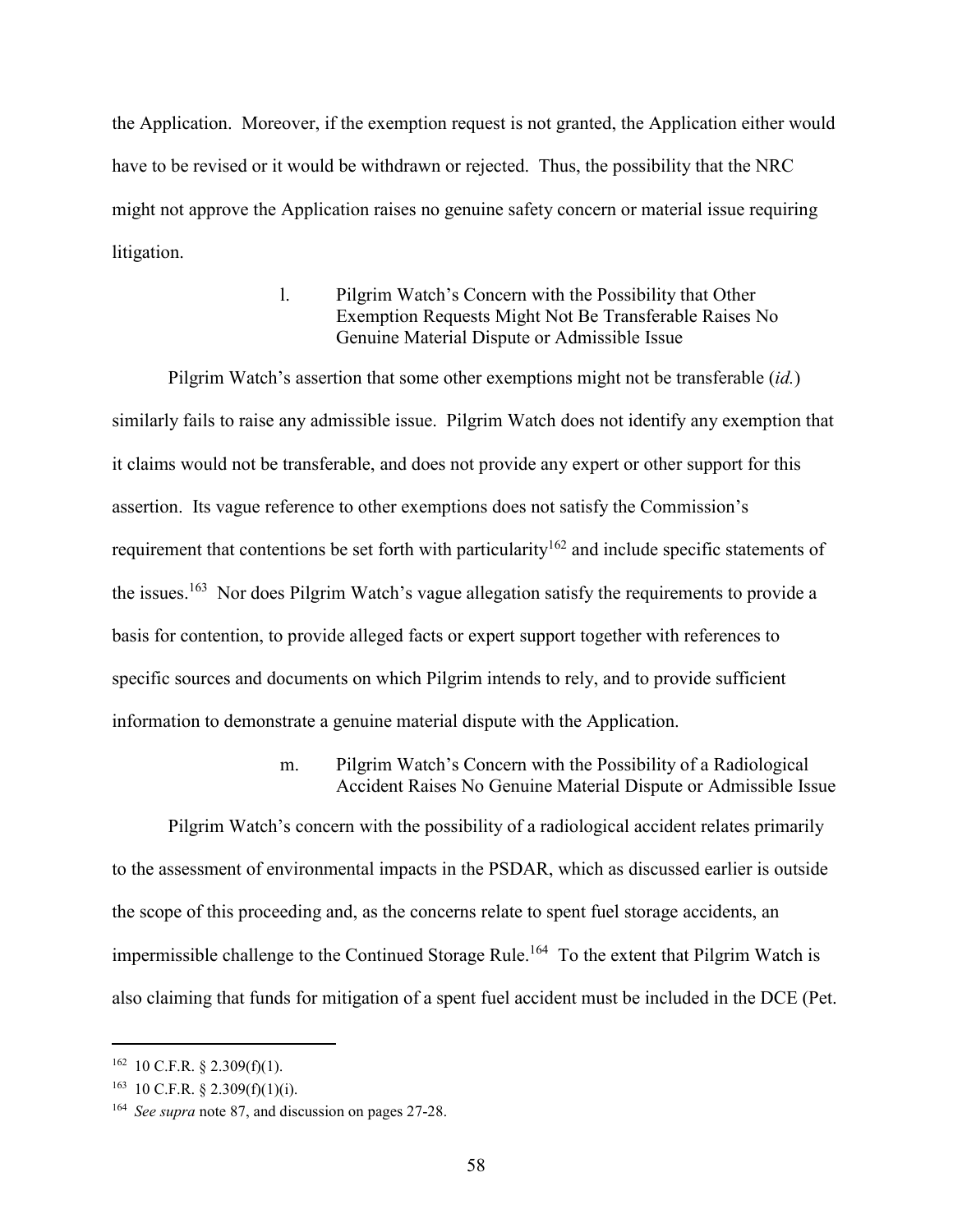the Application. Moreover, if the exemption request is not granted, the Application either would have to be revised or it would be withdrawn or rejected. Thus, the possibility that the NRC might not approve the Application raises no genuine safety concern or material issue requiring litigation.

#### l. Pilgrim Watch's Concern with the Possibility that Other Exemption Requests Might Not Be Transferable Raises No Genuine Material Dispute or Admissible Issue

Pilgrim Watch's assertion that some other exemptions might not be transferable (*id.*) similarly fails to raise any admissible issue. Pilgrim Watch does not identify any exemption that it claims would not be transferable, and does not provide any expert or other support for this assertion. Its vague reference to other exemptions does not satisfy the Commission's requirement that contentions be set forth with particularity[162] and include specific statements of the issues.[163] Nor does Pilgrim Watch's vague allegation satisfy the requirements to provide a basis for contention, to provide alleged facts or expert support together with references to specific sources and documents on which Pilgrim intends to rely, and to provide sufficient information to demonstrate a genuine material dispute with the Application.

#### m. Pilgrim Watch's Concern with the Possibility of a Radiological Accident Raises No Genuine Material Dispute or Admissible Issue

Pilgrim Watch's concern with the possibility of a radiological accident relates primarily to the assessment of environmental impacts in the PSDAR, which as discussed earlier is outside the scope of this proceeding and, as the concerns relate to spent fuel storage accidents, an impermissible challenge to the Continued Storage Rule.[164] To the extent that Pilgrim Watch is also claiming that funds for mitigation of a spent fuel accident must be included in the DCE (Pet.

---

[162] 10 C.F.R. § 2.309(f)(1).

[163] 10 C.F.R. § 2.309(f)(1)(i).

[164] *See supra* note 87, and discussion on pages 27-28.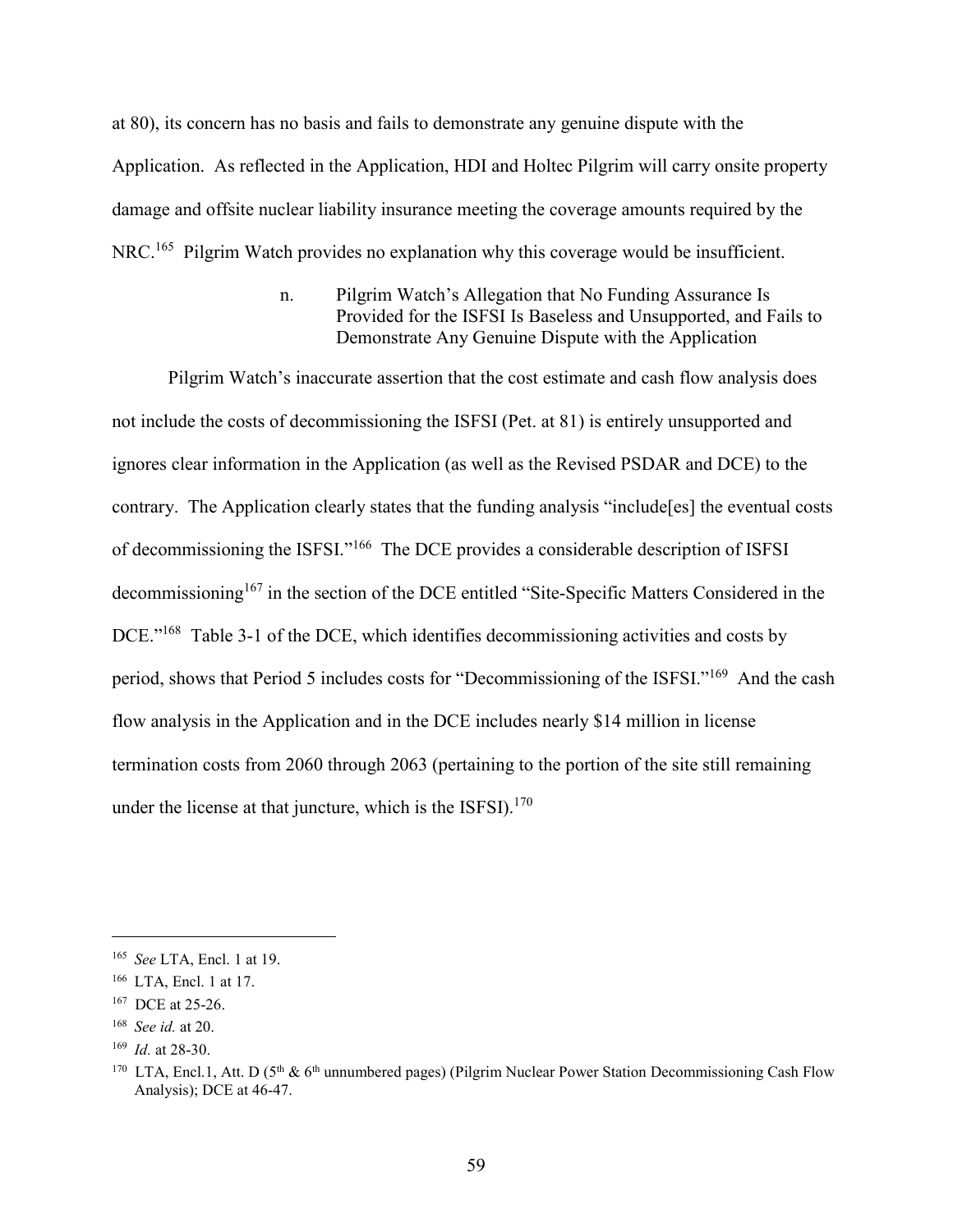at 80), its concern has no basis and fails to demonstrate any genuine dispute with the Application. As reflected in the Application, HDI and Holtec Pilgrim will carry onsite property damage and offsite nuclear liability insurance meeting the coverage amounts required by the NRC.[165] Pilgrim Watch provides no explanation why this coverage would be insufficient.

n. Pilgrim Watch's Allegation that No Funding Assurance Is Provided for the ISFSI Is Baseless and Unsupported, and Fails to Demonstrate Any Genuine Dispute with the Application

Pilgrim Watch's inaccurate assertion that the cost estimate and cash flow analysis does not include the costs of decommissioning the ISFSI (Pet. at 81) is entirely unsupported and ignores clear information in the Application (as well as the Revised PSDAR and DCE) to the contrary. The Application clearly states that the funding analysis "include[es] the eventual costs of decommissioning the ISFSI."[166] The DCE provides a considerable description of ISFSI decommissioning[167] in the section of the DCE entitled "Site-Specific Matters Considered in the DCE."[168] Table 3-1 of the DCE, which identifies decommissioning activities and costs by period, shows that Period 5 includes costs for "Decommissioning of the ISFSI."[169] And the cash flow analysis in the Application and in the DCE includes nearly $14 million in license termination costs from 2060 through 2063 (pertaining to the portion of the site still remaining under the license at that juncture, which is the ISFSI).[170]

---

[165] *See* LTA, Encl. 1 at 19.

[166] LTA, Encl. 1 at 17.

[167] DCE at 25-26.

[168] *See id.* at 20.

[169] *Id.* at 28-30.

[170] LTA, Encl.1, Att. D (5th & 6th unnumbered pages) (Pilgrim Nuclear Power Station Decommissioning Cash Flow Analysis); DCE at 46-47.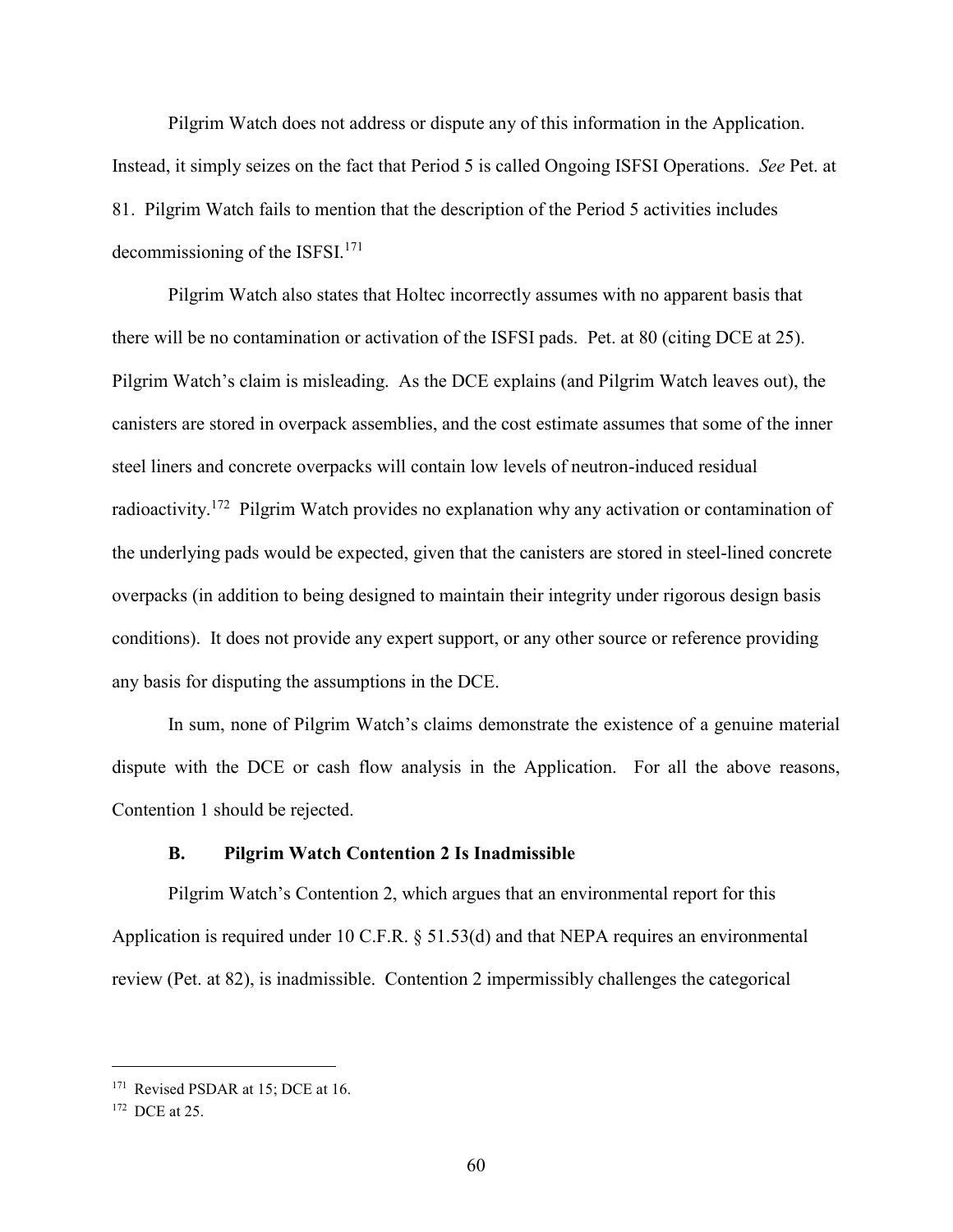Pilgrim Watch does not address or dispute any of this information in the Application. Instead, it simply seizes on the fact that Period 5 is called Ongoing ISFSI Operations. *See* Pet. at 81. Pilgrim Watch fails to mention that the description of the Period 5 activities includes decommissioning of the ISFSI.[171]

Pilgrim Watch also states that Holtec incorrectly assumes with no apparent basis that there will be no contamination or activation of the ISFSI pads. Pet. at 80 (citing DCE at 25). Pilgrim Watch's claim is misleading. As the DCE explains (and Pilgrim Watch leaves out), the canisters are stored in overpack assemblies, and the cost estimate assumes that some of the inner steel liners and concrete overpacks will contain low levels of neutron-induced residual radioactivity.[172] Pilgrim Watch provides no explanation why any activation or contamination of the underlying pads would be expected, given that the canisters are stored in steel-lined concrete overpacks (in addition to being designed to maintain their integrity under rigorous design basis conditions). It does not provide any expert support, or any other source or reference providing any basis for disputing the assumptions in the DCE.

In sum, none of Pilgrim Watch's claims demonstrate the existence of a genuine material dispute with the DCE or cash flow analysis in the Application. For all the above reasons, Contention 1 should be rejected.

### B. Pilgrim Watch Contention 2 Is Inadmissible

Pilgrim Watch's Contention 2, which argues that an environmental report for this Application is required under 10 C.F.R. § 51.53(d) and that NEPA requires an environmental review (Pet. at 82), is inadmissible. Contention 2 impermissibly challenges the categorical

---

[171] Revised PSDAR at 15; DCE at 16.

[172] DCE at 25.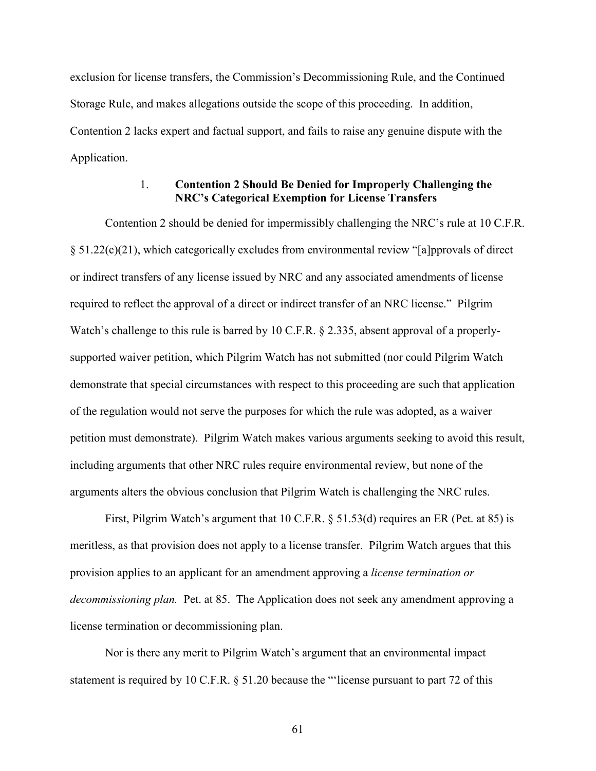exclusion for license transfers, the Commission's Decommissioning Rule, and the Continued Storage Rule, and makes allegations outside the scope of this proceeding. In addition, Contention 2 lacks expert and factual support, and fails to raise any genuine dispute with the Application.

### 1. Contention 2 Should Be Denied for Improperly Challenging the NRC's Categorical Exemption for License Transfers

Contention 2 should be denied for impermissibly challenging the NRC's rule at 10 C.F.R. § 51.22(c)(21), which categorically excludes from environmental review "[a]pprovals of direct or indirect transfers of any license issued by NRC and any associated amendments of license required to reflect the approval of a direct or indirect transfer of an NRC license." Pilgrim Watch's challenge to this rule is barred by 10 C.F.R. § 2.335, absent approval of a properly-supported waiver petition, which Pilgrim Watch has not submitted (nor could Pilgrim Watch demonstrate that special circumstances with respect to this proceeding are such that application of the regulation would not serve the purposes for which the rule was adopted, as a waiver petition must demonstrate). Pilgrim Watch makes various arguments seeking to avoid this result, including arguments that other NRC rules require environmental review, but none of the arguments alters the obvious conclusion that Pilgrim Watch is challenging the NRC rules.

First, Pilgrim Watch's argument that 10 C.F.R. § 51.53(d) requires an ER (Pet. at 85) is meritless, as that provision does not apply to a license transfer. Pilgrim Watch argues that this provision applies to an applicant for an amendment approving a *license termination or decommissioning plan.* Pet. at 85. The Application does not seek any amendment approving a license termination or decommissioning plan.

Nor is there any merit to Pilgrim Watch's argument that an environmental impact statement is required by 10 C.F.R. § 51.20 because the "'license pursuant to part 72 of this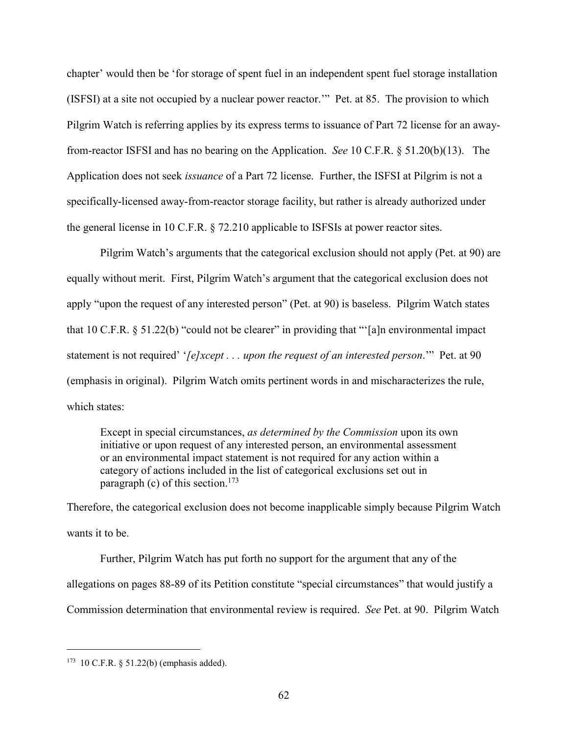chapter' would then be 'for storage of spent fuel in an independent spent fuel storage installation (ISFSI) at a site not occupied by a nuclear power reactor.'" Pet. at 85. The provision to which Pilgrim Watch is referring applies by its express terms to issuance of Part 72 license for an away-from-reactor ISFSI and has no bearing on the Application. *See* 10 C.F.R. § 51.20(b)(13). The Application does not seek *issuance* of a Part 72 license. Further, the ISFSI at Pilgrim is not a specifically-licensed away-from-reactor storage facility, but rather is already authorized under the general license in 10 C.F.R. § 72.210 applicable to ISFSIs at power reactor sites.

Pilgrim Watch's arguments that the categorical exclusion should not apply (Pet. at 90) are equally without merit. First, Pilgrim Watch's argument that the categorical exclusion does not apply "upon the request of any interested person" (Pet. at 90) is baseless. Pilgrim Watch states that 10 C.F.R. § 51.22(b) "could not be clearer" in providing that "'[a]n environmental impact statement is not required' '*[e]xcept . . . upon the request of an interested person*.'" Pet. at 90 (emphasis in original). Pilgrim Watch omits pertinent words in and mischaracterizes the rule, which states:

> Except in special circumstances, *as determined by the Commission* upon its own initiative or upon request of any interested person, an environmental assessment or an environmental impact statement is not required for any action within a category of actions included in the list of categorical exclusions set out in paragraph (c) of this section.[173]

Therefore, the categorical exclusion does not become inapplicable simply because Pilgrim Watch wants it to be.

Further, Pilgrim Watch has put forth no support for the argument that any of the allegations on pages 88-89 of its Petition constitute "special circumstances" that would justify a Commission determination that environmental review is required. *See* Pet. at 90. Pilgrim Watch

---

[173] 10 C.F.R. § 51.22(b) (emphasis added).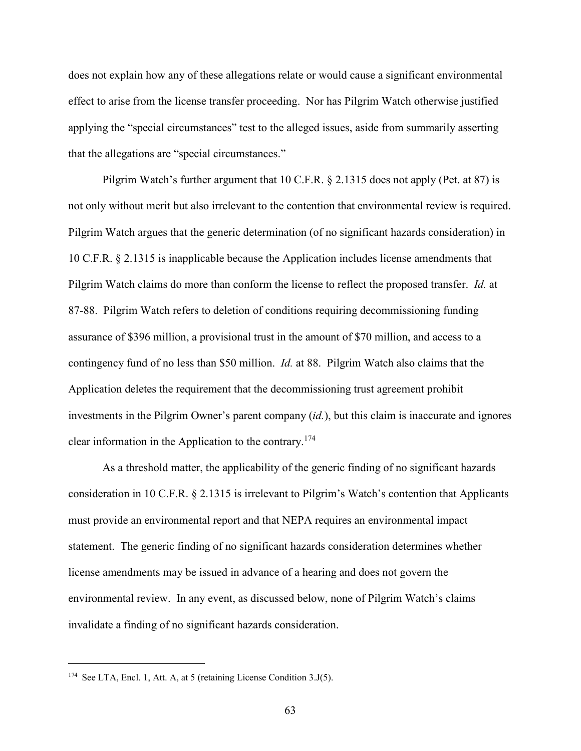does not explain how any of these allegations relate or would cause a significant environmental effect to arise from the license transfer proceeding. Nor has Pilgrim Watch otherwise justified applying the "special circumstances" test to the alleged issues, aside from summarily asserting that the allegations are "special circumstances."

Pilgrim Watch's further argument that 10 C.F.R. § 2.1315 does not apply (Pet. at 87) is not only without merit but also irrelevant to the contention that environmental review is required. Pilgrim Watch argues that the generic determination (of no significant hazards consideration) in 10 C.F.R. § 2.1315 is inapplicable because the Application includes license amendments that Pilgrim Watch claims do more than conform the license to reflect the proposed transfer. *Id.* at 87-88. Pilgrim Watch refers to deletion of conditions requiring decommissioning funding assurance of $396 million, a provisional trust in the amount of $70 million, and access to a contingency fund of no less than $50 million. *Id.* at 88. Pilgrim Watch also claims that the Application deletes the requirement that the decommissioning trust agreement prohibit investments in the Pilgrim Owner's parent company (*id.*), but this claim is inaccurate and ignores clear information in the Application to the contrary.[174]

As a threshold matter, the applicability of the generic finding of no significant hazards consideration in 10 C.F.R. § 2.1315 is irrelevant to Pilgrim's Watch's contention that Applicants must provide an environmental report and that NEPA requires an environmental impact statement. The generic finding of no significant hazards consideration determines whether license amendments may be issued in advance of a hearing and does not govern the environmental review. In any event, as discussed below, none of Pilgrim Watch's claims invalidate a finding of no significant hazards consideration.

---

[174] See LTA, Encl. 1, Att. A, at 5 (retaining License Condition 3.J(5).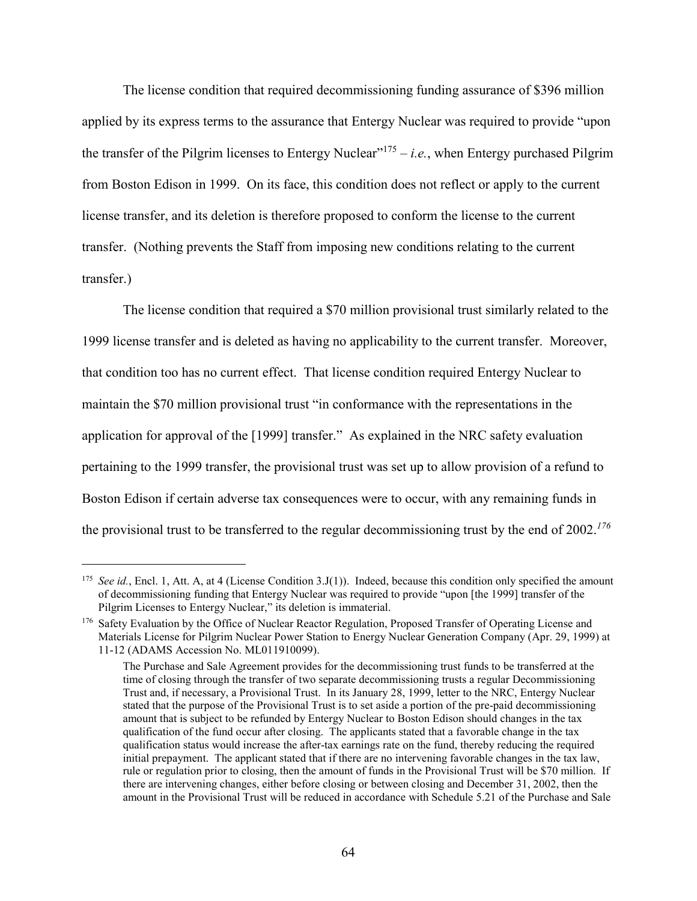The license condition that required decommissioning funding assurance of $396 million applied by its express terms to the assurance that Entergy Nuclear was required to provide "upon the transfer of the Pilgrim licenses to Entergy Nuclear"[175] – *i.e.*, when Entergy purchased Pilgrim from Boston Edison in 1999. On its face, this condition does not reflect or apply to the current license transfer, and its deletion is therefore proposed to conform the license to the current transfer. (Nothing prevents the Staff from imposing new conditions relating to the current transfer.)

The license condition that required a $70 million provisional trust similarly related to the 1999 license transfer and is deleted as having no applicability to the current transfer. Moreover, that condition too has no current effect. That license condition required Entergy Nuclear to maintain the $70 million provisional trust "in conformance with the representations in the application for approval of the [1999] transfer." As explained in the NRC safety evaluation pertaining to the 1999 transfer, the provisional trust was set up to allow provision of a refund to Boston Edison if certain adverse tax consequences were to occur, with any remaining funds in the provisional trust to be transferred to the regular decommissioning trust by the end of 2002.[176]

---

[175] *See id.*, Encl. 1, Att. A, at 4 (License Condition 3.J(1)). Indeed, because this condition only specified the amount of decommissioning funding that Entergy Nuclear was required to provide "upon [the 1999] transfer of the Pilgrim Licenses to Entergy Nuclear," its deletion is immaterial.

[176] Safety Evaluation by the Office of Nuclear Reactor Regulation, Proposed Transfer of Operating License and Materials License for Pilgrim Nuclear Power Station to Energy Nuclear Generation Company (Apr. 29, 1999) at 11-12 (ADAMS Accession No. ML011910099).

> The Purchase and Sale Agreement provides for the decommissioning trust funds to be transferred at the time of closing through the transfer of two separate decommissioning trusts a regular Decommissioning Trust and, if necessary, a Provisional Trust. In its January 28, 1999, letter to the NRC, Entergy Nuclear stated that the purpose of the Provisional Trust is to set aside a portion of the pre-paid decommissioning amount that is subject to be refunded by Entergy Nuclear to Boston Edison should changes in the tax qualification of the fund occur after closing. The applicants stated that a favorable change in the tax qualification status would increase the after-tax earnings rate on the fund, thereby reducing the required initial prepayment. The applicant stated that if there are no intervening favorable changes in the tax law, rule or regulation prior to closing, then the amount of funds in the Provisional Trust will be $70 million. If there are intervening changes, either before closing or between closing and December 31, 2002, then the amount in the Provisional Trust will be reduced in accordance with Schedule 5.21 of the Purchase and Sale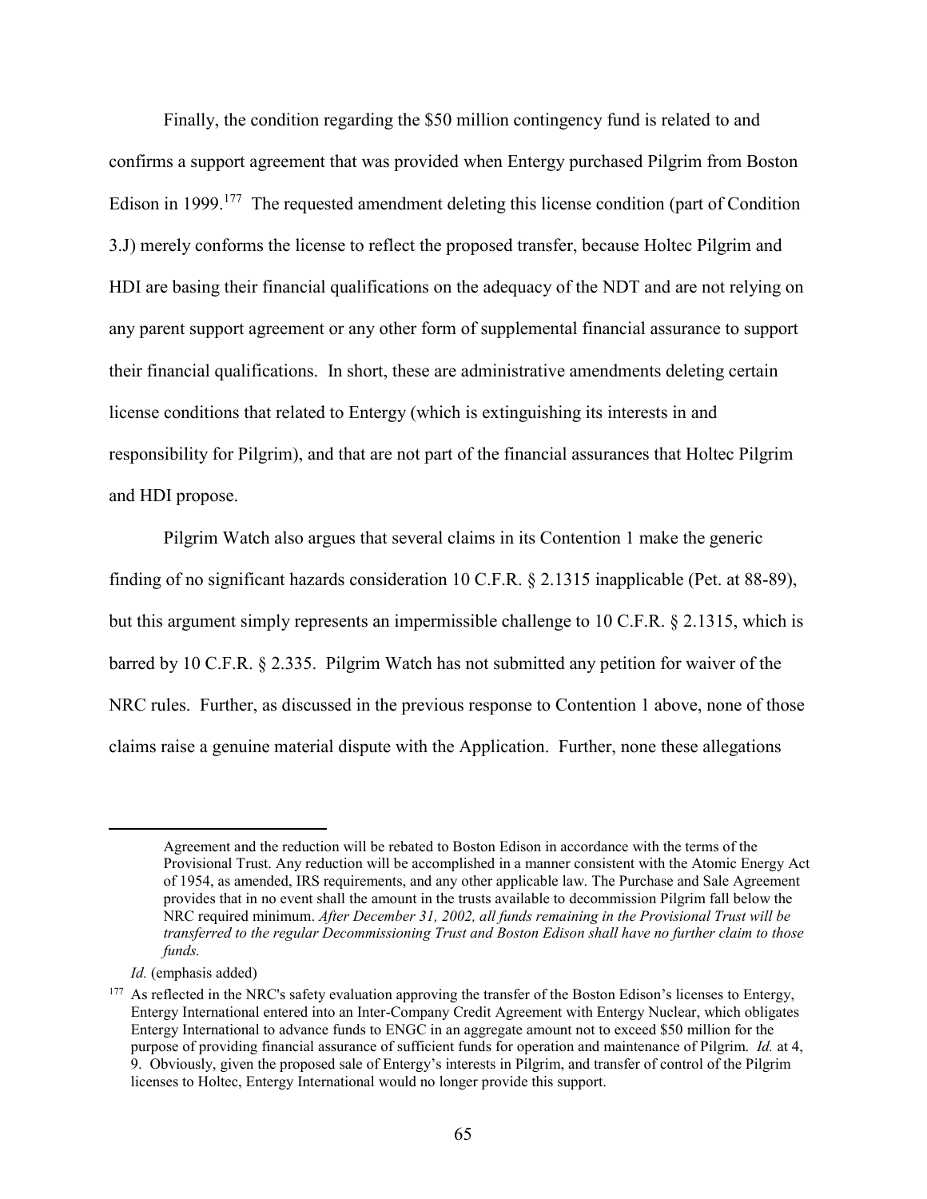Finally, the condition regarding the $50 million contingency fund is related to and confirms a support agreement that was provided when Entergy purchased Pilgrim from Boston Edison in 1999.[177] The requested amendment deleting this license condition (part of Condition 3.J) merely conforms the license to reflect the proposed transfer, because Holtec Pilgrim and HDI are basing their financial qualifications on the adequacy of the NDT and are not relying on any parent support agreement or any other form of supplemental financial assurance to support their financial qualifications. In short, these are administrative amendments deleting certain license conditions that related to Entergy (which is extinguishing its interests in and responsibility for Pilgrim), and that are not part of the financial assurances that Holtec Pilgrim and HDI propose.

Pilgrim Watch also argues that several claims in its Contention 1 make the generic finding of no significant hazards consideration 10 C.F.R. § 2.1315 inapplicable (Pet. at 88-89), but this argument simply represents an impermissible challenge to 10 C.F.R. § 2.1315, which is barred by 10 C.F.R. § 2.335. Pilgrim Watch has not submitted any petition for waiver of the NRC rules. Further, as discussed in the previous response to Contention 1 above, none of those claims raise a genuine material dispute with the Application. Further, none these allegations

---

Agreement and the reduction will be rebated to Boston Edison in accordance with the terms of the Provisional Trust. Any reduction will be accomplished in a manner consistent with the Atomic Energy Act of 1954, as amended, IRS requirements, and any other applicable law. The Purchase and Sale Agreement provides that in no event shall the amount in the trusts available to decommission Pilgrim fall below the NRC required minimum. *After December 31, 2002, all funds remaining in the Provisional Trust will be transferred to the regular Decommissioning Trust and Boston Edison shall have no further claim to those funds.*

*Id.* (emphasis added)

[177] As reflected in the NRC's safety evaluation approving the transfer of the Boston Edison's licenses to Entergy, Entergy International entered into an Inter-Company Credit Agreement with Entergy Nuclear, which obligates Entergy International to advance funds to ENGC in an aggregate amount not to exceed $50 million for the purpose of providing financial assurance of sufficient funds for operation and maintenance of Pilgrim. *Id.* at 4, 9. Obviously, given the proposed sale of Entergy's interests in Pilgrim, and transfer of control of the Pilgrim licenses to Holtec, Entergy International would no longer provide this support.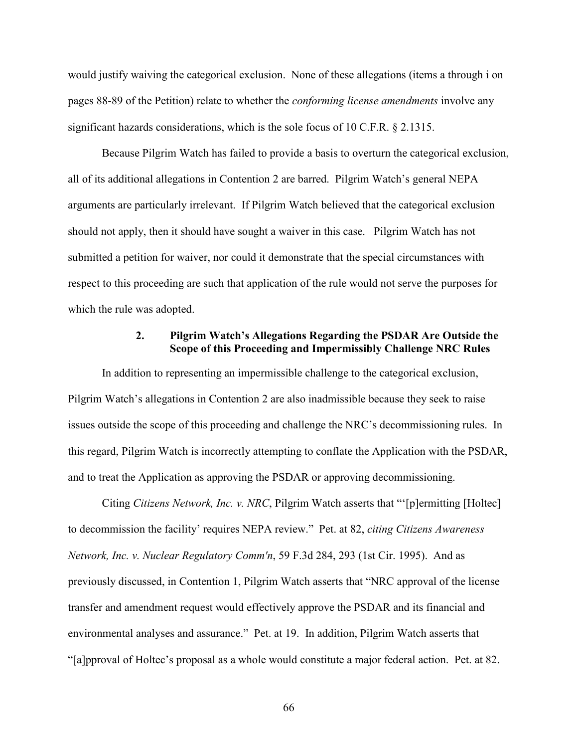would justify waiving the categorical exclusion. None of these allegations (items a through i on pages 88-89 of the Petition) relate to whether the *conforming license amendments* involve any significant hazards considerations, which is the sole focus of 10 C.F.R. § 2.1315.

Because Pilgrim Watch has failed to provide a basis to overturn the categorical exclusion, all of its additional allegations in Contention 2 are barred. Pilgrim Watch's general NEPA arguments are particularly irrelevant. If Pilgrim Watch believed that the categorical exclusion should not apply, then it should have sought a waiver in this case. Pilgrim Watch has not submitted a petition for waiver, nor could it demonstrate that the special circumstances with respect to this proceeding are such that application of the rule would not serve the purposes for which the rule was adopted.

### 2. Pilgrim Watch's Allegations Regarding the PSDAR Are Outside the Scope of this Proceeding and Impermissibly Challenge NRC Rules

In addition to representing an impermissible challenge to the categorical exclusion, Pilgrim Watch's allegations in Contention 2 are also inadmissible because they seek to raise issues outside the scope of this proceeding and challenge the NRC's decommissioning rules. In this regard, Pilgrim Watch is incorrectly attempting to conflate the Application with the PSDAR, and to treat the Application as approving the PSDAR or approving decommissioning.

Citing *Citizens Network, Inc. v. NRC*, Pilgrim Watch asserts that "'[p]ermitting [Holtec] to decommission the facility' requires NEPA review." Pet. at 82, *citing Citizens Awareness Network, Inc. v. Nuclear Regulatory Comm'n*, 59 F.3d 284, 293 (1st Cir. 1995). And as previously discussed, in Contention 1, Pilgrim Watch asserts that "NRC approval of the license transfer and amendment request would effectively approve the PSDAR and its financial and environmental analyses and assurance." Pet. at 19. In addition, Pilgrim Watch asserts that "[a]pproval of Holtec's proposal as a whole would constitute a major federal action. Pet. at 82.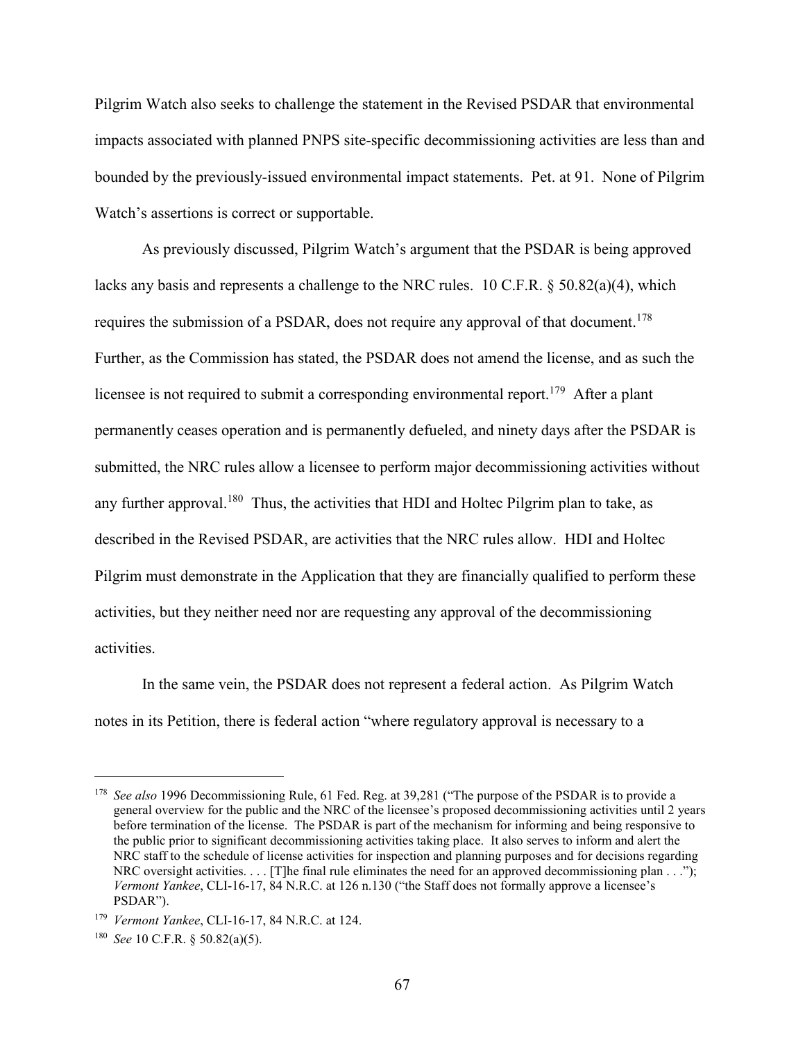Pilgrim Watch also seeks to challenge the statement in the Revised PSDAR that environmental impacts associated with planned PNPS site-specific decommissioning activities are less than and bounded by the previously-issued environmental impact statements. Pet. at 91. None of Pilgrim Watch's assertions is correct or supportable.

As previously discussed, Pilgrim Watch's argument that the PSDAR is being approved lacks any basis and represents a challenge to the NRC rules. 10 C.F.R. § 50.82(a)(4), which requires the submission of a PSDAR, does not require any approval of that document.[178] Further, as the Commission has stated, the PSDAR does not amend the license, and as such the licensee is not required to submit a corresponding environmental report.[179] After a plant permanently ceases operation and is permanently defueled, and ninety days after the PSDAR is submitted, the NRC rules allow a licensee to perform major decommissioning activities without any further approval.[180] Thus, the activities that HDI and Holtec Pilgrim plan to take, as described in the Revised PSDAR, are activities that the NRC rules allow. HDI and Holtec Pilgrim must demonstrate in the Application that they are financially qualified to perform these activities, but they neither need nor are requesting any approval of the decommissioning activities.

In the same vein, the PSDAR does not represent a federal action. As Pilgrim Watch notes in its Petition, there is federal action "where regulatory approval is necessary to a

---

[178] *See also* 1996 Decommissioning Rule, 61 Fed. Reg. at 39,281 ("The purpose of the PSDAR is to provide a general overview for the public and the NRC of the licensee's proposed decommissioning activities until 2 years before termination of the license. The PSDAR is part of the mechanism for informing and being responsive to the public prior to significant decommissioning activities taking place. It also serves to inform and alert the NRC staff to the schedule of license activities for inspection and planning purposes and for decisions regarding NRC oversight activities. . . . [T]he final rule eliminates the need for an approved decommissioning plan . . ."); *Vermont Yankee*, CLI-16-17, 84 N.R.C. at 126 n.130 ("the Staff does not formally approve a licensee's PSDAR").

[179] *Vermont Yankee*, CLI-16-17, 84 N.R.C. at 124.

[180] *See* 10 C.F.R. § 50.82(a)(5).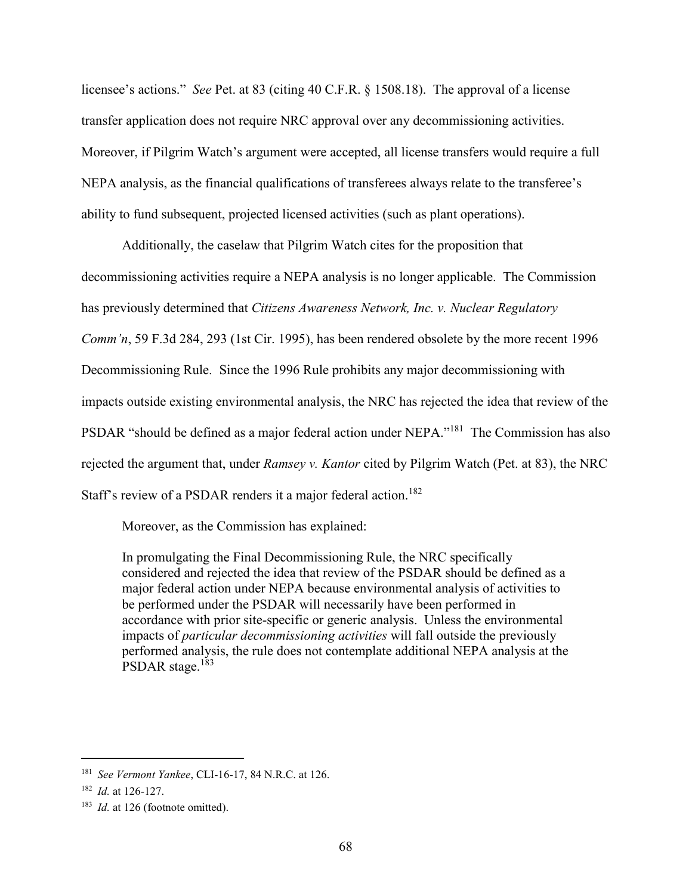licensee's actions." *See* Pet. at 83 (citing 40 C.F.R. § 1508.18). The approval of a license transfer application does not require NRC approval over any decommissioning activities. Moreover, if Pilgrim Watch's argument were accepted, all license transfers would require a full NEPA analysis, as the financial qualifications of transferees always relate to the transferee's ability to fund subsequent, projected licensed activities (such as plant operations).

Additionally, the caselaw that Pilgrim Watch cites for the proposition that decommissioning activities require a NEPA analysis is no longer applicable. The Commission has previously determined that *Citizens Awareness Network, Inc. v. Nuclear Regulatory Comm'n*, 59 F.3d 284, 293 (1st Cir. 1995), has been rendered obsolete by the more recent 1996 Decommissioning Rule. Since the 1996 Rule prohibits any major decommissioning with impacts outside existing environmental analysis, the NRC has rejected the idea that review of the PSDAR "should be defined as a major federal action under NEPA."[181] The Commission has also rejected the argument that, under *Ramsey v. Kantor* cited by Pilgrim Watch (Pet. at 83), the NRC Staff's review of a PSDAR renders it a major federal action.[182]

Moreover, as the Commission has explained:

> In promulgating the Final Decommissioning Rule, the NRC specifically considered and rejected the idea that review of the PSDAR should be defined as a major federal action under NEPA because environmental analysis of activities to be performed under the PSDAR will necessarily have been performed in accordance with prior site-specific or generic analysis. Unless the environmental impacts of *particular decommissioning activities* will fall outside the previously performed analysis, the rule does not contemplate additional NEPA analysis at the PSDAR stage.[183]

---

[181] *See Vermont Yankee*, CLI-16-17, 84 N.R.C. at 126.

[182] *Id.* at 126-127.

[183] *Id.* at 126 (footnote omitted).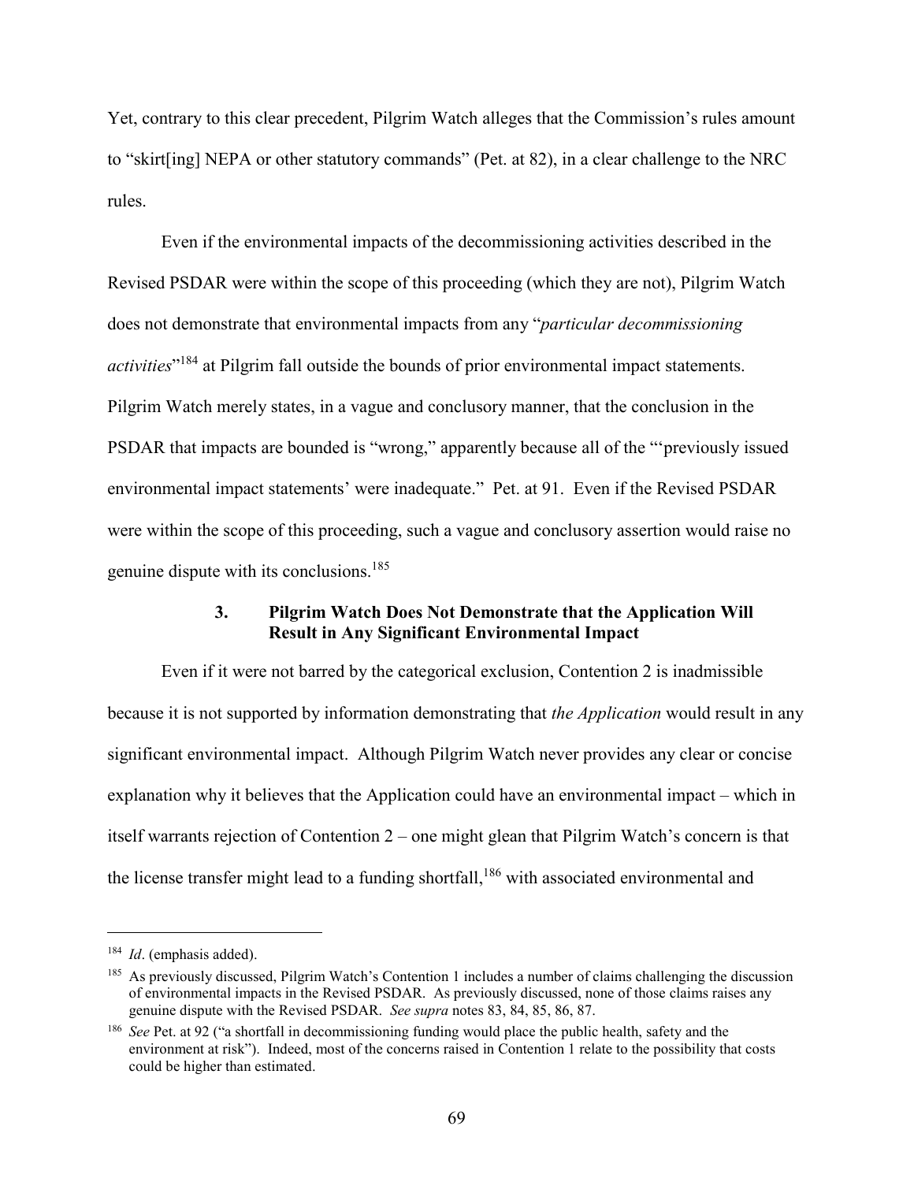Yet, contrary to this clear precedent, Pilgrim Watch alleges that the Commission's rules amount to "skirt[ing] NEPA or other statutory commands" (Pet. at 82), in a clear challenge to the NRC rules.

Even if the environmental impacts of the decommissioning activities described in the Revised PSDAR were within the scope of this proceeding (which they are not), Pilgrim Watch does not demonstrate that environmental impacts from any "*particular decommissioning activities*"[184] at Pilgrim fall outside the bounds of prior environmental impact statements. Pilgrim Watch merely states, in a vague and conclusory manner, that the conclusion in the PSDAR that impacts are bounded is "wrong," apparently because all of the "'previously issued environmental impact statements' were inadequate." Pet. at 91. Even if the Revised PSDAR were within the scope of this proceeding, such a vague and conclusory assertion would raise no genuine dispute with its conclusions.[185]

### 3. Pilgrim Watch Does Not Demonstrate that the Application Will Result in Any Significant Environmental Impact

Even if it were not barred by the categorical exclusion, Contention 2 is inadmissible because it is not supported by information demonstrating that *the Application* would result in any significant environmental impact. Although Pilgrim Watch never provides any clear or concise explanation why it believes that the Application could have an environmental impact – which in itself warrants rejection of Contention 2 – one might glean that Pilgrim Watch's concern is that the license transfer might lead to a funding shortfall,[186] with associated environmental and

---

[184] *Id*. (emphasis added).

[185] As previously discussed, Pilgrim Watch's Contention 1 includes a number of claims challenging the discussion of environmental impacts in the Revised PSDAR. As previously discussed, none of those claims raises any genuine dispute with the Revised PSDAR. *See supra* notes 83, 84, 85, 86, 87.

[186] *See* Pet. at 92 ("a shortfall in decommissioning funding would place the public health, safety and the environment at risk"). Indeed, most of the concerns raised in Contention 1 relate to the possibility that costs could be higher than estimated.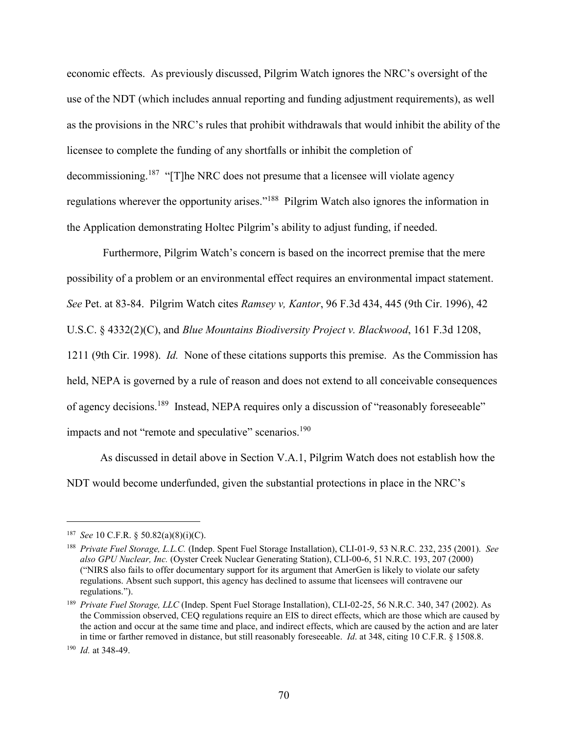economic effects. As previously discussed, Pilgrim Watch ignores the NRC's oversight of the use of the NDT (which includes annual reporting and funding adjustment requirements), as well as the provisions in the NRC's rules that prohibit withdrawals that would inhibit the ability of the licensee to complete the funding of any shortfalls or inhibit the completion of decommissioning.[187] "[T]he NRC does not presume that a licensee will violate agency regulations wherever the opportunity arises."[188] Pilgrim Watch also ignores the information in the Application demonstrating Holtec Pilgrim's ability to adjust funding, if needed.

Furthermore, Pilgrim Watch's concern is based on the incorrect premise that the mere possibility of a problem or an environmental effect requires an environmental impact statement. *See* Pet. at 83-84. Pilgrim Watch cites *Ramsey v, Kantor*, 96 F.3d 434, 445 (9th Cir. 1996), 42 U.S.C. § 4332(2)(C), and *Blue Mountains Biodiversity Project v. Blackwood*, 161 F.3d 1208, 1211 (9th Cir. 1998). *Id.* None of these citations supports this premise. As the Commission has held, NEPA is governed by a rule of reason and does not extend to all conceivable consequences of agency decisions.[189] Instead, NEPA requires only a discussion of "reasonably foreseeable" impacts and not "remote and speculative" scenarios.[190]

As discussed in detail above in Section V.A.1, Pilgrim Watch does not establish how the NDT would become underfunded, given the substantial protections in place in the NRC's

---

[187] *See* 10 C.F.R. § 50.82(a)(8)(i)(C).

[188] *Private Fuel Storage, L.L.C.* (Indep. Spent Fuel Storage Installation), CLI-01-9, 53 N.R.C. 232, 235 (2001). *See also GPU Nuclear, Inc.* (Oyster Creek Nuclear Generating Station), CLI-00-6, 51 N.R.C. 193, 207 (2000) ("NIRS also fails to offer documentary support for its argument that AmerGen is likely to violate our safety regulations. Absent such support, this agency has declined to assume that licensees will contravene our regulations.").

[189] *Private Fuel Storage, LLC* (Indep. Spent Fuel Storage Installation), CLI-02-25, 56 N.R.C. 340, 347 (2002). As the Commission observed, CEQ regulations require an EIS to direct effects, which are those which are caused by the action and occur at the same time and place, and indirect effects, which are caused by the action and are later in time or farther removed in distance, but still reasonably foreseeable. *Id*. at 348, citing 10 C.F.R. § 1508.8.

[190] *Id.* at 348-49.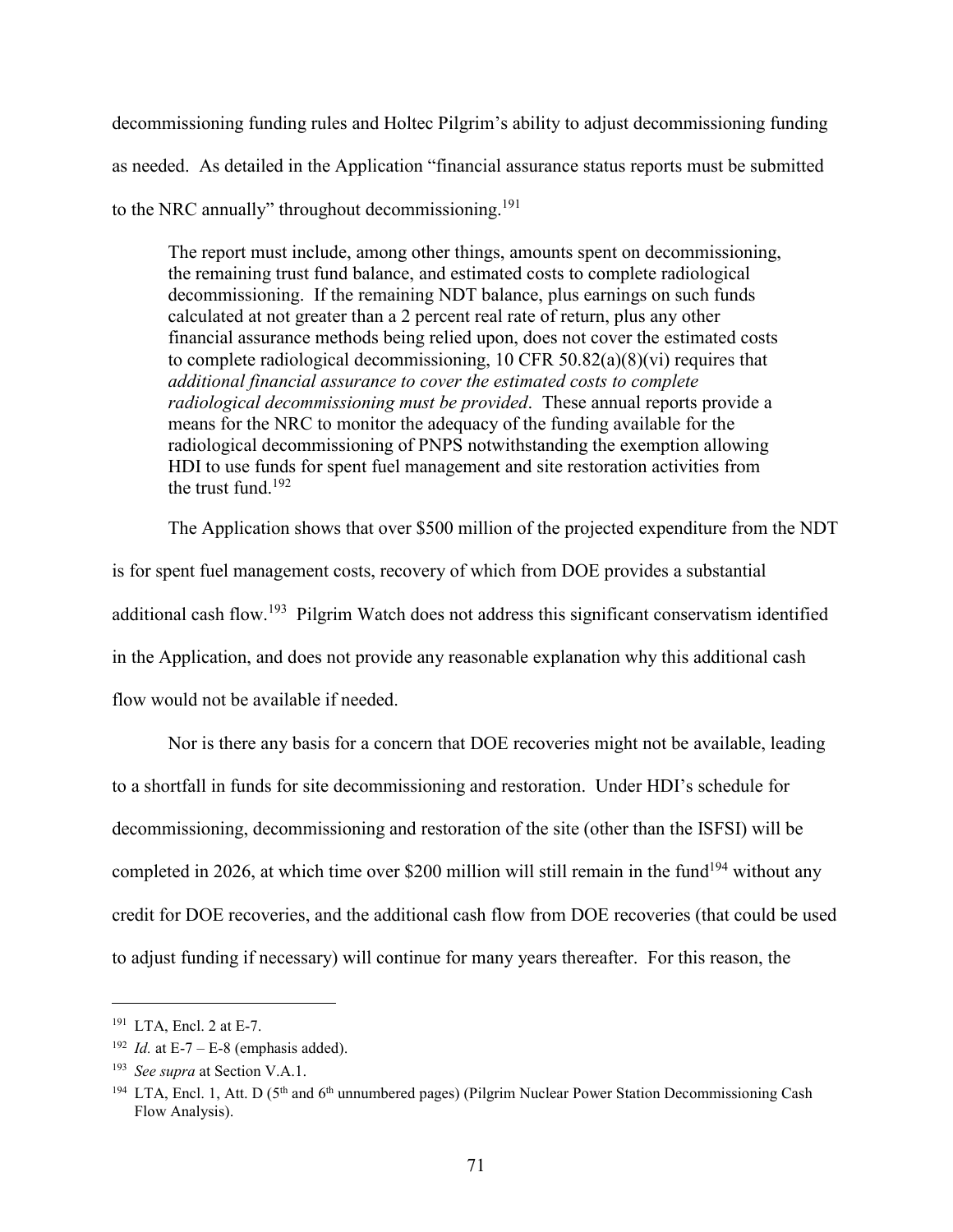decommissioning funding rules and Holtec Pilgrim's ability to adjust decommissioning funding as needed. As detailed in the Application "financial assurance status reports must be submitted to the NRC annually" throughout decommissioning.[191]

> The report must include, among other things, amounts spent on decommissioning, the remaining trust fund balance, and estimated costs to complete radiological decommissioning. If the remaining NDT balance, plus earnings on such funds calculated at not greater than a 2 percent real rate of return, plus any other financial assurance methods being relied upon, does not cover the estimated costs to complete radiological decommissioning, 10 CFR 50.82(a)(8)(vi) requires that *additional financial assurance to cover the estimated costs to complete radiological decommissioning must be provided*. These annual reports provide a means for the NRC to monitor the adequacy of the funding available for the radiological decommissioning of PNPS notwithstanding the exemption allowing HDI to use funds for spent fuel management and site restoration activities from the trust fund.[192]

The Application shows that over $500 million of the projected expenditure from the NDT is for spent fuel management costs, recovery of which from DOE provides a substantial additional cash flow.[193] Pilgrim Watch does not address this significant conservatism identified in the Application, and does not provide any reasonable explanation why this additional cash flow would not be available if needed.

Nor is there any basis for a concern that DOE recoveries might not be available, leading to a shortfall in funds for site decommissioning and restoration. Under HDI's schedule for decommissioning, decommissioning and restoration of the site (other than the ISFSI) will be completed in 2026, at which time over $200 million will still remain in the fund[194] without any credit for DOE recoveries, and the additional cash flow from DOE recoveries (that could be used to adjust funding if necessary) will continue for many years thereafter. For this reason, the

---

[191] LTA, Encl. 2 at E-7.

[192] *Id.* at E-7 – E-8 (emphasis added).

[193] *See supra* at Section V.A.1.

[194] LTA, Encl. 1, Att. D (5th and 6th unnumbered pages) (Pilgrim Nuclear Power Station Decommissioning Cash Flow Analysis).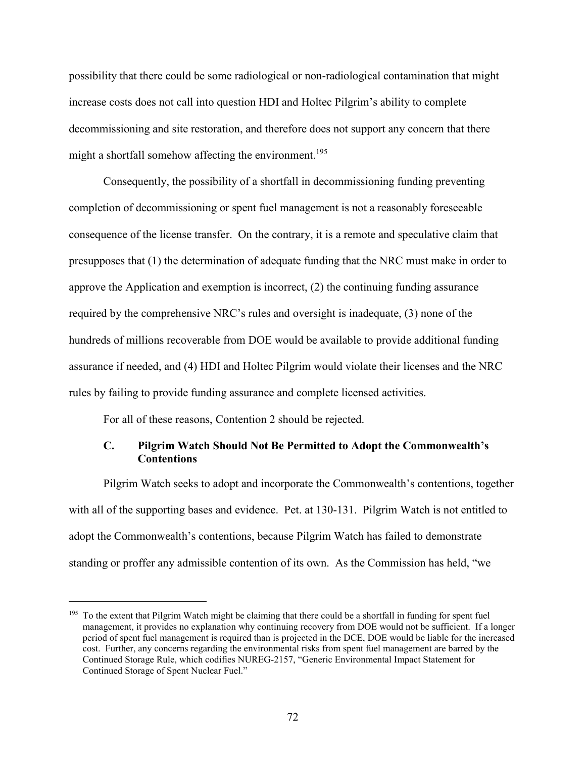possibility that there could be some radiological or non-radiological contamination that might increase costs does not call into question HDI and Holtec Pilgrim's ability to complete decommissioning and site restoration, and therefore does not support any concern that there might a shortfall somehow affecting the environment.[195]

Consequently, the possibility of a shortfall in decommissioning funding preventing completion of decommissioning or spent fuel management is not a reasonably foreseeable consequence of the license transfer. On the contrary, it is a remote and speculative claim that presupposes that (1) the determination of adequate funding that the NRC must make in order to approve the Application and exemption is incorrect, (2) the continuing funding assurance required by the comprehensive NRC's rules and oversight is inadequate, (3) none of the hundreds of millions recoverable from DOE would be available to provide additional funding assurance if needed, and (4) HDI and Holtec Pilgrim would violate their licenses and the NRC rules by failing to provide funding assurance and complete licensed activities.

For all of these reasons, Contention 2 should be rejected.

### C. Pilgrim Watch Should Not Be Permitted to Adopt the Commonwealth's Contentions

Pilgrim Watch seeks to adopt and incorporate the Commonwealth's contentions, together with all of the supporting bases and evidence. Pet. at 130-131. Pilgrim Watch is not entitled to adopt the Commonwealth's contentions, because Pilgrim Watch has failed to demonstrate standing or proffer any admissible contention of its own. As the Commission has held, "we

---

[195] To the extent that Pilgrim Watch might be claiming that there could be a shortfall in funding for spent fuel management, it provides no explanation why continuing recovery from DOE would not be sufficient. If a longer period of spent fuel management is required than is projected in the DCE, DOE would be liable for the increased cost. Further, any concerns regarding the environmental risks from spent fuel management are barred by the Continued Storage Rule, which codifies NUREG-2157, "Generic Environmental Impact Statement for Continued Storage of Spent Nuclear Fuel."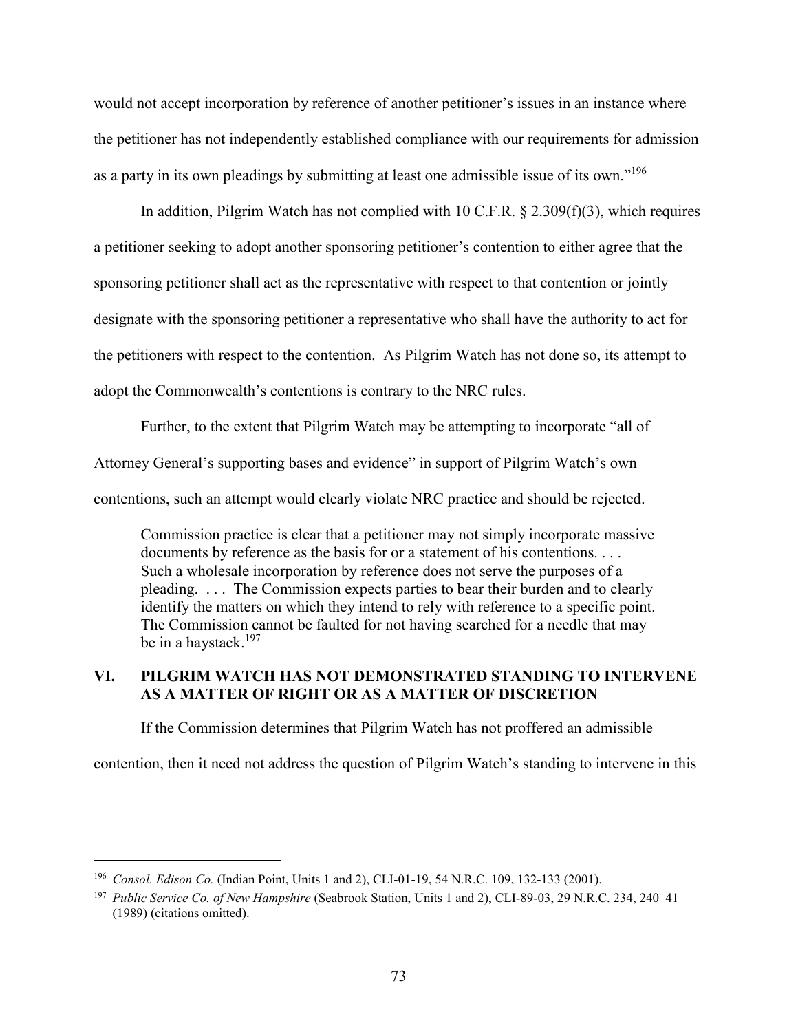would not accept incorporation by reference of another petitioner's issues in an instance where the petitioner has not independently established compliance with our requirements for admission as a party in its own pleadings by submitting at least one admissible issue of its own."[196]

In addition, Pilgrim Watch has not complied with 10 C.F.R. § 2.309(f)(3), which requires a petitioner seeking to adopt another sponsoring petitioner's contention to either agree that the sponsoring petitioner shall act as the representative with respect to that contention or jointly designate with the sponsoring petitioner a representative who shall have the authority to act for the petitioners with respect to the contention. As Pilgrim Watch has not done so, its attempt to adopt the Commonwealth's contentions is contrary to the NRC rules.

Further, to the extent that Pilgrim Watch may be attempting to incorporate "all of Attorney General's supporting bases and evidence" in support of Pilgrim Watch's own contentions, such an attempt would clearly violate NRC practice and should be rejected.

> Commission practice is clear that a petitioner may not simply incorporate massive documents by reference as the basis for or a statement of his contentions. . . . Such a wholesale incorporation by reference does not serve the purposes of a pleading. . . . The Commission expects parties to bear their burden and to clearly identify the matters on which they intend to rely with reference to a specific point. The Commission cannot be faulted for not having searched for a needle that may be in a haystack.[197]

## VI. PILGRIM WATCH HAS NOT DEMONSTRATED STANDING TO INTERVENE AS A MATTER OF RIGHT OR AS A MATTER OF DISCRETION

If the Commission determines that Pilgrim Watch has not proffered an admissible contention, then it need not address the question of Pilgrim Watch's standing to intervene in this

---

[196] *Consol. Edison Co.* (Indian Point, Units 1 and 2), CLI-01-19, 54 N.R.C. 109, 132-133 (2001).

[197] *Public Service Co. of New Hampshire* (Seabrook Station, Units 1 and 2), CLI-89-03, 29 N.R.C. 234, 240–41 (1989) (citations omitted).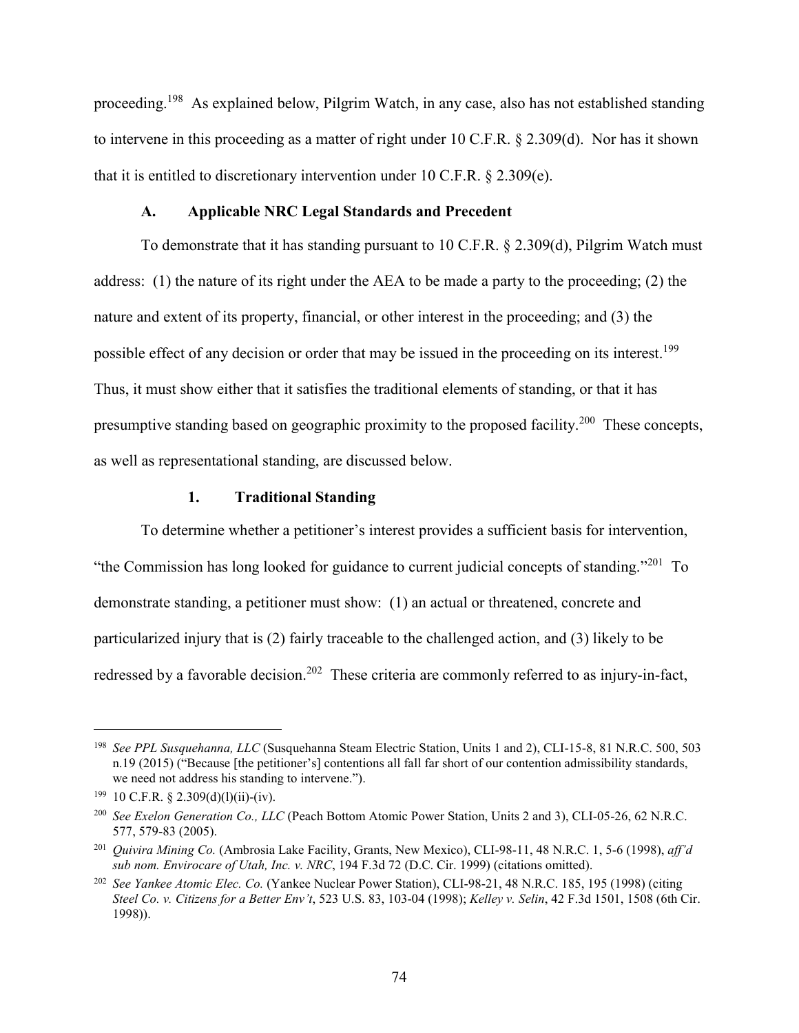proceeding.[198] As explained below, Pilgrim Watch, in any case, also has not established standing to intervene in this proceeding as a matter of right under 10 C.F.R. § 2.309(d). Nor has it shown that it is entitled to discretionary intervention under 10 C.F.R. § 2.309(e).

### A. Applicable NRC Legal Standards and Precedent

To demonstrate that it has standing pursuant to 10 C.F.R. § 2.309(d), Pilgrim Watch must address: (1) the nature of its right under the AEA to be made a party to the proceeding; (2) the nature and extent of its property, financial, or other interest in the proceeding; and (3) the possible effect of any decision or order that may be issued in the proceeding on its interest.[199] Thus, it must show either that it satisfies the traditional elements of standing, or that it has presumptive standing based on geographic proximity to the proposed facility.[200] These concepts, as well as representational standing, are discussed below.

#### 1. Traditional Standing

To determine whether a petitioner's interest provides a sufficient basis for intervention, "the Commission has long looked for guidance to current judicial concepts of standing."[201] To demonstrate standing, a petitioner must show: (1) an actual or threatened, concrete and particularized injury that is (2) fairly traceable to the challenged action, and (3) likely to be redressed by a favorable decision.[202] These criteria are commonly referred to as injury-in-fact,

---

[198] *See PPL Susquehanna, LLC* (Susquehanna Steam Electric Station, Units 1 and 2), CLI-15-8, 81 N.R.C. 500, 503 n.19 (2015) ("Because [the petitioner's] contentions all fall far short of our contention admissibility standards, we need not address his standing to intervene.").

[199] 10 C.F.R. § 2.309(d)(l)(ii)-(iv).

[200] *See Exelon Generation Co., LLC* (Peach Bottom Atomic Power Station, Units 2 and 3), CLI-05-26, 62 N.R.C. 577, 579-83 (2005).

[201] *Quivira Mining Co.* (Ambrosia Lake Facility, Grants, New Mexico), CLI-98-11, 48 N.R.C. 1, 5-6 (1998), *aff'd sub nom. Envirocare of Utah, Inc. v. NRC*, 194 F.3d 72 (D.C. Cir. 1999) (citations omitted).

[202] *See Yankee Atomic Elec. Co.* (Yankee Nuclear Power Station), CLI-98-21, 48 N.R.C. 185, 195 (1998) (citing *Steel Co. v. Citizens for a Better Env't*, 523 U.S. 83, 103-04 (1998); *Kelley v. Selin*, 42 F.3d 1501, 1508 (6th Cir. 1998)).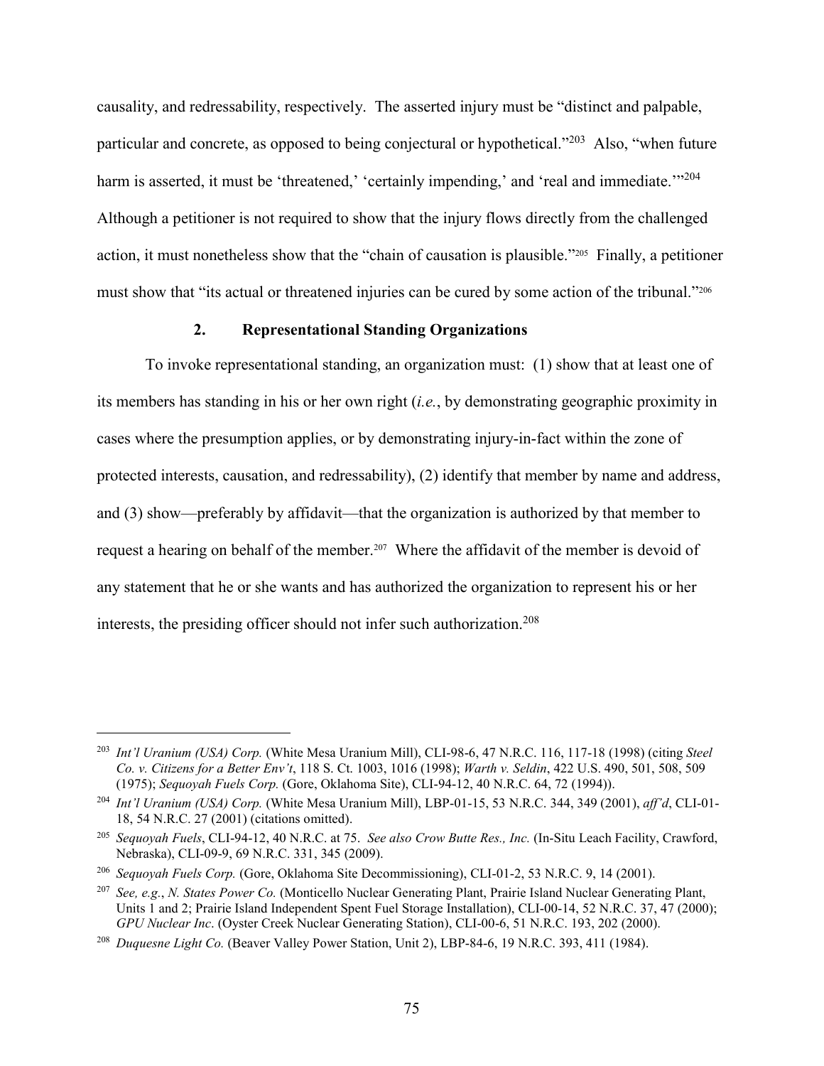causality, and redressability, respectively. The asserted injury must be "distinct and palpable, particular and concrete, as opposed to being conjectural or hypothetical."[203] Also, "when future harm is asserted, it must be 'threatened,' 'certainly impending,' and 'real and immediate.'"[204] Although a petitioner is not required to show that the injury flows directly from the challenged action, it must nonetheless show that the "chain of causation is plausible."[205] Finally, a petitioner must show that "its actual or threatened injuries can be cured by some action of the tribunal."[206]

### 2. Representational Standing Organizations

To invoke representational standing, an organization must: (1) show that at least one of its members has standing in his or her own right (*i.e.*, by demonstrating geographic proximity in cases where the presumption applies, or by demonstrating injury-in-fact within the zone of protected interests, causation, and redressability), (2) identify that member by name and address, and (3) show—preferably by affidavit—that the organization is authorized by that member to request a hearing on behalf of the member.[207] Where the affidavit of the member is devoid of any statement that he or she wants and has authorized the organization to represent his or her interests, the presiding officer should not infer such authorization.[208]

---

[203] *Int'l Uranium (USA) Corp.* (White Mesa Uranium Mill), CLI-98-6, 47 N.R.C. 116, 117-18 (1998) (citing *Steel Co. v. Citizens for a Better Env't*, 118 S. Ct. 1003, 1016 (1998); *Warth v. Seldin*, 422 U.S. 490, 501, 508, 509 (1975); *Sequoyah Fuels Corp.* (Gore, Oklahoma Site), CLI-94-12, 40 N.R.C. 64, 72 (1994)).

[204] *Int'l Uranium (USA) Corp.* (White Mesa Uranium Mill), LBP-01-15, 53 N.R.C. 344, 349 (2001), *aff'd*, CLI-01-18, 54 N.R.C. 27 (2001) (citations omitted).

[205] *Sequoyah Fuels*, CLI-94-12, 40 N.R.C. at 75. *See also Crow Butte Res., Inc.* (In-Situ Leach Facility, Crawford, Nebraska), CLI-09-9, 69 N.R.C. 331, 345 (2009).

[206] *Sequoyah Fuels Corp.* (Gore, Oklahoma Site Decommissioning), CLI-01-2, 53 N.R.C. 9, 14 (2001).

[207] *See, e.g.*, *N. States Power Co.* (Monticello Nuclear Generating Plant, Prairie Island Nuclear Generating Plant, Units 1 and 2; Prairie Island Independent Spent Fuel Storage Installation), CLI-00-14, 52 N.R.C. 37, 47 (2000); *GPU Nuclear Inc*. (Oyster Creek Nuclear Generating Station), CLI-00-6, 51 N.R.C. 193, 202 (2000).

[208] *Duquesne Light Co.* (Beaver Valley Power Station, Unit 2), LBP-84-6, 19 N.R.C. 393, 411 (1984).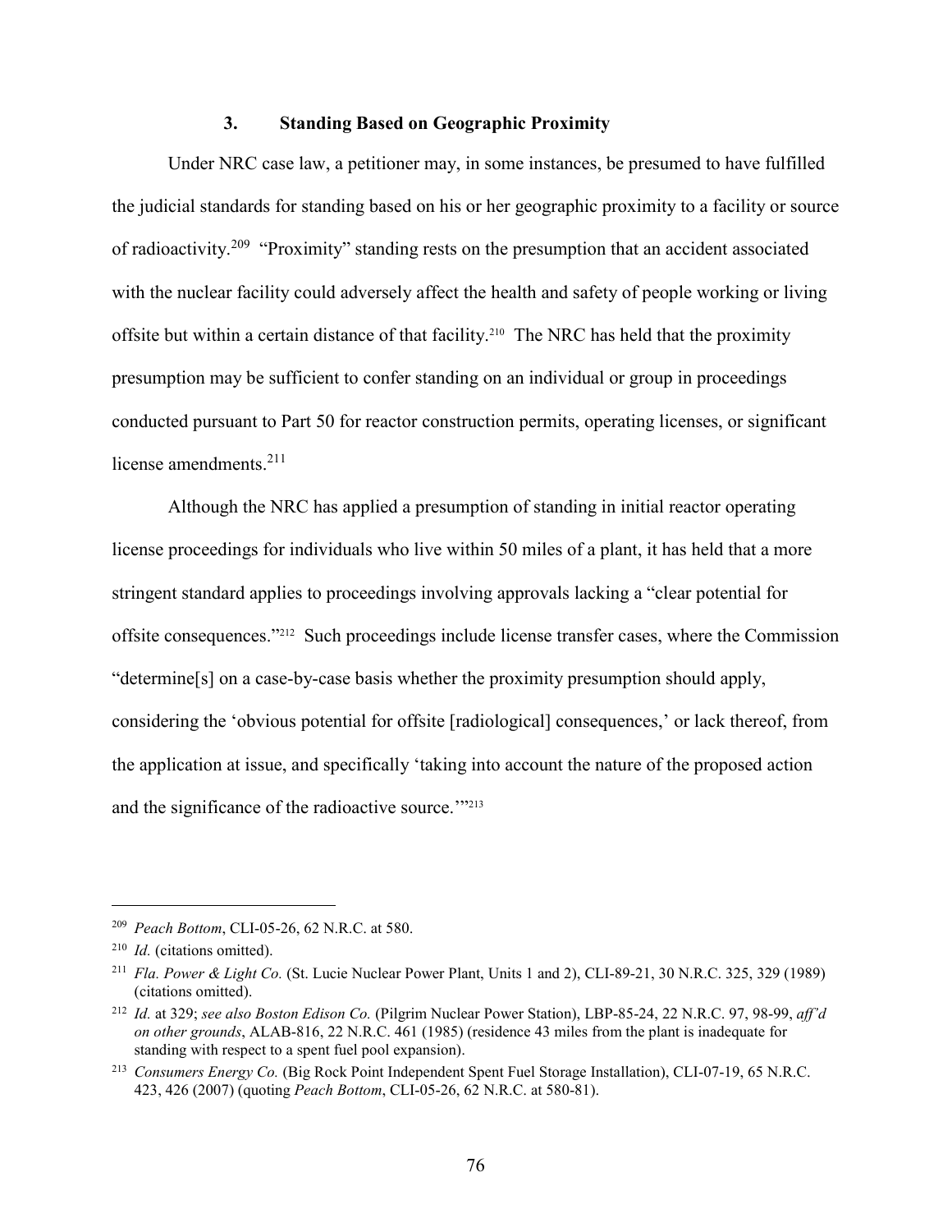### 3. Standing Based on Geographic Proximity

Under NRC case law, a petitioner may, in some instances, be presumed to have fulfilled the judicial standards for standing based on his or her geographic proximity to a facility or source of radioactivity.[209] "Proximity" standing rests on the presumption that an accident associated with the nuclear facility could adversely affect the health and safety of people working or living offsite but within a certain distance of that facility.[210] The NRC has held that the proximity presumption may be sufficient to confer standing on an individual or group in proceedings conducted pursuant to Part 50 for reactor construction permits, operating licenses, or significant license amendments.[211]

Although the NRC has applied a presumption of standing in initial reactor operating license proceedings for individuals who live within 50 miles of a plant, it has held that a more stringent standard applies to proceedings involving approvals lacking a "clear potential for offsite consequences."[212] Such proceedings include license transfer cases, where the Commission "determine[s] on a case-by-case basis whether the proximity presumption should apply, considering the 'obvious potential for offsite [radiological] consequences,' or lack thereof, from the application at issue, and specifically 'taking into account the nature of the proposed action and the significance of the radioactive source.'"[213]

---

[209] *Peach Bottom*, CLI-05-26, 62 N.R.C. at 580.

[210] *Id.* (citations omitted).

[211] *Fla. Power & Light Co.* (St. Lucie Nuclear Power Plant, Units 1 and 2), CLI-89-21, 30 N.R.C. 325, 329 (1989) (citations omitted).

[212] *Id.* at 329; *see also Boston Edison Co.* (Pilgrim Nuclear Power Station), LBP-85-24, 22 N.R.C. 97, 98-99, *aff'd on other grounds*, ALAB-816, 22 N.R.C. 461 (1985) (residence 43 miles from the plant is inadequate for standing with respect to a spent fuel pool expansion).

[213] *Consumers Energy Co.* (Big Rock Point Independent Spent Fuel Storage Installation), CLI-07-19, 65 N.R.C. 423, 426 (2007) (quoting *Peach Bottom*, CLI-05-26, 62 N.R.C. at 580-81).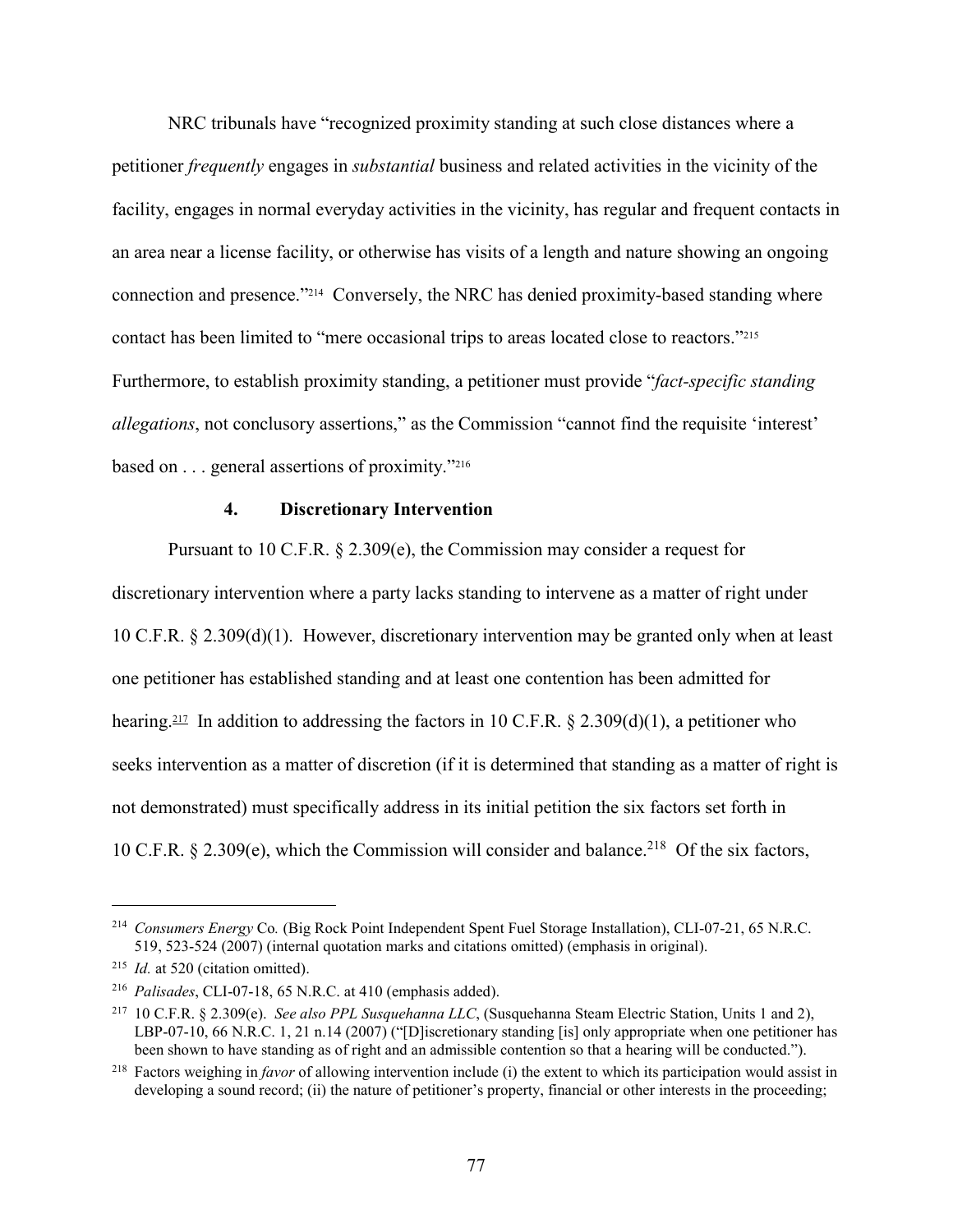NRC tribunals have "recognized proximity standing at such close distances where a petitioner *frequently* engages in *substantial* business and related activities in the vicinity of the facility, engages in normal everyday activities in the vicinity, has regular and frequent contacts in an area near a license facility, or otherwise has visits of a length and nature showing an ongoing connection and presence."[214] Conversely, the NRC has denied proximity-based standing where contact has been limited to "mere occasional trips to areas located close to reactors."[215] Furthermore, to establish proximity standing, a petitioner must provide "*fact-specific standing allegations*, not conclusory assertions," as the Commission "cannot find the requisite 'interest' based on . . . general assertions of proximity."[216]

#### 4. Discretionary Intervention

Pursuant to 10 C.F.R. § 2.309(e), the Commission may consider a request for discretionary intervention where a party lacks standing to intervene as a matter of right under 10 C.F.R. § 2.309(d)(1). However, discretionary intervention may be granted only when at least one petitioner has established standing and at least one contention has been admitted for hearing.[217] In addition to addressing the factors in 10 C.F.R. § 2.309(d)(1), a petitioner who seeks intervention as a matter of discretion (if it is determined that standing as a matter of right is not demonstrated) must specifically address in its initial petition the six factors set forth in 10 C.F.R. § 2.309(e), which the Commission will consider and balance.[218] Of the six factors,

---

[214] *Consumers Energy* Co. (Big Rock Point Independent Spent Fuel Storage Installation), CLI-07-21, 65 N.R.C. 519, 523-524 (2007) (internal quotation marks and citations omitted) (emphasis in original).

[215] *Id.* at 520 (citation omitted).

[216] *Palisades*, CLI-07-18, 65 N.R.C. at 410 (emphasis added).

[217] 10 C.F.R. § 2.309(e). *See also PPL Susquehanna LLC*, (Susquehanna Steam Electric Station, Units 1 and 2), LBP-07-10, 66 N.R.C. 1, 21 n.14 (2007) ("[D]iscretionary standing [is] only appropriate when one petitioner has been shown to have standing as of right and an admissible contention so that a hearing will be conducted.").

[218] Factors weighing in *favor* of allowing intervention include (i) the extent to which its participation would assist in developing a sound record; (ii) the nature of petitioner's property, financial or other interests in the proceeding;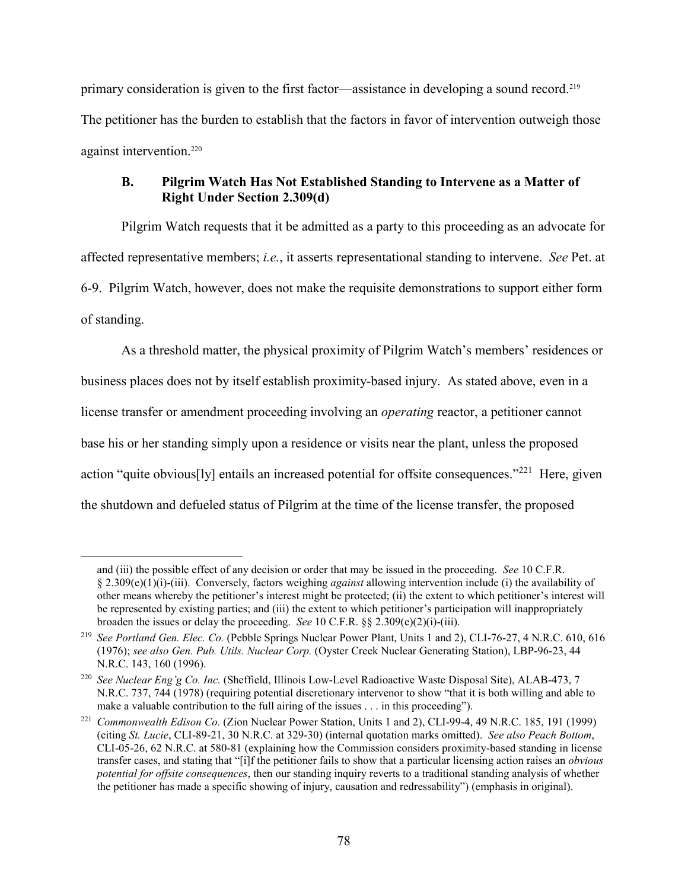primary consideration is given to the first factor—assistance in developing a sound record.[219] The petitioner has the burden to establish that the factors in favor of intervention outweigh those against intervention.[220]

### B. Pilgrim Watch Has Not Established Standing to Intervene as a Matter of Right Under Section 2.309(d)

Pilgrim Watch requests that it be admitted as a party to this proceeding as an advocate for affected representative members; *i.e.*, it asserts representational standing to intervene. *See* Pet. at 6-9. Pilgrim Watch, however, does not make the requisite demonstrations to support either form of standing.

As a threshold matter, the physical proximity of Pilgrim Watch's members' residences or business places does not by itself establish proximity-based injury. As stated above, even in a license transfer or amendment proceeding involving an *operating* reactor, a petitioner cannot base his or her standing simply upon a residence or visits near the plant, unless the proposed action "quite obvious[ly] entails an increased potential for offsite consequences."[221] Here, given the shutdown and defueled status of Pilgrim at the time of the license transfer, the proposed

---

and (iii) the possible effect of any decision or order that may be issued in the proceeding. *See* 10 C.F.R. § 2.309(e)(1)(i)-(iii). Conversely, factors weighing *against* allowing intervention include (i) the availability of other means whereby the petitioner's interest might be protected; (ii) the extent to which petitioner's interest will be represented by existing parties; and (iii) the extent to which petitioner's participation will inappropriately broaden the issues or delay the proceeding. *See* 10 C.F.R. §§ 2.309(e)(2)(i)-(iii).

[219] *See Portland Gen. Elec. Co.* (Pebble Springs Nuclear Power Plant, Units 1 and 2), CLI-76-27, 4 N.R.C. 610, 616 (1976); *see also Gen. Pub. Utils. Nuclear Corp.* (Oyster Creek Nuclear Generating Station), LBP-96-23, 44 N.R.C. 143, 160 (1996).

[220] *See Nuclear Eng'g Co. Inc.* (Sheffield, Illinois Low-Level Radioactive Waste Disposal Site), ALAB-473, 7 N.R.C. 737, 744 (1978) (requiring potential discretionary intervenor to show "that it is both willing and able to make a valuable contribution to the full airing of the issues . . . in this proceeding").

[221] *Commonwealth Edison Co.* (Zion Nuclear Power Station, Units 1 and 2), CLI-99-4, 49 N.R.C. 185, 191 (1999) (citing *St. Lucie*, CLI-89-21, 30 N.R.C. at 329-30) (internal quotation marks omitted). *See also Peach Bottom*, CLI-05-26, 62 N.R.C. at 580-81 (explaining how the Commission considers proximity-based standing in license transfer cases, and stating that "[i]f the petitioner fails to show that a particular licensing action raises an *obvious potential for offsite consequences*, then our standing inquiry reverts to a traditional standing analysis of whether the petitioner has made a specific showing of injury, causation and redressability") (emphasis in original).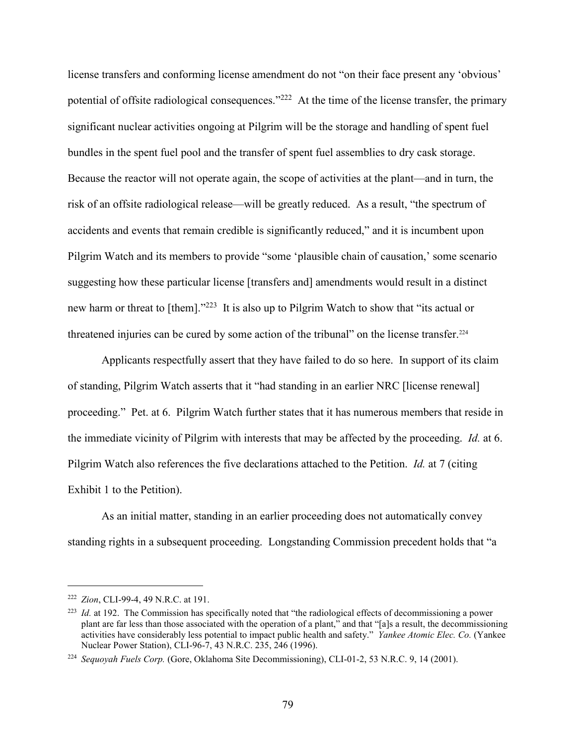license transfers and conforming license amendment do not "on their face present any 'obvious' potential of offsite radiological consequences."[222] At the time of the license transfer, the primary significant nuclear activities ongoing at Pilgrim will be the storage and handling of spent fuel bundles in the spent fuel pool and the transfer of spent fuel assemblies to dry cask storage. Because the reactor will not operate again, the scope of activities at the plant—and in turn, the risk of an offsite radiological release—will be greatly reduced. As a result, "the spectrum of accidents and events that remain credible is significantly reduced," and it is incumbent upon Pilgrim Watch and its members to provide "some 'plausible chain of causation,' some scenario suggesting how these particular license [transfers and] amendments would result in a distinct new harm or threat to [them]."[223] It is also up to Pilgrim Watch to show that "its actual or threatened injuries can be cured by some action of the tribunal" on the license transfer.[224]

Applicants respectfully assert that they have failed to do so here. In support of its claim of standing, Pilgrim Watch asserts that it "had standing in an earlier NRC [license renewal] proceeding." Pet. at 6. Pilgrim Watch further states that it has numerous members that reside in the immediate vicinity of Pilgrim with interests that may be affected by the proceeding. *Id.* at 6. Pilgrim Watch also references the five declarations attached to the Petition. *Id.* at 7 (citing Exhibit 1 to the Petition).

As an initial matter, standing in an earlier proceeding does not automatically convey standing rights in a subsequent proceeding. Longstanding Commission precedent holds that "a

---

[222] *Zion*, CLI-99-4, 49 N.R.C. at 191.

[223] *Id.* at 192. The Commission has specifically noted that "the radiological effects of decommissioning a power plant are far less than those associated with the operation of a plant," and that "[a]s a result, the decommissioning activities have considerably less potential to impact public health and safety." *Yankee Atomic Elec. Co.* (Yankee Nuclear Power Station), CLI-96-7, 43 N.R.C. 235, 246 (1996).

[224] *Sequoyah Fuels Corp.* (Gore, Oklahoma Site Decommissioning), CLI-01-2, 53 N.R.C. 9, 14 (2001).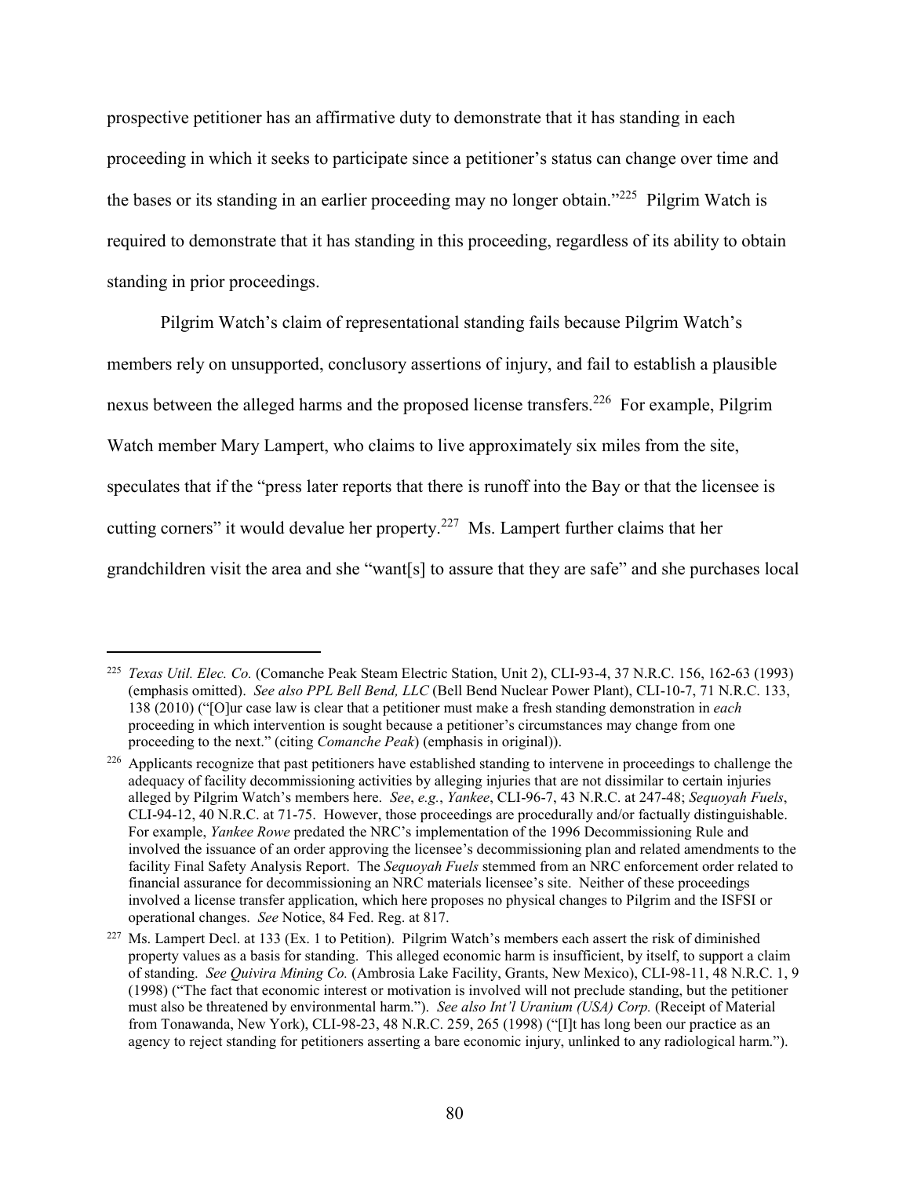prospective petitioner has an affirmative duty to demonstrate that it has standing in each proceeding in which it seeks to participate since a petitioner's status can change over time and the bases or its standing in an earlier proceeding may no longer obtain."[225] Pilgrim Watch is required to demonstrate that it has standing in this proceeding, regardless of its ability to obtain standing in prior proceedings.

Pilgrim Watch's claim of representational standing fails because Pilgrim Watch's members rely on unsupported, conclusory assertions of injury, and fail to establish a plausible nexus between the alleged harms and the proposed license transfers.[226] For example, Pilgrim Watch member Mary Lampert, who claims to live approximately six miles from the site, speculates that if the "press later reports that there is runoff into the Bay or that the licensee is cutting corners" it would devalue her property.[227] Ms. Lampert further claims that her grandchildren visit the area and she "want[s] to assure that they are safe" and she purchases local

---

[225] *Texas Util. Elec. Co.* (Comanche Peak Steam Electric Station, Unit 2), CLI-93-4, 37 N.R.C. 156, 162-63 (1993) (emphasis omitted). *See also PPL Bell Bend, LLC* (Bell Bend Nuclear Power Plant), CLI-10-7, 71 N.R.C. 133, 138 (2010) ("[O]ur case law is clear that a petitioner must make a fresh standing demonstration in *each* proceeding in which intervention is sought because a petitioner's circumstances may change from one proceeding to the next." (citing *Comanche Peak*) (emphasis in original)).

[226] Applicants recognize that past petitioners have established standing to intervene in proceedings to challenge the adequacy of facility decommissioning activities by alleging injuries that are not dissimilar to certain injuries alleged by Pilgrim Watch's members here. *See*, *e.g.*, *Yankee*, CLI-96-7, 43 N.R.C. at 247-48; *Sequoyah Fuels*, CLI-94-12, 40 N.R.C. at 71-75. However, those proceedings are procedurally and/or factually distinguishable. For example, *Yankee Rowe* predated the NRC's implementation of the 1996 Decommissioning Rule and involved the issuance of an order approving the licensee's decommissioning plan and related amendments to the facility Final Safety Analysis Report. The *Sequoyah Fuels* stemmed from an NRC enforcement order related to financial assurance for decommissioning an NRC materials licensee's site. Neither of these proceedings involved a license transfer application, which here proposes no physical changes to Pilgrim and the ISFSI or operational changes. *See* Notice, 84 Fed. Reg. at 817.

[227] Ms. Lampert Decl. at 133 (Ex. 1 to Petition). Pilgrim Watch's members each assert the risk of diminished property values as a basis for standing. This alleged economic harm is insufficient, by itself, to support a claim of standing. *See Quivira Mining Co.* (Ambrosia Lake Facility, Grants, New Mexico), CLI-98-11, 48 N.R.C. 1, 9 (1998) ("The fact that economic interest or motivation is involved will not preclude standing, but the petitioner must also be threatened by environmental harm."). *See also Int'l Uranium (USA) Corp.* (Receipt of Material from Tonawanda, New York), CLI-98-23, 48 N.R.C. 259, 265 (1998) ("[I]t has long been our practice as an agency to reject standing for petitioners asserting a bare economic injury, unlinked to any radiological harm.").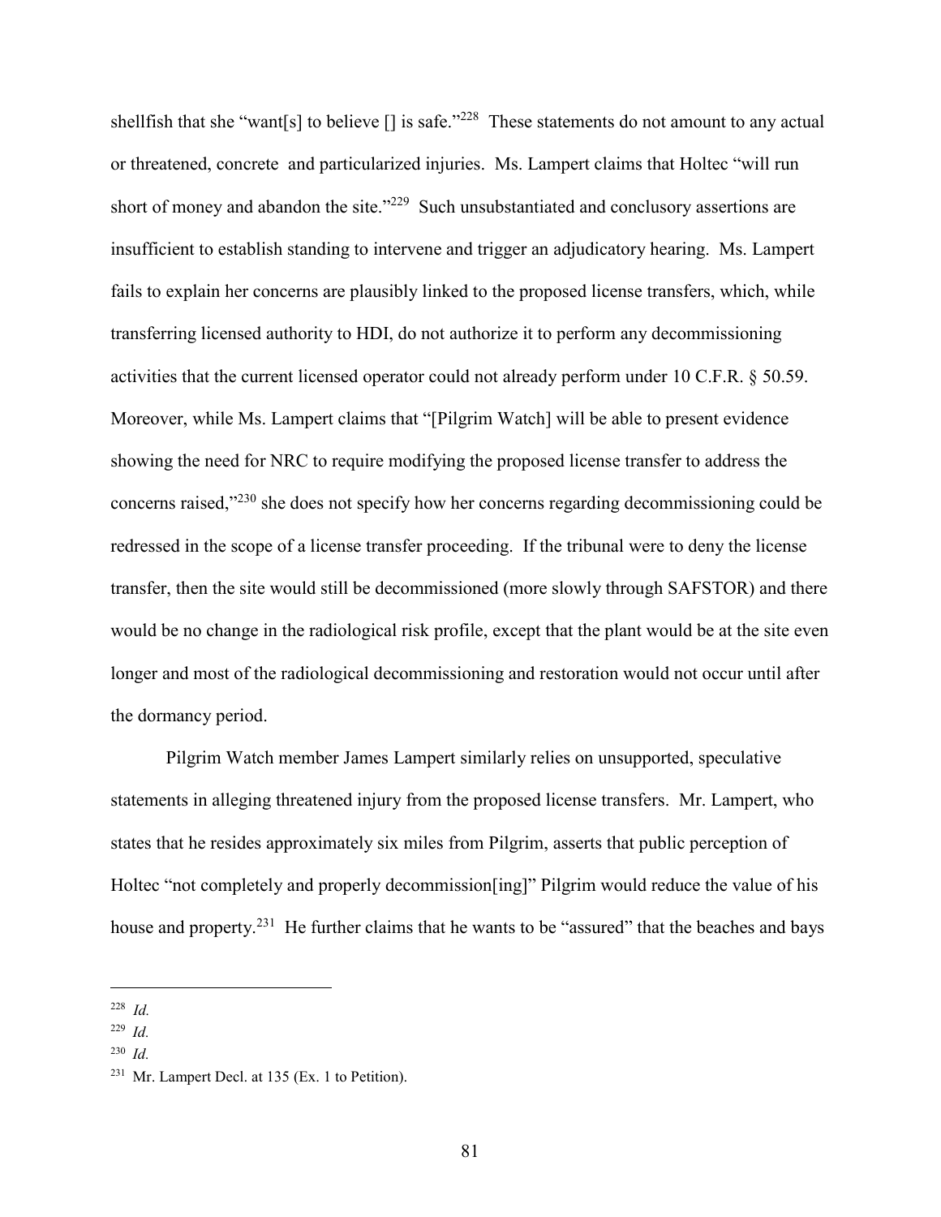shellfish that she "want[s] to believe [] is safe."[228] These statements do not amount to any actual or threatened, concrete and particularized injuries. Ms. Lampert claims that Holtec "will run short of money and abandon the site."[229] Such unsubstantiated and conclusory assertions are insufficient to establish standing to intervene and trigger an adjudicatory hearing. Ms. Lampert fails to explain her concerns are plausibly linked to the proposed license transfers, which, while transferring licensed authority to HDI, do not authorize it to perform any decommissioning activities that the current licensed operator could not already perform under 10 C.F.R. § 50.59. Moreover, while Ms. Lampert claims that "[Pilgrim Watch] will be able to present evidence showing the need for NRC to require modifying the proposed license transfer to address the concerns raised,"[230] she does not specify how her concerns regarding decommissioning could be redressed in the scope of a license transfer proceeding. If the tribunal were to deny the license transfer, then the site would still be decommissioned (more slowly through SAFSTOR) and there would be no change in the radiological risk profile, except that the plant would be at the site even longer and most of the radiological decommissioning and restoration would not occur until after the dormancy period.

Pilgrim Watch member James Lampert similarly relies on unsupported, speculative statements in alleging threatened injury from the proposed license transfers. Mr. Lampert, who states that he resides approximately six miles from Pilgrim, asserts that public perception of Holtec "not completely and properly decommission[ing]" Pilgrim would reduce the value of his house and property.[231] He further claims that he wants to be "assured" that the beaches and bays

---

[228] *Id.*

[229] *Id.*

[230] *Id.*

[231] Mr. Lampert Decl. at 135 (Ex. 1 to Petition).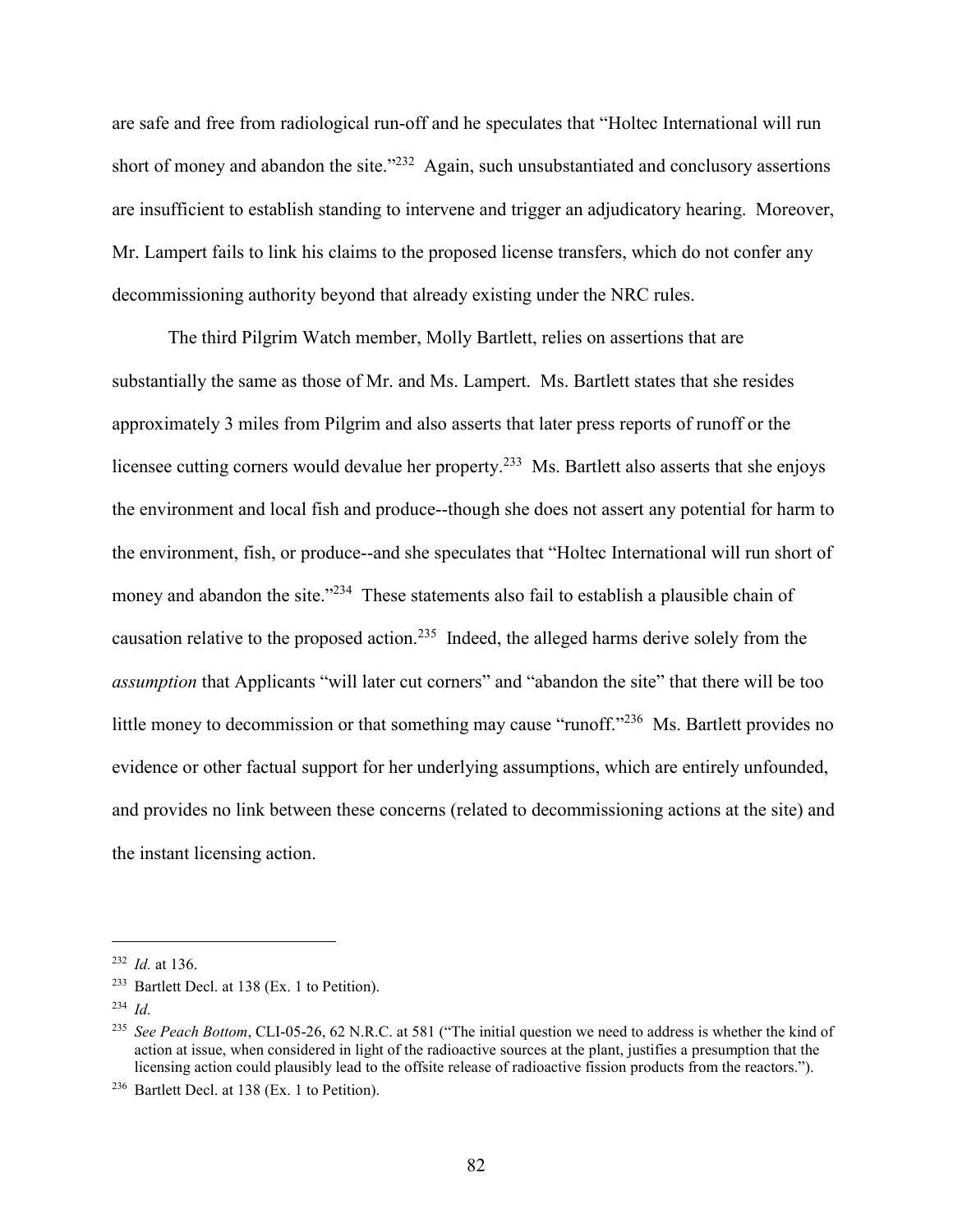are safe and free from radiological run-off and he speculates that "Holtec International will run short of money and abandon the site."[232] Again, such unsubstantiated and conclusory assertions are insufficient to establish standing to intervene and trigger an adjudicatory hearing. Moreover, Mr. Lampert fails to link his claims to the proposed license transfers, which do not confer any decommissioning authority beyond that already existing under the NRC rules.

The third Pilgrim Watch member, Molly Bartlett, relies on assertions that are substantially the same as those of Mr. and Ms. Lampert. Ms. Bartlett states that she resides approximately 3 miles from Pilgrim and also asserts that later press reports of runoff or the licensee cutting corners would devalue her property.[233] Ms. Bartlett also asserts that she enjoys the environment and local fish and produce--though she does not assert any potential for harm to the environment, fish, or produce--and she speculates that "Holtec International will run short of money and abandon the site."[234] These statements also fail to establish a plausible chain of causation relative to the proposed action.[235] Indeed, the alleged harms derive solely from the *assumption* that Applicants "will later cut corners" and "abandon the site" that there will be too little money to decommission or that something may cause "runoff."[236] Ms. Bartlett provides no evidence or other factual support for her underlying assumptions, which are entirely unfounded, and provides no link between these concerns (related to decommissioning actions at the site) and the instant licensing action.

---

[232] *Id.* at 136.

[233] Bartlett Decl. at 138 (Ex. 1 to Petition).

[234] *Id.*

[235] *See Peach Bottom*, CLI-05-26, 62 N.R.C. at 581 ("The initial question we need to address is whether the kind of action at issue, when considered in light of the radioactive sources at the plant, justifies a presumption that the licensing action could plausibly lead to the offsite release of radioactive fission products from the reactors.").

[236] Bartlett Decl. at 138 (Ex. 1 to Petition).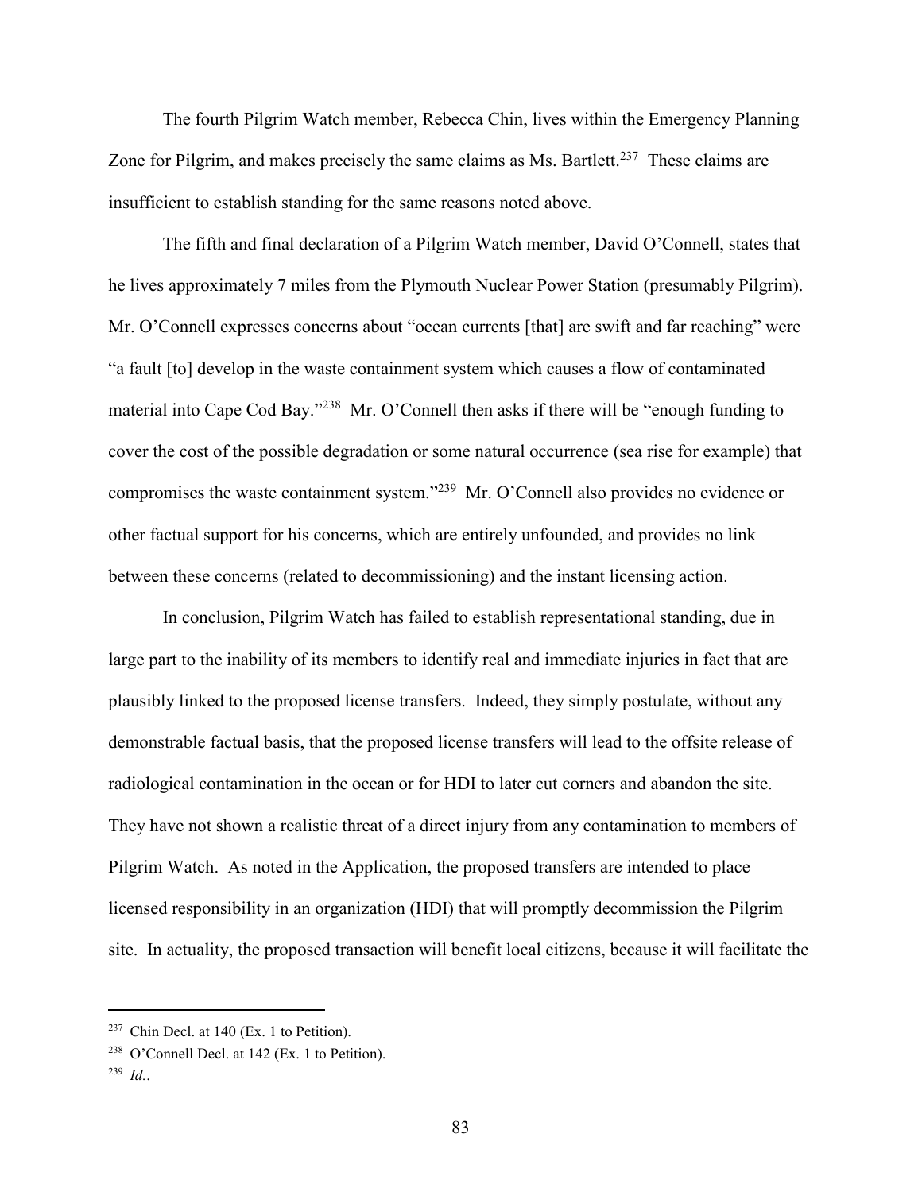The fourth Pilgrim Watch member, Rebecca Chin, lives within the Emergency Planning Zone for Pilgrim, and makes precisely the same claims as Ms. Bartlett.[237] These claims are insufficient to establish standing for the same reasons noted above.

The fifth and final declaration of a Pilgrim Watch member, David O'Connell, states that he lives approximately 7 miles from the Plymouth Nuclear Power Station (presumably Pilgrim). Mr. O'Connell expresses concerns about "ocean currents [that] are swift and far reaching" were "a fault [to] develop in the waste containment system which causes a flow of contaminated material into Cape Cod Bay."[238] Mr. O'Connell then asks if there will be "enough funding to cover the cost of the possible degradation or some natural occurrence (sea rise for example) that compromises the waste containment system."[239] Mr. O'Connell also provides no evidence or other factual support for his concerns, which are entirely unfounded, and provides no link between these concerns (related to decommissioning) and the instant licensing action.

In conclusion, Pilgrim Watch has failed to establish representational standing, due in large part to the inability of its members to identify real and immediate injuries in fact that are plausibly linked to the proposed license transfers. Indeed, they simply postulate, without any demonstrable factual basis, that the proposed license transfers will lead to the offsite release of radiological contamination in the ocean or for HDI to later cut corners and abandon the site. They have not shown a realistic threat of a direct injury from any contamination to members of Pilgrim Watch. As noted in the Application, the proposed transfers are intended to place licensed responsibility in an organization (HDI) that will promptly decommission the Pilgrim site. In actuality, the proposed transaction will benefit local citizens, because it will facilitate the

---

[237] Chin Decl. at 140 (Ex. 1 to Petition).

[238] O'Connell Decl. at 142 (Ex. 1 to Petition).

[239] *Id.*.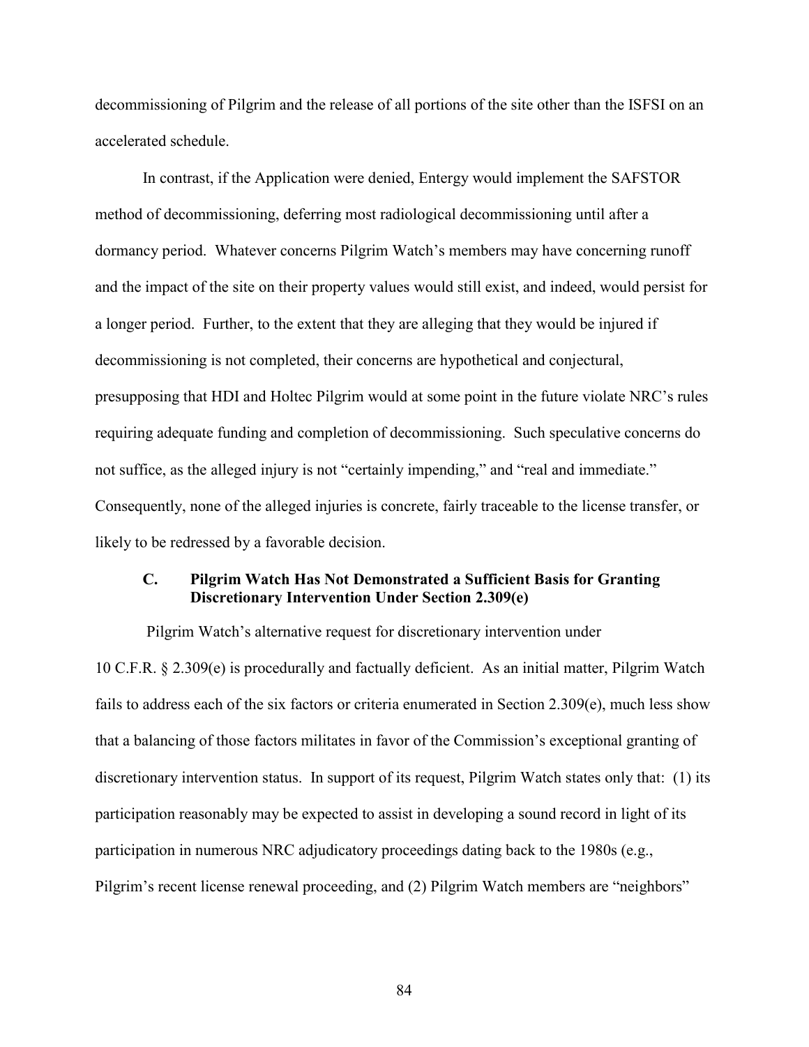decommissioning of Pilgrim and the release of all portions of the site other than the ISFSI on an accelerated schedule.

In contrast, if the Application were denied, Entergy would implement the SAFSTOR method of decommissioning, deferring most radiological decommissioning until after a dormancy period. Whatever concerns Pilgrim Watch's members may have concerning runoff and the impact of the site on their property values would still exist, and indeed, would persist for a longer period. Further, to the extent that they are alleging that they would be injured if decommissioning is not completed, their concerns are hypothetical and conjectural, presupposing that HDI and Holtec Pilgrim would at some point in the future violate NRC's rules requiring adequate funding and completion of decommissioning. Such speculative concerns do not suffice, as the alleged injury is not "certainly impending," and "real and immediate." Consequently, none of the alleged injuries is concrete, fairly traceable to the license transfer, or likely to be redressed by a favorable decision.

### C. Pilgrim Watch Has Not Demonstrated a Sufficient Basis for Granting Discretionary Intervention Under Section 2.309(e)

Pilgrim Watch's alternative request for discretionary intervention under 10 C.F.R. § 2.309(e) is procedurally and factually deficient. As an initial matter, Pilgrim Watch fails to address each of the six factors or criteria enumerated in Section 2.309(e), much less show that a balancing of those factors militates in favor of the Commission's exceptional granting of discretionary intervention status. In support of its request, Pilgrim Watch states only that: (1) its participation reasonably may be expected to assist in developing a sound record in light of its participation in numerous NRC adjudicatory proceedings dating back to the 1980s (e.g., Pilgrim's recent license renewal proceeding, and (2) Pilgrim Watch members are "neighbors"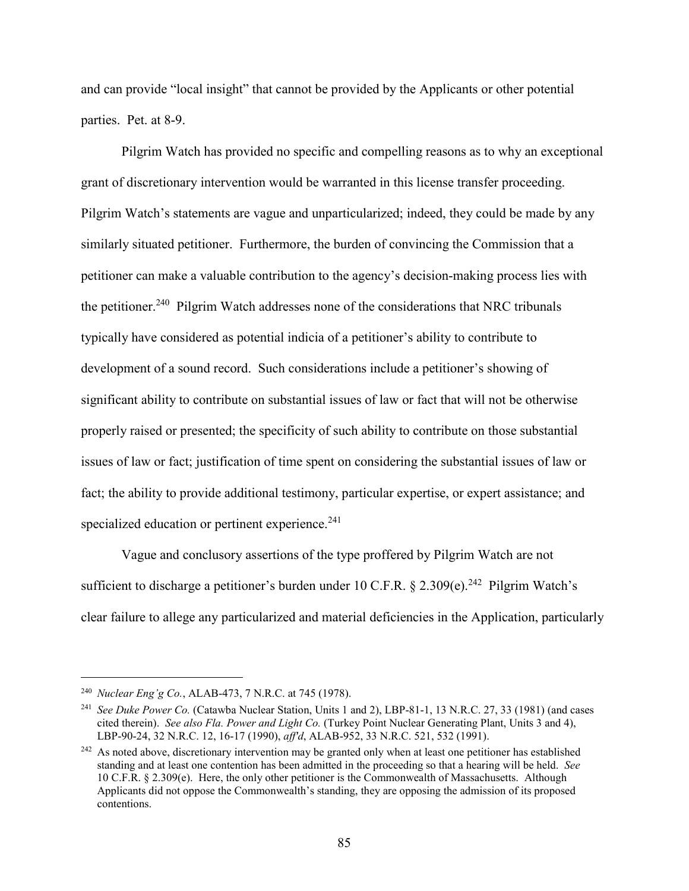and can provide "local insight" that cannot be provided by the Applicants or other potential parties. Pet. at 8-9.

Pilgrim Watch has provided no specific and compelling reasons as to why an exceptional grant of discretionary intervention would be warranted in this license transfer proceeding. Pilgrim Watch's statements are vague and unparticularized; indeed, they could be made by any similarly situated petitioner. Furthermore, the burden of convincing the Commission that a petitioner can make a valuable contribution to the agency's decision-making process lies with the petitioner.[240] Pilgrim Watch addresses none of the considerations that NRC tribunals typically have considered as potential indicia of a petitioner's ability to contribute to development of a sound record. Such considerations include a petitioner's showing of significant ability to contribute on substantial issues of law or fact that will not be otherwise properly raised or presented; the specificity of such ability to contribute on those substantial issues of law or fact; justification of time spent on considering the substantial issues of law or fact; the ability to provide additional testimony, particular expertise, or expert assistance; and specialized education or pertinent experience.[241]

Vague and conclusory assertions of the type proffered by Pilgrim Watch are not sufficient to discharge a petitioner's burden under 10 C.F.R. § 2.309(e).[242] Pilgrim Watch's clear failure to allege any particularized and material deficiencies in the Application, particularly

---

[240] *Nuclear Eng'g Co.*, ALAB-473, 7 N.R.C. at 745 (1978).

[241] *See Duke Power Co.* (Catawba Nuclear Station, Units 1 and 2), LBP-81-1, 13 N.R.C. 27, 33 (1981) (and cases cited therein). *See also Fla. Power and Light Co.* (Turkey Point Nuclear Generating Plant, Units 3 and 4), LBP-90-24, 32 N.R.C. 12, 16-17 (1990), *aff'd*, ALAB-952, 33 N.R.C. 521, 532 (1991).

[242] As noted above, discretionary intervention may be granted only when at least one petitioner has established standing and at least one contention has been admitted in the proceeding so that a hearing will be held. *See* 10 C.F.R. § 2.309(e). Here, the only other petitioner is the Commonwealth of Massachusetts. Although Applicants did not oppose the Commonwealth's standing, they are opposing the admission of its proposed contentions.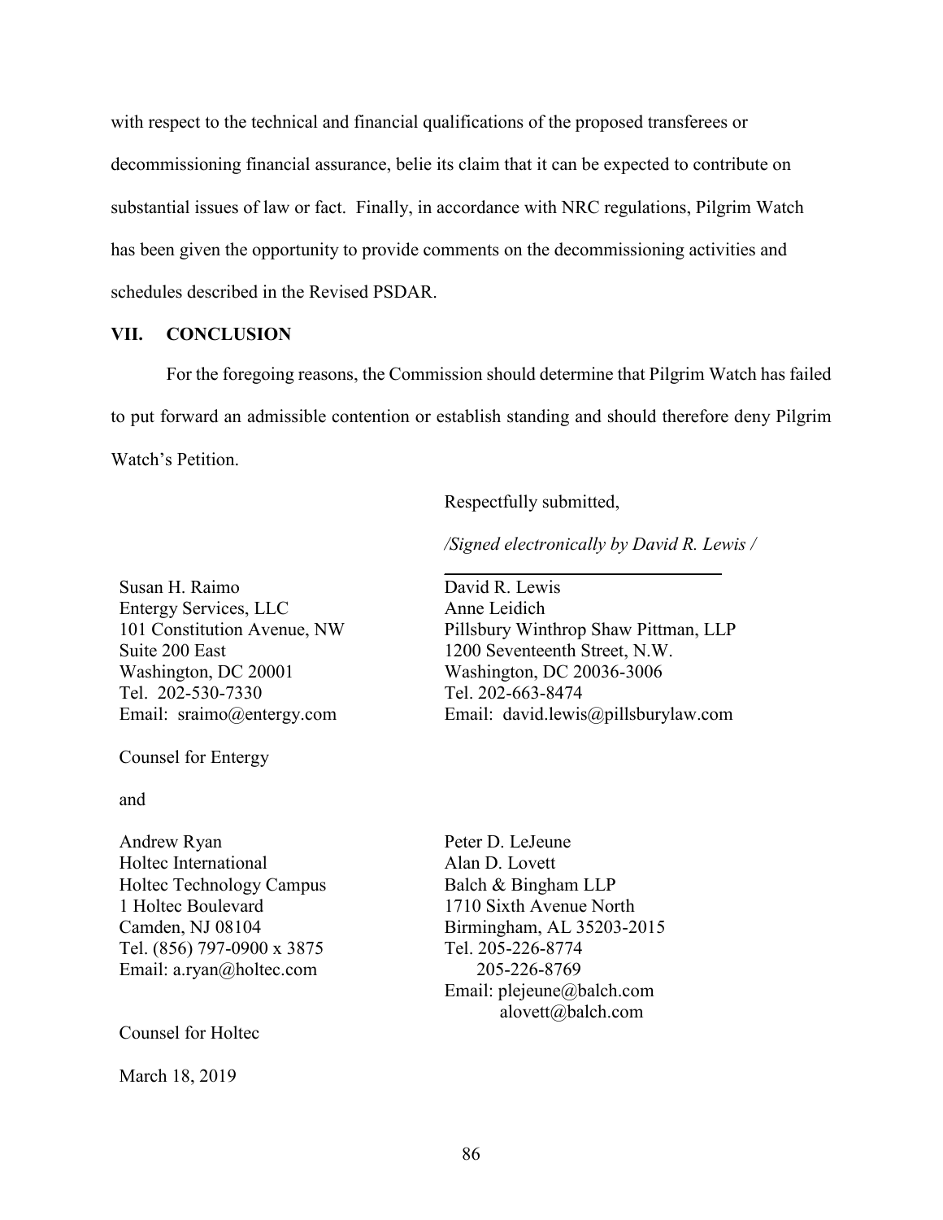with respect to the technical and financial qualifications of the proposed transferees or decommissioning financial assurance, belie its claim that it can be expected to contribute on substantial issues of law or fact. Finally, in accordance with NRC regulations, Pilgrim Watch has been given the opportunity to provide comments on the decommissioning activities and schedules described in the Revised PSDAR.

## VII. CONCLUSION

For the foregoing reasons, the Commission should determine that Pilgrim Watch has failed to put forward an admissible contention or establish standing and should therefore deny Pilgrim Watch's Petition.

Respectfully submitted,

*/Signed electronically by David R. Lewis /*

Susan H. Raimo
Entergy Services, LLC
101 Constitution Avenue, NW
Suite 200 East
Washington, DC 20001
Tel. 202-530-7330
Email: sraimo@entergy.com

David R. Lewis
Anne Leidich
Pillsbury Winthrop Shaw Pittman, LLP
1200 Seventeenth Street, N.W.
Washington, DC 20036-3006
Tel. 202-663-8474
Email: david.lewis@pillsburylaw.com

Counsel for Entergy

and

Andrew Ryan
Holtec International
Holtec Technology Campus
1 Holtec Boulevard
Camden, NJ 08104
Tel. (856) 797-0900 x 3875
Email: a.ryan@holtec.com

Peter D. LeJeune
Alan D. Lovett
Balch & Bingham LLP
1710 Sixth Avenue North
Birmingham, AL 35203-2015
Tel. 205-226-8774
205-226-8769
Email: plejeune@balch.com
alovett@balch.com

Counsel for Holtec

March 18, 2019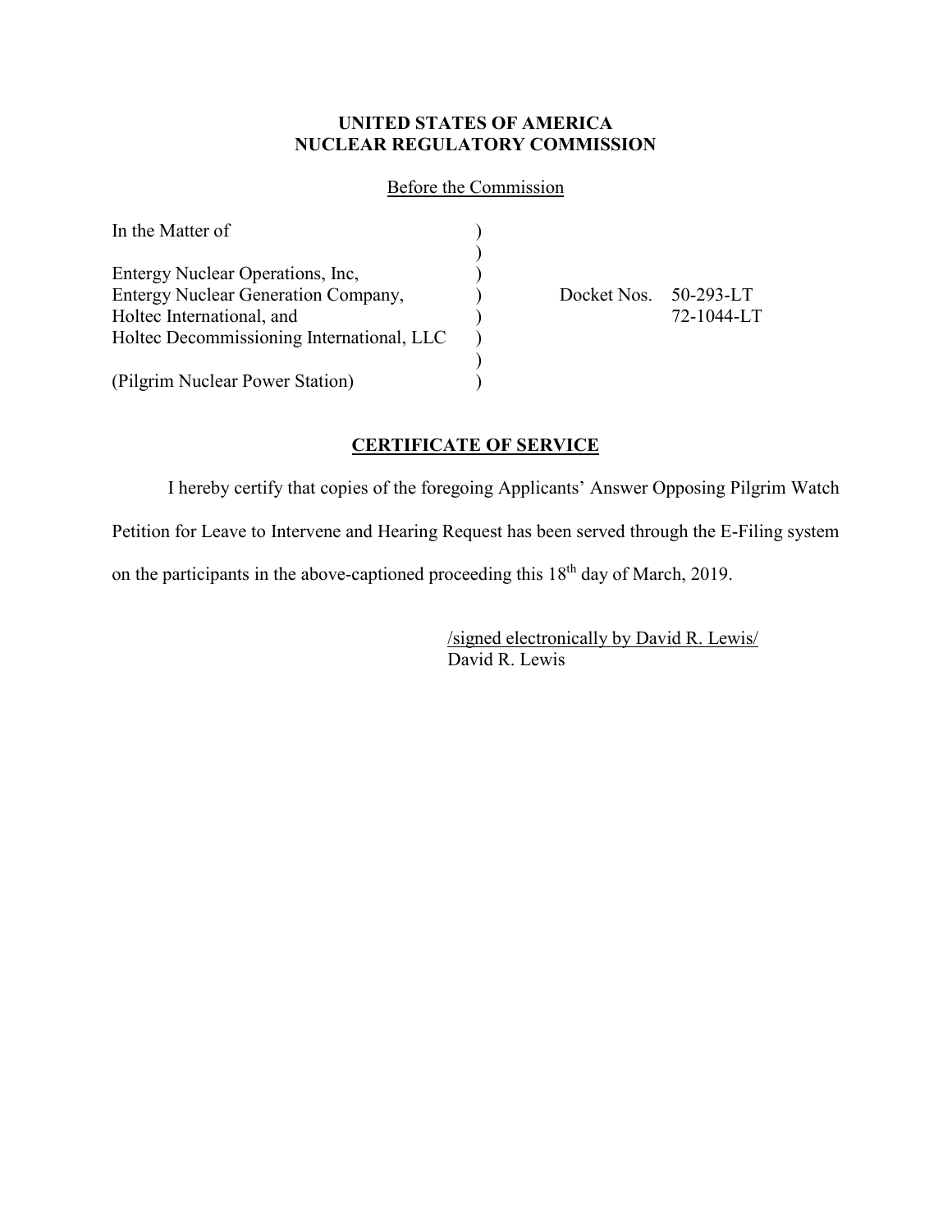**UNITED STATES OF AMERICA**
**NUCLEAR REGULATORY COMMISSION**

Before the Commission

| | | |
|---|---|---|
| In the Matter of | ) | |
| | ) | |
| Entergy Nuclear Operations, Inc, | ) | |
| Entergy Nuclear Generation Company, | ) | Docket Nos. 50-293-LT |
| Holtec International, and | ) | 72-1044-LT |
| Holtec Decommissioning International, LLC | ) | |
| | ) | |
| (Pilgrim Nuclear Power Station) | ) | |

## CERTIFICATE OF SERVICE

I hereby certify that copies of the foregoing Applicants' Answer Opposing Pilgrim Watch Petition for Leave to Intervene and Hearing Request has been served through the E-Filing system on the participants in the above-captioned proceeding this 18th day of March, 2019.

/signed electronically by David R. Lewis/
David R. Lewis